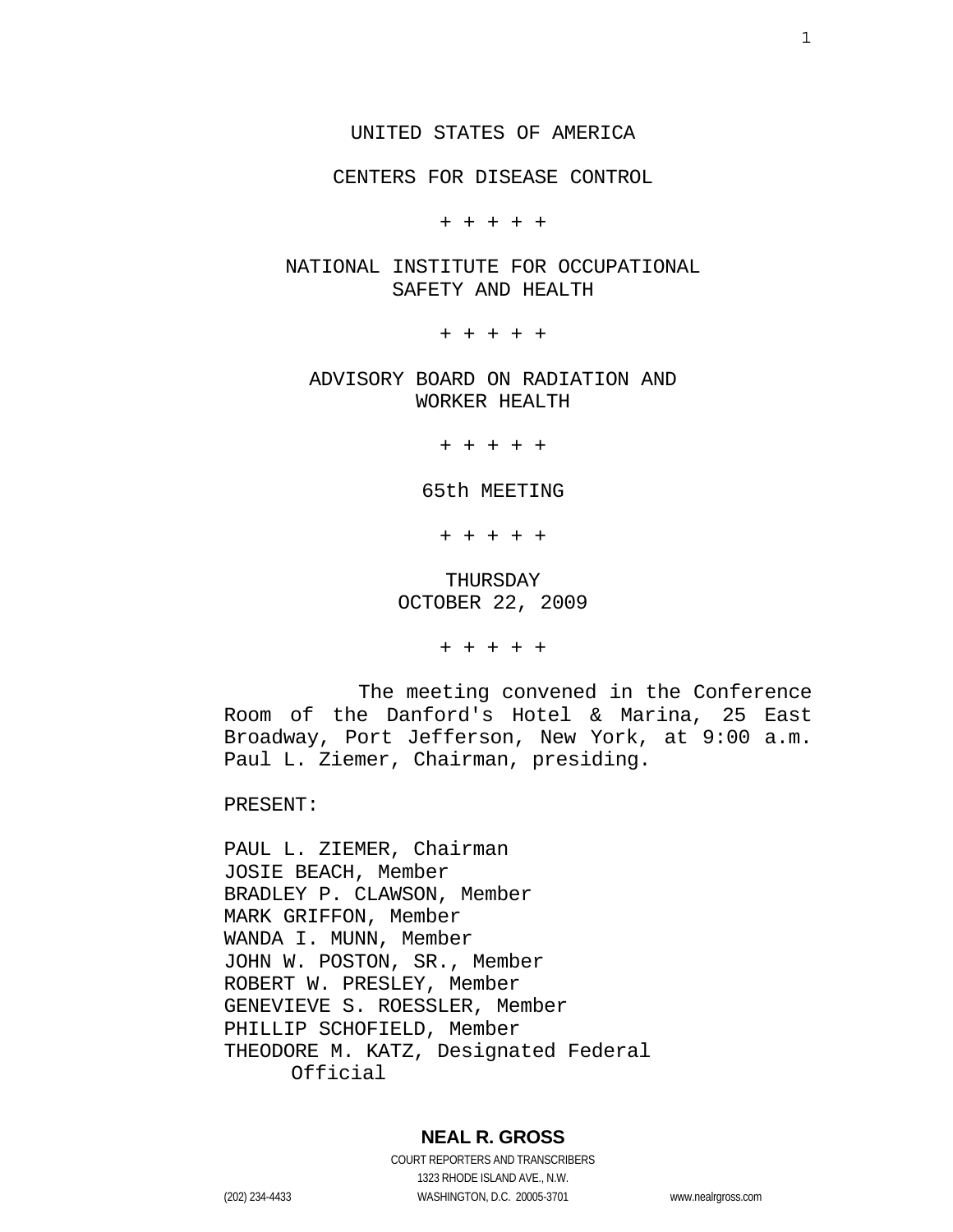UNITED STATES OF AMERICA

CENTERS FOR DISEASE CONTROL

+ + + + +

NATIONAL INSTITUTE FOR OCCUPATIONAL SAFETY AND HEALTH

+ + + + +

ADVISORY BOARD ON RADIATION AND WORKER HEALTH

+ + + + +

65th MEETING

+ + + + +

THURSDAY
OCTOBER 22, 2009

+ + + + +

The meeting convened in the Conference Room of the Danford's Hotel & Marina, 25 East Broadway, Port Jefferson, New York, at 9:00 a.m. Paul L. Ziemer, Chairman, presiding.

PRESENT:

PAUL L. ZIEMER, Chairman
JOSIE BEACH, Member
BRADLEY P. CLAWSON, Member
MARK GRIFFON, Member
WANDA I. MUNN, Member
JOHN W. POSTON, SR., Member
ROBERT W. PRESLEY, Member
GENEVIEVE S. ROESSLER, Member
PHILLIP SCHOFIELD, Member
THEODORE M. KATZ, Designated Federal Official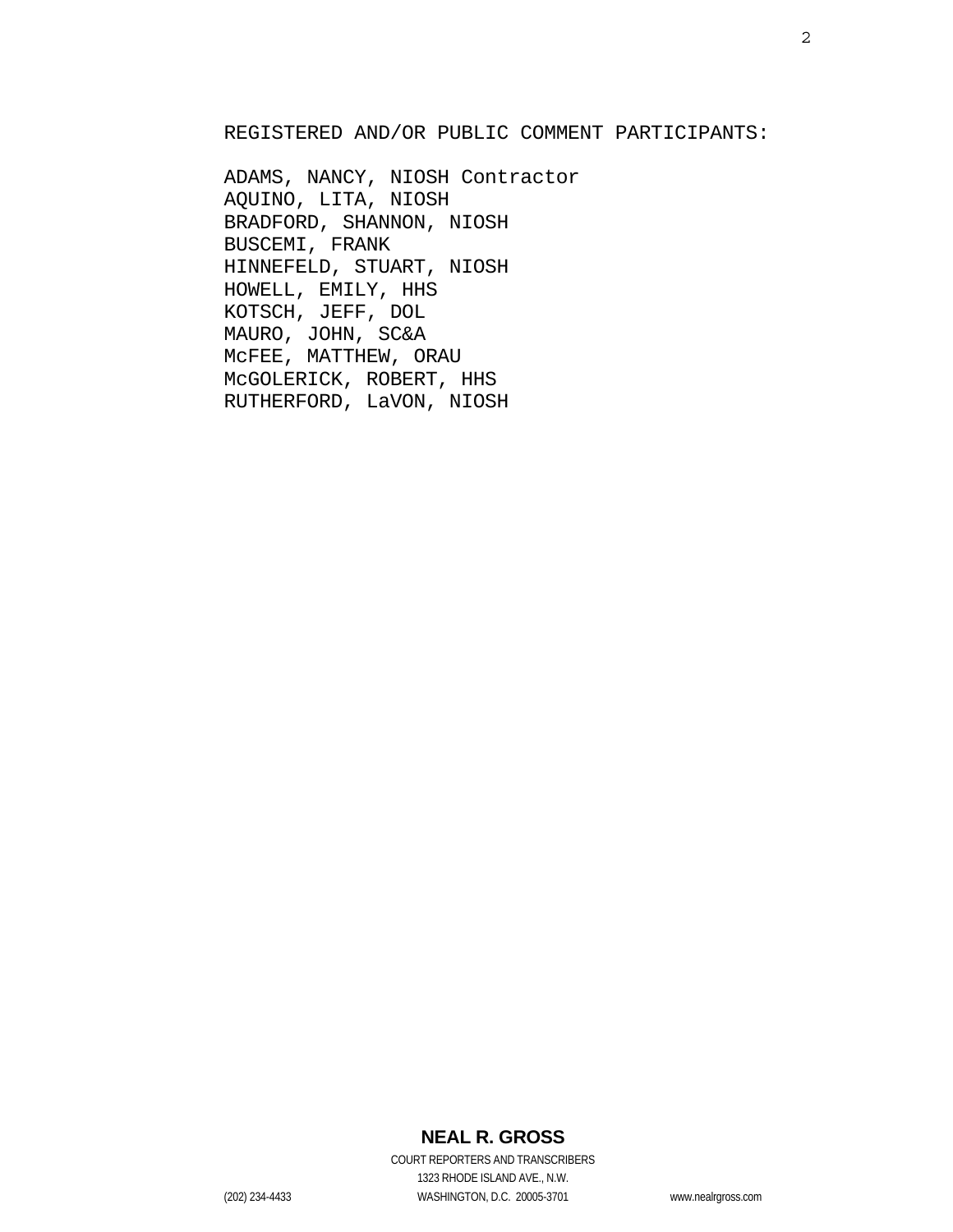REGISTERED AND/OR PUBLIC COMMENT PARTICIPANTS:

ADAMS, NANCY, NIOSH Contractor
AQUINO, LITA, NIOSH
BRADFORD, SHANNON, NIOSH
BUSCEMI, FRANK
HINNEFELD, STUART, NIOSH
HOWELL, EMILY, HHS
KOTSCH, JEFF, DOL
MAURO, JOHN, SC&A
McFEE, MATTHEW, ORAU
McGOLERICK, ROBERT, HHS
RUTHERFORD, LaVON, NIOSH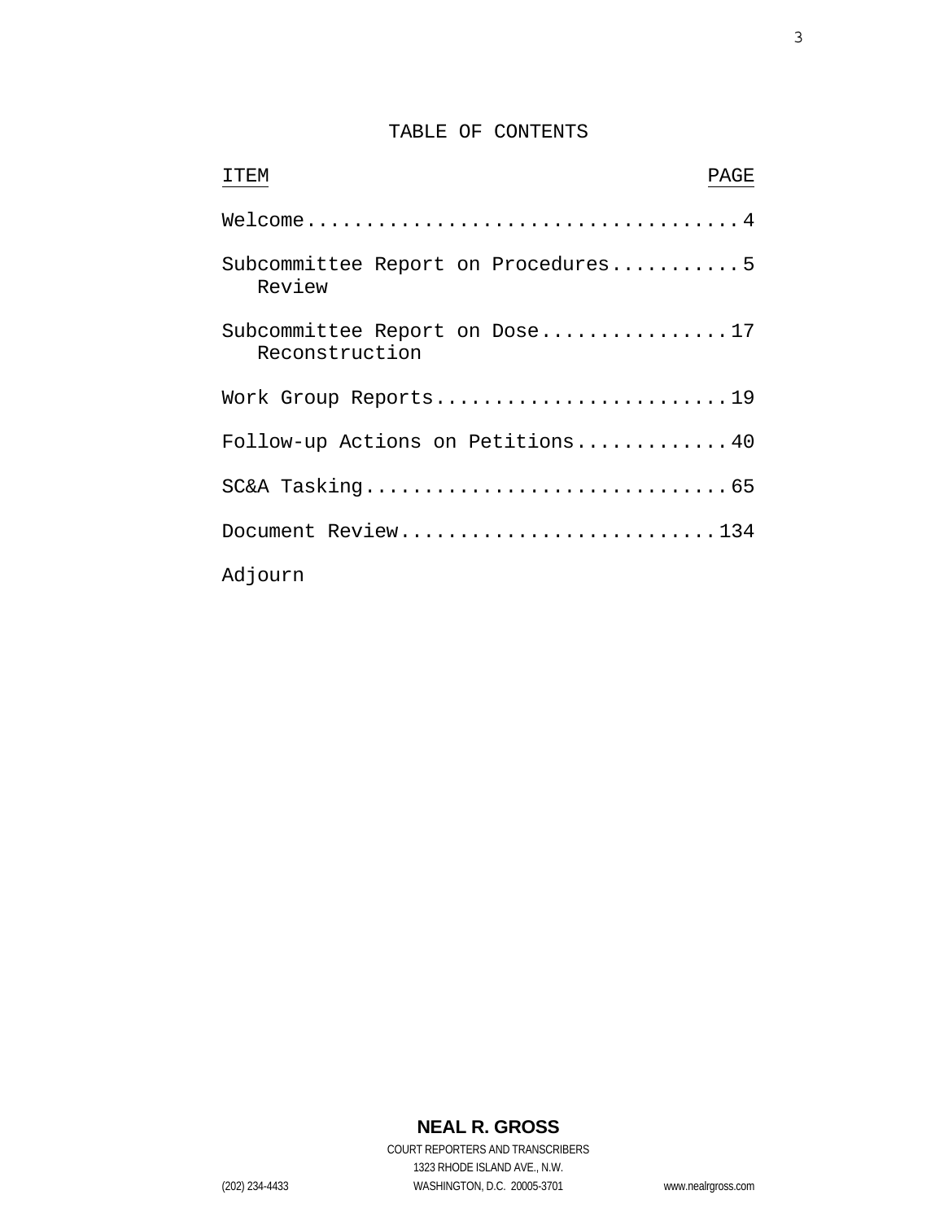# TABLE OF CONTENTS

| ITEM | PAGE |
|---|---|
| Welcome | 4 |
| Subcommittee Report on Procedures Review | 5 |
| Subcommittee Report on Dose Reconstruction | 17 |
| Work Group Reports | 19 |
| Follow-up Actions on Petitions | 40 |
| SC&A Tasking | 65 |
| Document Review | 134 |
| Adjourn | |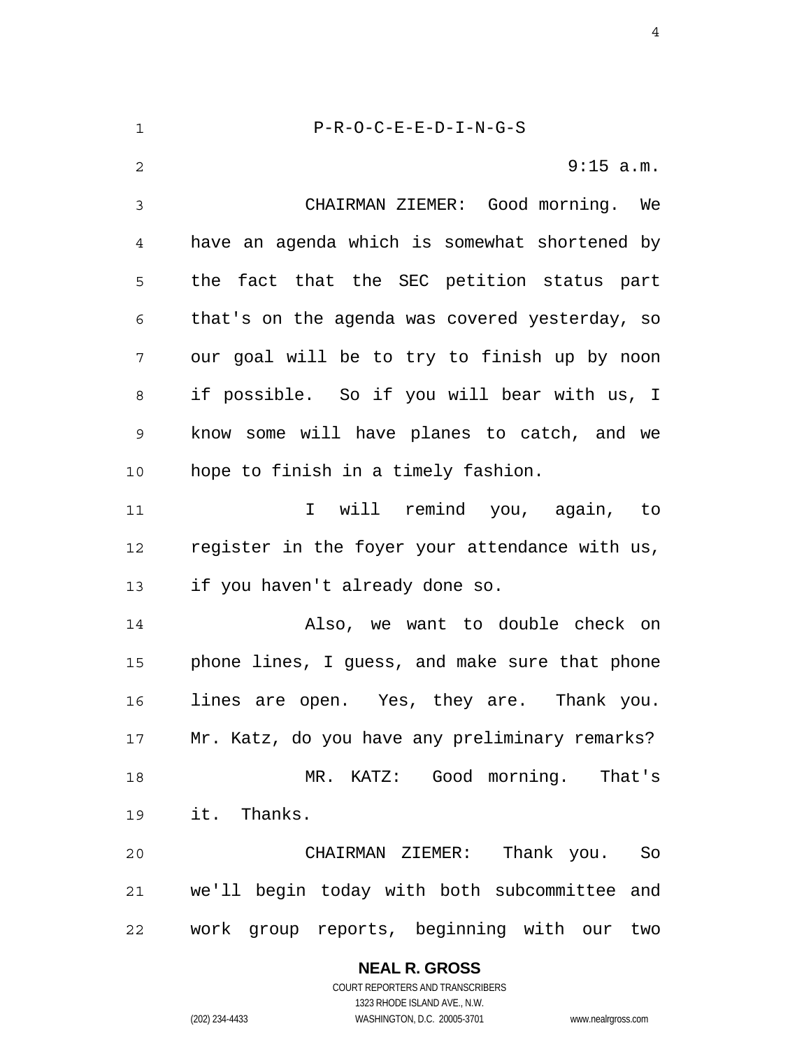P-R-O-C-E-E-D-I-N-G-S

9:15 a.m.

CHAIRMAN ZIEMER: Good morning. We have an agenda which is somewhat shortened by the fact that the SEC petition status part that's on the agenda was covered yesterday, so our goal will be to try to finish up by noon if possible. So if you will bear with us, I know some will have planes to catch, and we hope to finish in a timely fashion.

I will remind you, again, to register in the foyer your attendance with us, if you haven't already done so.

Also, we want to double check on phone lines, I guess, and make sure that phone lines are open. Yes, they are. Thank you. Mr. Katz, do you have any preliminary remarks?

MR. KATZ: Good morning. That's it. Thanks.

CHAIRMAN ZIEMER: Thank you. So we'll begin today with both subcommittee and work group reports, beginning with our two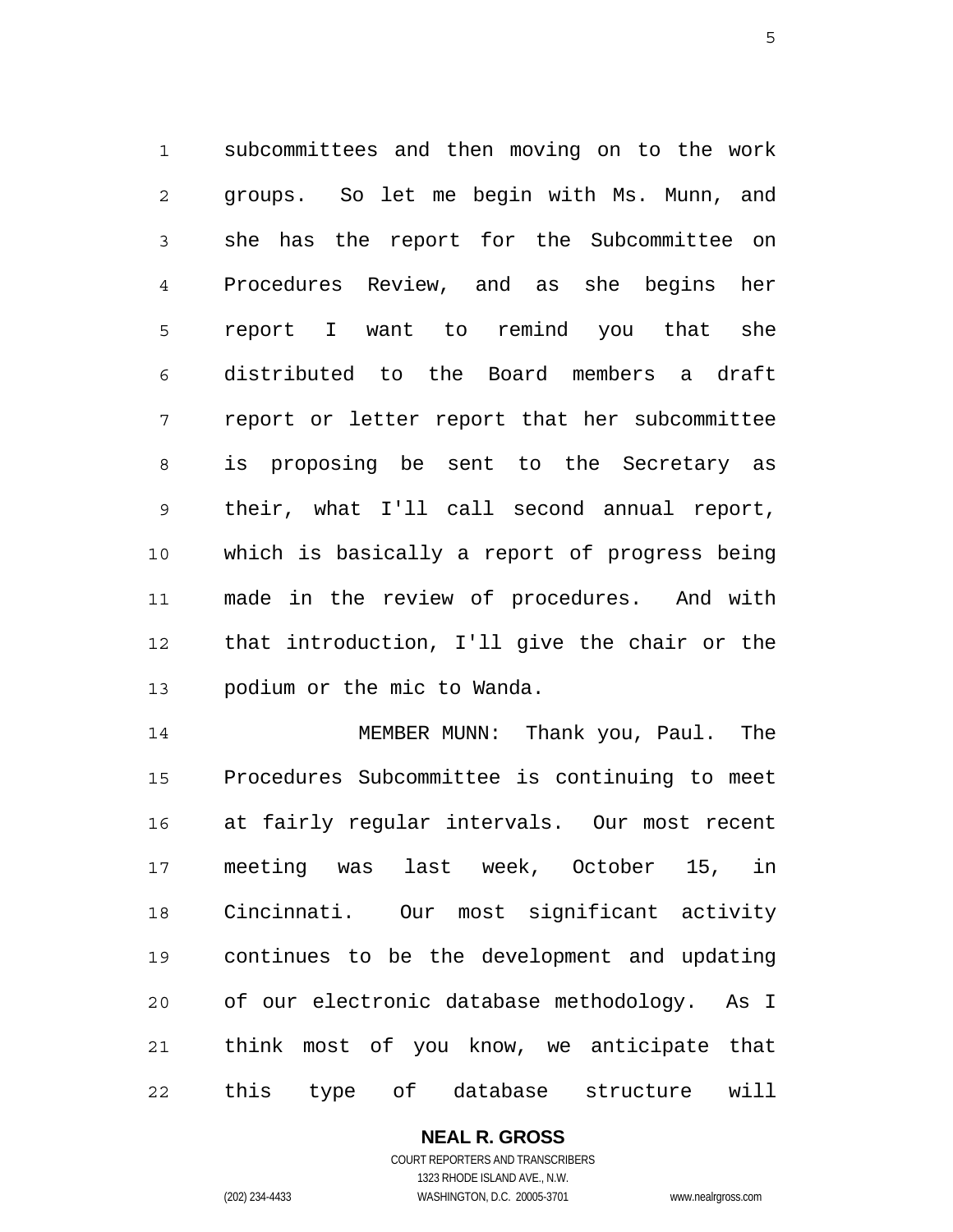subcommittees and then moving on to the work groups. So let me begin with Ms. Munn, and she has the report for the Subcommittee on Procedures Review, and as she begins her report I want to remind you that she distributed to the Board members a draft report or letter report that her subcommittee is proposing be sent to the Secretary as their, what I'll call second annual report, which is basically a report of progress being made in the review of procedures. And with that introduction, I'll give the chair or the podium or the mic to Wanda.

MEMBER MUNN: Thank you, Paul. The Procedures Subcommittee is continuing to meet at fairly regular intervals. Our most recent meeting was last week, October 15, in Cincinnati. Our most significant activity continues to be the development and updating of our electronic database methodology. As I think most of you know, we anticipate that this type of database structure will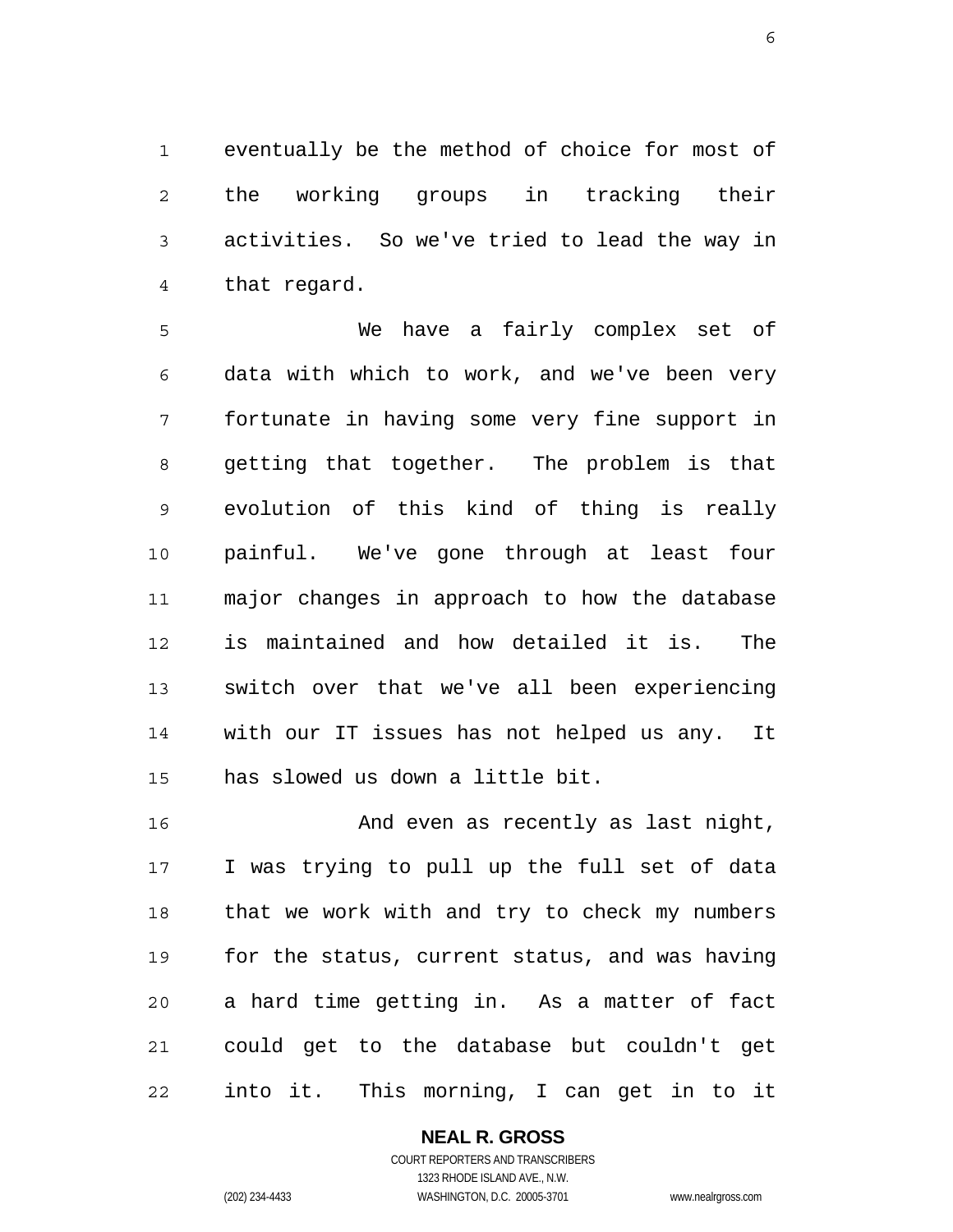eventually be the method of choice for most of the working groups in tracking their activities. So we've tried to lead the way in that regard.

We have a fairly complex set of data with which to work, and we've been very fortunate in having some very fine support in getting that together. The problem is that evolution of this kind of thing is really painful. We've gone through at least four major changes in approach to how the database is maintained and how detailed it is. The switch over that we've all been experiencing with our IT issues has not helped us any. It has slowed us down a little bit.

And even as recently as last night, I was trying to pull up the full set of data that we work with and try to check my numbers for the status, current status, and was having a hard time getting in. As a matter of fact could get to the database but couldn't get into it. This morning, I can get in to it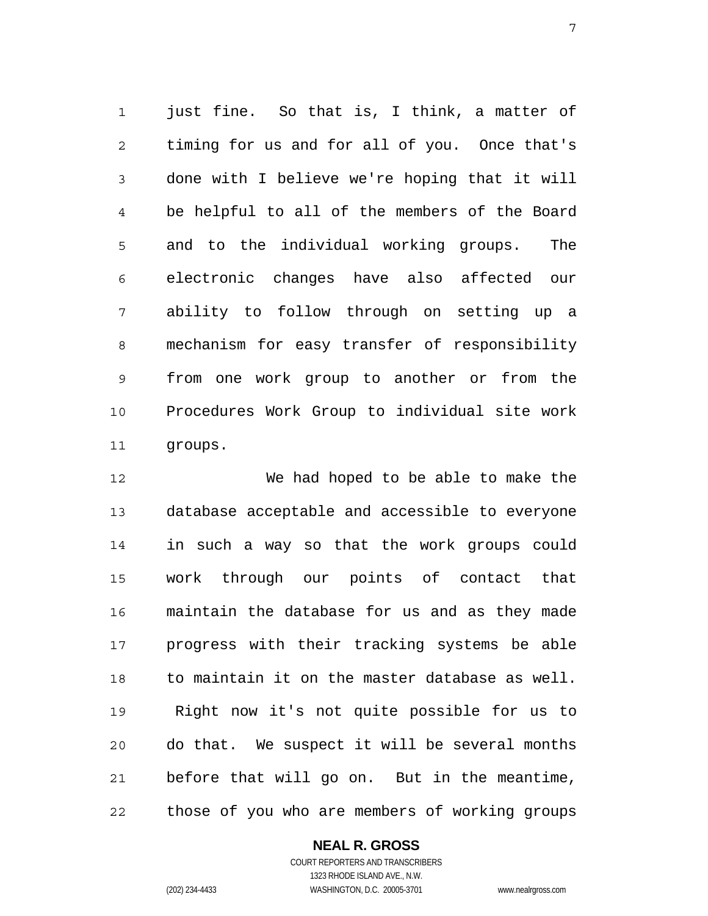just fine. So that is, I think, a matter of timing for us and for all of you. Once that's done with I believe we're hoping that it will be helpful to all of the members of the Board and to the individual working groups. The electronic changes have also affected our ability to follow through on setting up a mechanism for easy transfer of responsibility from one work group to another or from the Procedures Work Group to individual site work groups.

We had hoped to be able to make the database acceptable and accessible to everyone in such a way so that the work groups could work through our points of contact that maintain the database for us and as they made progress with their tracking systems be able to maintain it on the master database as well. Right now it's not quite possible for us to do that. We suspect it will be several months before that will go on. But in the meantime, those of you who are members of working groups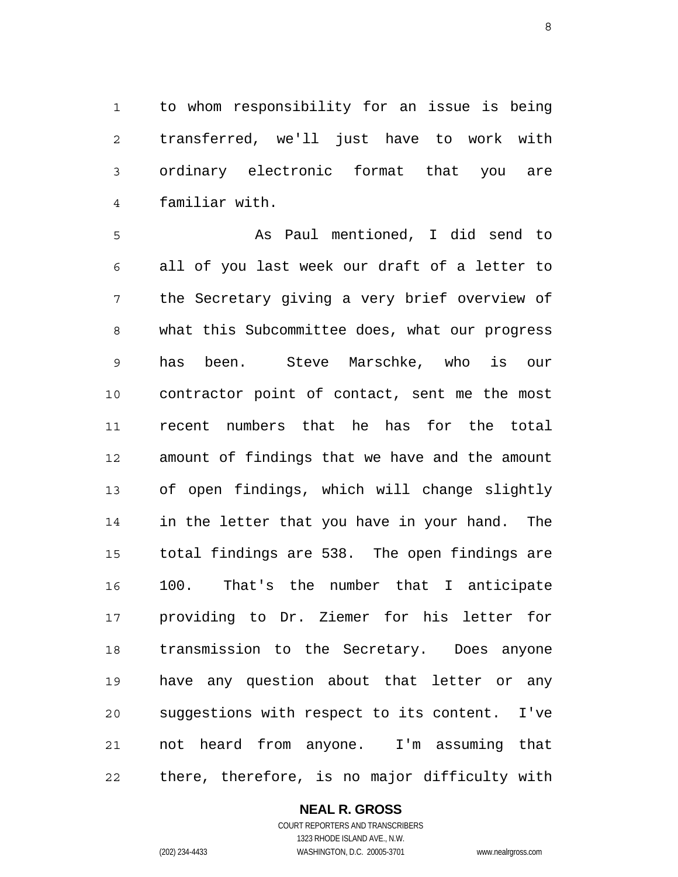to whom responsibility for an issue is being transferred, we'll just have to work with ordinary electronic format that you are familiar with.

As Paul mentioned, I did send to all of you last week our draft of a letter to the Secretary giving a very brief overview of what this Subcommittee does, what our progress has been. Steve Marschke, who is our contractor point of contact, sent me the most recent numbers that he has for the total amount of findings that we have and the amount of open findings, which will change slightly in the letter that you have in your hand. The total findings are 538. The open findings are 100. That's the number that I anticipate providing to Dr. Ziemer for his letter for transmission to the Secretary. Does anyone have any question about that letter or any suggestions with respect to its content. I've not heard from anyone. I'm assuming that there, therefore, is no major difficulty with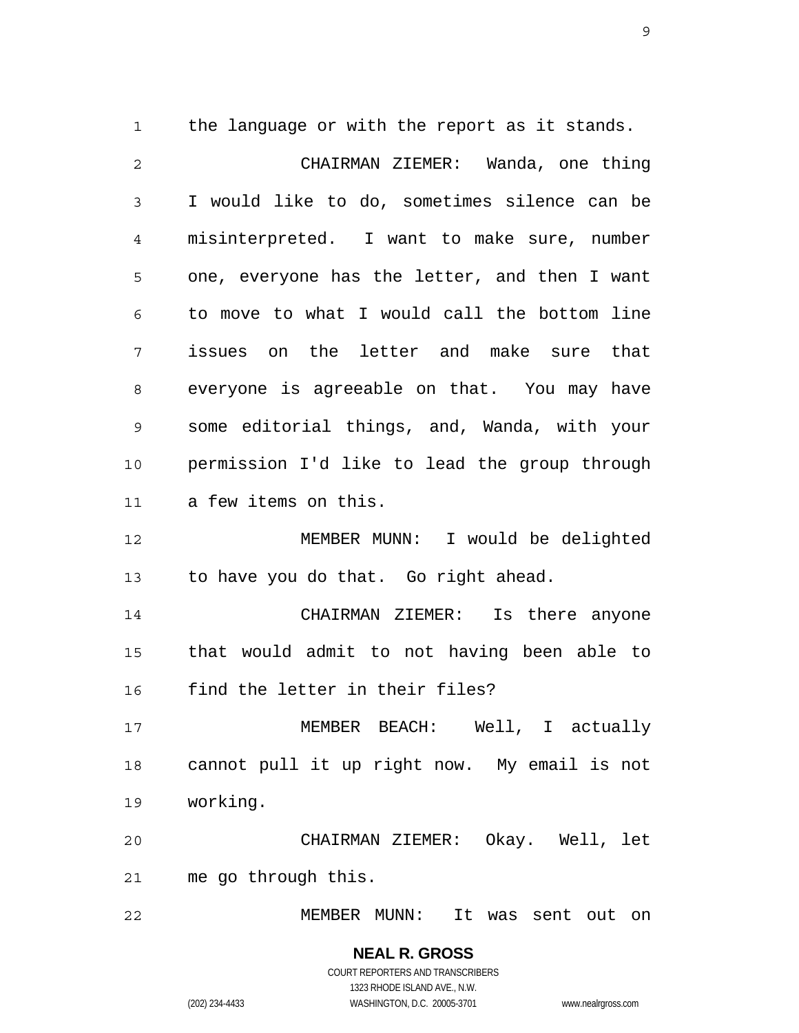the language or with the report as it stands.

CHAIRMAN ZIEMER: Wanda, one thing I would like to do, sometimes silence can be misinterpreted. I want to make sure, number one, everyone has the letter, and then I want to move to what I would call the bottom line issues on the letter and make sure that everyone is agreeable on that. You may have some editorial things, and, Wanda, with your permission I'd like to lead the group through a few items on this.

MEMBER MUNN: I would be delighted to have you do that. Go right ahead.

CHAIRMAN ZIEMER: Is there anyone that would admit to not having been able to find the letter in their files?

MEMBER BEACH: Well, I actually cannot pull it up right now. My email is not working.

CHAIRMAN ZIEMER: Okay. Well, let me go through this.

MEMBER MUNN: It was sent out on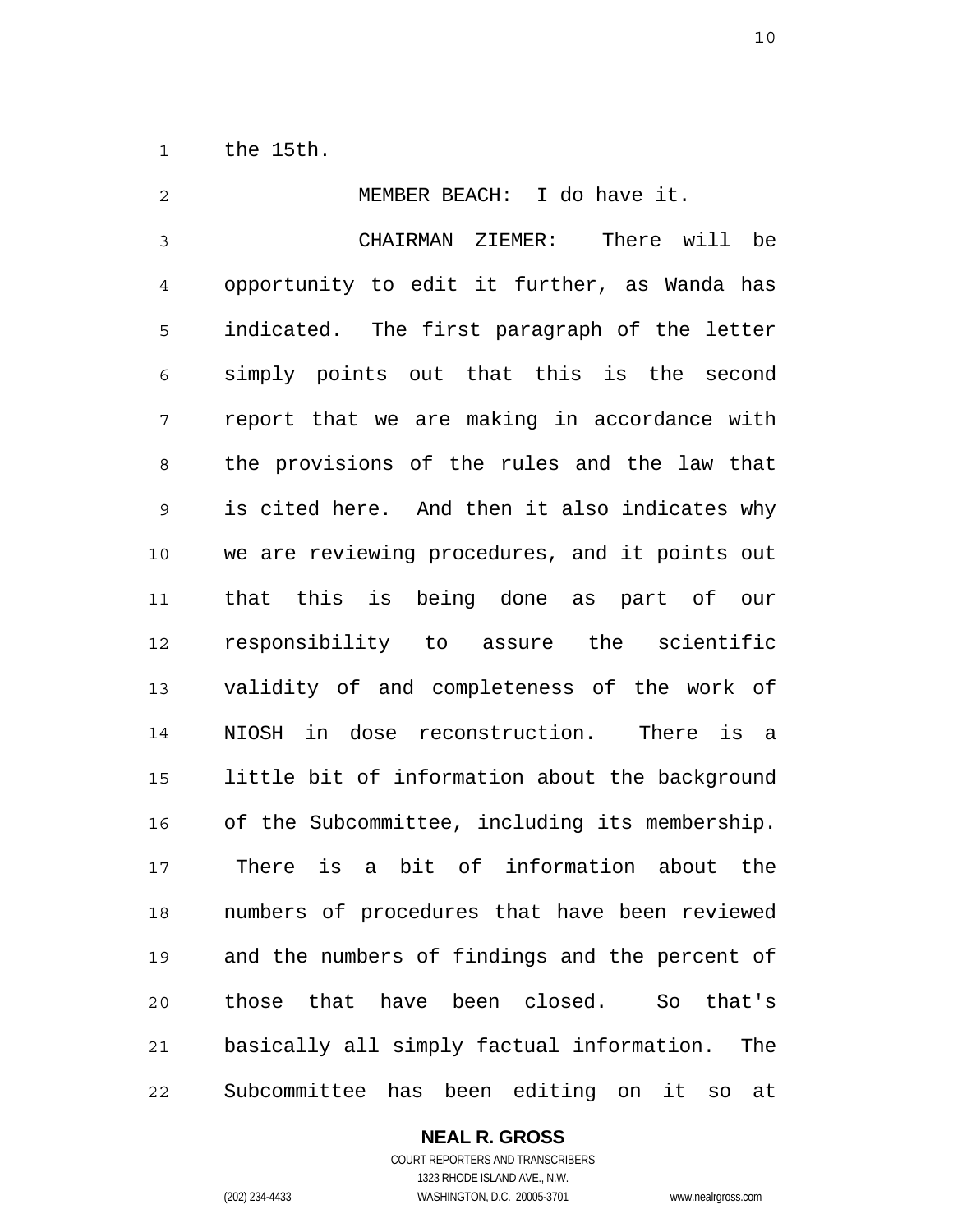the 15th.

MEMBER BEACH: I do have it.

CHAIRMAN ZIEMER: There will be opportunity to edit it further, as Wanda has indicated. The first paragraph of the letter simply points out that this is the second report that we are making in accordance with the provisions of the rules and the law that is cited here. And then it also indicates why we are reviewing procedures, and it points out that this is being done as part of our responsibility to assure the scientific validity of and completeness of the work of NIOSH in dose reconstruction. There is a little bit of information about the background of the Subcommittee, including its membership. There is a bit of information about the numbers of procedures that have been reviewed and the numbers of findings and the percent of those that have been closed. So that's basically all simply factual information. The Subcommittee has been editing on it so at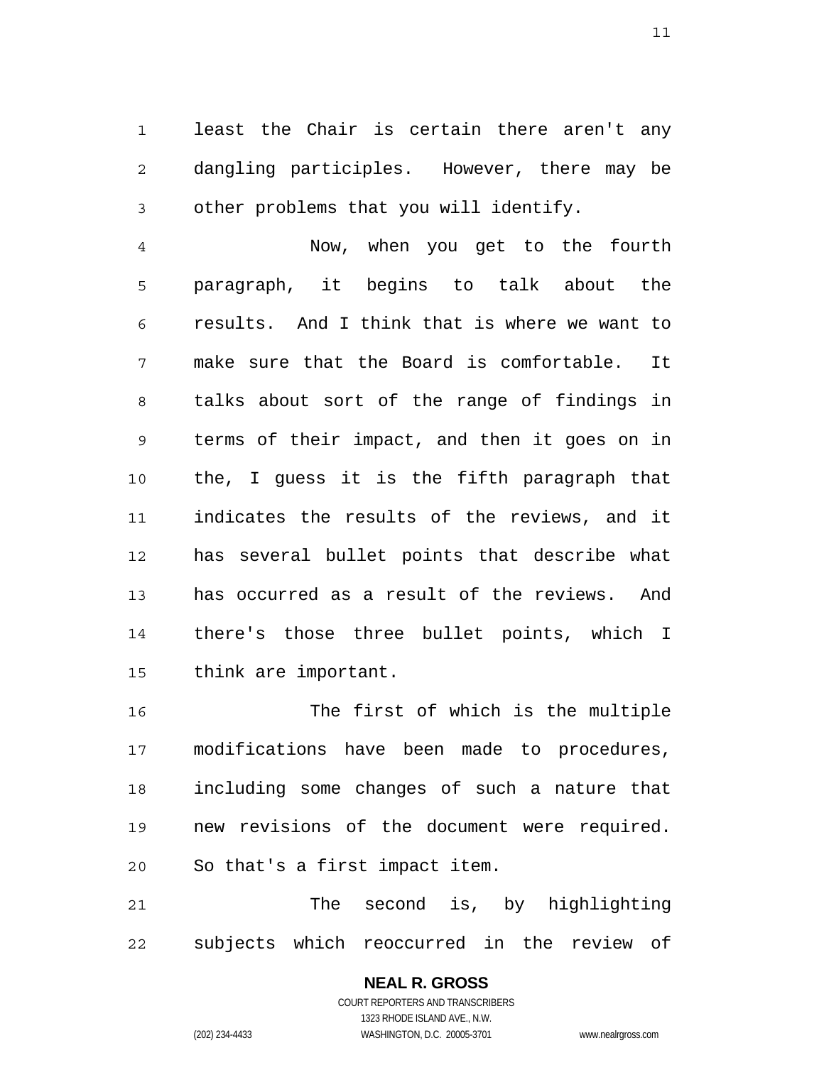least the Chair is certain there aren't any dangling participles. However, there may be other problems that you will identify.

Now, when you get to the fourth paragraph, it begins to talk about the results. And I think that is where we want to make sure that the Board is comfortable. It talks about sort of the range of findings in terms of their impact, and then it goes on in the, I guess it is the fifth paragraph that indicates the results of the reviews, and it has several bullet points that describe what has occurred as a result of the reviews. And there's those three bullet points, which I think are important.

The first of which is the multiple modifications have been made to procedures, including some changes of such a nature that new revisions of the document were required. So that's a first impact item.

The second is, by highlighting subjects which reoccurred in the review of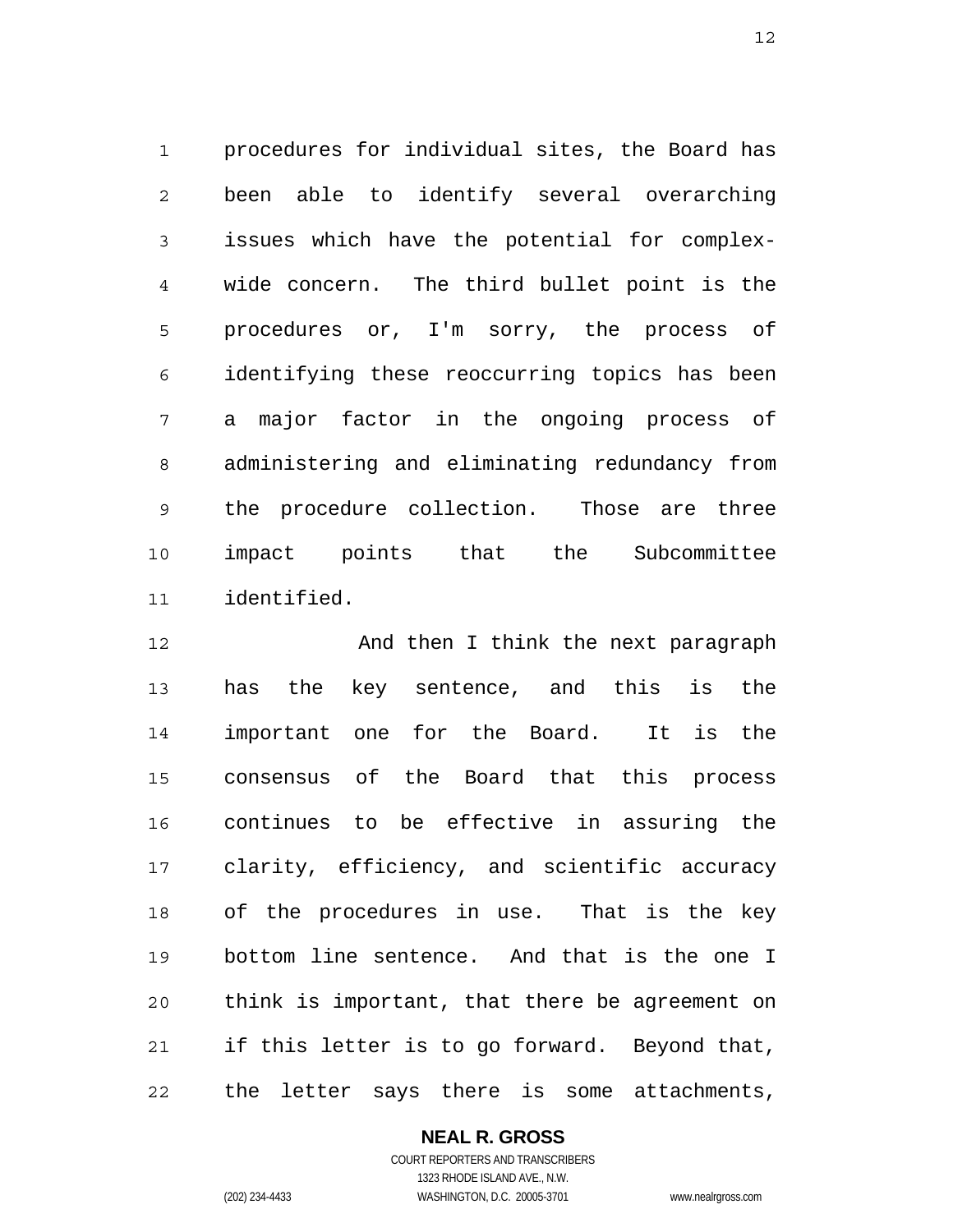procedures for individual sites, the Board has been able to identify several overarching issues which have the potential for complex-wide concern. The third bullet point is the procedures or, I'm sorry, the process of identifying these reoccurring topics has been a major factor in the ongoing process of administering and eliminating redundancy from the procedure collection. Those are three impact points that the Subcommittee identified.

And then I think the next paragraph has the key sentence, and this is the important one for the Board. It is the consensus of the Board that this process continues to be effective in assuring the clarity, efficiency, and scientific accuracy of the procedures in use. That is the key bottom line sentence. And that is the one I think is important, that there be agreement on if this letter is to go forward. Beyond that, the letter says there is some attachments,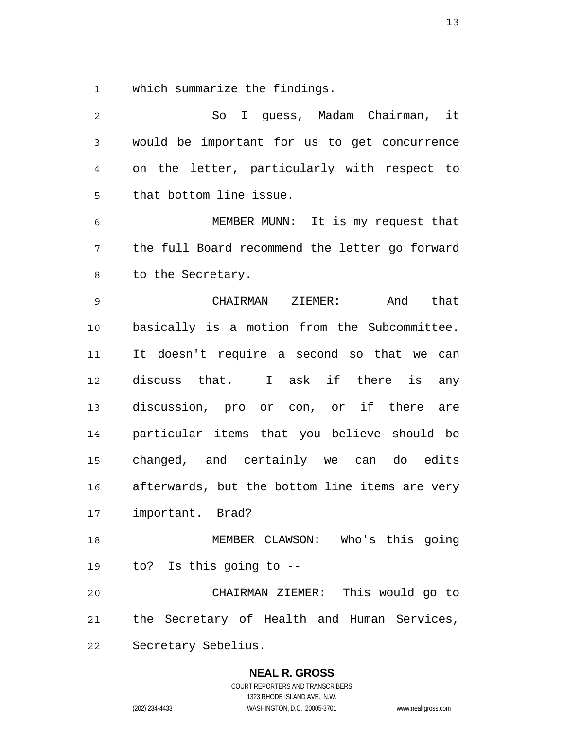which summarize the findings.

So I guess, Madam Chairman, it would be important for us to get concurrence on the letter, particularly with respect to that bottom line issue.

MEMBER MUNN: It is my request that the full Board recommend the letter go forward to the Secretary.

CHAIRMAN ZIEMER: And that basically is a motion from the Subcommittee. It doesn't require a second so that we can discuss that. I ask if there is any discussion, pro or con, or if there are particular items that you believe should be changed, and certainly we can do edits afterwards, but the bottom line items are very important. Brad?

MEMBER CLAWSON: Who's this going to? Is this going to --

CHAIRMAN ZIEMER: This would go to the Secretary of Health and Human Services, Secretary Sebelius.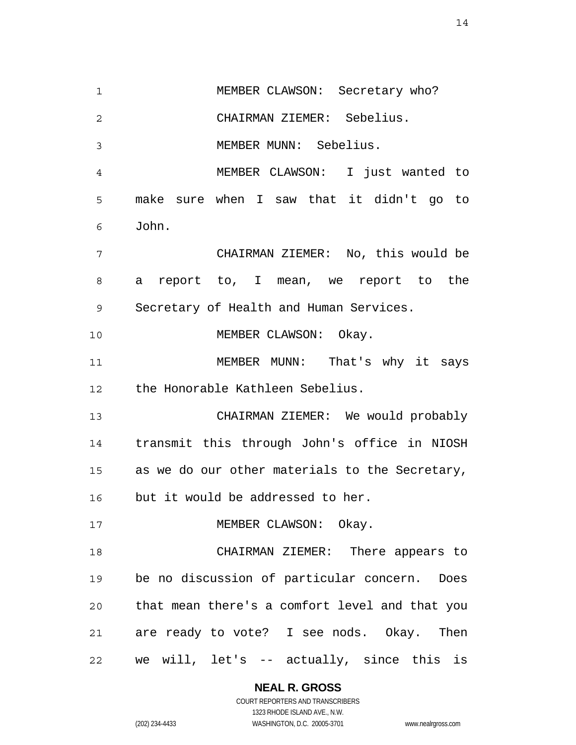MEMBER CLAWSON: Secretary who?

CHAIRMAN ZIEMER: Sebelius.

MEMBER MUNN: Sebelius.

MEMBER CLAWSON: I just wanted to make sure when I saw that it didn't go to John.

CHAIRMAN ZIEMER: No, this would be a report to, I mean, we report to the Secretary of Health and Human Services.

MEMBER CLAWSON: Okay.

MEMBER MUNN: That's why it says the Honorable Kathleen Sebelius.

CHAIRMAN ZIEMER: We would probably transmit this through John's office in NIOSH as we do our other materials to the Secretary, but it would be addressed to her.

MEMBER CLAWSON: Okay.

CHAIRMAN ZIEMER: There appears to be no discussion of particular concern. Does that mean there's a comfort level and that you are ready to vote? I see nods. Okay. Then we will, let's -- actually, since this is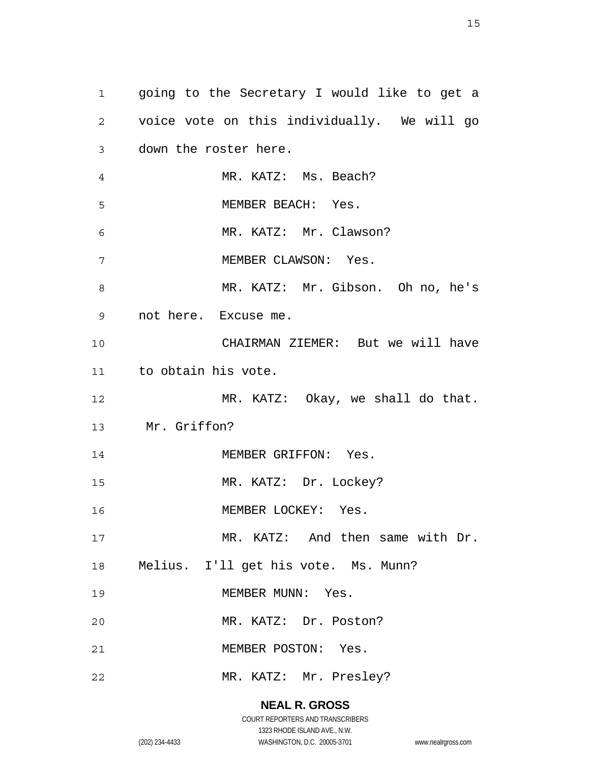going to the Secretary I would like to get a voice vote on this individually. We will go down the roster here.

MR. KATZ: Ms. Beach?

MEMBER BEACH: Yes.

MR. KATZ: Mr. Clawson?

MEMBER CLAWSON: Yes.

MR. KATZ: Mr. Gibson. Oh no, he's not here. Excuse me.

CHAIRMAN ZIEMER: But we will have to obtain his vote.

MR. KATZ: Okay, we shall do that. Mr. Griffon?

MEMBER GRIFFON: Yes.

MR. KATZ: Dr. Lockey?

MEMBER LOCKEY: Yes.

MR. KATZ: And then same with Dr. Melius. I'll get his vote. Ms. Munn?

MEMBER MUNN: Yes.

MR. KATZ: Dr. Poston?

MEMBER POSTON: Yes.

MR. KATZ: Mr. Presley?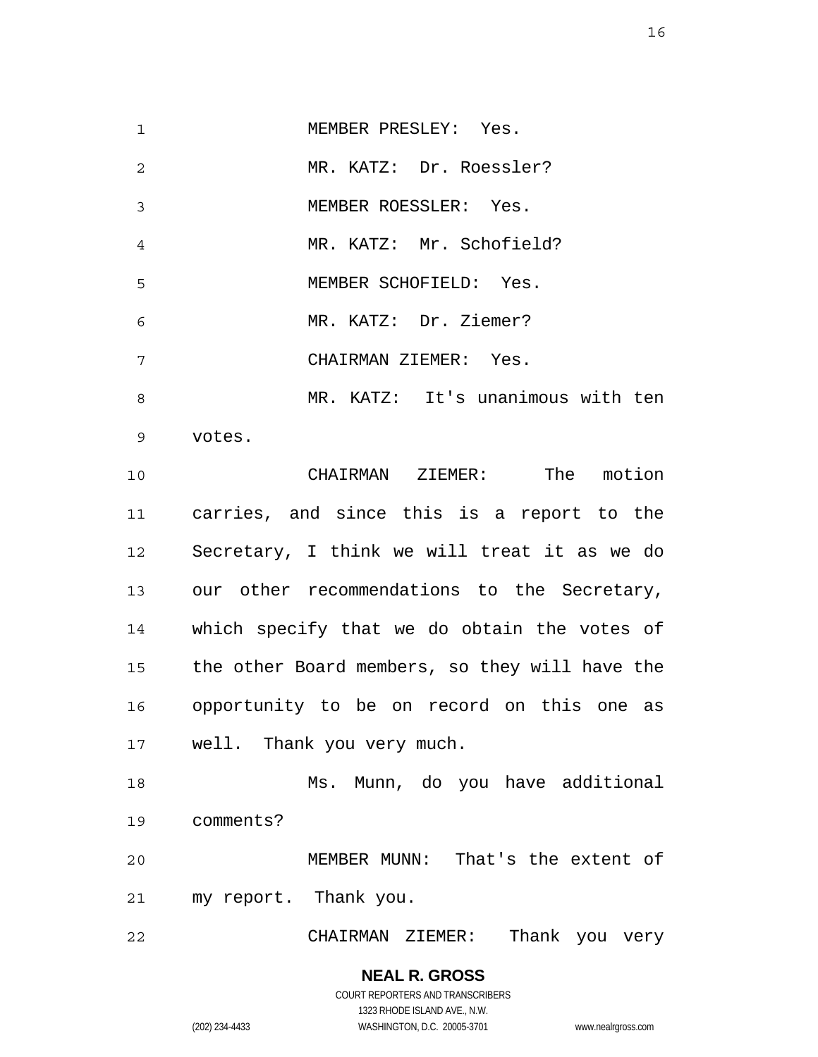MEMBER PRESLEY: Yes.

MR. KATZ: Dr. Roessler?

MEMBER ROESSLER: Yes.

MR. KATZ: Mr. Schofield?

MEMBER SCHOFIELD: Yes.

MR. KATZ: Dr. Ziemer?

CHAIRMAN ZIEMER: Yes.

MR. KATZ: It's unanimous with ten votes.

CHAIRMAN ZIEMER: The motion carries, and since this is a report to the Secretary, I think we will treat it as we do our other recommendations to the Secretary, which specify that we do obtain the votes of the other Board members, so they will have the opportunity to be on record on this one as well. Thank you very much.

Ms. Munn, do you have additional comments?

MEMBER MUNN: That's the extent of my report. Thank you.

CHAIRMAN ZIEMER: Thank you very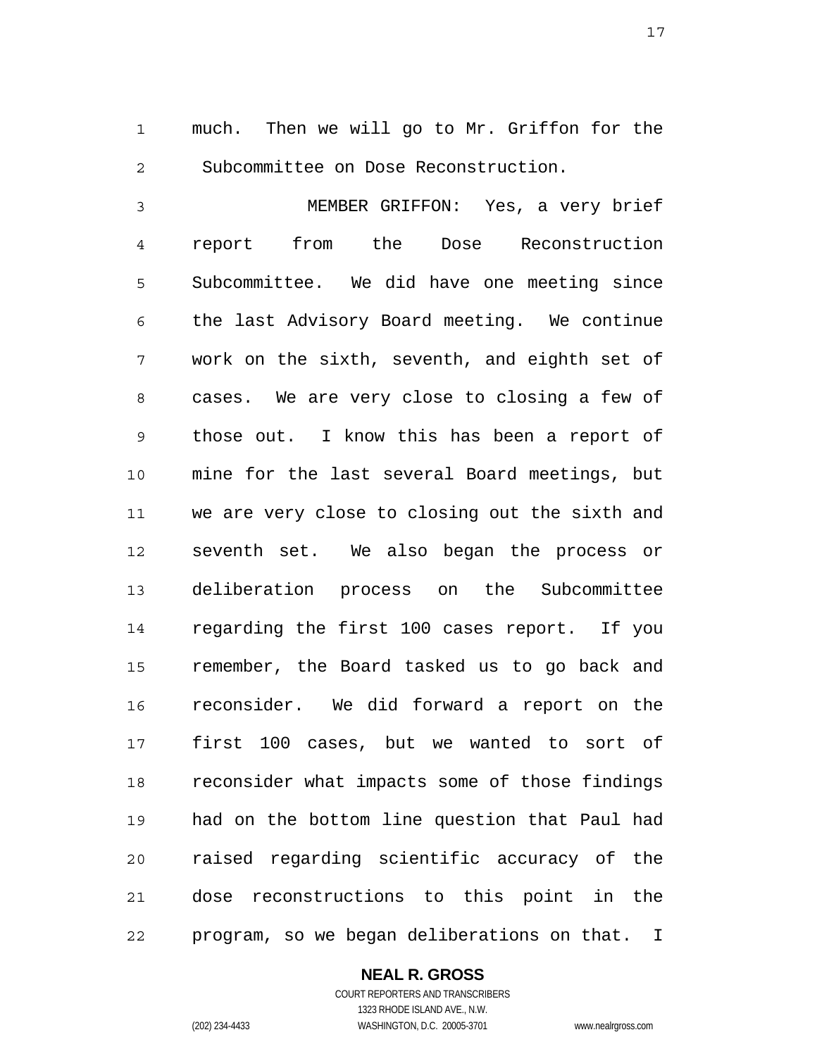much. Then we will go to Mr. Griffon for the Subcommittee on Dose Reconstruction.

MEMBER GRIFFON: Yes, a very brief report from the Dose Reconstruction Subcommittee. We did have one meeting since the last Advisory Board meeting. We continue work on the sixth, seventh, and eighth set of cases. We are very close to closing a few of those out. I know this has been a report of mine for the last several Board meetings, but we are very close to closing out the sixth and seventh set. We also began the process or deliberation process on the Subcommittee regarding the first 100 cases report. If you remember, the Board tasked us to go back and reconsider. We did forward a report on the first 100 cases, but we wanted to sort of reconsider what impacts some of those findings had on the bottom line question that Paul had raised regarding scientific accuracy of the dose reconstructions to this point in the program, so we began deliberations on that. I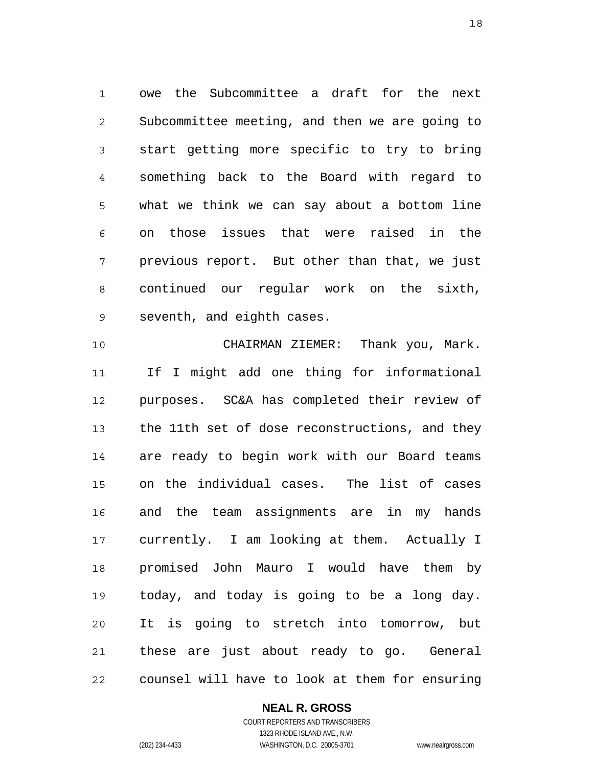owe the Subcommittee a draft for the next Subcommittee meeting, and then we are going to start getting more specific to try to bring something back to the Board with regard to what we think we can say about a bottom line on those issues that were raised in the previous report. But other than that, we just continued our regular work on the sixth, seventh, and eighth cases.

CHAIRMAN ZIEMER: Thank you, Mark. If I might add one thing for informational purposes. SC&A has completed their review of the 11th set of dose reconstructions, and they are ready to begin work with our Board teams on the individual cases. The list of cases and the team assignments are in my hands currently. I am looking at them. Actually I promised John Mauro I would have them by today, and today is going to be a long day. It is going to stretch into tomorrow, but these are just about ready to go. General counsel will have to look at them for ensuring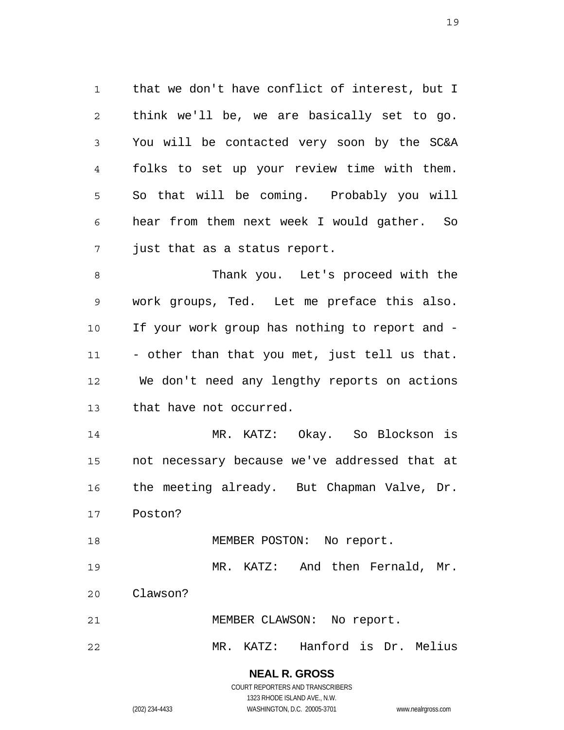that we don't have conflict of interest, but I think we'll be, we are basically set to go. You will be contacted very soon by the SC&A folks to set up your review time with them. So that will be coming. Probably you will hear from them next week I would gather. So just that as a status report.

Thank you. Let's proceed with the work groups, Ted. Let me preface this also. If your work group has nothing to report and -- other than that you met, just tell us that. We don't need any lengthy reports on actions that have not occurred.

MR. KATZ: Okay. So Blockson is not necessary because we've addressed that at the meeting already. But Chapman Valve, Dr. Poston?

MEMBER POSTON: No report.

MR. KATZ: And then Fernald, Mr. Clawson?

MEMBER CLAWSON: No report.

MR. KATZ: Hanford is Dr. Melius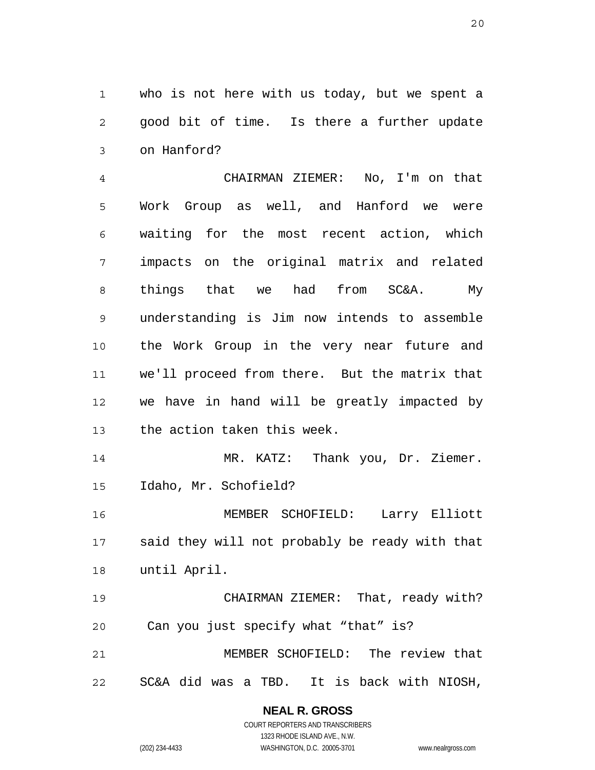who is not here with us today, but we spent a good bit of time. Is there a further update on Hanford?

CHAIRMAN ZIEMER: No, I'm on that Work Group as well, and Hanford we were waiting for the most recent action, which impacts on the original matrix and related things that we had from SC&A. My understanding is Jim now intends to assemble the Work Group in the very near future and we'll proceed from there. But the matrix that we have in hand will be greatly impacted by the action taken this week.

MR. KATZ: Thank you, Dr. Ziemer. Idaho, Mr. Schofield?

MEMBER SCHOFIELD: Larry Elliott said they will not probably be ready with that until April.

CHAIRMAN ZIEMER: That, ready with? Can you just specify what “that” is?

MEMBER SCHOFIELD: The review that SC&A did was a TBD. It is back with NIOSH,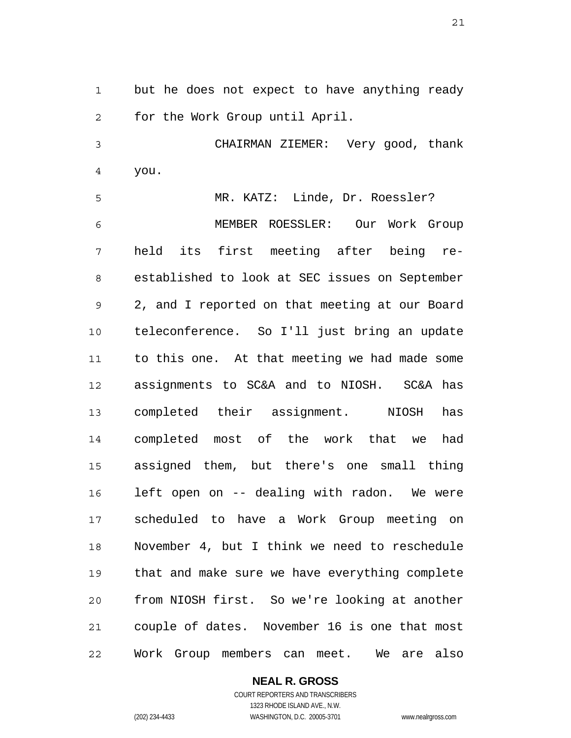but he does not expect to have anything ready for the Work Group until April.

CHAIRMAN ZIEMER: Very good, thank you.

MR. KATZ: Linde, Dr. Roessler?

MEMBER ROESSLER: Our Work Group held its first meeting after being re-established to look at SEC issues on September 2, and I reported on that meeting at our Board teleconference. So I'll just bring an update to this one. At that meeting we had made some assignments to SC&A and to NIOSH. SC&A has completed their assignment. NIOSH has completed most of the work that we had assigned them, but there's one small thing left open on -- dealing with radon. We were scheduled to have a Work Group meeting on November 4, but I think we need to reschedule that and make sure we have everything complete from NIOSH first. So we're looking at another couple of dates. November 16 is one that most Work Group members can meet. We are also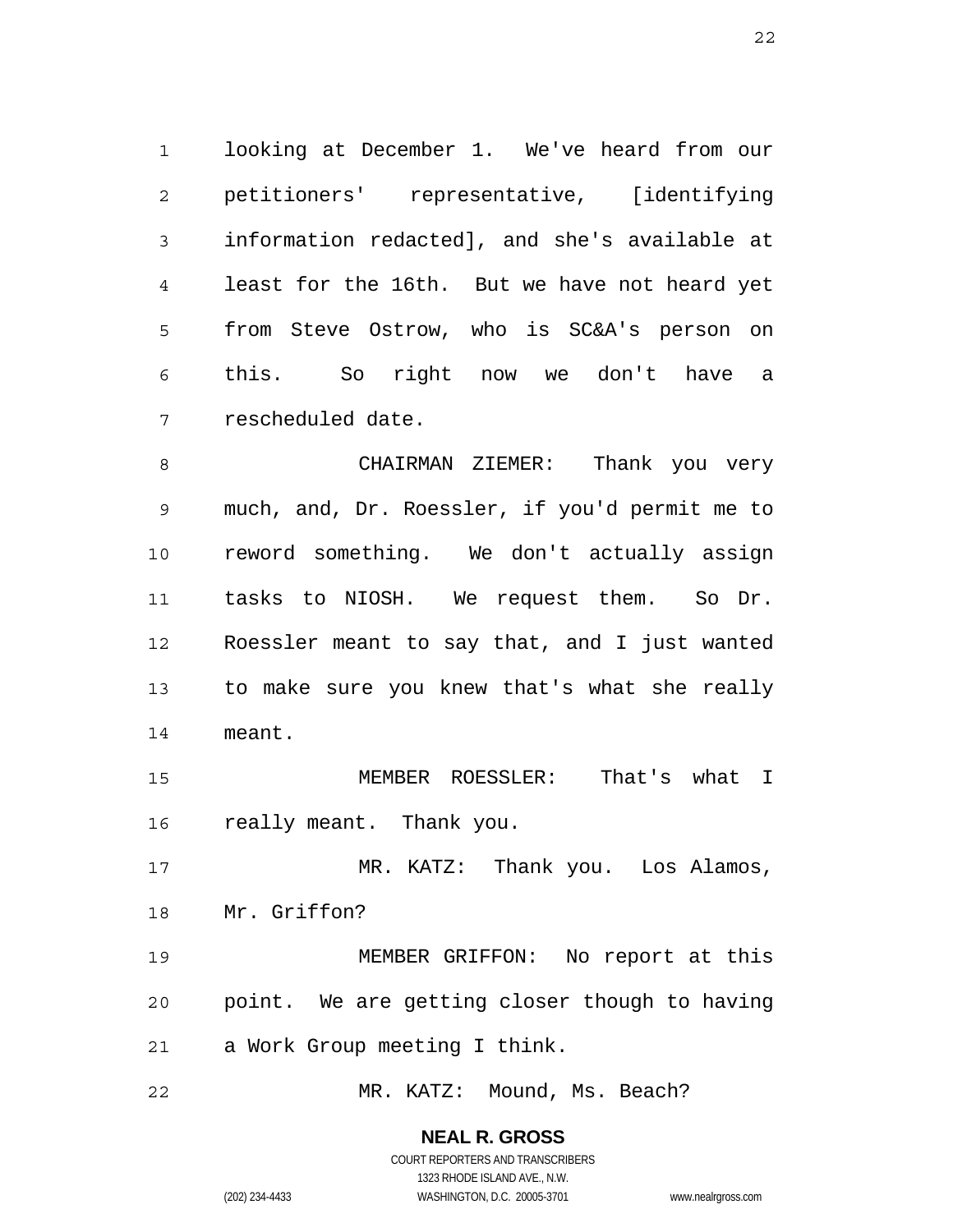looking at December 1. We've heard from our petitioners' representative, [identifying information redacted], and she's available at least for the 16th. But we have not heard yet from Steve Ostrow, who is SC&A's person on this. So right now we don't have a rescheduled date.

CHAIRMAN ZIEMER: Thank you very much, and, Dr. Roessler, if you'd permit me to reword something. We don't actually assign tasks to NIOSH. We request them. So Dr. Roessler meant to say that, and I just wanted to make sure you knew that's what she really meant.

MEMBER ROESSLER: That's what I really meant. Thank you.

MR. KATZ: Thank you. Los Alamos, Mr. Griffon?

MEMBER GRIFFON: No report at this point. We are getting closer though to having a Work Group meeting I think.

MR. KATZ: Mound, Ms. Beach?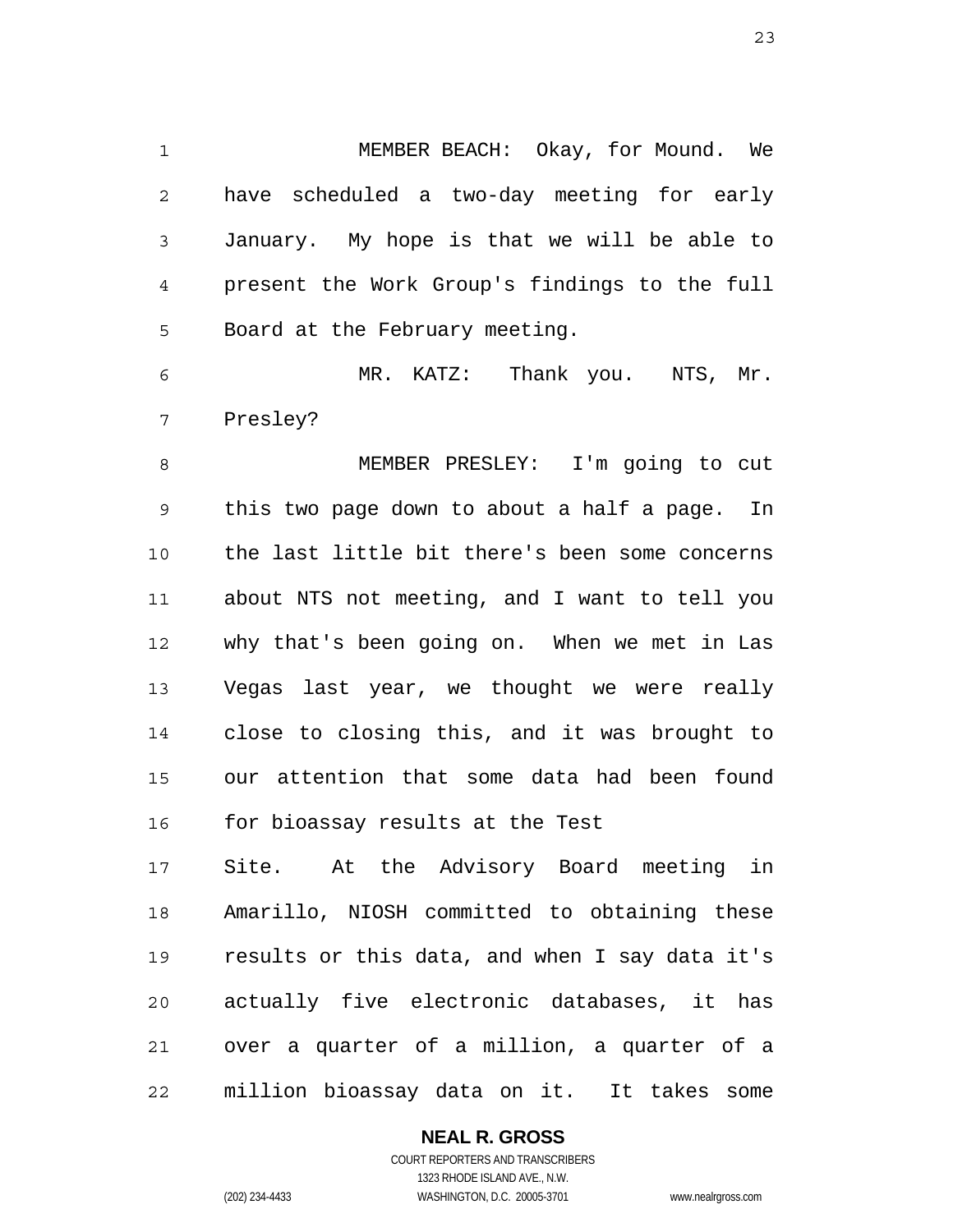MEMBER BEACH: Okay, for Mound. We have scheduled a two-day meeting for early January. My hope is that we will be able to present the Work Group's findings to the full Board at the February meeting.

MR. KATZ: Thank you. NTS, Mr. Presley?

MEMBER PRESLEY: I'm going to cut this two page down to about a half a page. In the last little bit there's been some concerns about NTS not meeting, and I want to tell you why that's been going on. When we met in Las Vegas last year, we thought we were really close to closing this, and it was brought to our attention that some data had been found for bioassay results at the Test Site. At the Advisory Board meeting in Amarillo, NIOSH committed to obtaining these results or this data, and when I say data it's actually five electronic databases, it has over a quarter of a million, a quarter of a million bioassay data on it. It takes some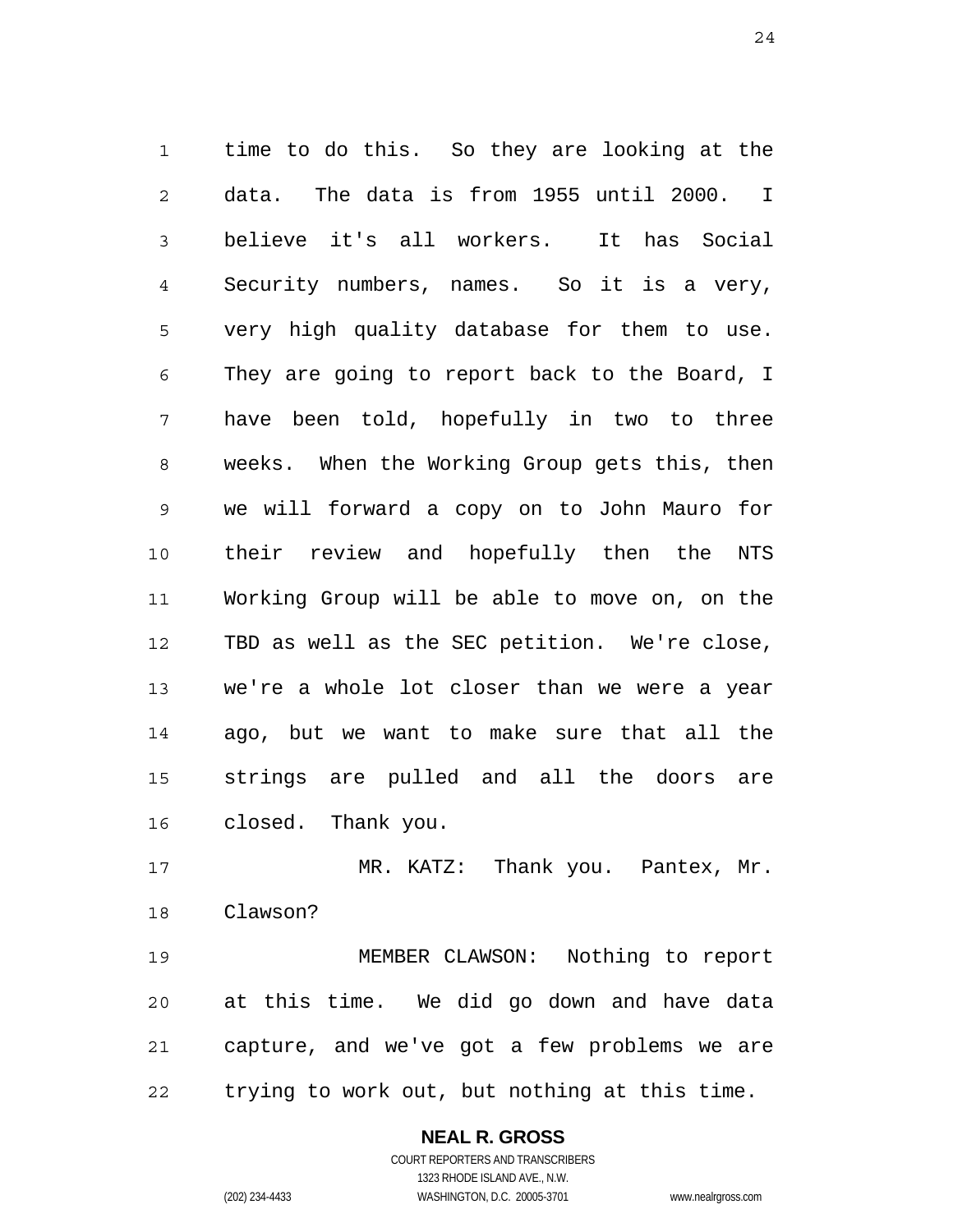time to do this. So they are looking at the data. The data is from 1955 until 2000. I believe it's all workers. It has Social Security numbers, names. So it is a very, very high quality database for them to use. They are going to report back to the Board, I have been told, hopefully in two to three weeks. When the Working Group gets this, then we will forward a copy on to John Mauro for their review and hopefully then the NTS Working Group will be able to move on, on the TBD as well as the SEC petition. We're close, we're a whole lot closer than we were a year ago, but we want to make sure that all the strings are pulled and all the doors are closed. Thank you.

MR. KATZ: Thank you. Pantex, Mr. Clawson?

MEMBER CLAWSON: Nothing to report at this time. We did go down and have data capture, and we've got a few problems we are trying to work out, but nothing at this time.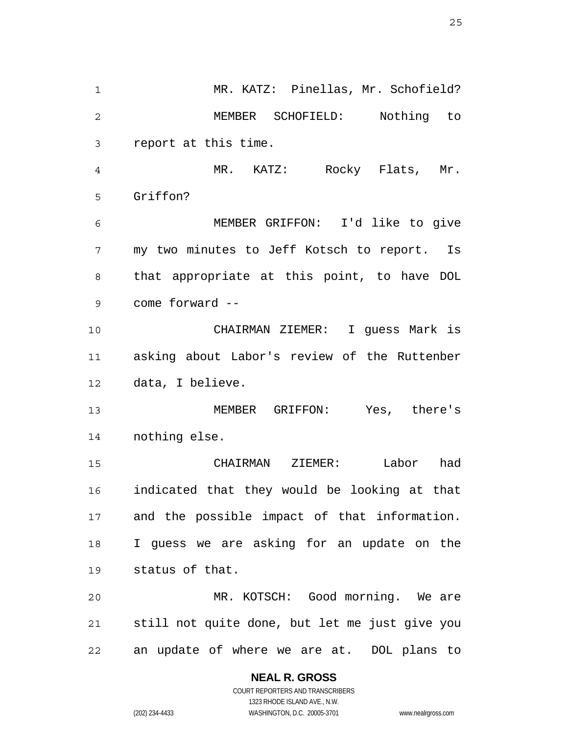MR. KATZ: Pinellas, Mr. Schofield?

MEMBER SCHOFIELD: Nothing to report at this time.

MR. KATZ: Rocky Flats, Mr. Griffon?

MEMBER GRIFFON: I'd like to give my two minutes to Jeff Kotsch to report. Is that appropriate at this point, to have DOL come forward --

CHAIRMAN ZIEMER: I guess Mark is asking about Labor's review of the Ruttenber data, I believe.

MEMBER GRIFFON: Yes, there's nothing else.

CHAIRMAN ZIEMER: Labor had indicated that they would be looking at that and the possible impact of that information. I guess we are asking for an update on the status of that.

MR. KOTSCH: Good morning. We are still not quite done, but let me just give you an update of where we are at. DOL plans to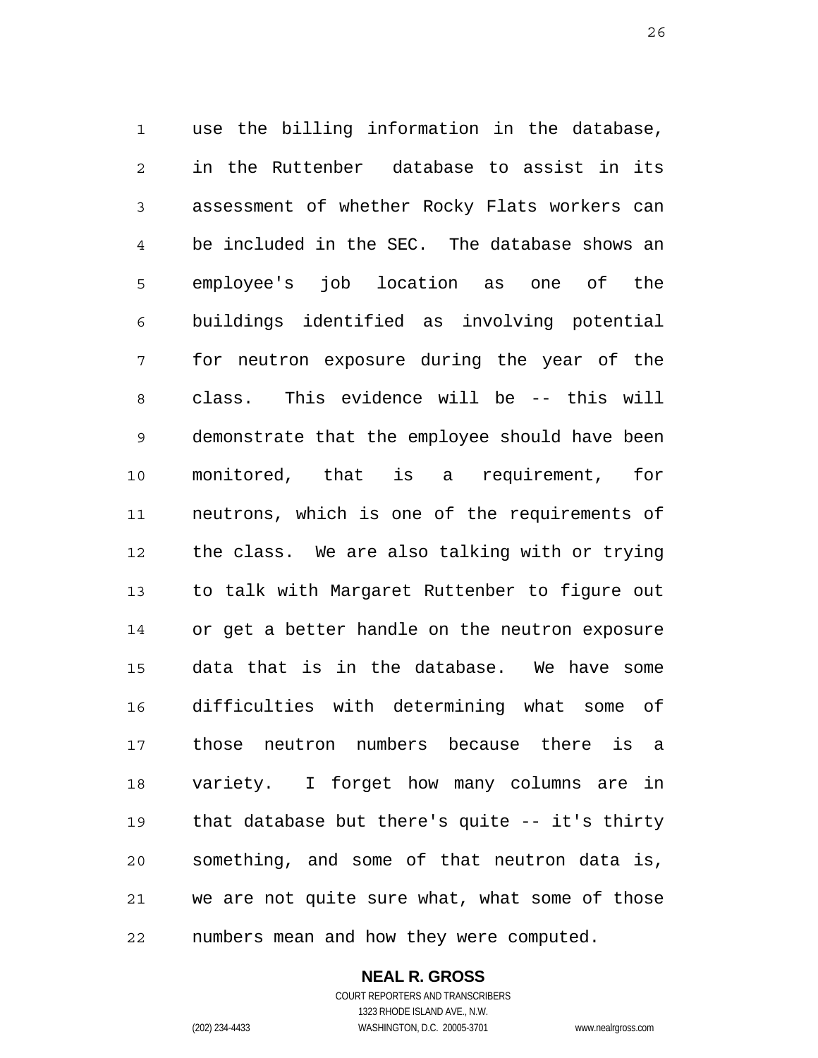use the billing information in the database, in the Ruttenber database to assist in its assessment of whether Rocky Flats workers can be included in the SEC. The database shows an employee's job location as one of the buildings identified as involving potential for neutron exposure during the year of the class. This evidence will be -- this will demonstrate that the employee should have been monitored, that is a requirement, for neutrons, which is one of the requirements of the class. We are also talking with or trying to talk with Margaret Ruttenber to figure out or get a better handle on the neutron exposure data that is in the database. We have some difficulties with determining what some of those neutron numbers because there is a variety. I forget how many columns are in that database but there's quite -- it's thirty something, and some of that neutron data is, we are not quite sure what, what some of those numbers mean and how they were computed.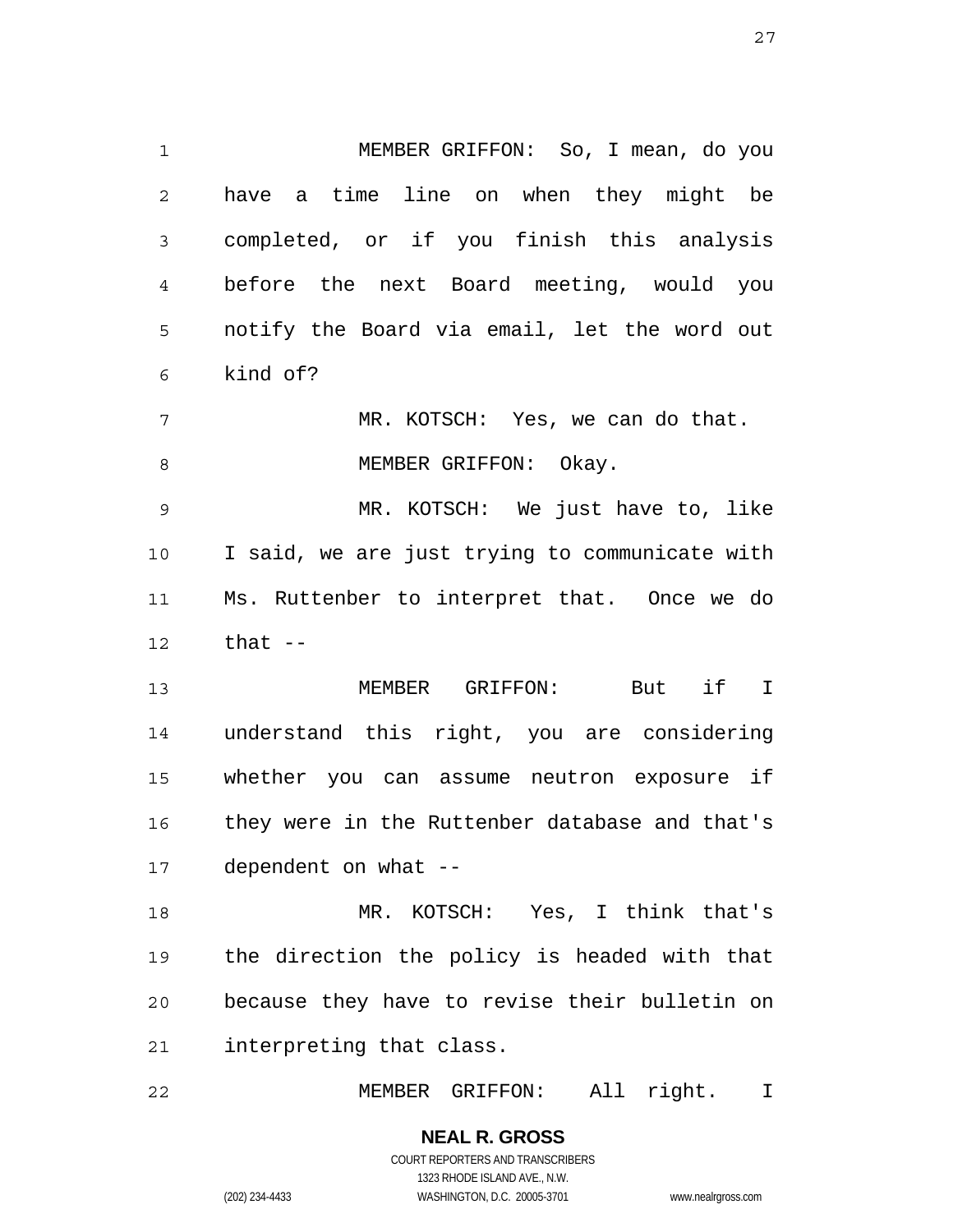MEMBER GRIFFON: So, I mean, do you have a time line on when they might be completed, or if you finish this analysis before the next Board meeting, would you notify the Board via email, let the word out kind of?

MR. KOTSCH: Yes, we can do that.

MEMBER GRIFFON: Okay.

MR. KOTSCH: We just have to, like I said, we are just trying to communicate with Ms. Ruttenber to interpret that. Once we do that --

MEMBER GRIFFON: But if I understand this right, you are considering whether you can assume neutron exposure if they were in the Ruttenber database and that's dependent on what --

MR. KOTSCH: Yes, I think that's the direction the policy is headed with that because they have to revise their bulletin on interpreting that class.

MEMBER GRIFFON: All right. I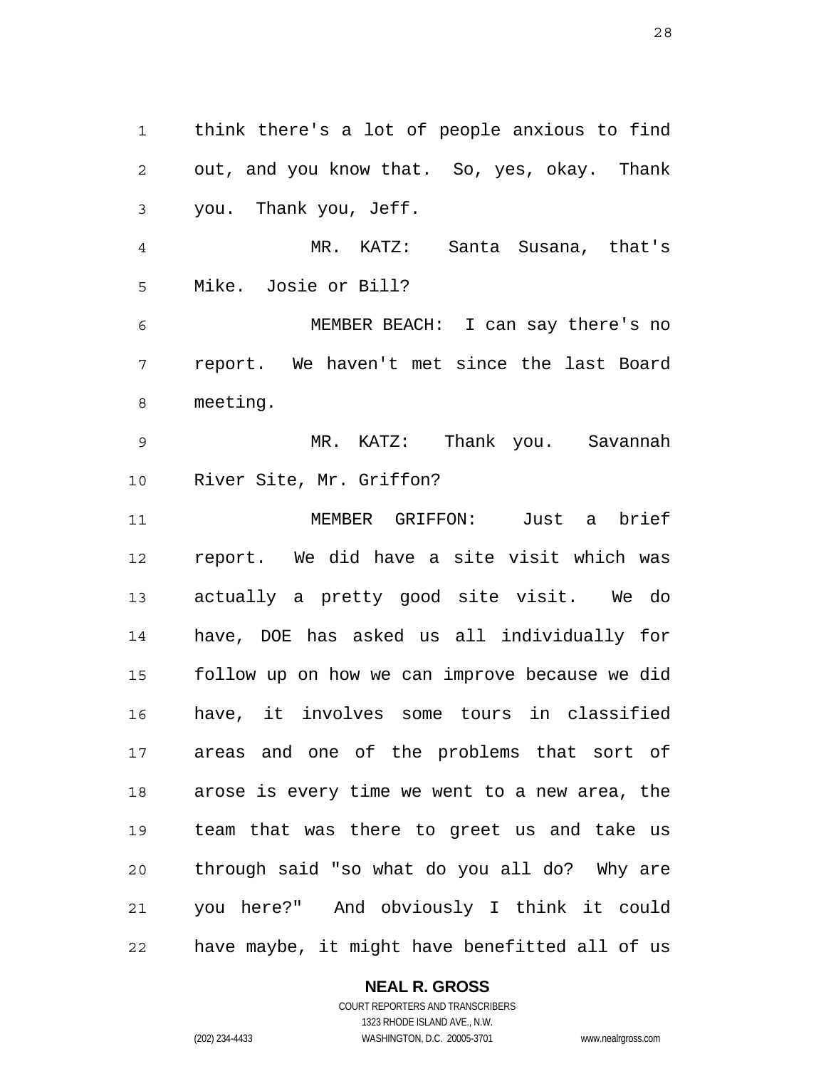think there's a lot of people anxious to find out, and you know that. So, yes, okay. Thank you. Thank you, Jeff.

MR. KATZ: Santa Susana, that's Mike. Josie or Bill?

MEMBER BEACH: I can say there's no report. We haven't met since the last Board meeting.

MR. KATZ: Thank you. Savannah River Site, Mr. Griffon?

MEMBER GRIFFON: Just a brief report. We did have a site visit which was actually a pretty good site visit. We do have, DOE has asked us all individually for follow up on how we can improve because we did have, it involves some tours in classified areas and one of the problems that sort of arose is every time we went to a new area, the team that was there to greet us and take us through said "so what do you all do? Why are you here?" And obviously I think it could have maybe, it might have benefitted all of us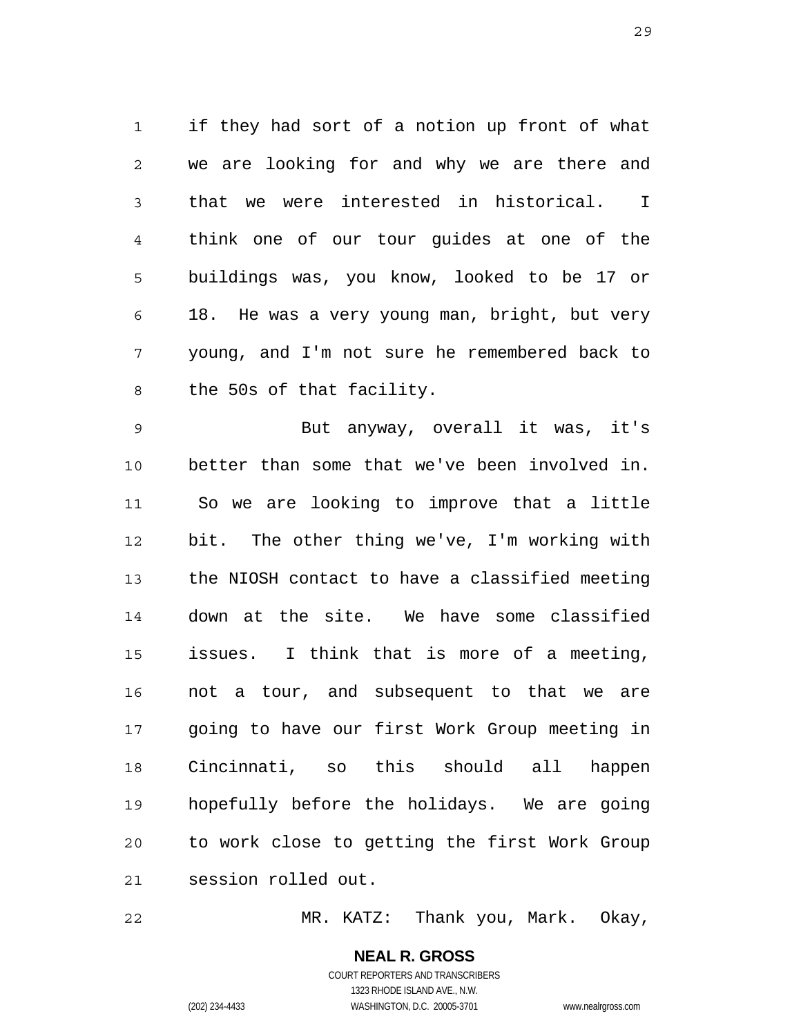if they had sort of a notion up front of what we are looking for and why we are there and that we were interested in historical. I think one of our tour guides at one of the buildings was, you know, looked to be 17 or 18. He was a very young man, bright, but very young, and I'm not sure he remembered back to the 50s of that facility.

But anyway, overall it was, it's better than some that we've been involved in. So we are looking to improve that a little bit. The other thing we've, I'm working with the NIOSH contact to have a classified meeting down at the site. We have some classified issues. I think that is more of a meeting, not a tour, and subsequent to that we are going to have our first Work Group meeting in Cincinnati, so this should all happen hopefully before the holidays. We are going to work close to getting the first Work Group session rolled out.

MR. KATZ: Thank you, Mark. Okay,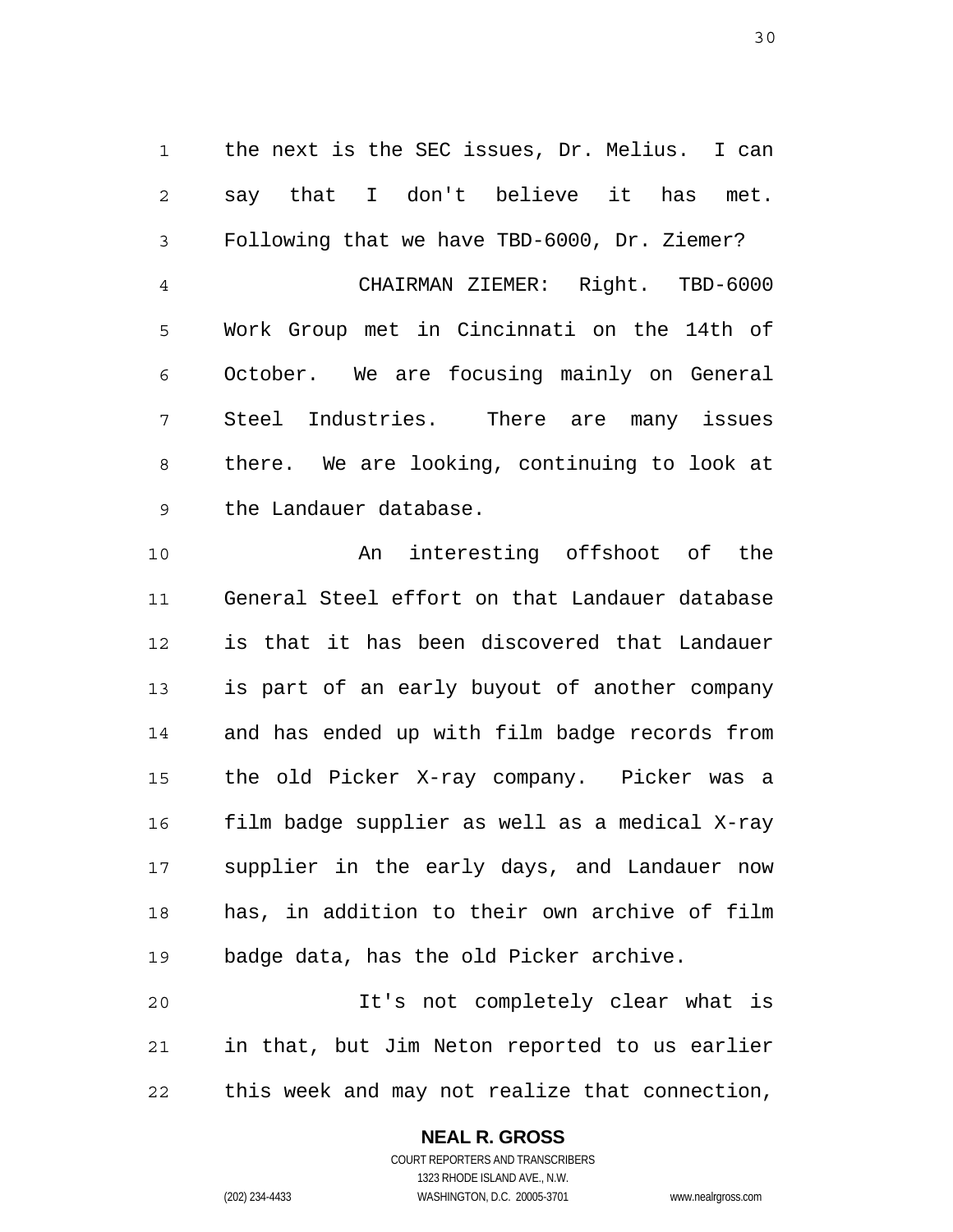the next is the SEC issues, Dr. Melius. I can say that I don't believe it has met. Following that we have TBD-6000, Dr. Ziemer?

CHAIRMAN ZIEMER: Right. TBD-6000 Work Group met in Cincinnati on the 14th of October. We are focusing mainly on General Steel Industries. There are many issues there. We are looking, continuing to look at the Landauer database.

An interesting offshoot of the General Steel effort on that Landauer database is that it has been discovered that Landauer is part of an early buyout of another company and has ended up with film badge records from the old Picker X-ray company. Picker was a film badge supplier as well as a medical X-ray supplier in the early days, and Landauer now has, in addition to their own archive of film badge data, has the old Picker archive.

It's not completely clear what is in that, but Jim Neton reported to us earlier this week and may not realize that connection,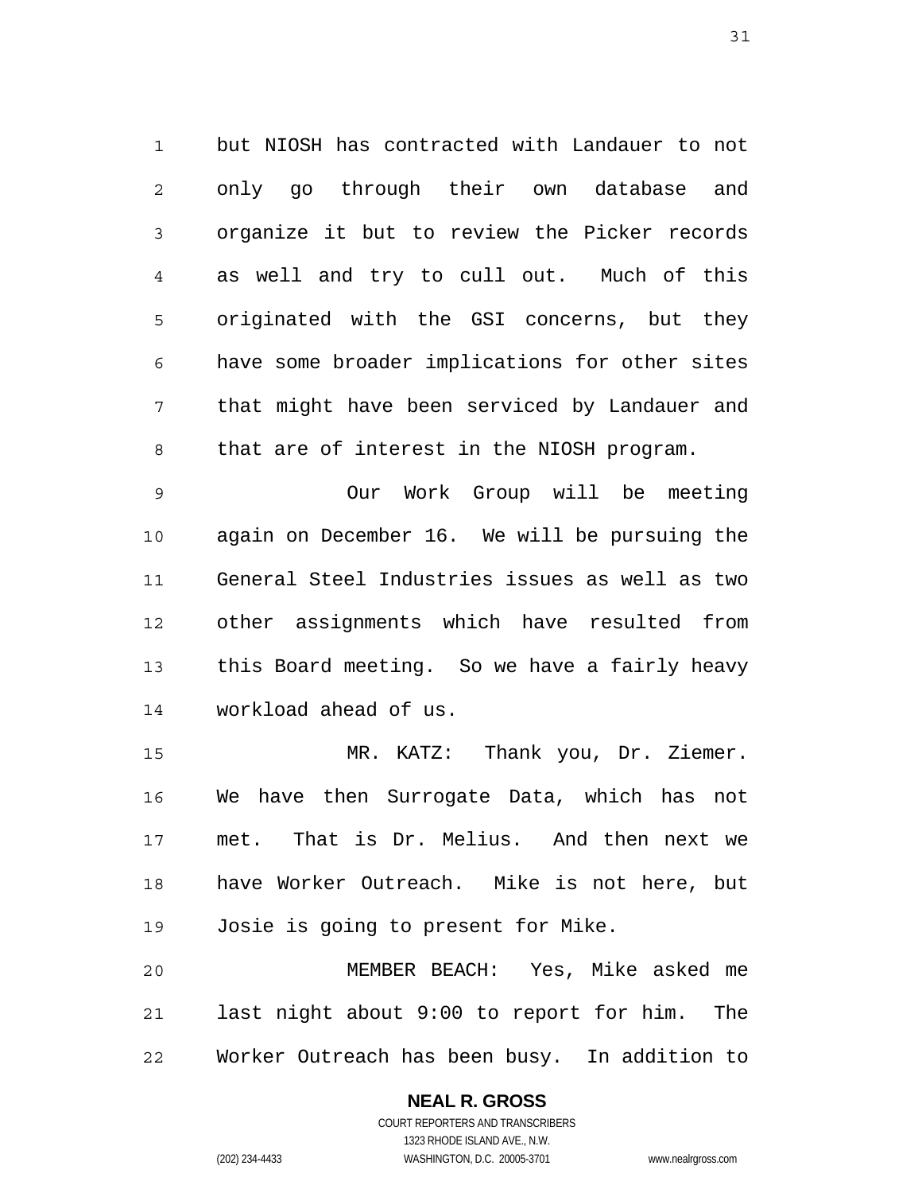but NIOSH has contracted with Landauer to not only go through their own database and organize it but to review the Picker records as well and try to cull out. Much of this originated with the GSI concerns, but they have some broader implications for other sites that might have been serviced by Landauer and that are of interest in the NIOSH program.

Our Work Group will be meeting again on December 16. We will be pursuing the General Steel Industries issues as well as two other assignments which have resulted from this Board meeting. So we have a fairly heavy workload ahead of us.

MR. KATZ: Thank you, Dr. Ziemer. We have then Surrogate Data, which has not met. That is Dr. Melius. And then next we have Worker Outreach. Mike is not here, but Josie is going to present for Mike.

MEMBER BEACH: Yes, Mike asked me last night about 9:00 to report for him. The Worker Outreach has been busy. In addition to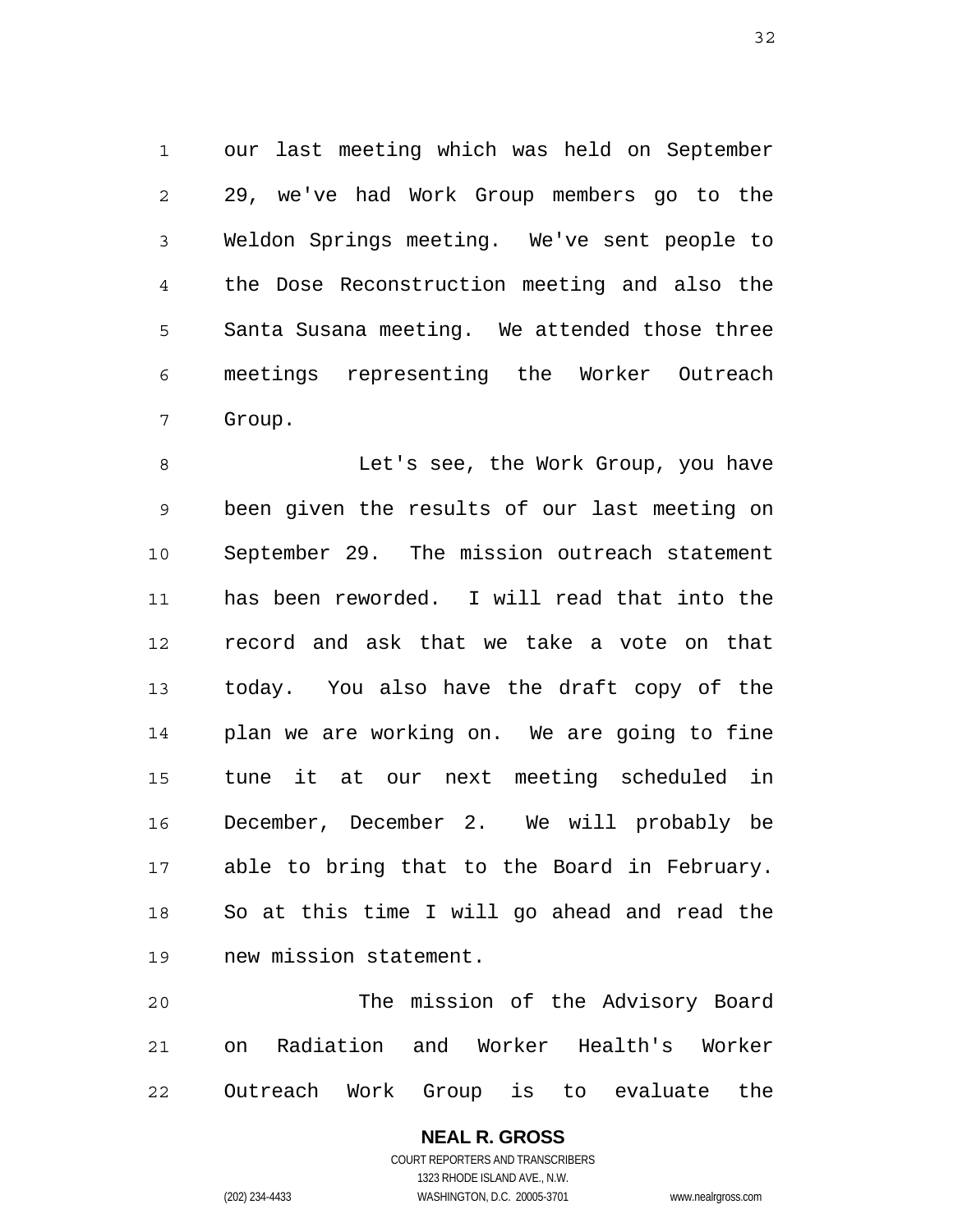our last meeting which was held on September 29, we've had Work Group members go to the Weldon Springs meeting. We've sent people to the Dose Reconstruction meeting and also the Santa Susana meeting. We attended those three meetings representing the Worker Outreach Group.

Let's see, the Work Group, you have been given the results of our last meeting on September 29. The mission outreach statement has been reworded. I will read that into the record and ask that we take a vote on that today. You also have the draft copy of the plan we are working on. We are going to fine tune it at our next meeting scheduled in December, December 2. We will probably be able to bring that to the Board in February. So at this time I will go ahead and read the new mission statement.

The mission of the Advisory Board on Radiation and Worker Health's Worker Outreach Work Group is to evaluate the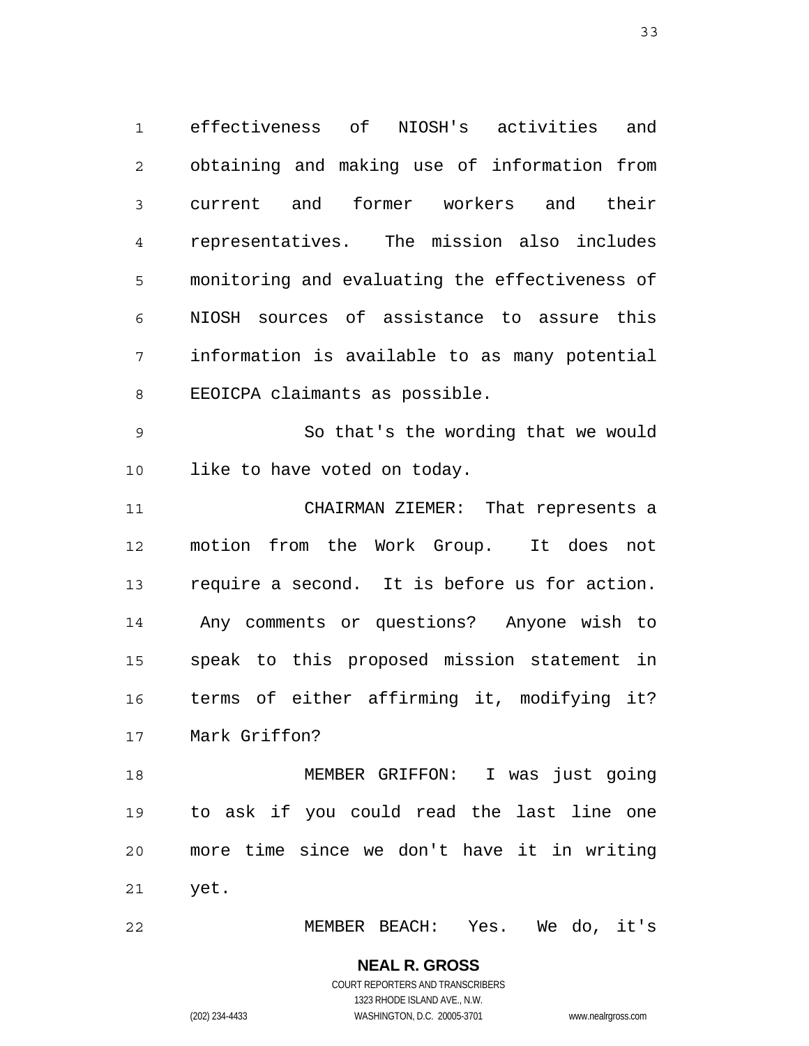effectiveness of NIOSH's activities and obtaining and making use of information from current and former workers and their representatives. The mission also includes monitoring and evaluating the effectiveness of NIOSH sources of assistance to assure this information is available to as many potential EEOICPA claimants as possible.

So that's the wording that we would like to have voted on today.

CHAIRMAN ZIEMER: That represents a motion from the Work Group. It does not require a second. It is before us for action. Any comments or questions? Anyone wish to speak to this proposed mission statement in terms of either affirming it, modifying it? Mark Griffon?

MEMBER GRIFFON: I was just going to ask if you could read the last line one more time since we don't have it in writing yet.

MEMBER BEACH: Yes. We do, it's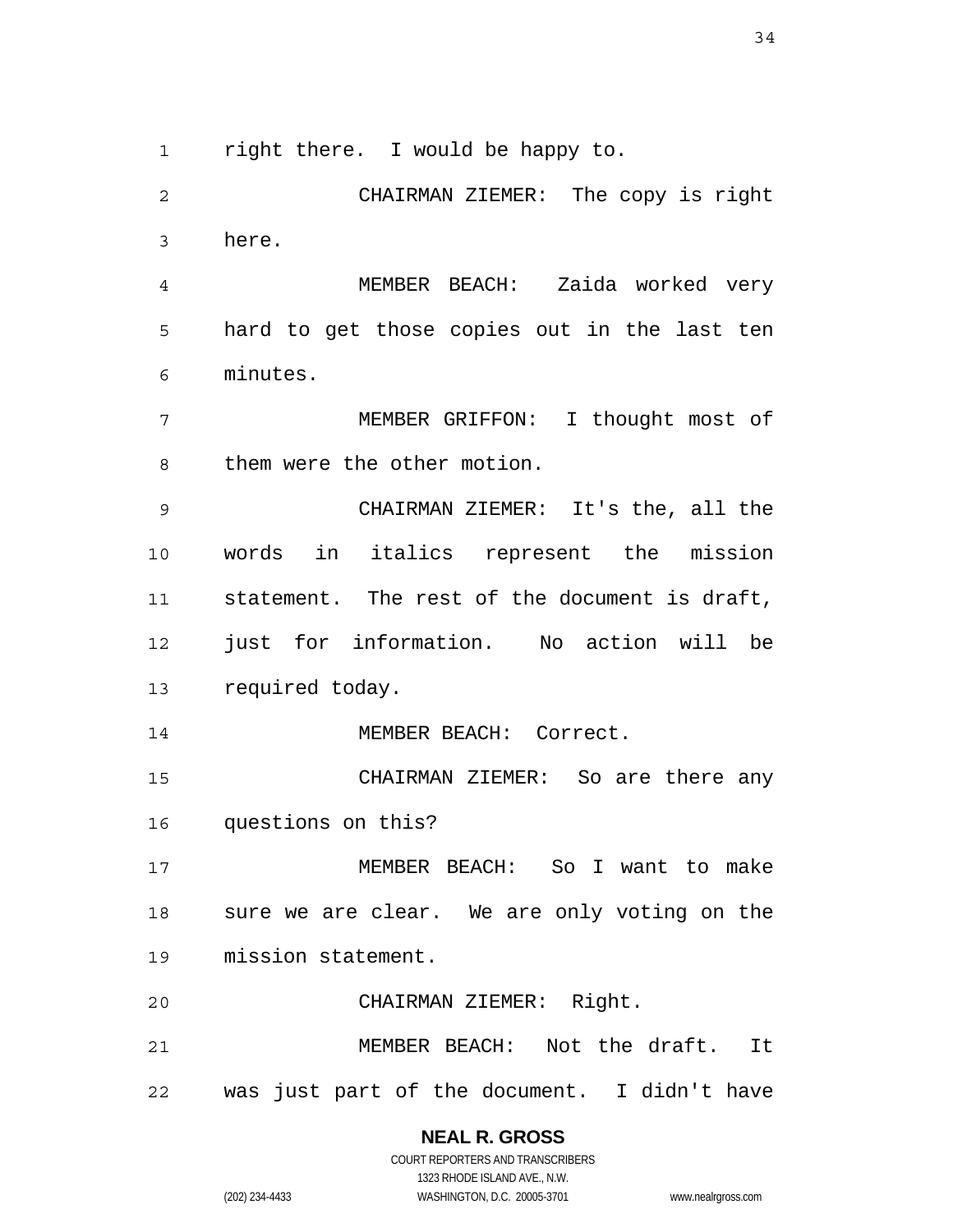right there. I would be happy to.

CHAIRMAN ZIEMER: The copy is right here.

MEMBER BEACH: Zaida worked very hard to get those copies out in the last ten minutes.

MEMBER GRIFFON: I thought most of them were the other motion.

CHAIRMAN ZIEMER: It's the, all the words in italics represent the mission statement. The rest of the document is draft, just for information. No action will be required today.

MEMBER BEACH: Correct.

CHAIRMAN ZIEMER: So are there any questions on this?

MEMBER BEACH: So I want to make sure we are clear. We are only voting on the mission statement.

CHAIRMAN ZIEMER: Right.

MEMBER BEACH: Not the draft. It was just part of the document. I didn't have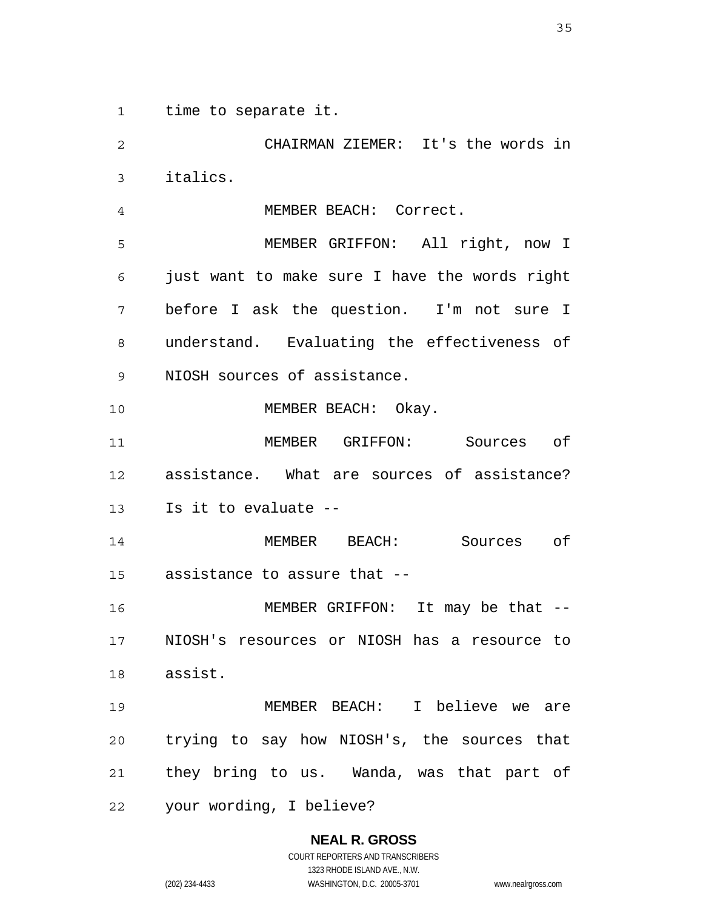time to separate it.

CHAIRMAN ZIEMER: It's the words in italics.

MEMBER BEACH: Correct.

MEMBER GRIFFON: All right, now I just want to make sure I have the words right before I ask the question. I'm not sure I understand. Evaluating the effectiveness of NIOSH sources of assistance.

MEMBER BEACH: Okay.

MEMBER GRIFFON: Sources of assistance. What are sources of assistance? Is it to evaluate --

MEMBER BEACH: Sources of assistance to assure that --

MEMBER GRIFFON: It may be that -- NIOSH's resources or NIOSH has a resource to assist.

MEMBER BEACH: I believe we are trying to say how NIOSH's, the sources that they bring to us. Wanda, was that part of your wording, I believe?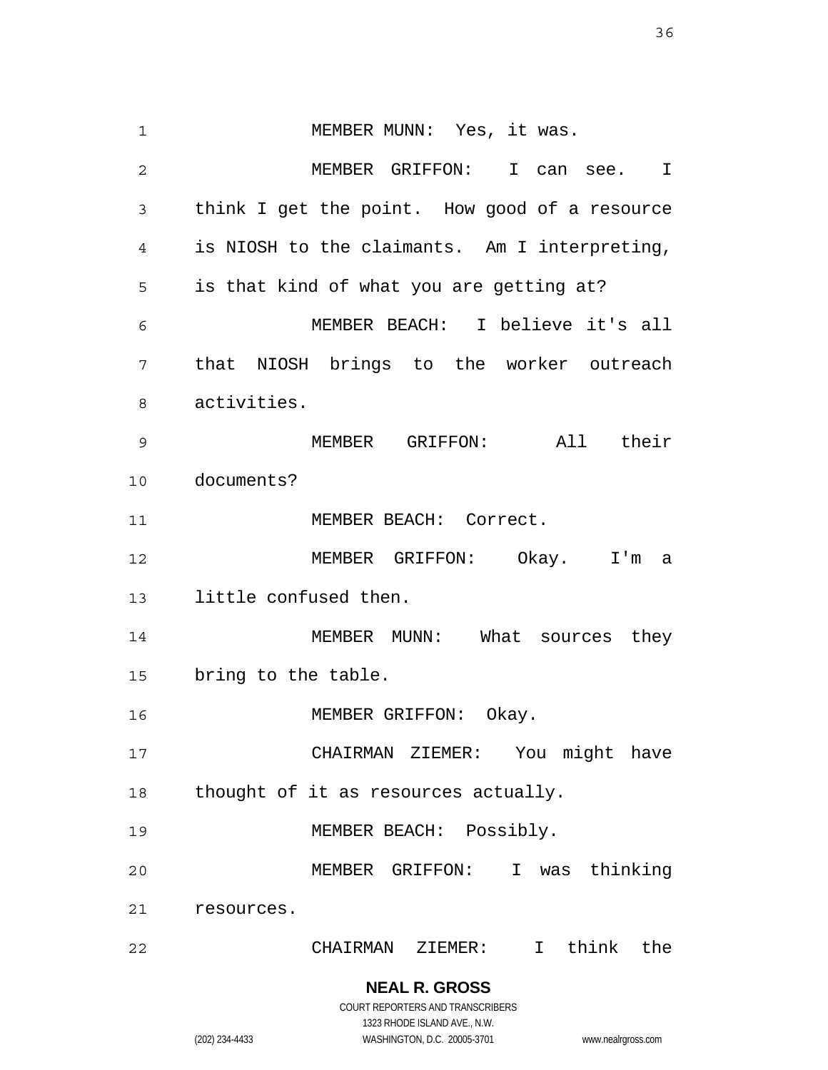MEMBER MUNN: Yes, it was.

MEMBER GRIFFON: I can see. I think I get the point. How good of a resource is NIOSH to the claimants. Am I interpreting, is that kind of what you are getting at?

MEMBER BEACH: I believe it's all that NIOSH brings to the worker outreach activities.

MEMBER GRIFFON: All their documents?

MEMBER BEACH: Correct.

MEMBER GRIFFON: Okay. I'm a little confused then.

MEMBER MUNN: What sources they bring to the table.

MEMBER GRIFFON: Okay.

CHAIRMAN ZIEMER: You might have thought of it as resources actually.

MEMBER BEACH: Possibly.

MEMBER GRIFFON: I was thinking resources.

CHAIRMAN ZIEMER: I think the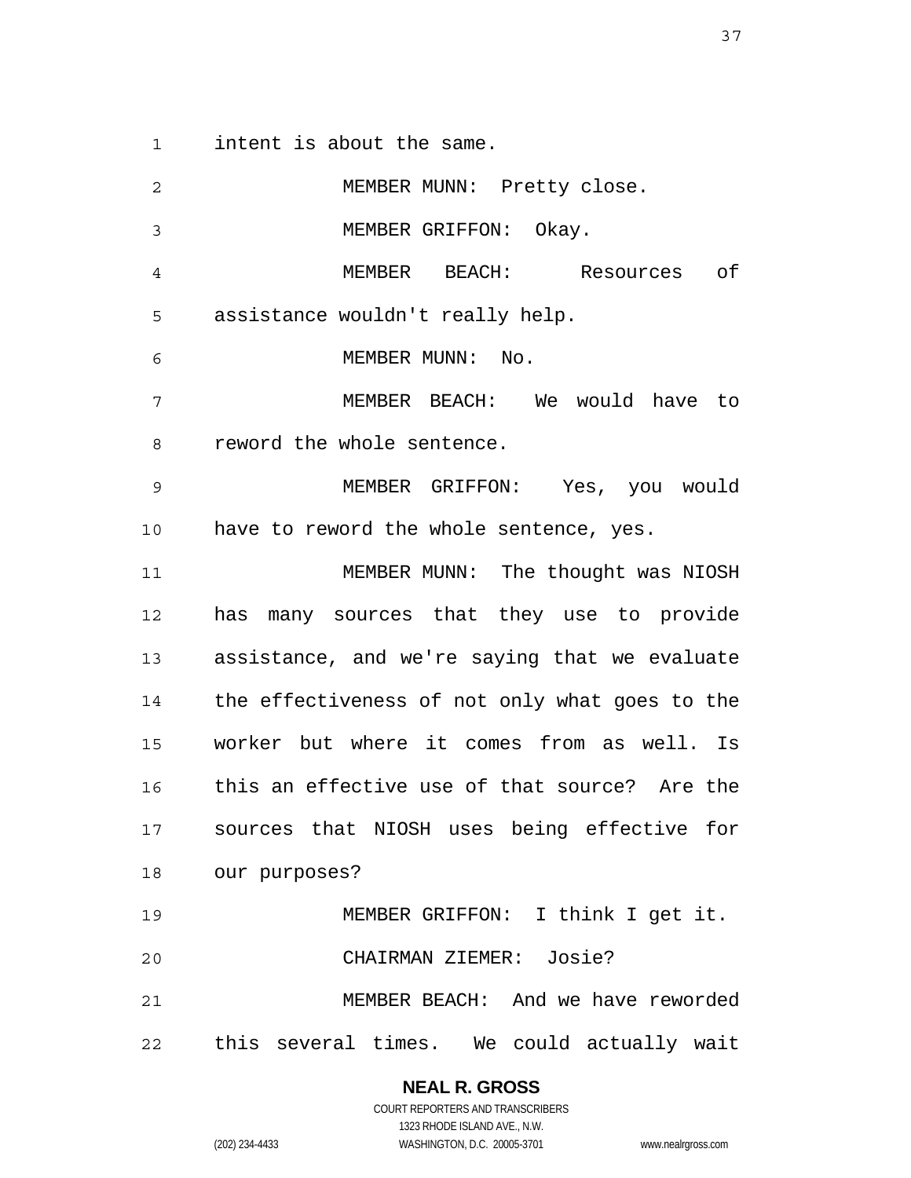intent is about the same.

MEMBER MUNN: Pretty close.

MEMBER GRIFFON: Okay.

MEMBER BEACH: Resources of assistance wouldn't really help.

MEMBER MUNN: No.

MEMBER BEACH: We would have to reword the whole sentence.

MEMBER GRIFFON: Yes, you would have to reword the whole sentence, yes.

MEMBER MUNN: The thought was NIOSH has many sources that they use to provide assistance, and we're saying that we evaluate the effectiveness of not only what goes to the worker but where it comes from as well. Is this an effective use of that source? Are the sources that NIOSH uses being effective for our purposes?

MEMBER GRIFFON: I think I get it.

CHAIRMAN ZIEMER: Josie?

MEMBER BEACH: And we have reworded this several times. We could actually wait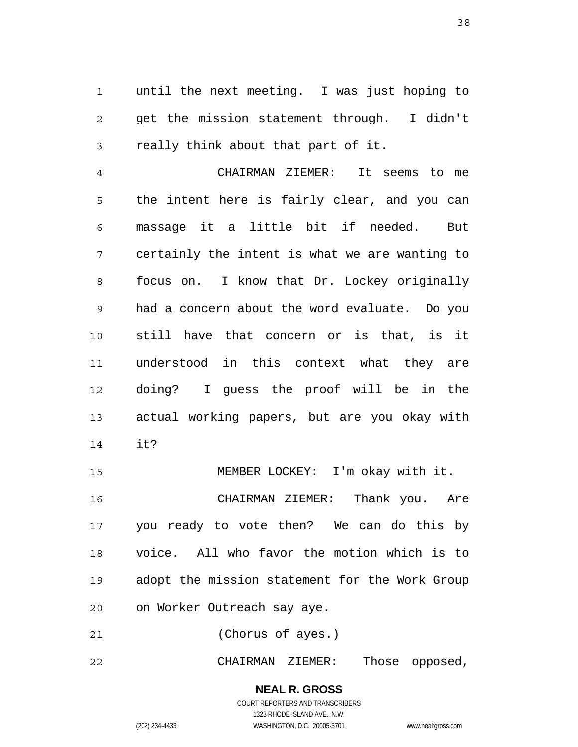until the next meeting. I was just hoping to get the mission statement through. I didn't really think about that part of it.

CHAIRMAN ZIEMER: It seems to me the intent here is fairly clear, and you can massage it a little bit if needed. But certainly the intent is what we are wanting to focus on. I know that Dr. Lockey originally had a concern about the word evaluate. Do you still have that concern or is that, is it understood in this context what they are doing? I guess the proof will be in the actual working papers, but are you okay with it?

MEMBER LOCKEY: I'm okay with it.

CHAIRMAN ZIEMER: Thank you. Are you ready to vote then? We can do this by voice. All who favor the motion which is to adopt the mission statement for the Work Group on Worker Outreach say aye.

(Chorus of ayes.)

CHAIRMAN ZIEMER: Those opposed,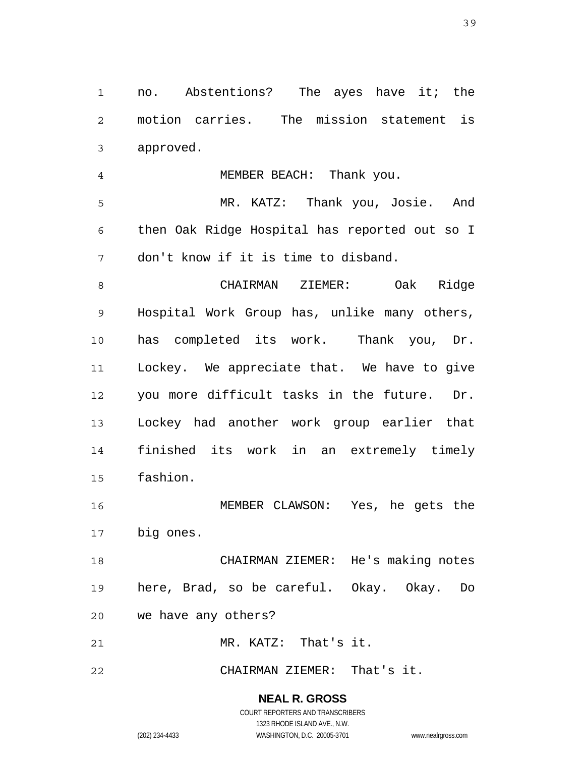no. Abstentions? The ayes have it; the motion carries. The mission statement is approved.

MEMBER BEACH: Thank you.

MR. KATZ: Thank you, Josie. And then Oak Ridge Hospital has reported out so I don't know if it is time to disband.

CHAIRMAN ZIEMER: Oak Ridge Hospital Work Group has, unlike many others, has completed its work. Thank you, Dr. Lockey. We appreciate that. We have to give you more difficult tasks in the future. Dr. Lockey had another work group earlier that finished its work in an extremely timely fashion.

MEMBER CLAWSON: Yes, he gets the big ones.

CHAIRMAN ZIEMER: He's making notes here, Brad, so be careful. Okay. Okay. Do we have any others?

MR. KATZ: That's it.

CHAIRMAN ZIEMER: That's it.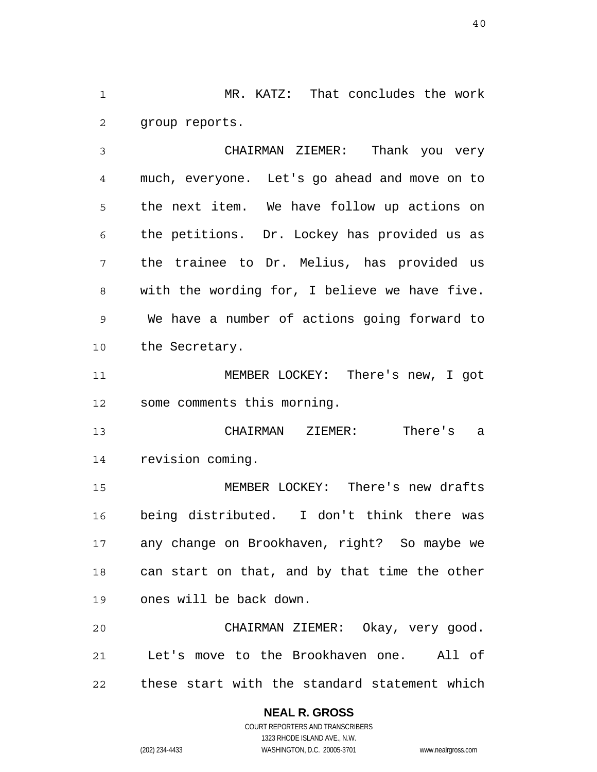MR. KATZ: That concludes the work group reports.

CHAIRMAN ZIEMER: Thank you very much, everyone. Let's go ahead and move on to the next item. We have follow up actions on the petitions. Dr. Lockey has provided us as the trainee to Dr. Melius, has provided us with the wording for, I believe we have five. We have a number of actions going forward to the Secretary.

MEMBER LOCKEY: There's new, I got some comments this morning.

CHAIRMAN ZIEMER: There's a revision coming.

MEMBER LOCKEY: There's new drafts being distributed. I don't think there was any change on Brookhaven, right? So maybe we can start on that, and by that time the other ones will be back down.

CHAIRMAN ZIEMER: Okay, very good. Let's move to the Brookhaven one. All of these start with the standard statement which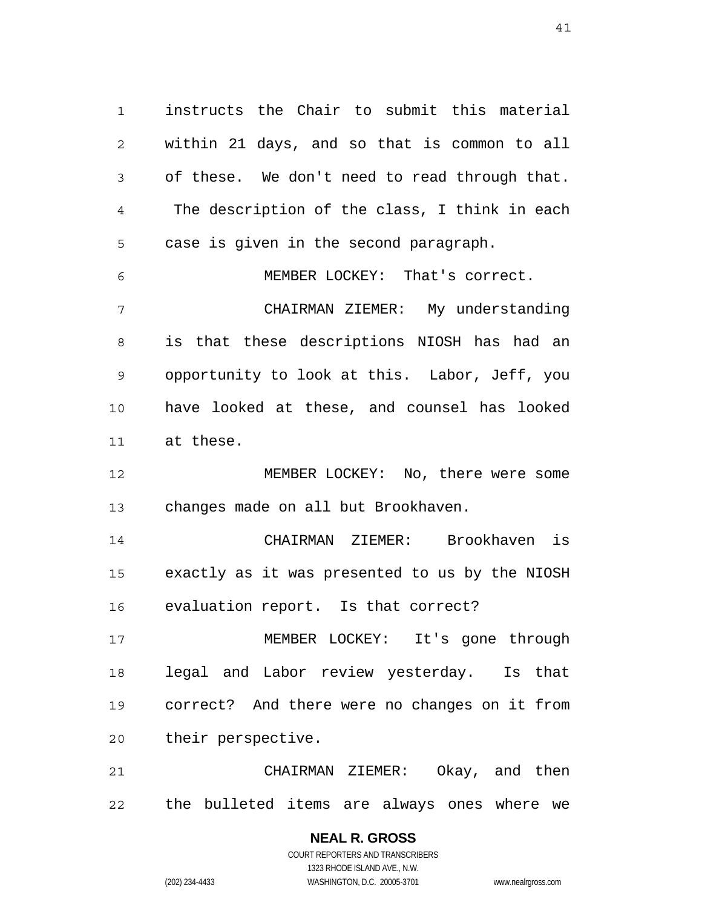instructs the Chair to submit this material within 21 days, and so that is common to all of these. We don't need to read through that. The description of the class, I think in each case is given in the second paragraph.

MEMBER LOCKEY: That's correct.

CHAIRMAN ZIEMER: My understanding is that these descriptions NIOSH has had an opportunity to look at this. Labor, Jeff, you have looked at these, and counsel has looked at these.

MEMBER LOCKEY: No, there were some changes made on all but Brookhaven.

CHAIRMAN ZIEMER: Brookhaven is exactly as it was presented to us by the NIOSH evaluation report. Is that correct?

MEMBER LOCKEY: It's gone through legal and Labor review yesterday. Is that correct? And there were no changes on it from their perspective.

CHAIRMAN ZIEMER: Okay, and then the bulleted items are always ones where we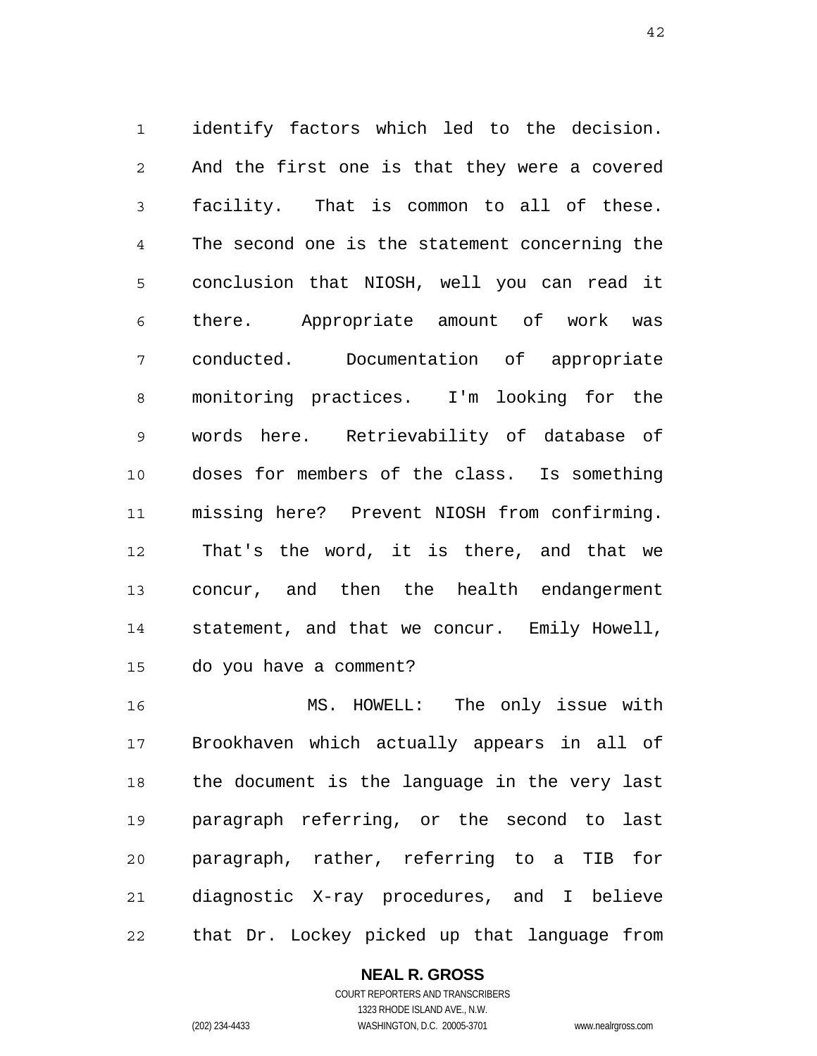identify factors which led to the decision. And the first one is that they were a covered facility. That is common to all of these. The second one is the statement concerning the conclusion that NIOSH, well you can read it there. Appropriate amount of work was conducted. Documentation of appropriate monitoring practices. I'm looking for the words here. Retrievability of database of doses for members of the class. Is something missing here? Prevent NIOSH from confirming. That's the word, it is there, and that we concur, and then the health endangerment statement, and that we concur. Emily Howell, do you have a comment?

MS. HOWELL: The only issue with Brookhaven which actually appears in all of the document is the language in the very last paragraph referring, or the second to last paragraph, rather, referring to a TIB for diagnostic X-ray procedures, and I believe that Dr. Lockey picked up that language from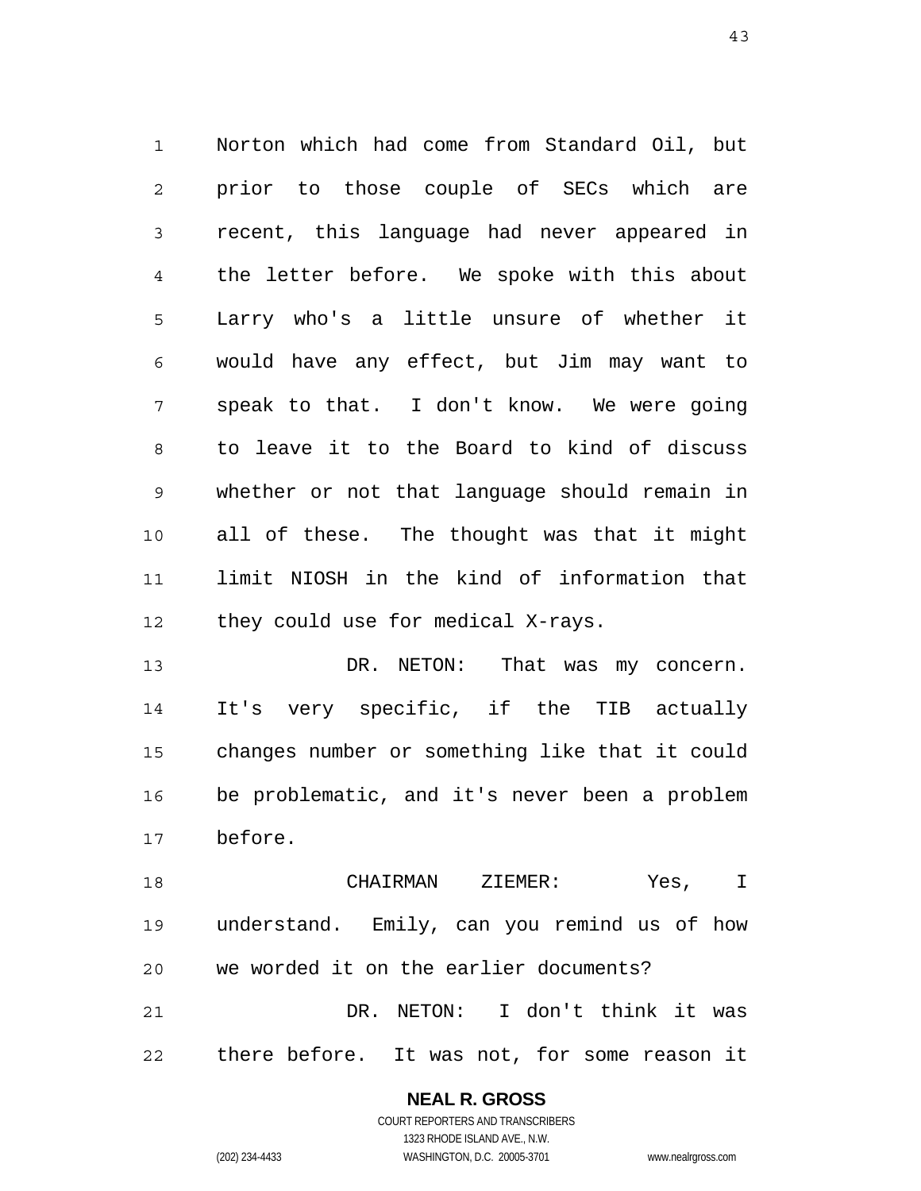Norton which had come from Standard Oil, but prior to those couple of SECs which are recent, this language had never appeared in the letter before. We spoke with this about Larry who's a little unsure of whether it would have any effect, but Jim may want to speak to that. I don't know. We were going to leave it to the Board to kind of discuss whether or not that language should remain in all of these. The thought was that it might limit NIOSH in the kind of information that they could use for medical X-rays.

DR. NETON: That was my concern. It's very specific, if the TIB actually changes number or something like that it could be problematic, and it's never been a problem before.

CHAIRMAN ZIEMER: Yes, I understand. Emily, can you remind us of how we worded it on the earlier documents?

DR. NETON: I don't think it was there before. It was not, for some reason it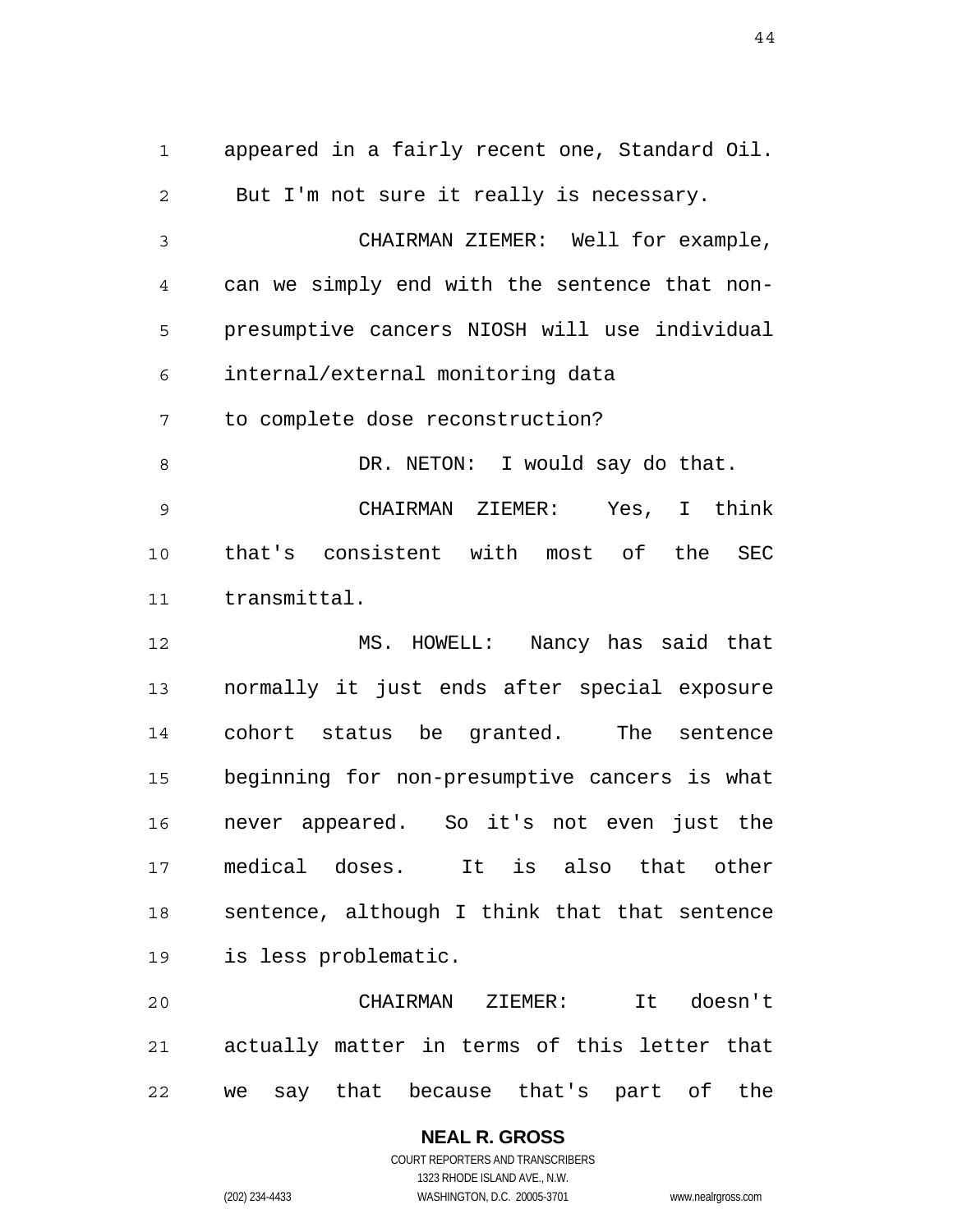appeared in a fairly recent one, Standard Oil. But I'm not sure it really is necessary.

CHAIRMAN ZIEMER: Well for example, can we simply end with the sentence that non-presumptive cancers NIOSH will use individual internal/external monitoring data to complete dose reconstruction?

DR. NETON: I would say do that.

CHAIRMAN ZIEMER: Yes, I think that's consistent with most of the SEC transmittal.

MS. HOWELL: Nancy has said that normally it just ends after special exposure cohort status be granted. The sentence beginning for non-presumptive cancers is what never appeared. So it's not even just the medical doses. It is also that other sentence, although I think that that sentence is less problematic.

CHAIRMAN ZIEMER: It doesn't actually matter in terms of this letter that we say that because that's part of the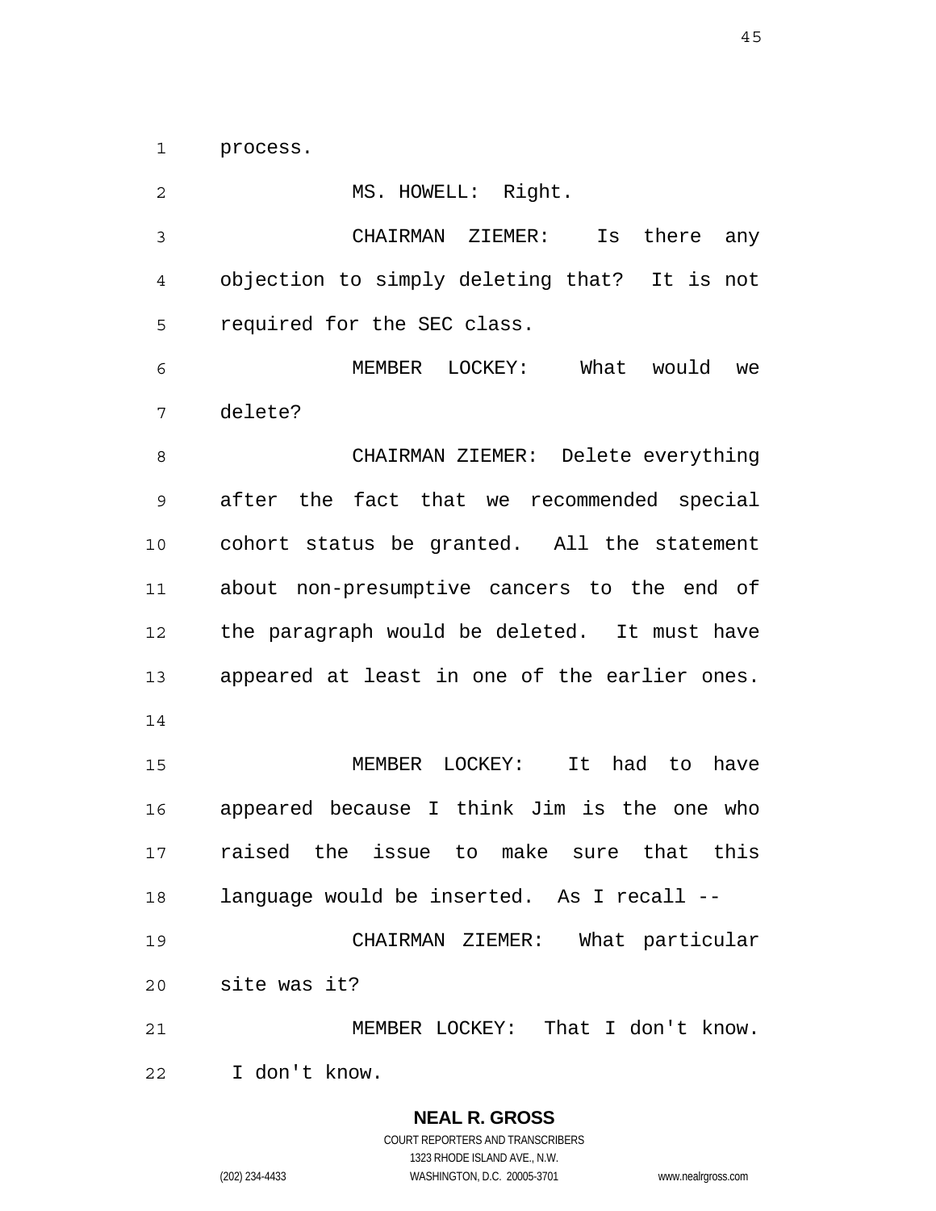process.

MS. HOWELL: Right.

CHAIRMAN ZIEMER: Is there any objection to simply deleting that? It is not required for the SEC class.

MEMBER LOCKEY: What would we delete?

CHAIRMAN ZIEMER: Delete everything after the fact that we recommended special cohort status be granted. All the statement about non-presumptive cancers to the end of the paragraph would be deleted. It must have appeared at least in one of the earlier ones.

MEMBER LOCKEY: It had to have appeared because I think Jim is the one who raised the issue to make sure that this language would be inserted. As I recall --

CHAIRMAN ZIEMER: What particular site was it?

MEMBER LOCKEY: That I don't know. I don't know.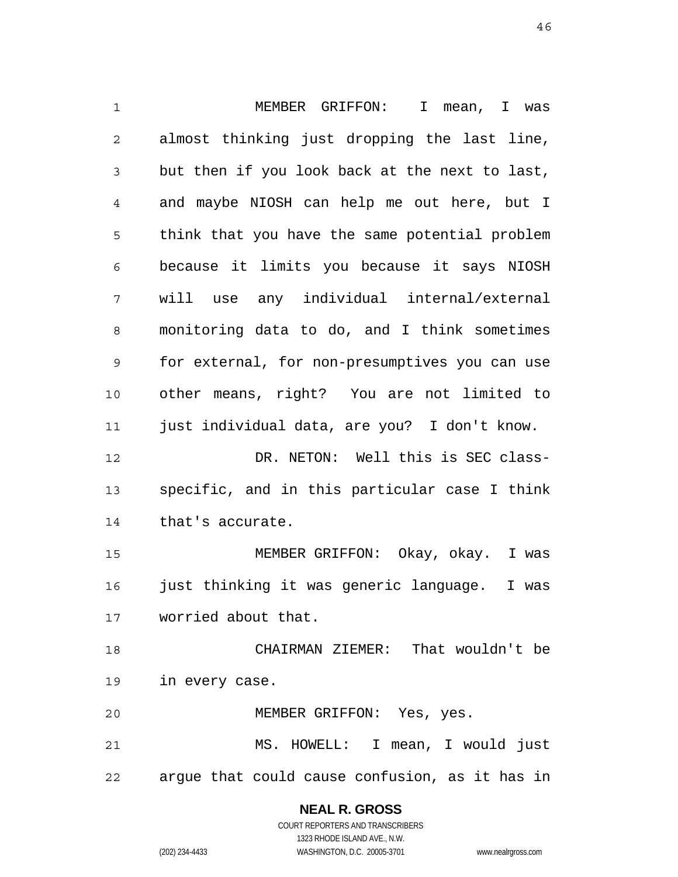MEMBER GRIFFON: I mean, I was almost thinking just dropping the last line, but then if you look back at the next to last, and maybe NIOSH can help me out here, but I think that you have the same potential problem because it limits you because it says NIOSH will use any individual internal/external monitoring data to do, and I think sometimes for external, for non-presumptives you can use other means, right? You are not limited to just individual data, are you? I don't know.

DR. NETON: Well this is SEC class-specific, and in this particular case I think that's accurate.

MEMBER GRIFFON: Okay, okay. I was just thinking it was generic language. I was worried about that.

CHAIRMAN ZIEMER: That wouldn't be in every case.

MEMBER GRIFFON: Yes, yes.

MS. HOWELL: I mean, I would just argue that could cause confusion, as it has in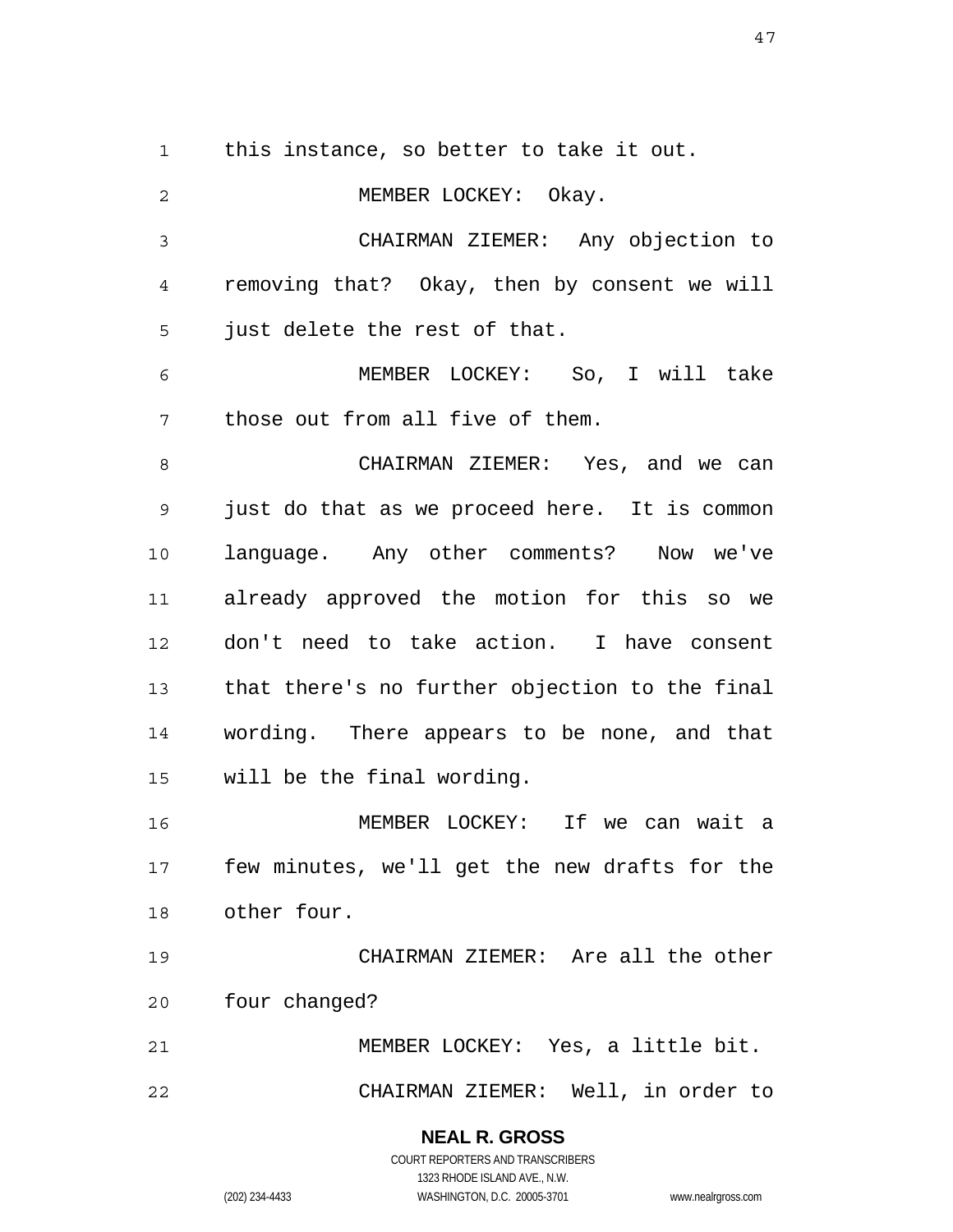this instance, so better to take it out.

MEMBER LOCKEY: Okay.

CHAIRMAN ZIEMER: Any objection to removing that? Okay, then by consent we will just delete the rest of that.

MEMBER LOCKEY: So, I will take those out from all five of them.

CHAIRMAN ZIEMER: Yes, and we can just do that as we proceed here. It is common language. Any other comments? Now we've already approved the motion for this so we don't need to take action. I have consent that there's no further objection to the final wording. There appears to be none, and that will be the final wording.

MEMBER LOCKEY: If we can wait a few minutes, we'll get the new drafts for the other four.

CHAIRMAN ZIEMER: Are all the other four changed?

MEMBER LOCKEY: Yes, a little bit.

CHAIRMAN ZIEMER: Well, in order to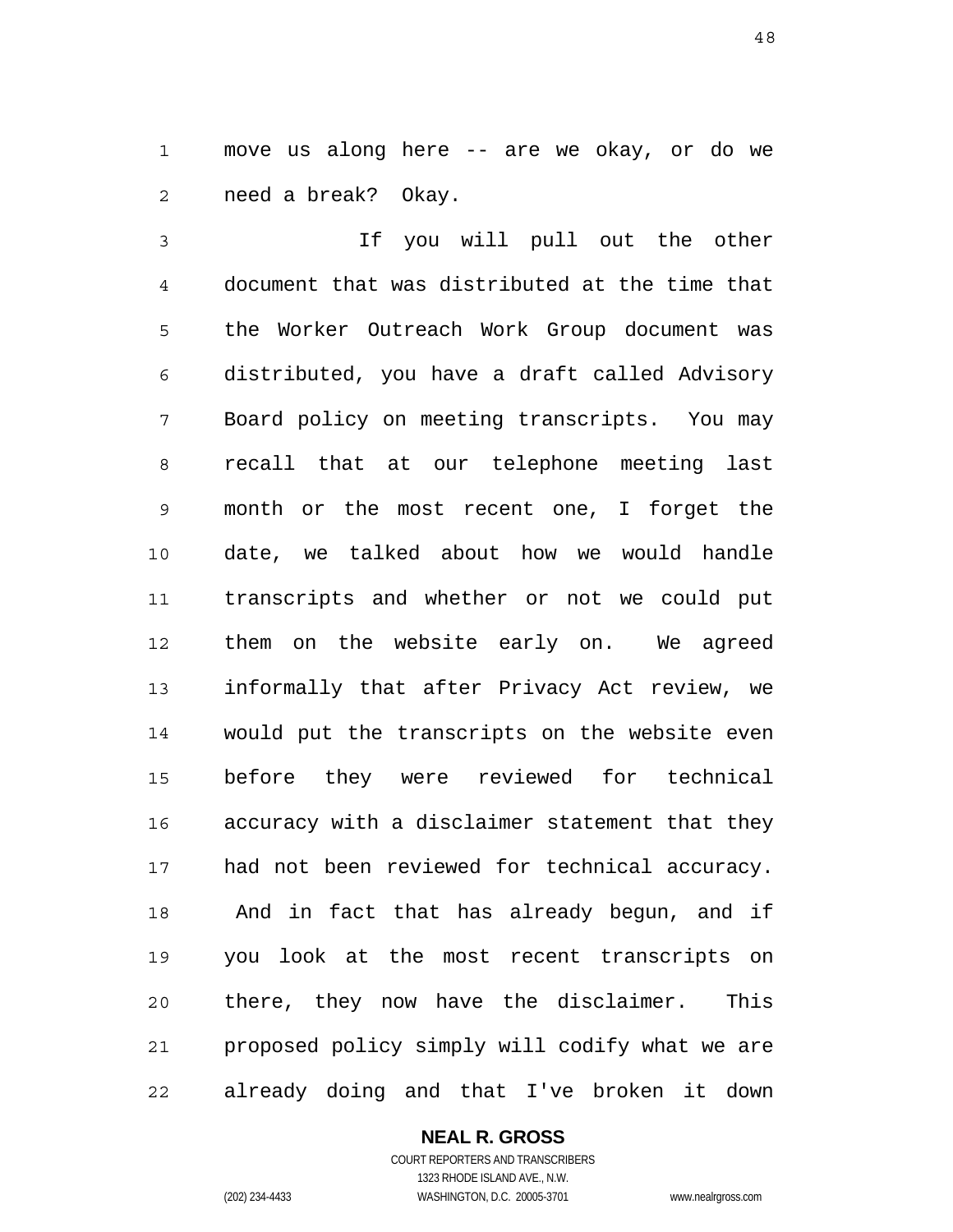move us along here -- are we okay, or do we need a break? Okay.

If you will pull out the other document that was distributed at the time that the Worker Outreach Work Group document was distributed, you have a draft called Advisory Board policy on meeting transcripts. You may recall that at our telephone meeting last month or the most recent one, I forget the date, we talked about how we would handle transcripts and whether or not we could put them on the website early on. We agreed informally that after Privacy Act review, we would put the transcripts on the website even before they were reviewed for technical accuracy with a disclaimer statement that they had not been reviewed for technical accuracy. And in fact that has already begun, and if you look at the most recent transcripts on there, they now have the disclaimer. This proposed policy simply will codify what we are already doing and that I've broken it down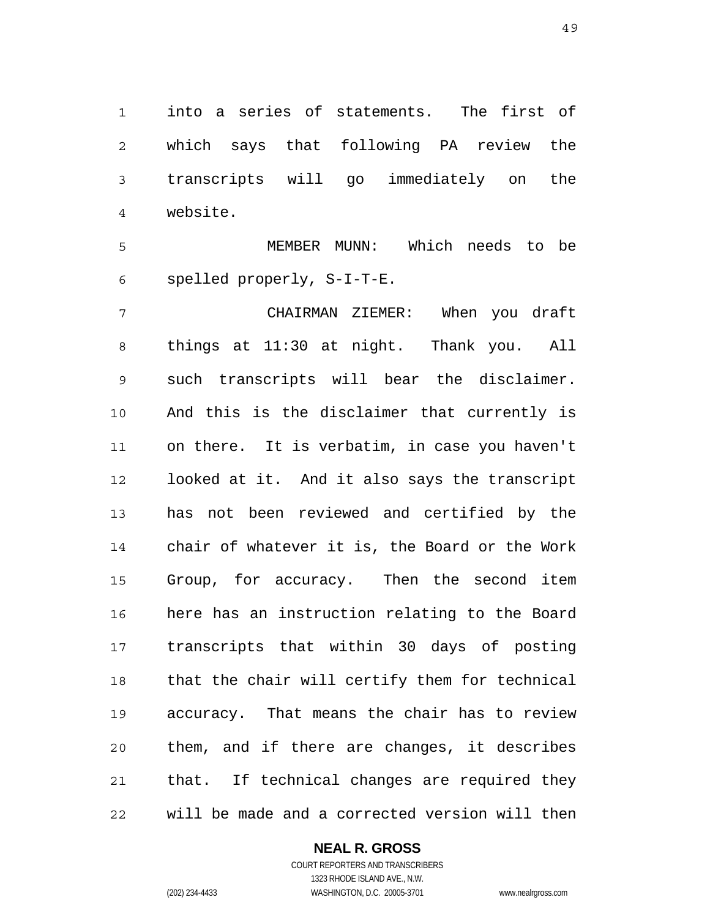into a series of statements. The first of which says that following PA review the transcripts will go immediately on the website.

MEMBER MUNN: Which needs to be spelled properly, S-I-T-E.

CHAIRMAN ZIEMER: When you draft things at 11:30 at night. Thank you. All such transcripts will bear the disclaimer. And this is the disclaimer that currently is on there. It is verbatim, in case you haven't looked at it. And it also says the transcript has not been reviewed and certified by the chair of whatever it is, the Board or the Work Group, for accuracy. Then the second item here has an instruction relating to the Board transcripts that within 30 days of posting that the chair will certify them for technical accuracy. That means the chair has to review them, and if there are changes, it describes that. If technical changes are required they will be made and a corrected version will then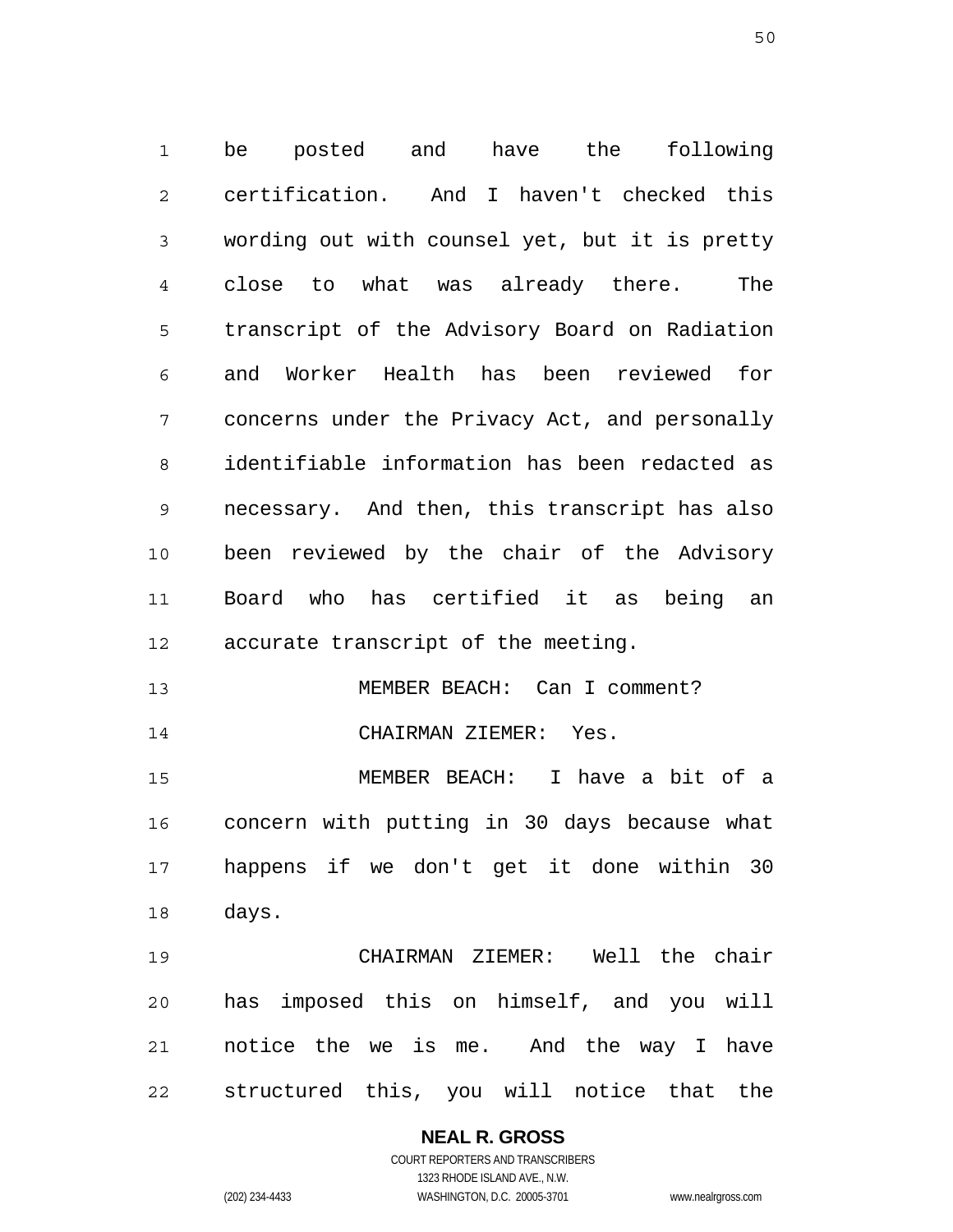be posted and have the following certification. And I haven't checked this wording out with counsel yet, but it is pretty close to what was already there. The transcript of the Advisory Board on Radiation and Worker Health has been reviewed for concerns under the Privacy Act, and personally identifiable information has been redacted as necessary. And then, this transcript has also been reviewed by the chair of the Advisory Board who has certified it as being an accurate transcript of the meeting.

MEMBER BEACH: Can I comment?

CHAIRMAN ZIEMER: Yes.

MEMBER BEACH: I have a bit of a concern with putting in 30 days because what happens if we don't get it done within 30 days.

CHAIRMAN ZIEMER: Well the chair has imposed this on himself, and you will notice the we is me. And the way I have structured this, you will notice that the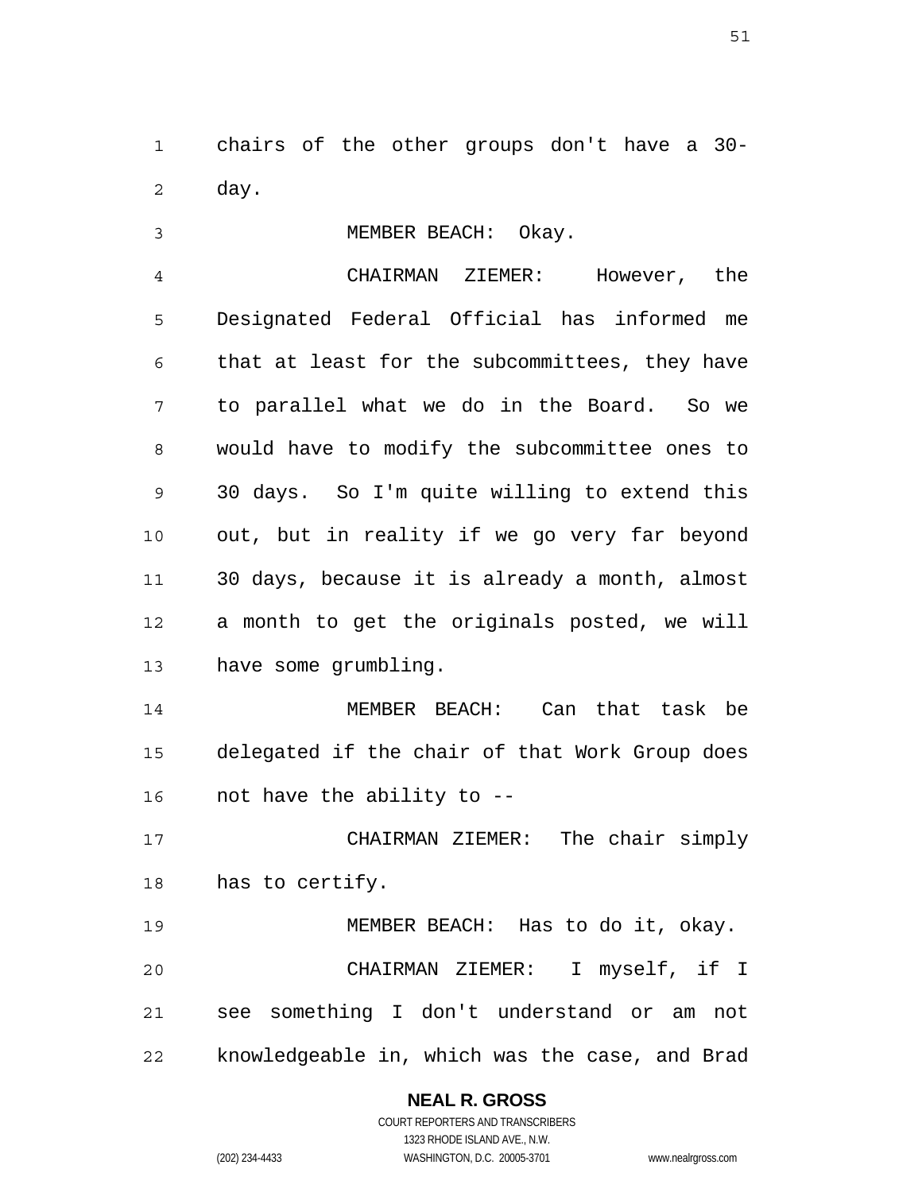chairs of the other groups don't have a 30-day.

MEMBER BEACH: Okay.

CHAIRMAN ZIEMER: However, the Designated Federal Official has informed me that at least for the subcommittees, they have to parallel what we do in the Board. So we would have to modify the subcommittee ones to 30 days. So I'm quite willing to extend this out, but in reality if we go very far beyond 30 days, because it is already a month, almost a month to get the originals posted, we will have some grumbling.

MEMBER BEACH: Can that task be delegated if the chair of that Work Group does not have the ability to --

CHAIRMAN ZIEMER: The chair simply has to certify.

MEMBER BEACH: Has to do it, okay.

CHAIRMAN ZIEMER: I myself, if I see something I don't understand or am not knowledgeable in, which was the case, and Brad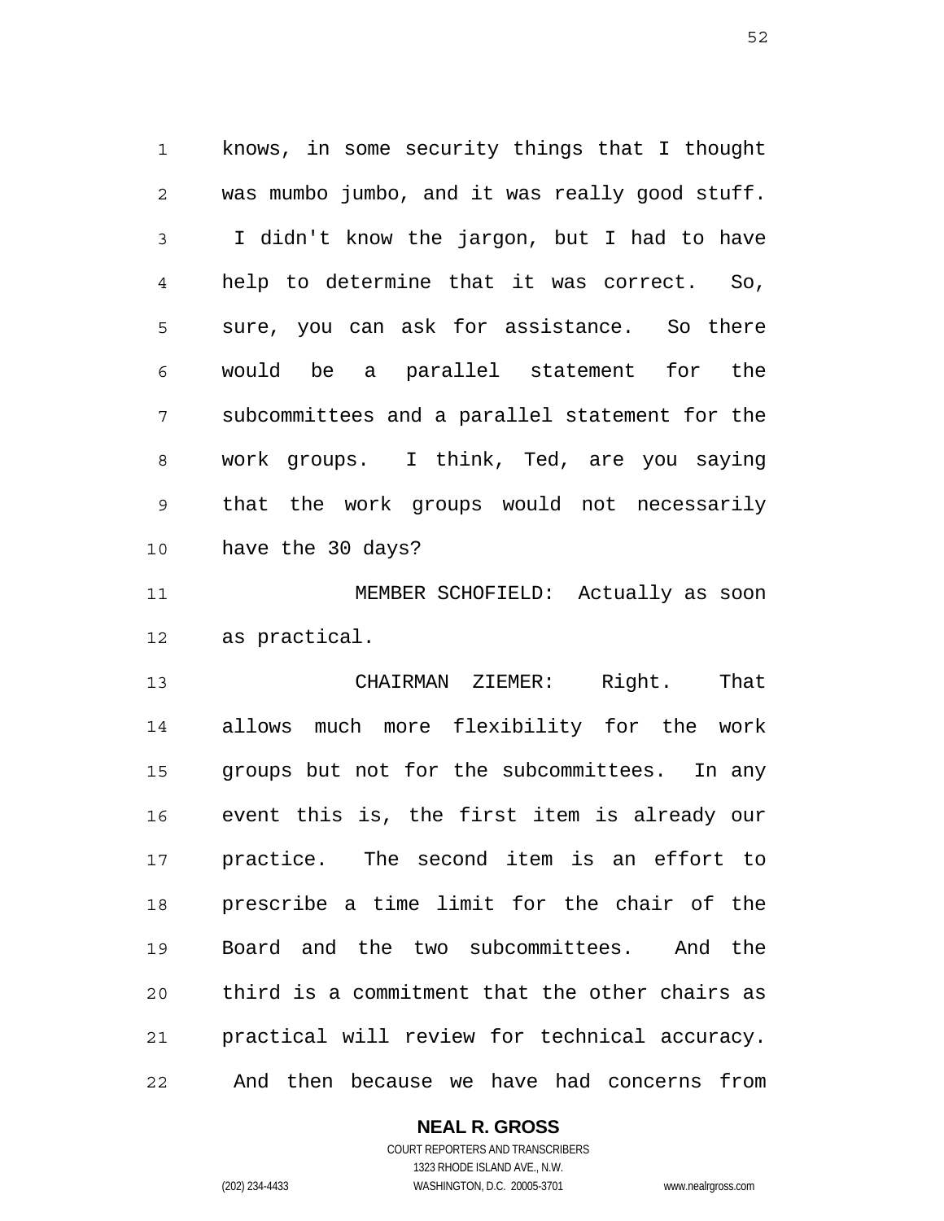knows, in some security things that I thought was mumbo jumbo, and it was really good stuff. I didn't know the jargon, but I had to have help to determine that it was correct. So, sure, you can ask for assistance. So there would be a parallel statement for the subcommittees and a parallel statement for the work groups. I think, Ted, are you saying that the work groups would not necessarily have the 30 days?

MEMBER SCHOFIELD: Actually as soon as practical.

CHAIRMAN ZIEMER: Right. That allows much more flexibility for the work groups but not for the subcommittees. In any event this is, the first item is already our practice. The second item is an effort to prescribe a time limit for the chair of the Board and the two subcommittees. And the third is a commitment that the other chairs as practical will review for technical accuracy. And then because we have had concerns from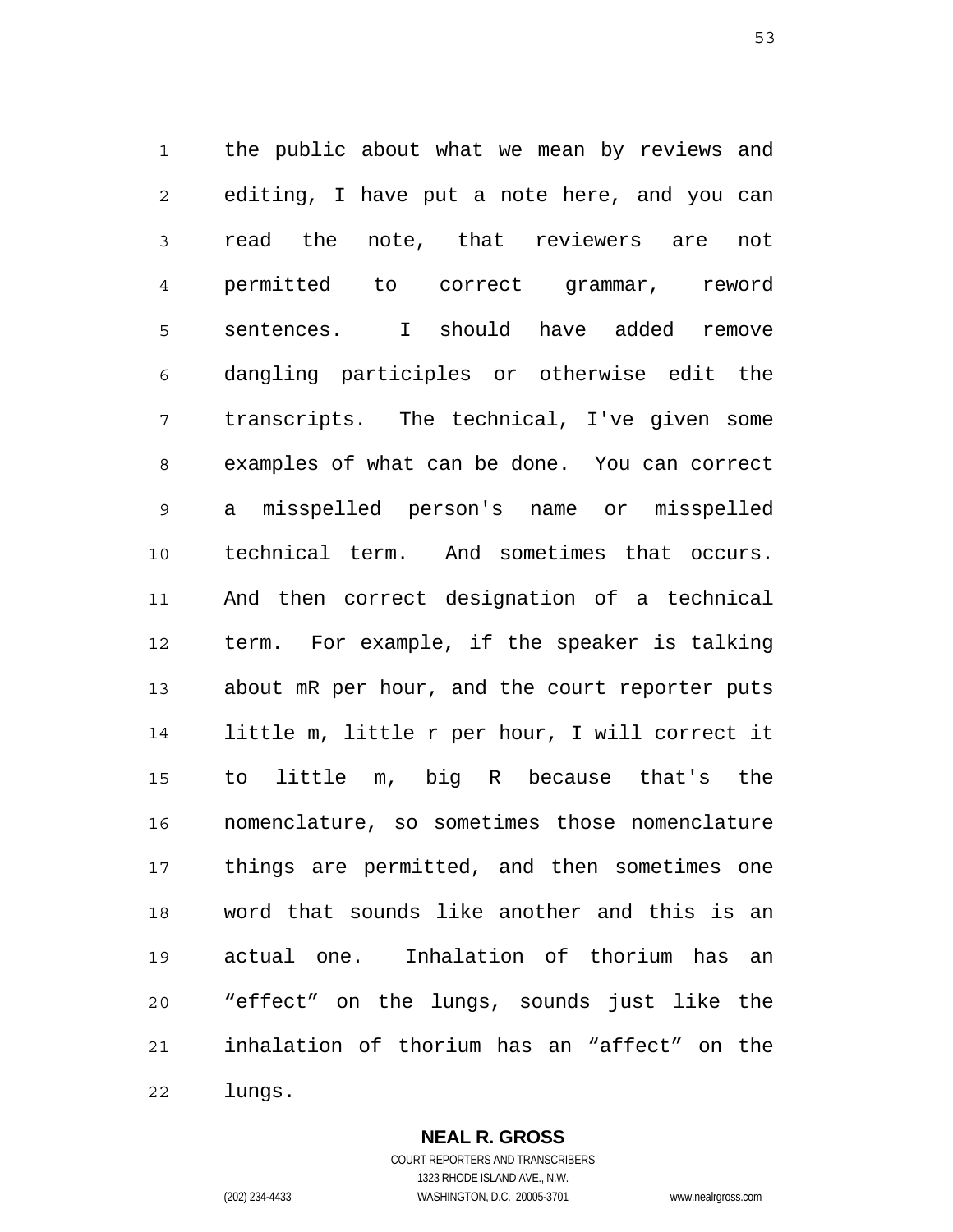the public about what we mean by reviews and editing, I have put a note here, and you can read the note, that reviewers are not permitted to correct grammar, reword sentences. I should have added remove dangling participles or otherwise edit the transcripts. The technical, I've given some examples of what can be done. You can correct a misspelled person's name or misspelled technical term. And sometimes that occurs. And then correct designation of a technical term. For example, if the speaker is talking about mR per hour, and the court reporter puts little m, little r per hour, I will correct it to little m, big R because that's the nomenclature, so sometimes those nomenclature things are permitted, and then sometimes one word that sounds like another and this is an actual one. Inhalation of thorium has an “effect” on the lungs, sounds just like the inhalation of thorium has an “affect” on the lungs.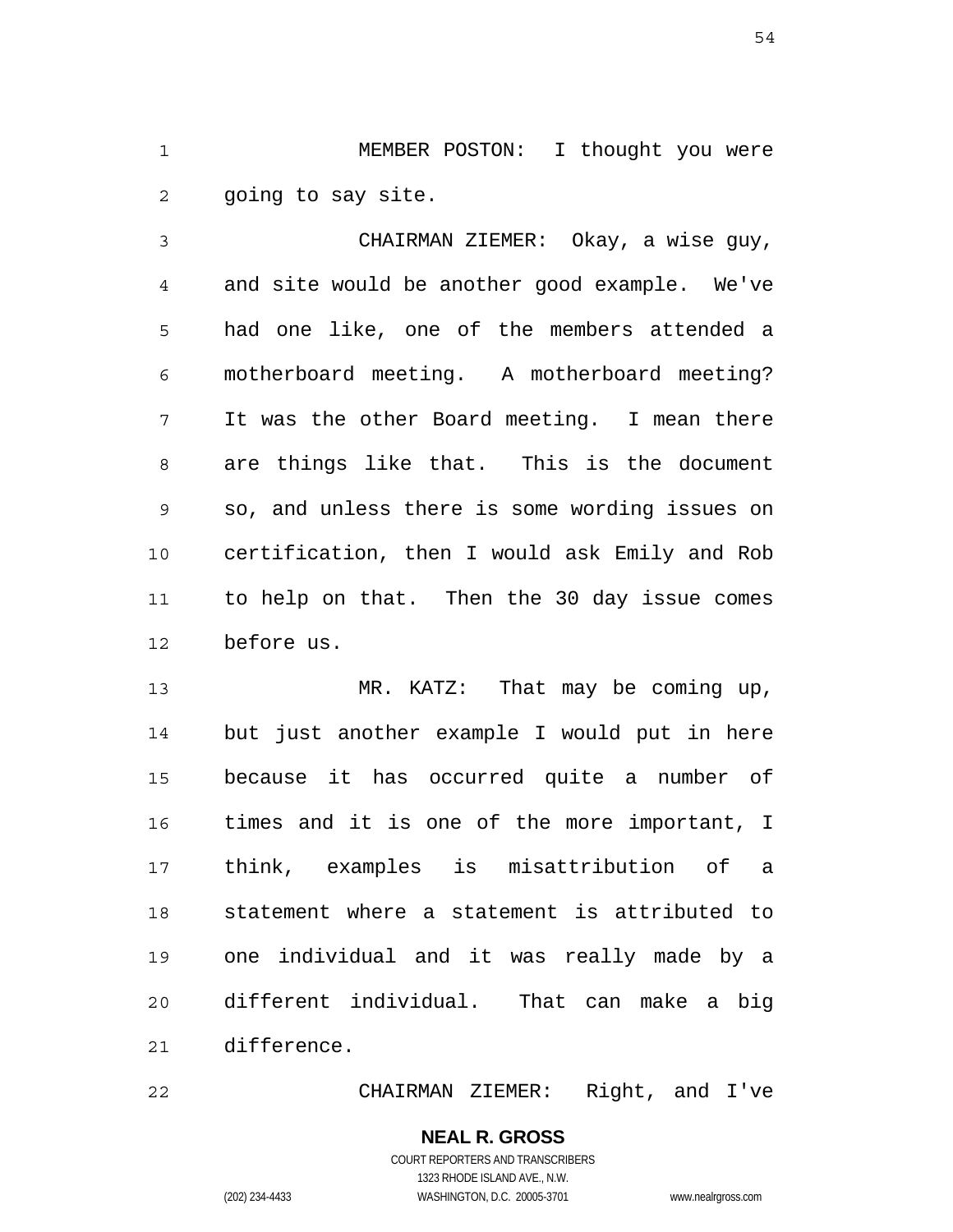MEMBER POSTON: I thought you were going to say site.

CHAIRMAN ZIEMER: Okay, a wise guy, and site would be another good example. We've had one like, one of the members attended a motherboard meeting. A motherboard meeting? It was the other Board meeting. I mean there are things like that. This is the document so, and unless there is some wording issues on certification, then I would ask Emily and Rob to help on that. Then the 30 day issue comes before us.

MR. KATZ: That may be coming up, but just another example I would put in here because it has occurred quite a number of times and it is one of the more important, I think, examples is misattribution of a statement where a statement is attributed to one individual and it was really made by a different individual. That can make a big difference.

CHAIRMAN ZIEMER: Right, and I've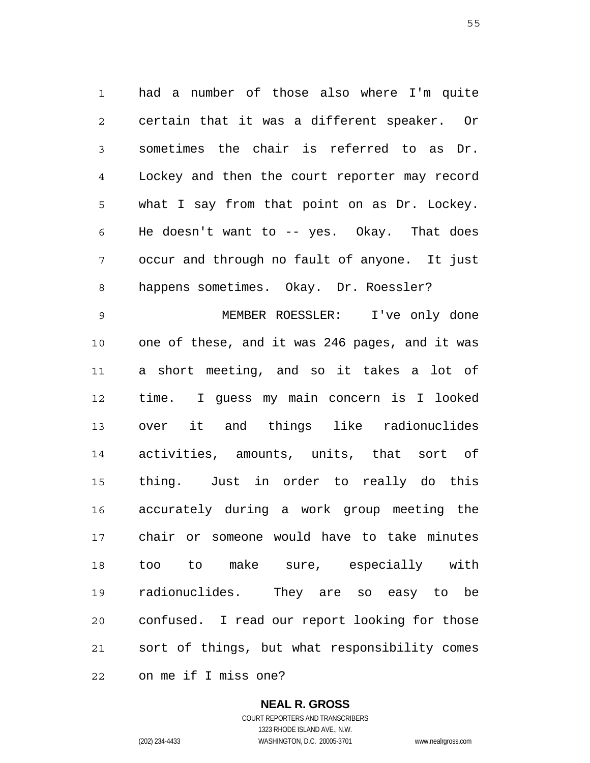had a number of those also where I'm quite certain that it was a different speaker. Or sometimes the chair is referred to as Dr. Lockey and then the court reporter may record what I say from that point on as Dr. Lockey. He doesn't want to -- yes. Okay. That does occur and through no fault of anyone. It just happens sometimes. Okay. Dr. Roessler?

MEMBER ROESSLER: I've only done one of these, and it was 246 pages, and it was a short meeting, and so it takes a lot of time. I guess my main concern is I looked over it and things like radionuclides activities, amounts, units, that sort of thing. Just in order to really do this accurately during a work group meeting the chair or someone would have to take minutes too to make sure, especially with radionuclides. They are so easy to be confused. I read our report looking for those sort of things, but what responsibility comes on me if I miss one?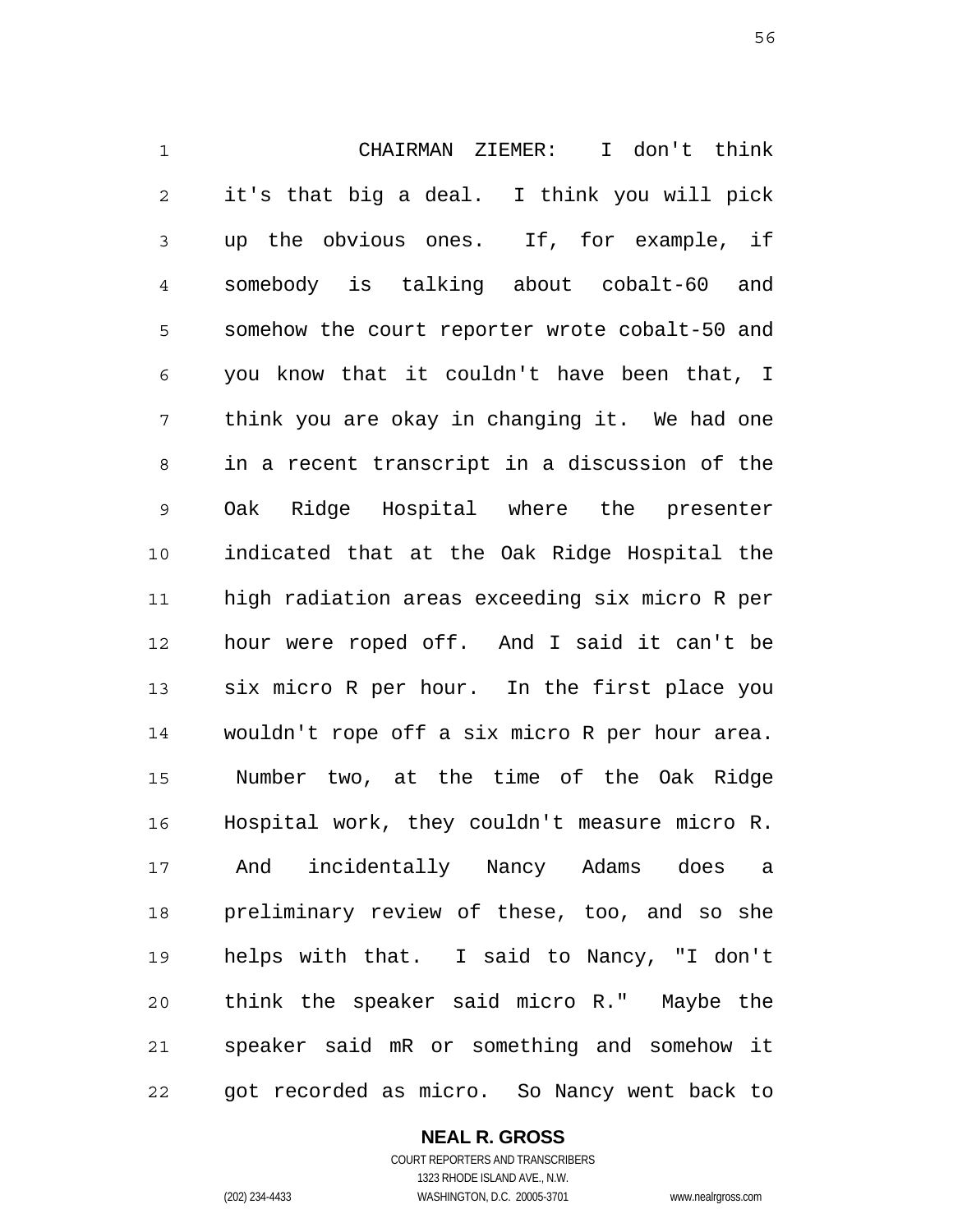CHAIRMAN ZIEMER: I don't think it's that big a deal. I think you will pick up the obvious ones. If, for example, if somebody is talking about cobalt-60 and somehow the court reporter wrote cobalt-50 and you know that it couldn't have been that, I think you are okay in changing it. We had one in a recent transcript in a discussion of the Oak Ridge Hospital where the presenter indicated that at the Oak Ridge Hospital the high radiation areas exceeding six micro R per hour were roped off. And I said it can't be six micro R per hour. In the first place you wouldn't rope off a six micro R per hour area. Number two, at the time of the Oak Ridge Hospital work, they couldn't measure micro R. And incidentally Nancy Adams does a preliminary review of these, too, and so she helps with that. I said to Nancy, "I don't think the speaker said micro R." Maybe the speaker said mR or something and somehow it got recorded as micro. So Nancy went back to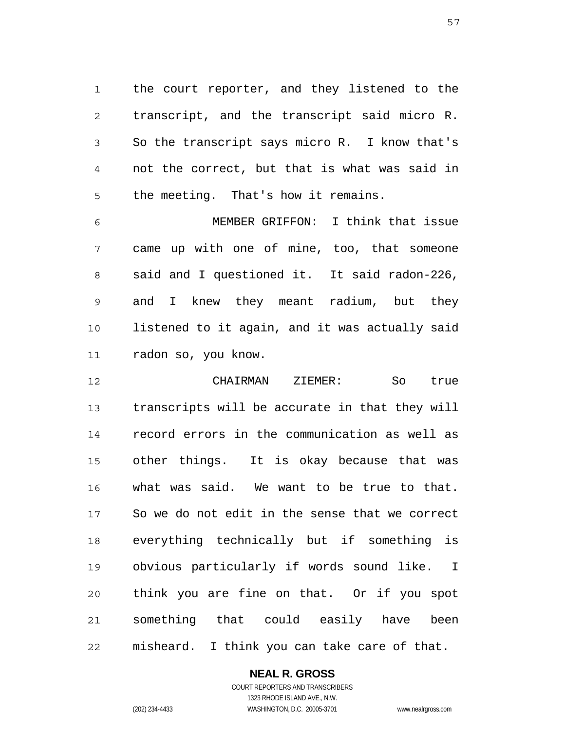the court reporter, and they listened to the transcript, and the transcript said micro R. So the transcript says micro R. I know that's not the correct, but that is what was said in the meeting. That's how it remains.

MEMBER GRIFFON: I think that issue came up with one of mine, too, that someone said and I questioned it. It said radon-226, and I knew they meant radium, but they listened to it again, and it was actually said radon so, you know.

CHAIRMAN ZIEMER: So true transcripts will be accurate in that they will record errors in the communication as well as other things. It is okay because that was what was said. We want to be true to that. So we do not edit in the sense that we correct everything technically but if something is obvious particularly if words sound like. I think you are fine on that. Or if you spot something that could easily have been misheard. I think you can take care of that.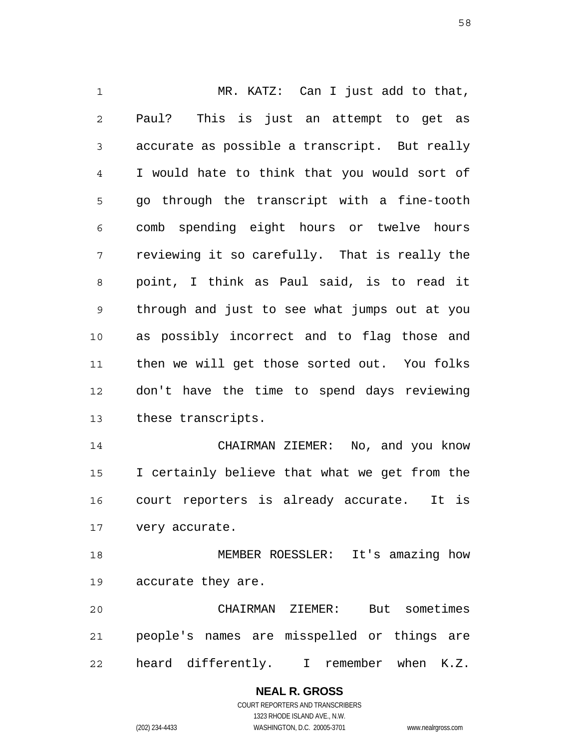MR. KATZ: Can I just add to that, Paul? This is just an attempt to get as accurate as possible a transcript. But really I would hate to think that you would sort of go through the transcript with a fine-tooth comb spending eight hours or twelve hours reviewing it so carefully. That is really the point, I think as Paul said, is to read it through and just to see what jumps out at you as possibly incorrect and to flag those and then we will get those sorted out. You folks don't have the time to spend days reviewing these transcripts.

CHAIRMAN ZIEMER: No, and you know I certainly believe that what we get from the court reporters is already accurate. It is very accurate.

MEMBER ROESSLER: It's amazing how accurate they are.

CHAIRMAN ZIEMER: But sometimes people's names are misspelled or things are heard differently. I remember when K.Z.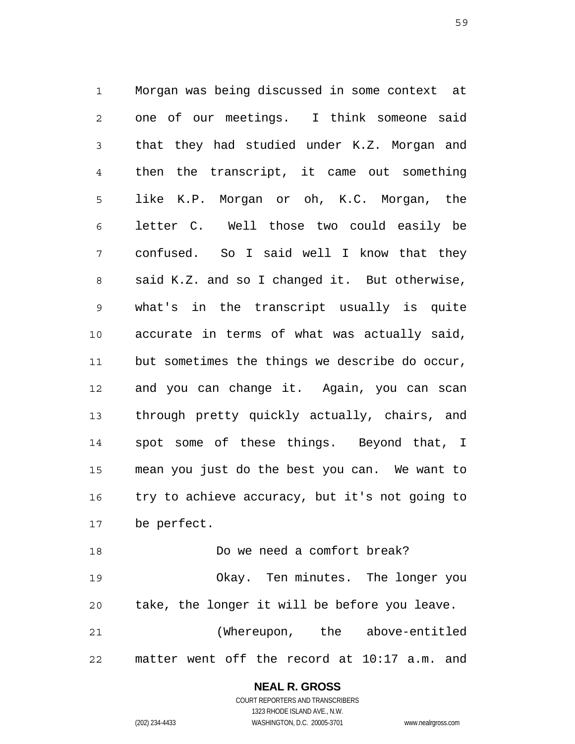Morgan was being discussed in some context at one of our meetings. I think someone said that they had studied under K.Z. Morgan and then the transcript, it came out something like K.P. Morgan or oh, K.C. Morgan, the letter C. Well those two could easily be confused. So I said well I know that they said K.Z. and so I changed it. But otherwise, what's in the transcript usually is quite accurate in terms of what was actually said, but sometimes the things we describe do occur, and you can change it. Again, you can scan through pretty quickly actually, chairs, and spot some of these things. Beyond that, I mean you just do the best you can. We want to try to achieve accuracy, but it's not going to be perfect.

Do we need a comfort break?

Okay. Ten minutes. The longer you take, the longer it will be before you leave.

(Whereupon, the above-entitled matter went off the record at 10:17 a.m. and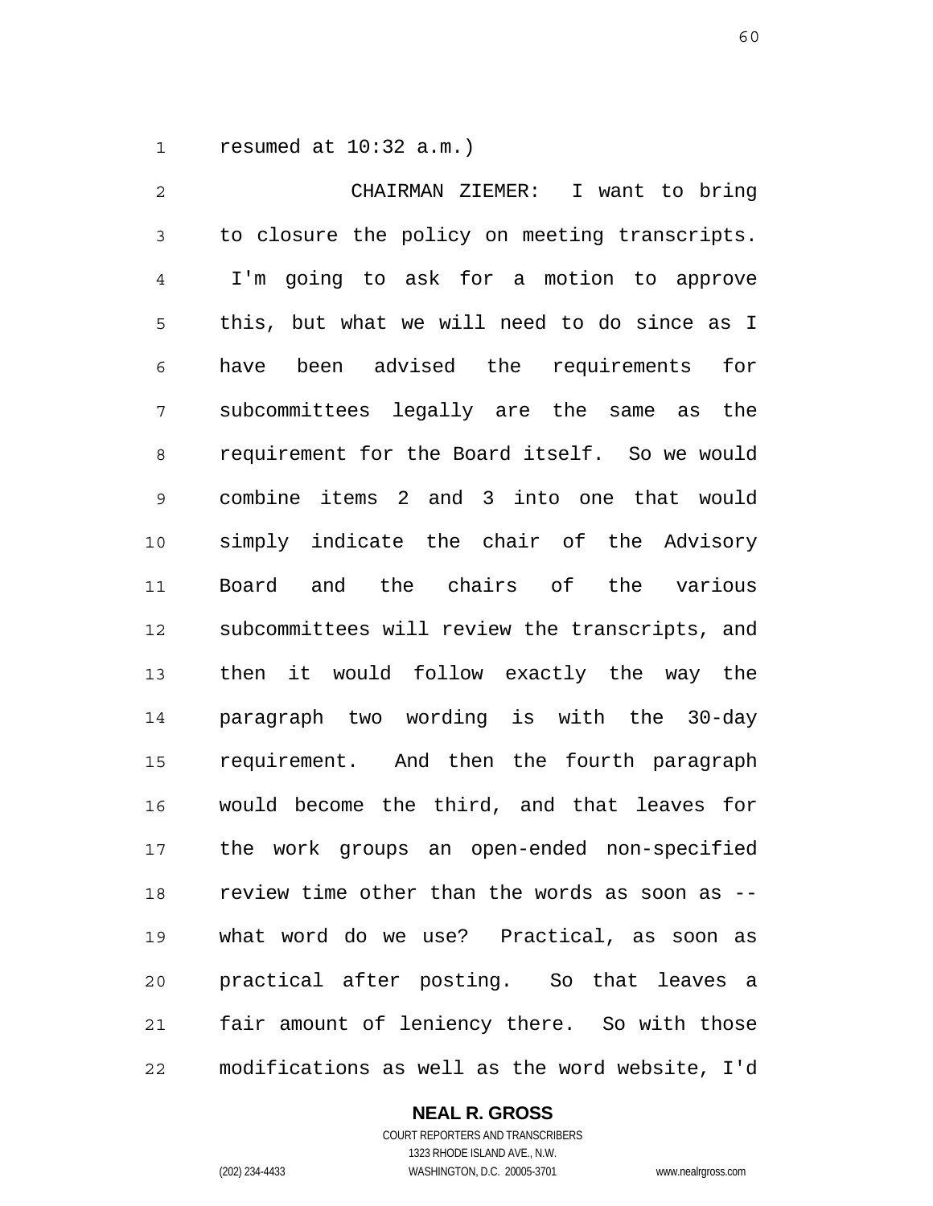resumed at 10:32 a.m.)

CHAIRMAN ZIEMER: I want to bring to closure the policy on meeting transcripts. I'm going to ask for a motion to approve this, but what we will need to do since as I have been advised the requirements for subcommittees legally are the same as the requirement for the Board itself. So we would combine items 2 and 3 into one that would simply indicate the chair of the Advisory Board and the chairs of the various subcommittees will review the transcripts, and then it would follow exactly the way the paragraph two wording is with the 30-day requirement. And then the fourth paragraph would become the third, and that leaves for the work groups an open-ended non-specified review time other than the words as soon as -- what word do we use? Practical, as soon as practical after posting. So that leaves a fair amount of leniency there. So with those modifications as well as the word website, I'd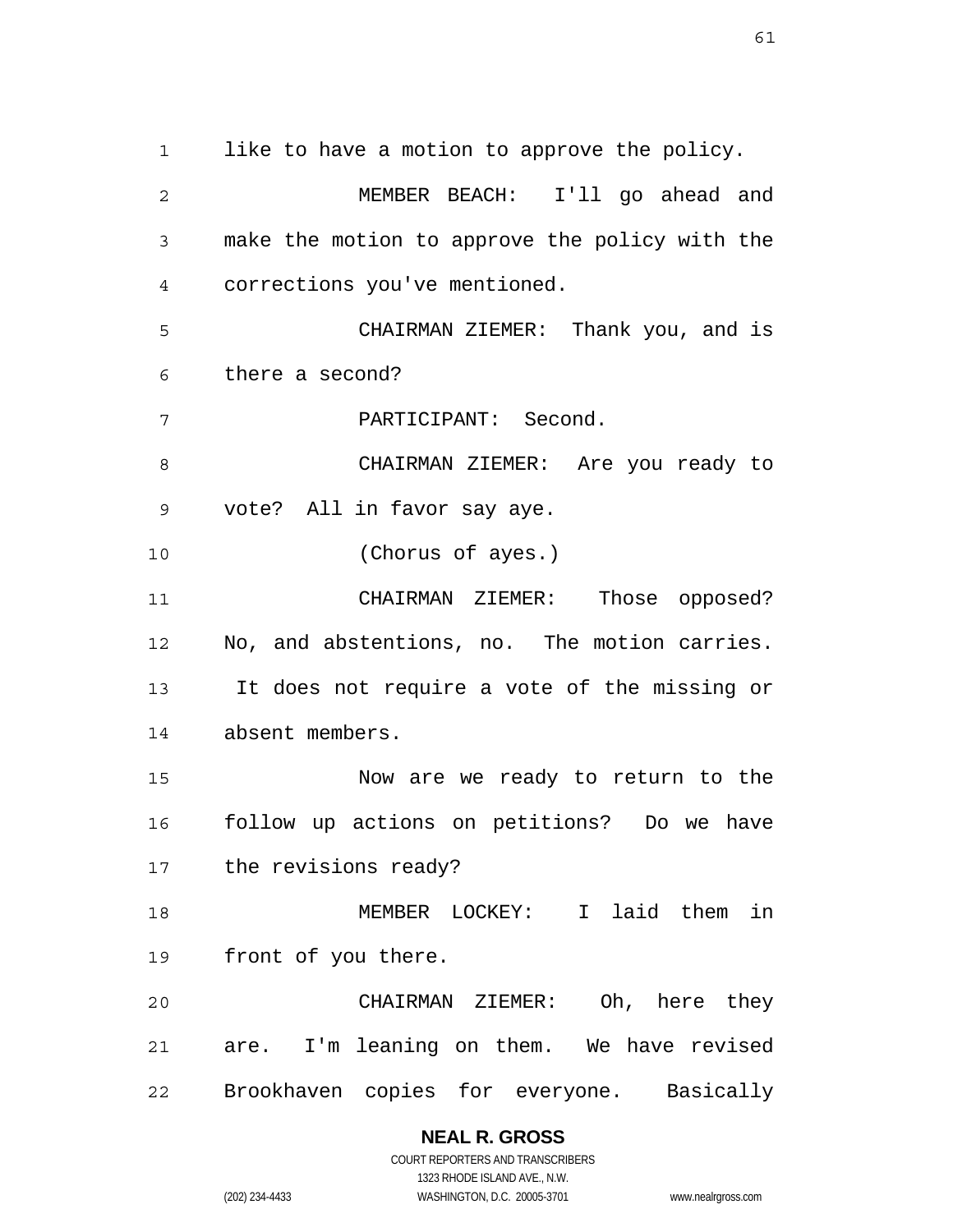like to have a motion to approve the policy.

MEMBER BEACH: I'll go ahead and make the motion to approve the policy with the corrections you've mentioned.

CHAIRMAN ZIEMER: Thank you, and is there a second?

PARTICIPANT: Second.

CHAIRMAN ZIEMER: Are you ready to vote? All in favor say aye.

(Chorus of ayes.)

CHAIRMAN ZIEMER: Those opposed? No, and abstentions, no. The motion carries. It does not require a vote of the missing or absent members.

Now are we ready to return to the follow up actions on petitions? Do we have the revisions ready?

MEMBER LOCKEY: I laid them in front of you there.

CHAIRMAN ZIEMER: Oh, here they are. I'm leaning on them. We have revised Brookhaven copies for everyone. Basically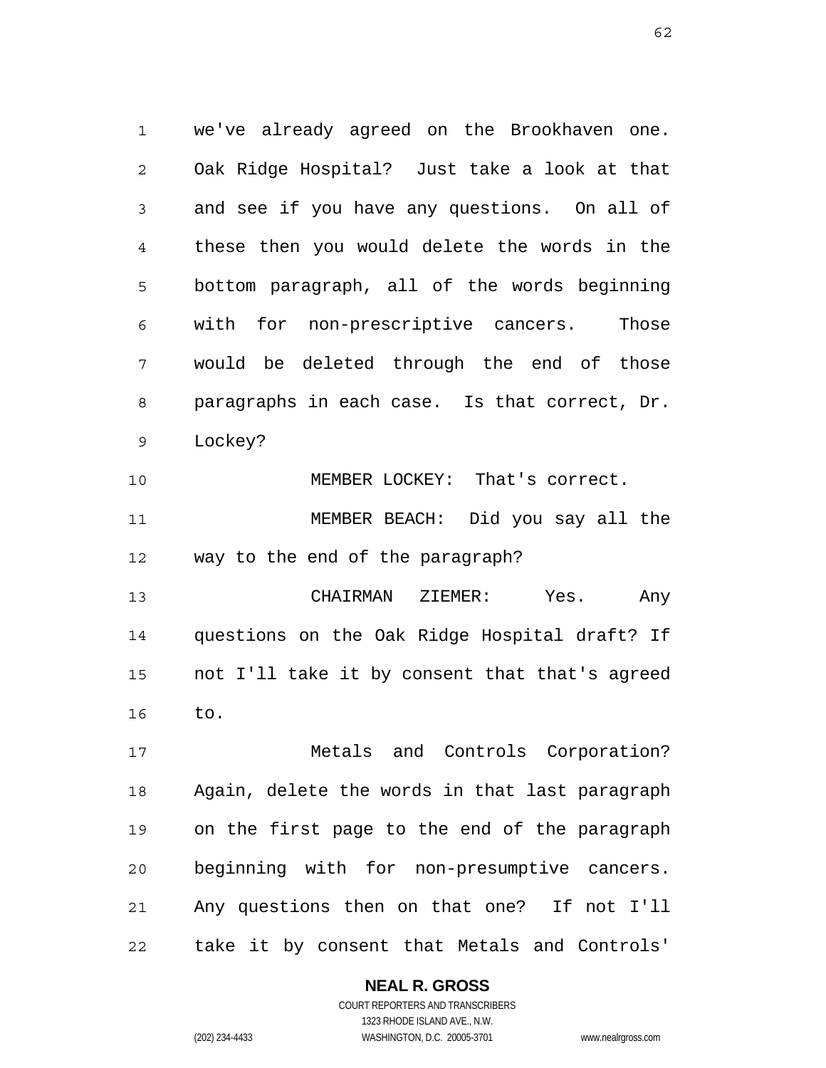we've already agreed on the Brookhaven one. Oak Ridge Hospital? Just take a look at that and see if you have any questions. On all of these then you would delete the words in the bottom paragraph, all of the words beginning with for non-prescriptive cancers. Those would be deleted through the end of those paragraphs in each case. Is that correct, Dr. Lockey?

MEMBER LOCKEY: That's correct.

MEMBER BEACH: Did you say all the way to the end of the paragraph?

CHAIRMAN ZIEMER: Yes. Any questions on the Oak Ridge Hospital draft? If not I'll take it by consent that that's agreed to.

Metals and Controls Corporation? Again, delete the words in that last paragraph on the first page to the end of the paragraph beginning with for non-presumptive cancers. Any questions then on that one? If not I'll take it by consent that Metals and Controls'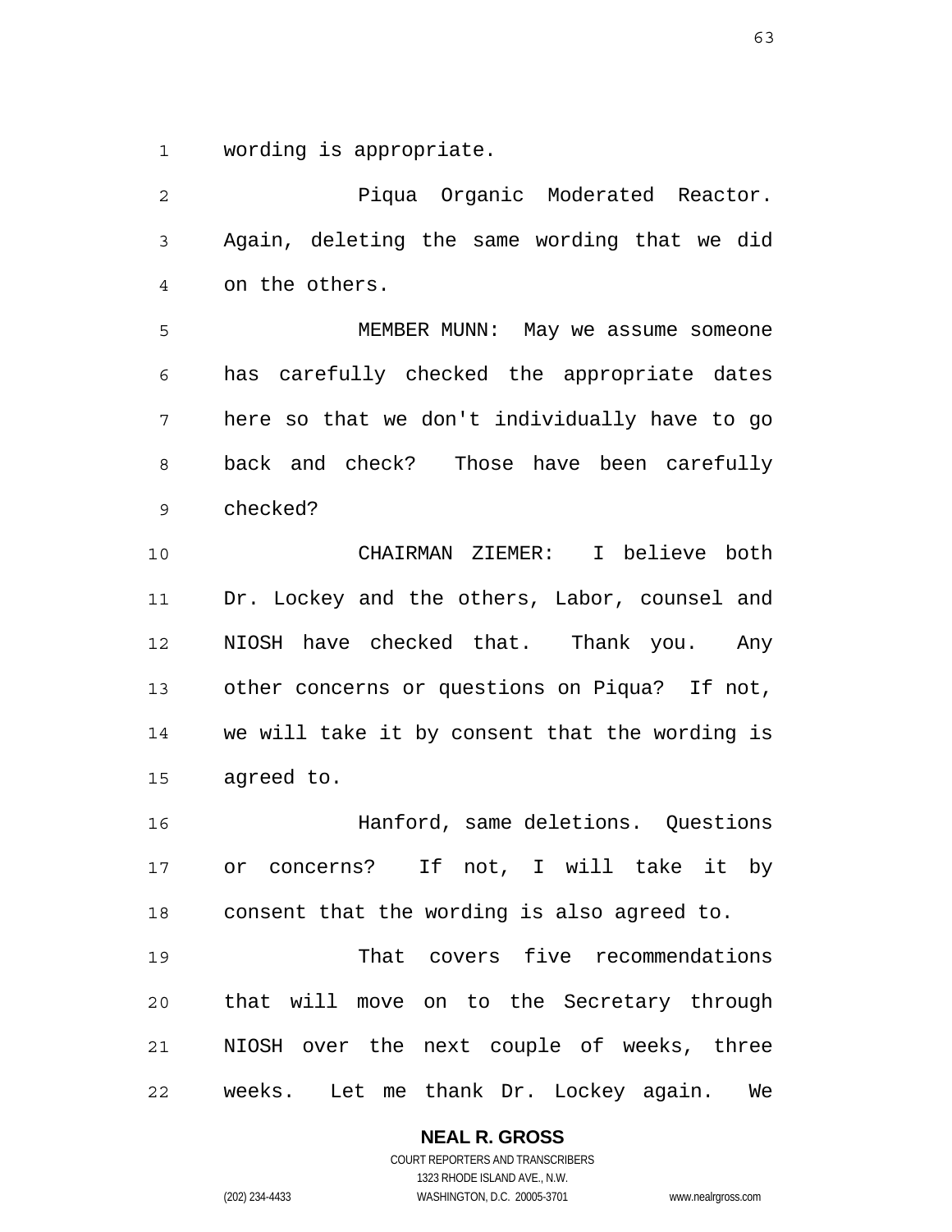wording is appropriate.

Piqua Organic Moderated Reactor. Again, deleting the same wording that we did on the others.

MEMBER MUNN: May we assume someone has carefully checked the appropriate dates here so that we don't individually have to go back and check? Those have been carefully checked?

CHAIRMAN ZIEMER: I believe both Dr. Lockey and the others, Labor, counsel and NIOSH have checked that. Thank you. Any other concerns or questions on Piqua? If not, we will take it by consent that the wording is agreed to.

Hanford, same deletions. Questions or concerns? If not, I will take it by consent that the wording is also agreed to.

That covers five recommendations that will move on to the Secretary through NIOSH over the next couple of weeks, three weeks. Let me thank Dr. Lockey again. We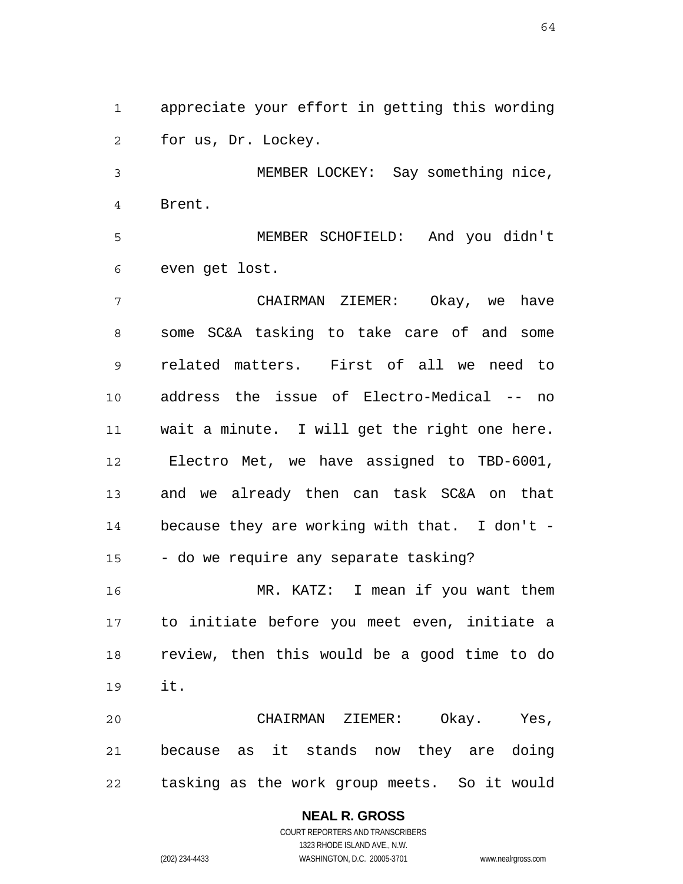appreciate your effort in getting this wording for us, Dr. Lockey.

MEMBER LOCKEY: Say something nice, Brent.

MEMBER SCHOFIELD: And you didn't even get lost.

CHAIRMAN ZIEMER: Okay, we have some SC&A tasking to take care of and some related matters. First of all we need to address the issue of Electro-Medical -- no wait a minute. I will get the right one here. Electro Met, we have assigned to TBD-6001, and we already then can task SC&A on that because they are working with that. I don't -- do we require any separate tasking?

MR. KATZ: I mean if you want them to initiate before you meet even, initiate a review, then this would be a good time to do it.

CHAIRMAN ZIEMER: Okay. Yes, because as it stands now they are doing tasking as the work group meets. So it would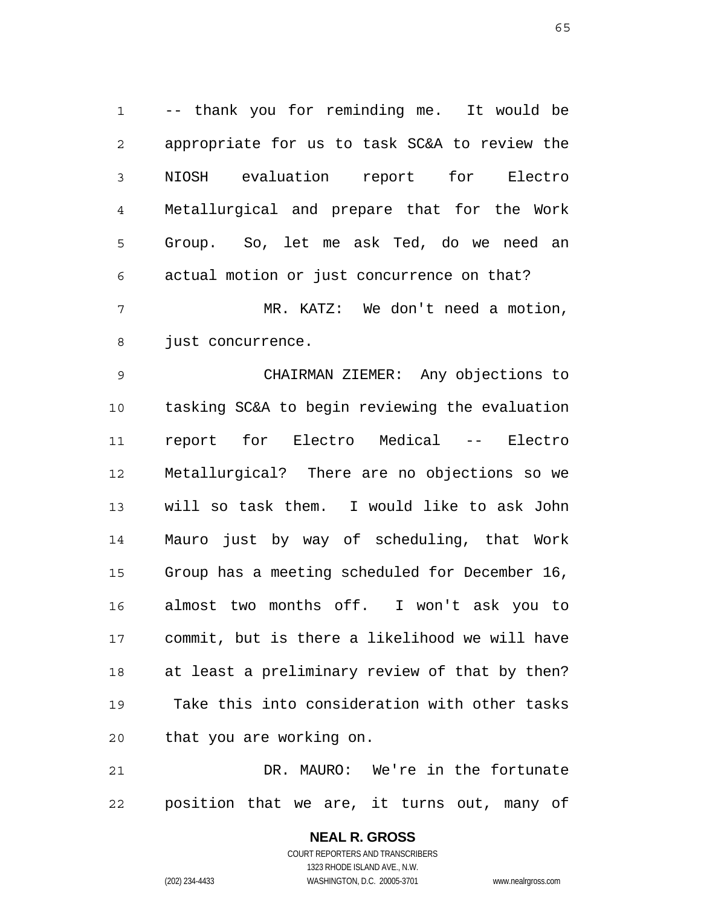-- thank you for reminding me. It would be appropriate for us to task SC&A to review the NIOSH evaluation report for Electro Metallurgical and prepare that for the Work Group. So, let me ask Ted, do we need an actual motion or just concurrence on that?

MR. KATZ: We don't need a motion, just concurrence.

CHAIRMAN ZIEMER: Any objections to tasking SC&A to begin reviewing the evaluation report for Electro Medical -- Electro Metallurgical? There are no objections so we will so task them. I would like to ask John Mauro just by way of scheduling, that Work Group has a meeting scheduled for December 16, almost two months off. I won't ask you to commit, but is there a likelihood we will have at least a preliminary review of that by then? Take this into consideration with other tasks that you are working on.

DR. MAURO: We're in the fortunate position that we are, it turns out, many of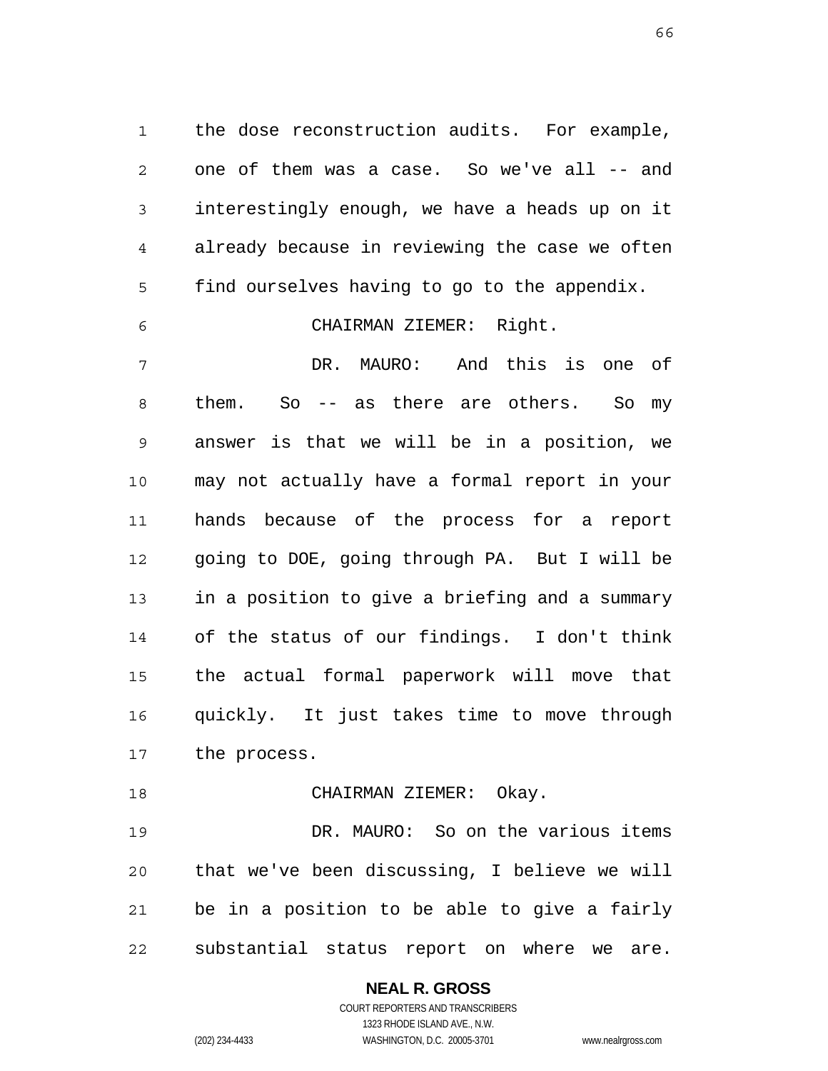the dose reconstruction audits. For example, one of them was a case. So we've all -- and interestingly enough, we have a heads up on it already because in reviewing the case we often find ourselves having to go to the appendix.

CHAIRMAN ZIEMER: Right.

DR. MAURO: And this is one of them. So -- as there are others. So my answer is that we will be in a position, we may not actually have a formal report in your hands because of the process for a report going to DOE, going through PA. But I will be in a position to give a briefing and a summary of the status of our findings. I don't think the actual formal paperwork will move that quickly. It just takes time to move through the process.

CHAIRMAN ZIEMER: Okay.

DR. MAURO: So on the various items that we've been discussing, I believe we will be in a position to be able to give a fairly substantial status report on where we are.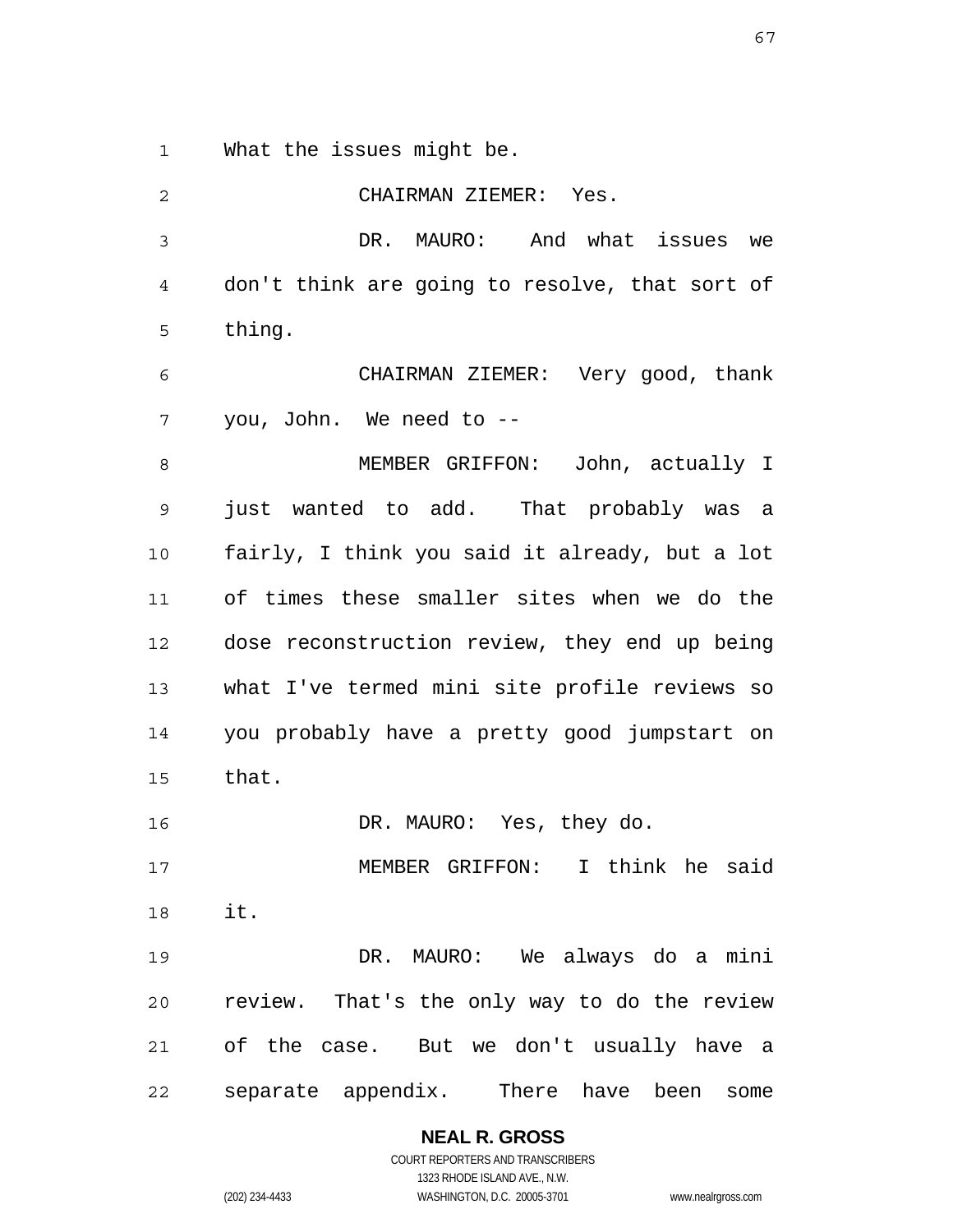What the issues might be.

CHAIRMAN ZIEMER: Yes.

DR. MAURO: And what issues we don't think are going to resolve, that sort of thing.

CHAIRMAN ZIEMER: Very good, thank you, John. We need to --

MEMBER GRIFFON: John, actually I just wanted to add. That probably was a fairly, I think you said it already, but a lot of times these smaller sites when we do the dose reconstruction review, they end up being what I've termed mini site profile reviews so you probably have a pretty good jumpstart on that.

DR. MAURO: Yes, they do.

MEMBER GRIFFON: I think he said it.

DR. MAURO: We always do a mini review. That's the only way to do the review of the case. But we don't usually have a separate appendix. There have been some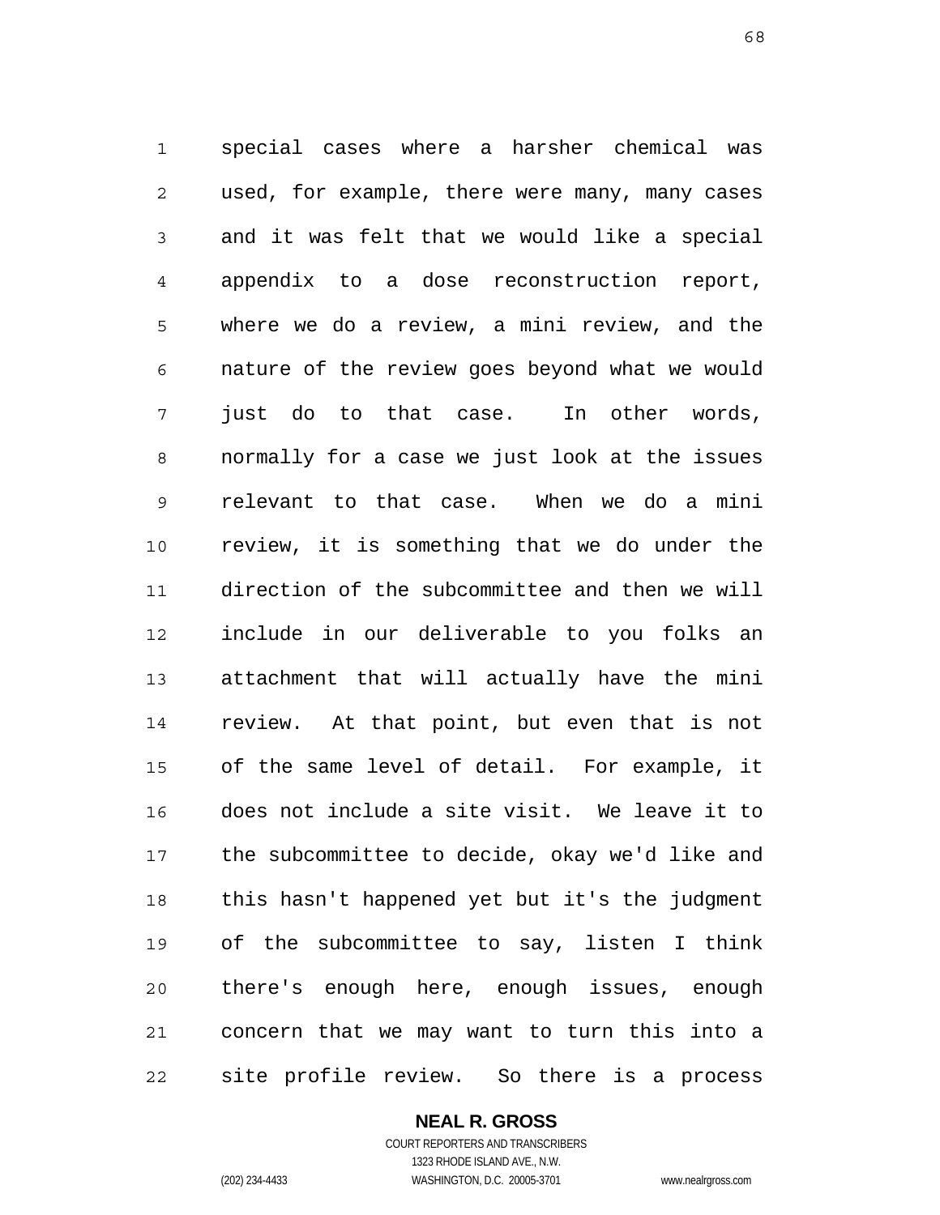special cases where a harsher chemical was used, for example, there were many, many cases and it was felt that we would like a special appendix to a dose reconstruction report, where we do a review, a mini review, and the nature of the review goes beyond what we would just do to that case. In other words, normally for a case we just look at the issues relevant to that case. When we do a mini review, it is something that we do under the direction of the subcommittee and then we will include in our deliverable to you folks an attachment that will actually have the mini review. At that point, but even that is not of the same level of detail. For example, it does not include a site visit. We leave it to the subcommittee to decide, okay we'd like and this hasn't happened yet but it's the judgment of the subcommittee to say, listen I think there's enough here, enough issues, enough concern that we may want to turn this into a site profile review. So there is a process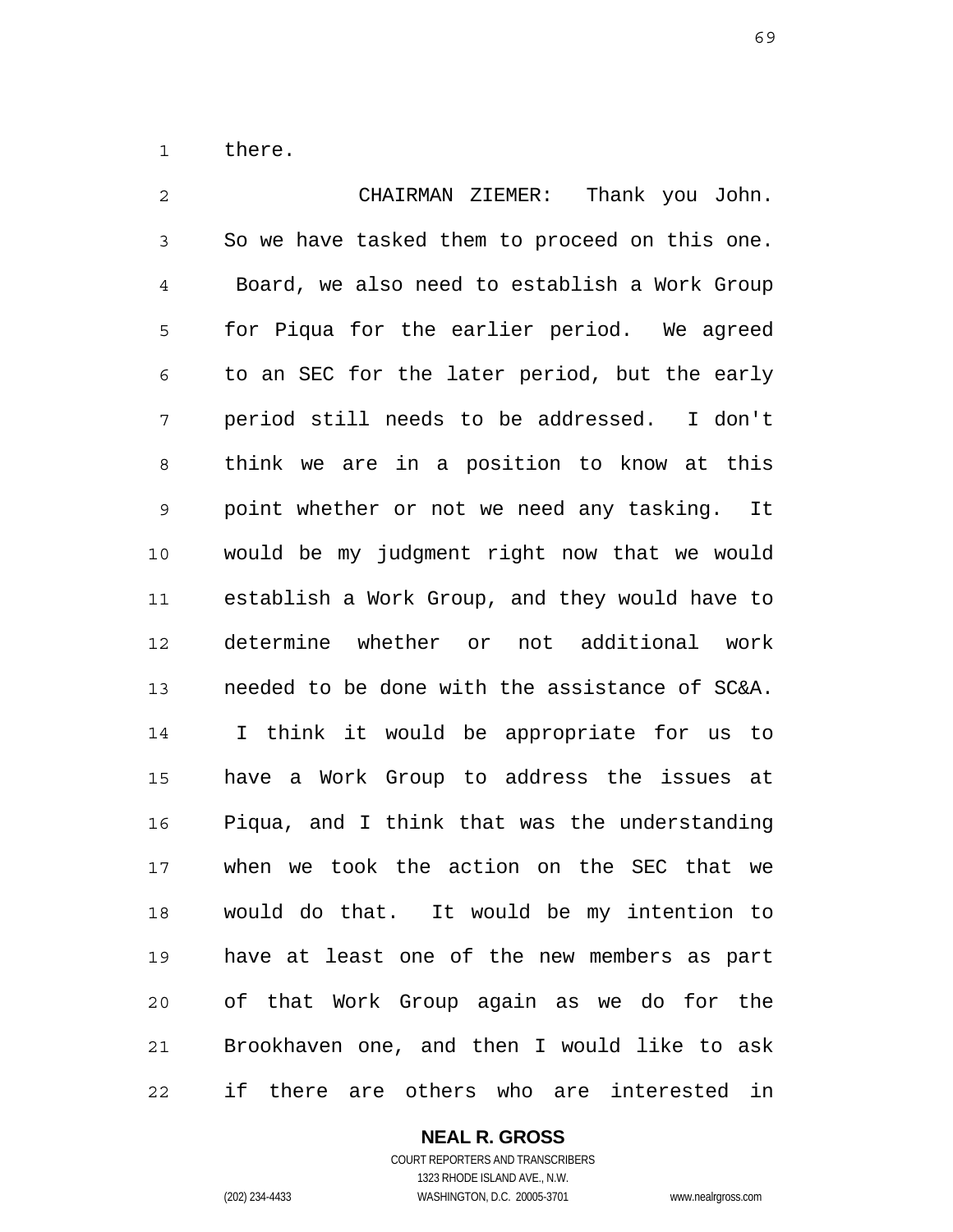there.

CHAIRMAN ZIEMER: Thank you John. So we have tasked them to proceed on this one. Board, we also need to establish a Work Group for Piqua for the earlier period. We agreed to an SEC for the later period, but the early period still needs to be addressed. I don't think we are in a position to know at this point whether or not we need any tasking. It would be my judgment right now that we would establish a Work Group, and they would have to determine whether or not additional work needed to be done with the assistance of SC&A. I think it would be appropriate for us to have a Work Group to address the issues at Piqua, and I think that was the understanding when we took the action on the SEC that we would do that. It would be my intention to have at least one of the new members as part of that Work Group again as we do for the Brookhaven one, and then I would like to ask if there are others who are interested in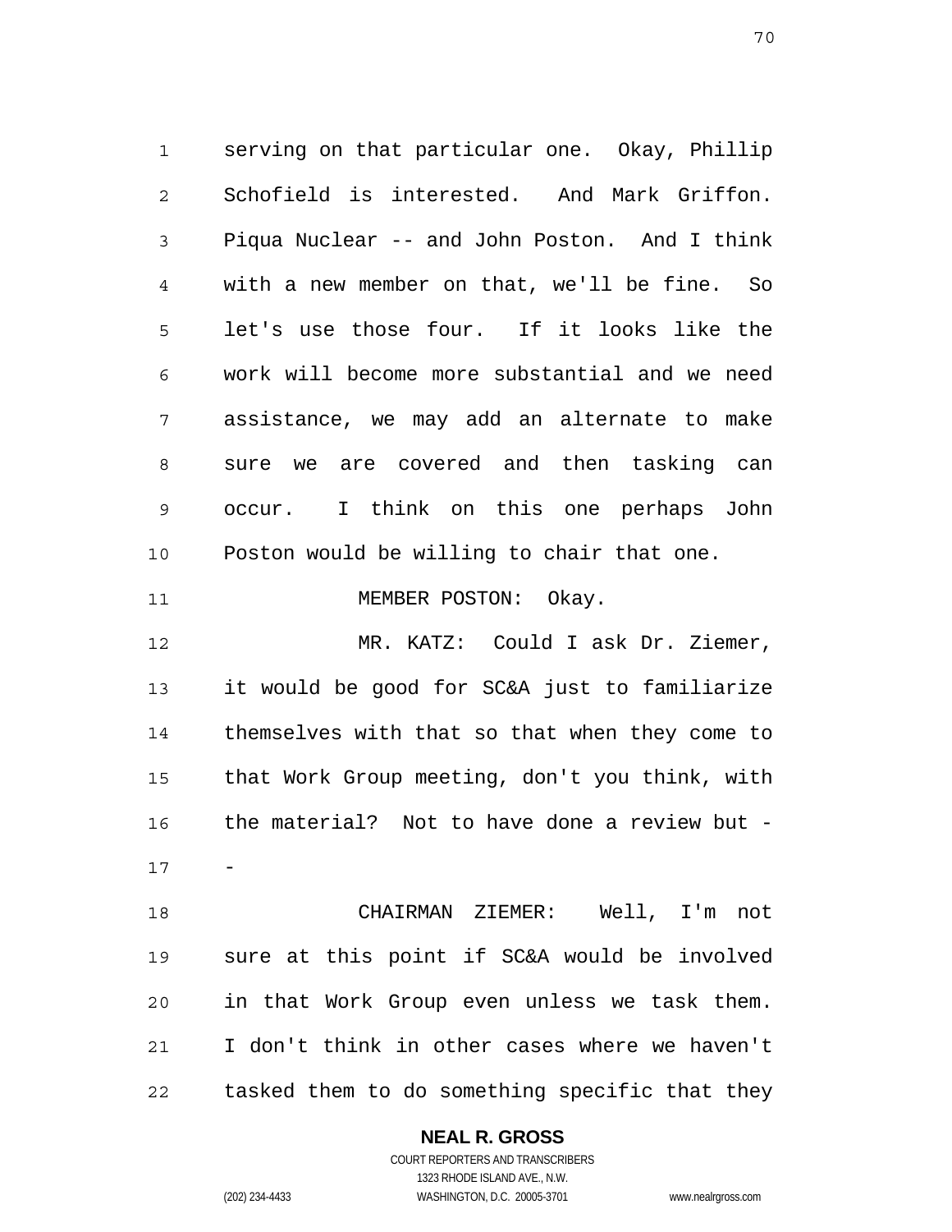serving on that particular one. Okay, Phillip Schofield is interested. And Mark Griffon. Piqua Nuclear -- and John Poston. And I think with a new member on that, we'll be fine. So let's use those four. If it looks like the work will become more substantial and we need assistance, we may add an alternate to make sure we are covered and then tasking can occur. I think on this one perhaps John Poston would be willing to chair that one.

MEMBER POSTON: Okay.

MR. KATZ: Could I ask Dr. Ziemer, it would be good for SC&A just to familiarize themselves with that so that when they come to that Work Group meeting, don't you think, with the material? Not to have done a review but --

CHAIRMAN ZIEMER: Well, I'm not sure at this point if SC&A would be involved in that Work Group even unless we task them. I don't think in other cases where we haven't tasked them to do something specific that they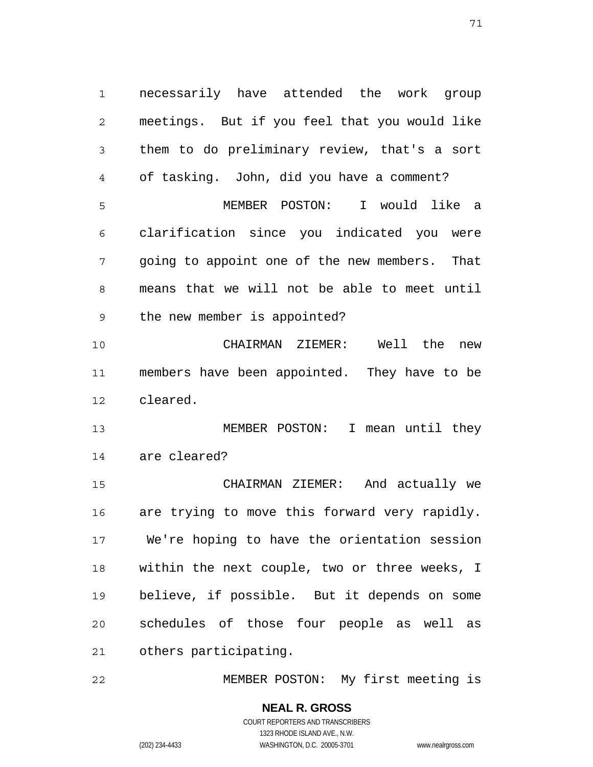necessarily have attended the work group meetings. But if you feel that you would like them to do preliminary review, that's a sort of tasking. John, did you have a comment?

MEMBER POSTON: I would like a clarification since you indicated you were going to appoint one of the new members. That means that we will not be able to meet until the new member is appointed?

CHAIRMAN ZIEMER: Well the new members have been appointed. They have to be cleared.

MEMBER POSTON: I mean until they are cleared?

CHAIRMAN ZIEMER: And actually we are trying to move this forward very rapidly. We're hoping to have the orientation session within the next couple, two or three weeks, I believe, if possible. But it depends on some schedules of those four people as well as others participating.

MEMBER POSTON: My first meeting is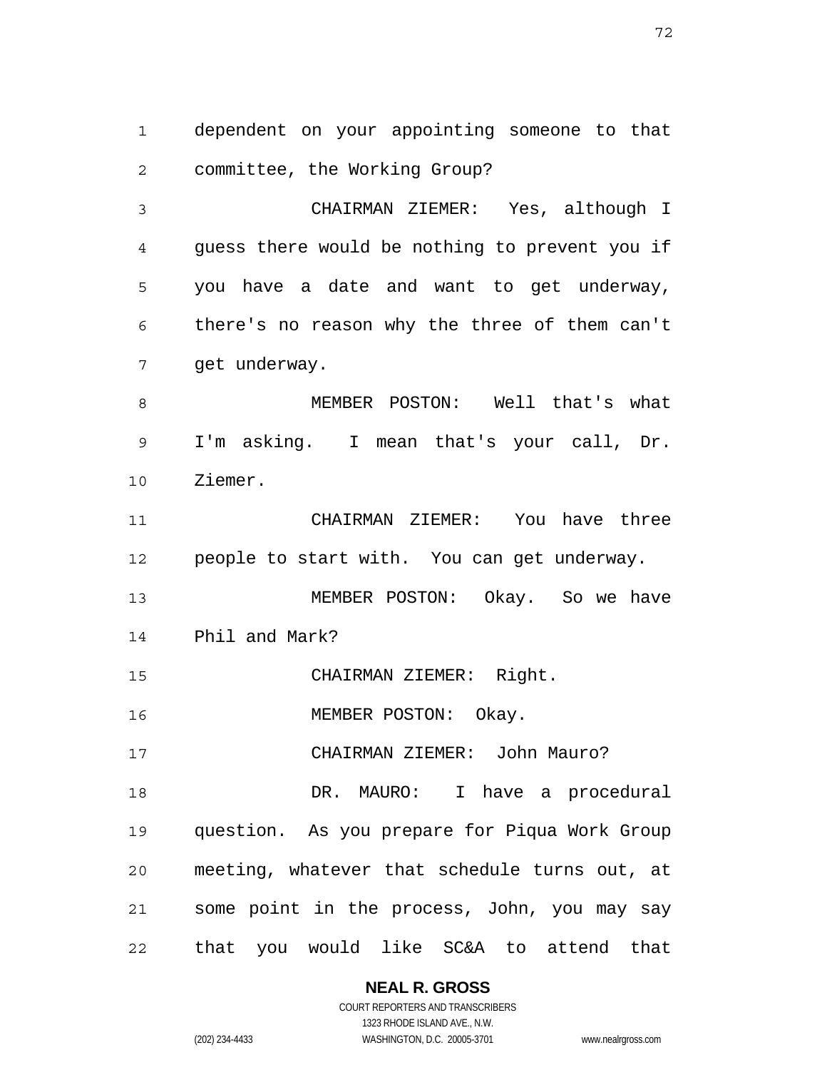dependent on your appointing someone to that committee, the Working Group?

CHAIRMAN ZIEMER: Yes, although I guess there would be nothing to prevent you if you have a date and want to get underway, there's no reason why the three of them can't get underway.

MEMBER POSTON: Well that's what I'm asking. I mean that's your call, Dr. Ziemer.

CHAIRMAN ZIEMER: You have three people to start with. You can get underway.

MEMBER POSTON: Okay. So we have Phil and Mark?

CHAIRMAN ZIEMER: Right.

MEMBER POSTON: Okay.

CHAIRMAN ZIEMER: John Mauro?

DR. MAURO: I have a procedural question. As you prepare for Piqua Work Group meeting, whatever that schedule turns out, at some point in the process, John, you may say that you would like SC&A to attend that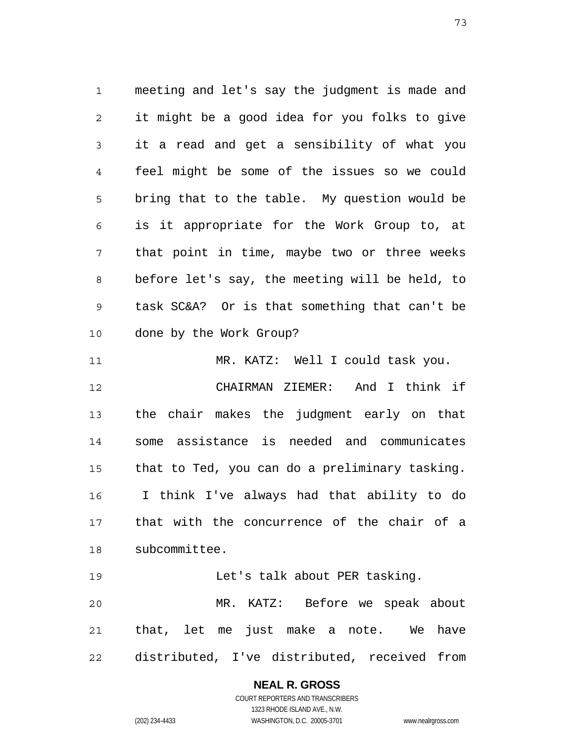meeting and let's say the judgment is made and it might be a good idea for you folks to give it a read and get a sensibility of what you feel might be some of the issues so we could bring that to the table. My question would be is it appropriate for the Work Group to, at that point in time, maybe two or three weeks before let's say, the meeting will be held, to task SC&A? Or is that something that can't be done by the Work Group?

MR. KATZ: Well I could task you.

CHAIRMAN ZIEMER: And I think if the chair makes the judgment early on that some assistance is needed and communicates that to Ted, you can do a preliminary tasking. I think I've always had that ability to do that with the concurrence of the chair of a subcommittee.

Let's talk about PER tasking.

MR. KATZ: Before we speak about that, let me just make a note. We have distributed, I've distributed, received from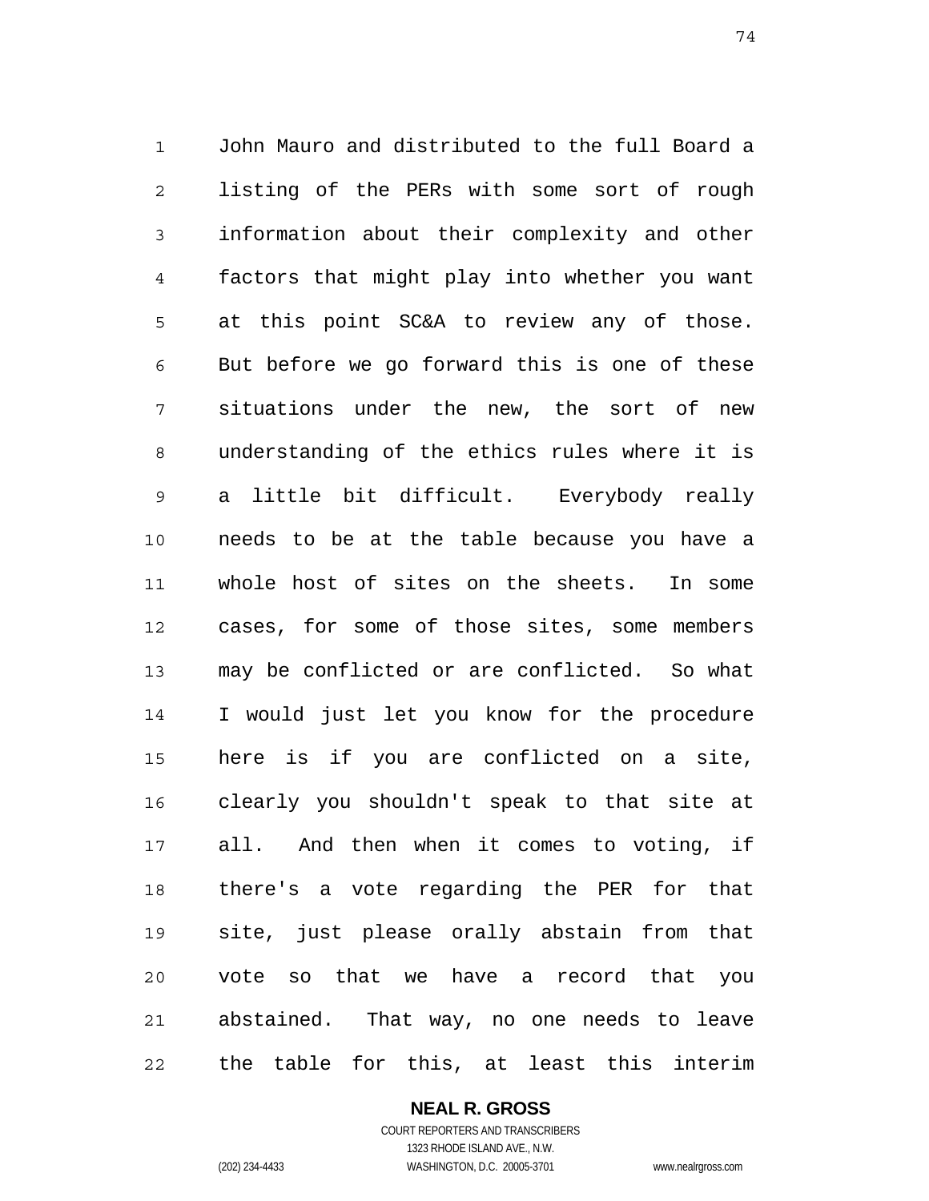John Mauro and distributed to the full Board a listing of the PERs with some sort of rough information about their complexity and other factors that might play into whether you want at this point SC&A to review any of those. But before we go forward this is one of these situations under the new, the sort of new understanding of the ethics rules where it is a little bit difficult. Everybody really needs to be at the table because you have a whole host of sites on the sheets. In some cases, for some of those sites, some members may be conflicted or are conflicted. So what I would just let you know for the procedure here is if you are conflicted on a site, clearly you shouldn't speak to that site at all. And then when it comes to voting, if there's a vote regarding the PER for that site, just please orally abstain from that vote so that we have a record that you abstained. That way, no one needs to leave the table for this, at least this interim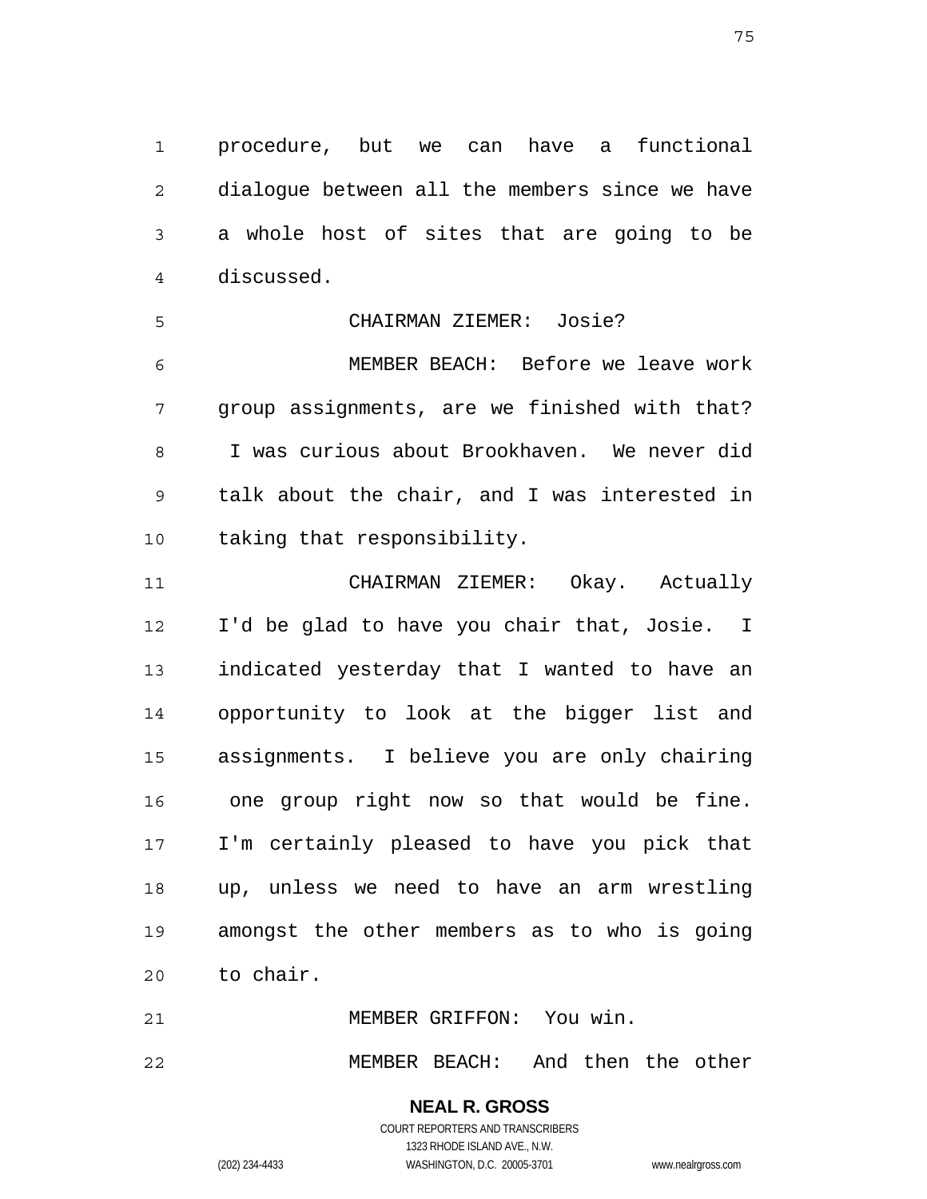procedure, but we can have a functional dialogue between all the members since we have a whole host of sites that are going to be discussed.

CHAIRMAN ZIEMER: Josie?

MEMBER BEACH: Before we leave work group assignments, are we finished with that? I was curious about Brookhaven. We never did talk about the chair, and I was interested in taking that responsibility.

CHAIRMAN ZIEMER: Okay. Actually I'd be glad to have you chair that, Josie. I indicated yesterday that I wanted to have an opportunity to look at the bigger list and assignments. I believe you are only chairing one group right now so that would be fine. I'm certainly pleased to have you pick that up, unless we need to have an arm wrestling amongst the other members as to who is going to chair.

MEMBER GRIFFON: You win.

MEMBER BEACH: And then the other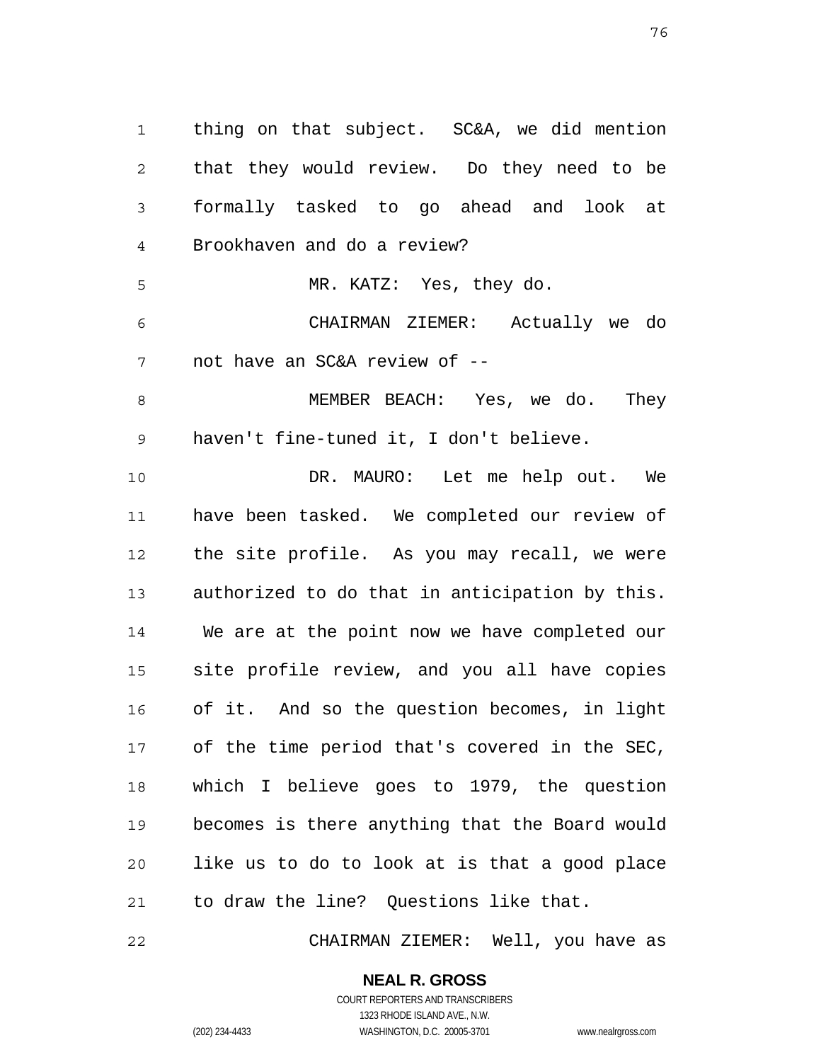thing on that subject. SC&A, we did mention that they would review. Do they need to be formally tasked to go ahead and look at Brookhaven and do a review?

MR. KATZ: Yes, they do.

CHAIRMAN ZIEMER: Actually we do not have an SC&A review of --

MEMBER BEACH: Yes, we do. They haven't fine-tuned it, I don't believe.

DR. MAURO: Let me help out. We have been tasked. We completed our review of the site profile. As you may recall, we were authorized to do that in anticipation by this. We are at the point now we have completed our site profile review, and you all have copies of it. And so the question becomes, in light of the time period that's covered in the SEC, which I believe goes to 1979, the question becomes is there anything that the Board would like us to do to look at is that a good place to draw the line? Questions like that.

CHAIRMAN ZIEMER: Well, you have as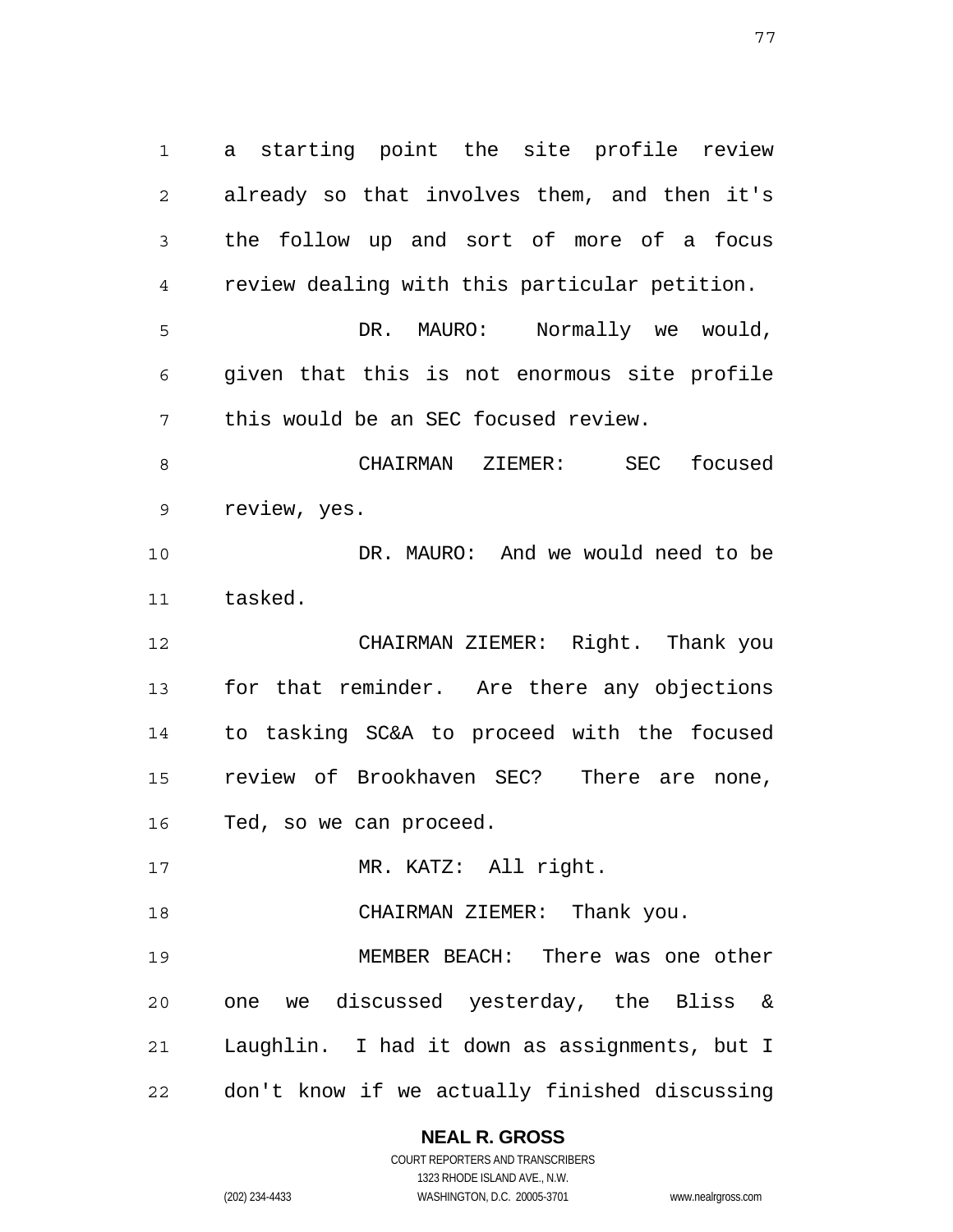a starting point the site profile review already so that involves them, and then it's the follow up and sort of more of a focus review dealing with this particular petition.

DR. MAURO: Normally we would, given that this is not enormous site profile this would be an SEC focused review.

CHAIRMAN ZIEMER: SEC focused review, yes.

DR. MAURO: And we would need to be tasked.

CHAIRMAN ZIEMER: Right. Thank you for that reminder. Are there any objections to tasking SC&A to proceed with the focused review of Brookhaven SEC? There are none, Ted, so we can proceed.

MR. KATZ: All right.

CHAIRMAN ZIEMER: Thank you.

MEMBER BEACH: There was one other one we discussed yesterday, the Bliss & Laughlin. I had it down as assignments, but I don't know if we actually finished discussing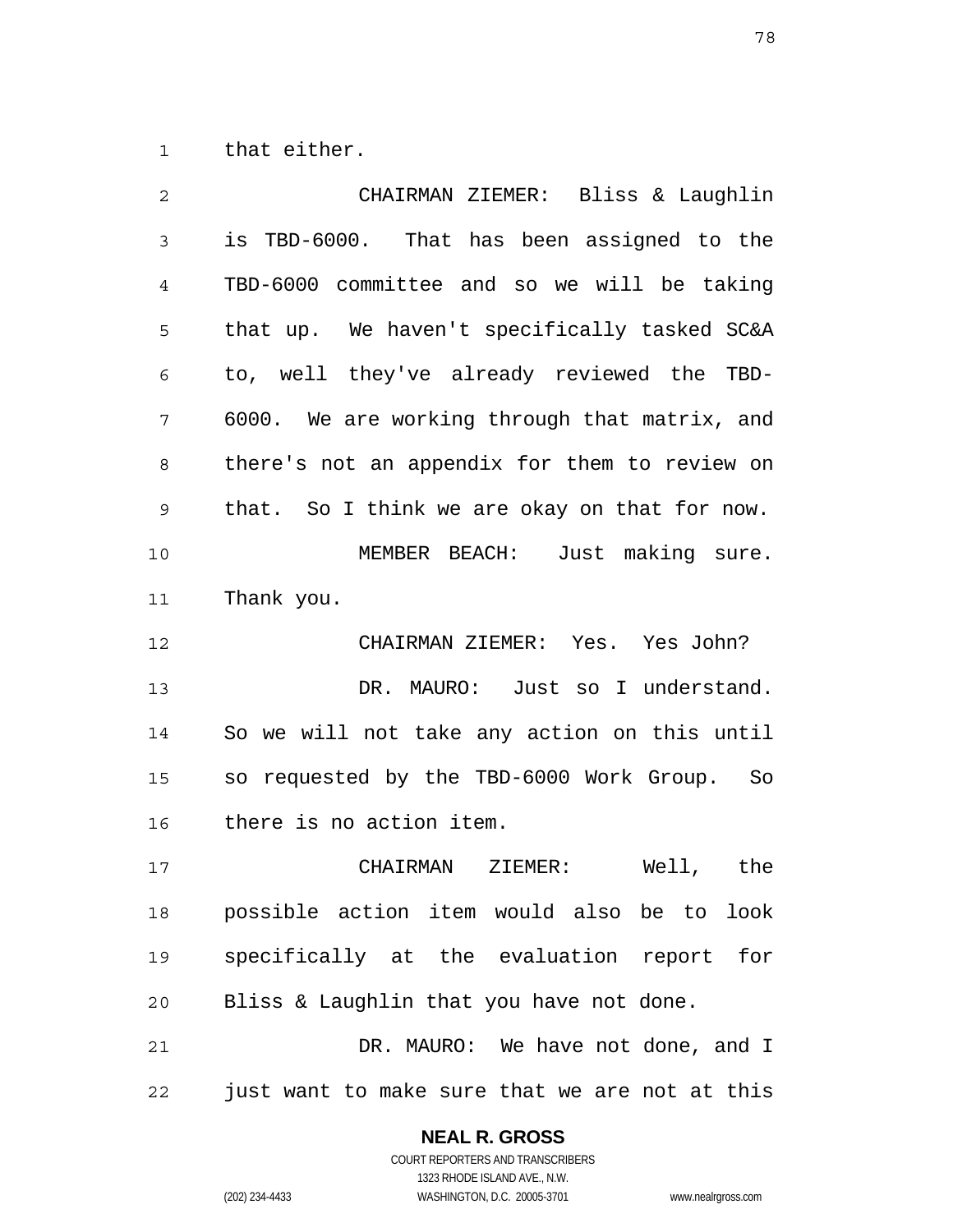that either.

CHAIRMAN ZIEMER: Bliss & Laughlin is TBD-6000. That has been assigned to the TBD-6000 committee and so we will be taking that up. We haven't specifically tasked SC&A to, well they've already reviewed the TBD-6000. We are working through that matrix, and there's not an appendix for them to review on that. So I think we are okay on that for now.

MEMBER BEACH: Just making sure. Thank you.

CHAIRMAN ZIEMER: Yes. Yes John?

DR. MAURO: Just so I understand. So we will not take any action on this until so requested by the TBD-6000 Work Group. So there is no action item.

CHAIRMAN ZIEMER: Well, the possible action item would also be to look specifically at the evaluation report for Bliss & Laughlin that you have not done.

DR. MAURO: We have not done, and I just want to make sure that we are not at this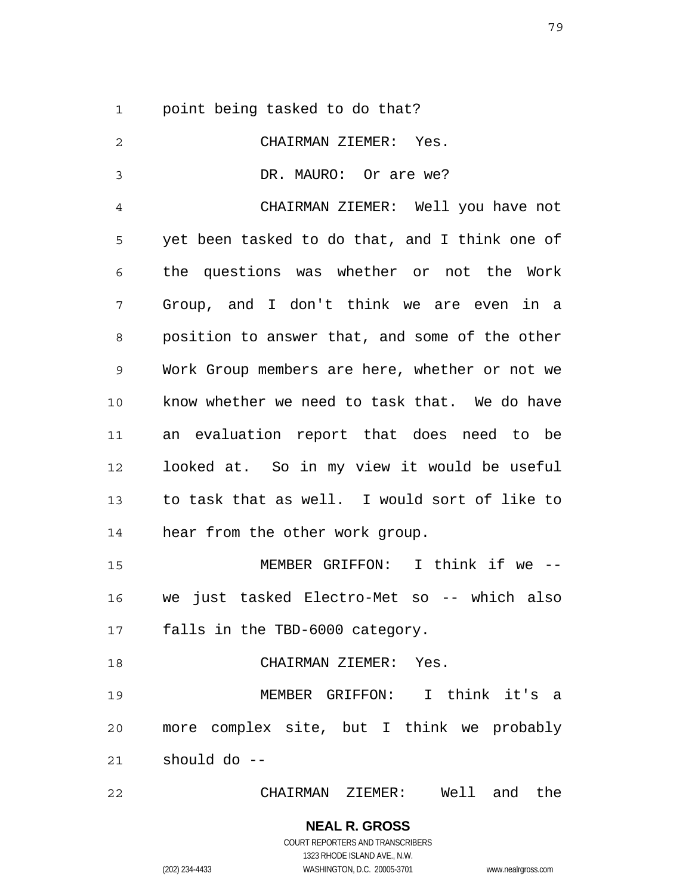point being tasked to do that?

CHAIRMAN ZIEMER: Yes.

DR. MAURO: Or are we?

CHAIRMAN ZIEMER: Well you have not yet been tasked to do that, and I think one of the questions was whether or not the Work Group, and I don't think we are even in a position to answer that, and some of the other Work Group members are here, whether or not we know whether we need to task that. We do have an evaluation report that does need to be looked at. So in my view it would be useful to task that as well. I would sort of like to hear from the other work group.

MEMBER GRIFFON: I think if we -- we just tasked Electro-Met so -- which also falls in the TBD-6000 category.

CHAIRMAN ZIEMER: Yes.

MEMBER GRIFFON: I think it's a more complex site, but I think we probably should do --

CHAIRMAN ZIEMER: Well and the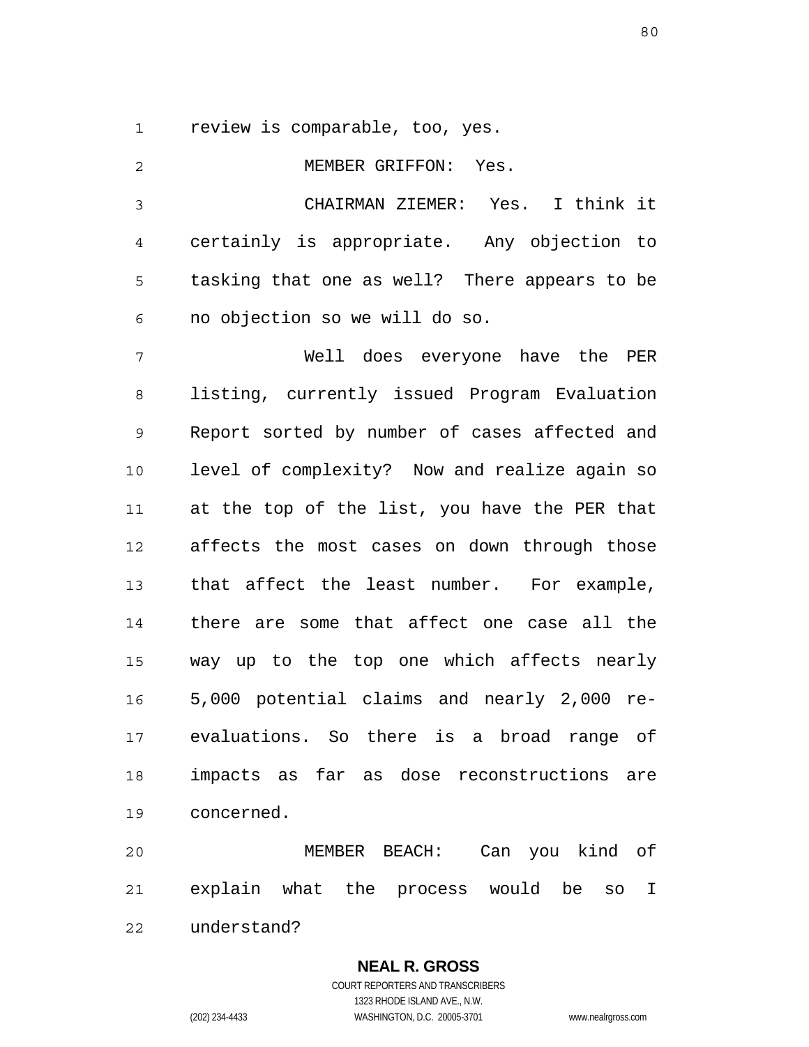review is comparable, too, yes.

MEMBER GRIFFON: Yes.

CHAIRMAN ZIEMER: Yes. I think it certainly is appropriate. Any objection to tasking that one as well? There appears to be no objection so we will do so.

Well does everyone have the PER listing, currently issued Program Evaluation Report sorted by number of cases affected and level of complexity? Now and realize again so at the top of the list, you have the PER that affects the most cases on down through those that affect the least number. For example, there are some that affect one case all the way up to the top one which affects nearly 5,000 potential claims and nearly 2,000 re-evaluations. So there is a broad range of impacts as far as dose reconstructions are concerned.

MEMBER BEACH: Can you kind of explain what the process would be so I understand?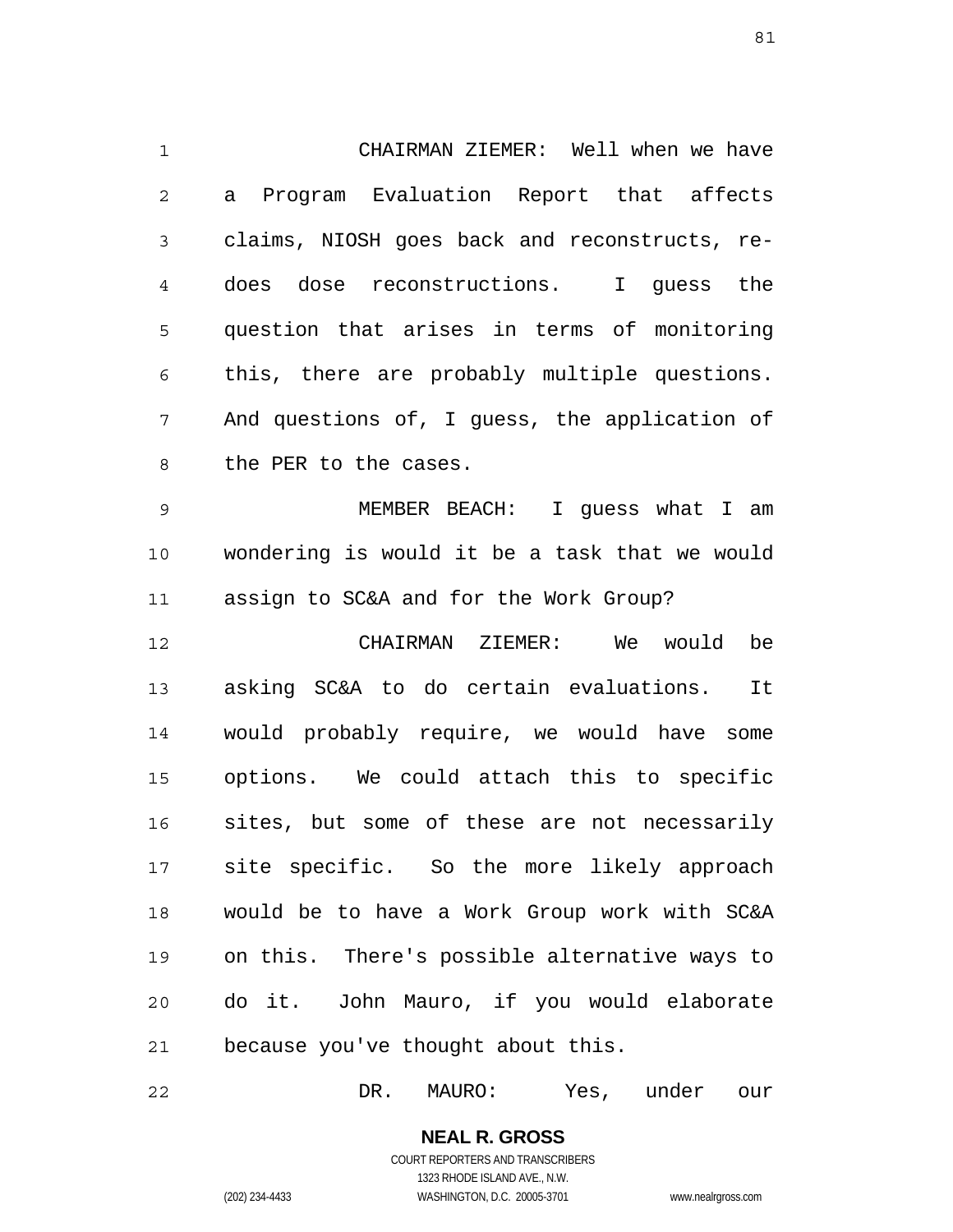CHAIRMAN ZIEMER: Well when we have a Program Evaluation Report that affects claims, NIOSH goes back and reconstructs, re-does dose reconstructions. I guess the question that arises in terms of monitoring this, there are probably multiple questions. And questions of, I guess, the application of the PER to the cases.

MEMBER BEACH: I guess what I am wondering is would it be a task that we would assign to SC&A and for the Work Group?

CHAIRMAN ZIEMER: We would be asking SC&A to do certain evaluations. It would probably require, we would have some options. We could attach this to specific sites, but some of these are not necessarily site specific. So the more likely approach would be to have a Work Group work with SC&A on this. There's possible alternative ways to do it. John Mauro, if you would elaborate because you've thought about this.

DR. MAURO: Yes, under our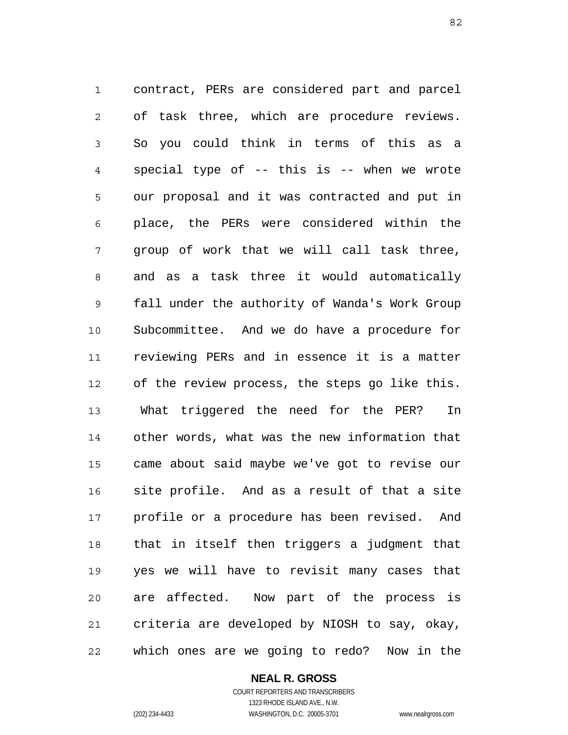contract, PERs are considered part and parcel of task three, which are procedure reviews. So you could think in terms of this as a special type of -- this is -- when we wrote our proposal and it was contracted and put in place, the PERs were considered within the group of work that we will call task three, and as a task three it would automatically fall under the authority of Wanda's Work Group Subcommittee. And we do have a procedure for reviewing PERs and in essence it is a matter of the review process, the steps go like this. What triggered the need for the PER? In other words, what was the new information that came about said maybe we've got to revise our site profile. And as a result of that a site profile or a procedure has been revised. And that in itself then triggers a judgment that yes we will have to revisit many cases that are affected. Now part of the process is criteria are developed by NIOSH to say, okay, which ones are we going to redo? Now in the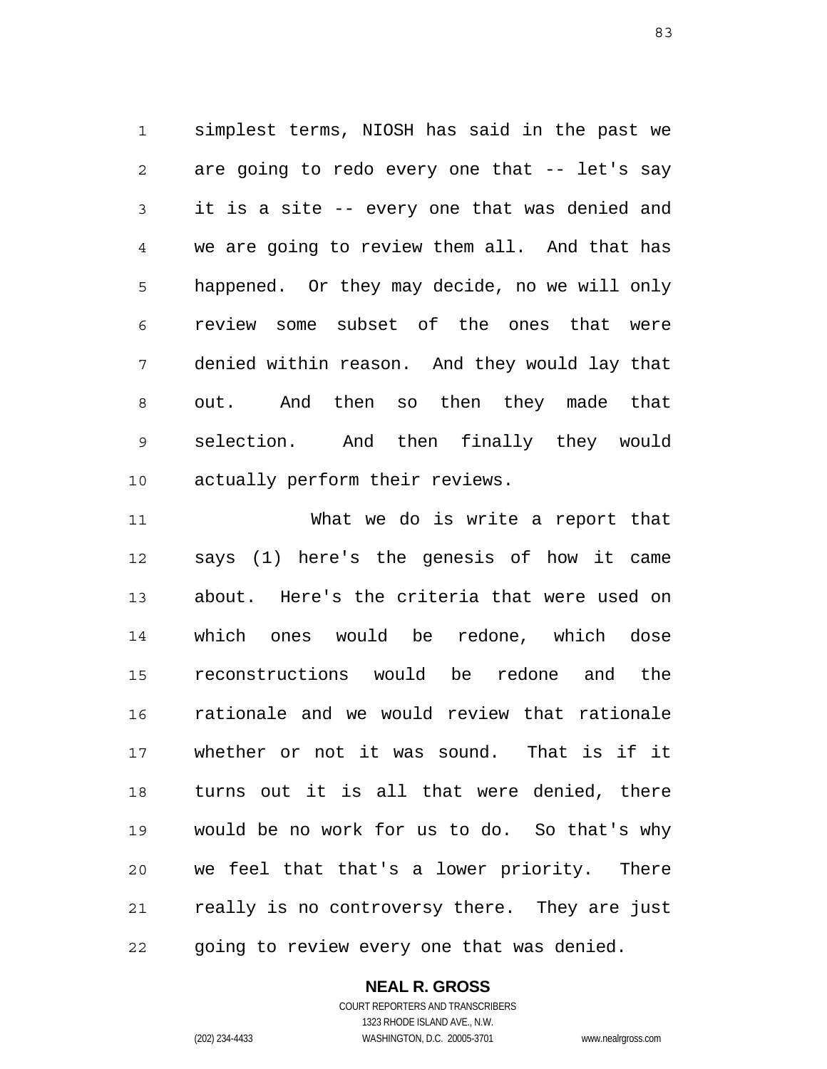simplest terms, NIOSH has said in the past we are going to redo every one that -- let's say it is a site -- every one that was denied and we are going to review them all. And that has happened. Or they may decide, no we will only review some subset of the ones that were denied within reason. And they would lay that out. And then so then they made that selection. And then finally they would actually perform their reviews.

What we do is write a report that says (1) here's the genesis of how it came about. Here's the criteria that were used on which ones would be redone, which dose reconstructions would be redone and the rationale and we would review that rationale whether or not it was sound. That is if it turns out it is all that were denied, there would be no work for us to do. So that's why we feel that that's a lower priority. There really is no controversy there. They are just going to review every one that was denied.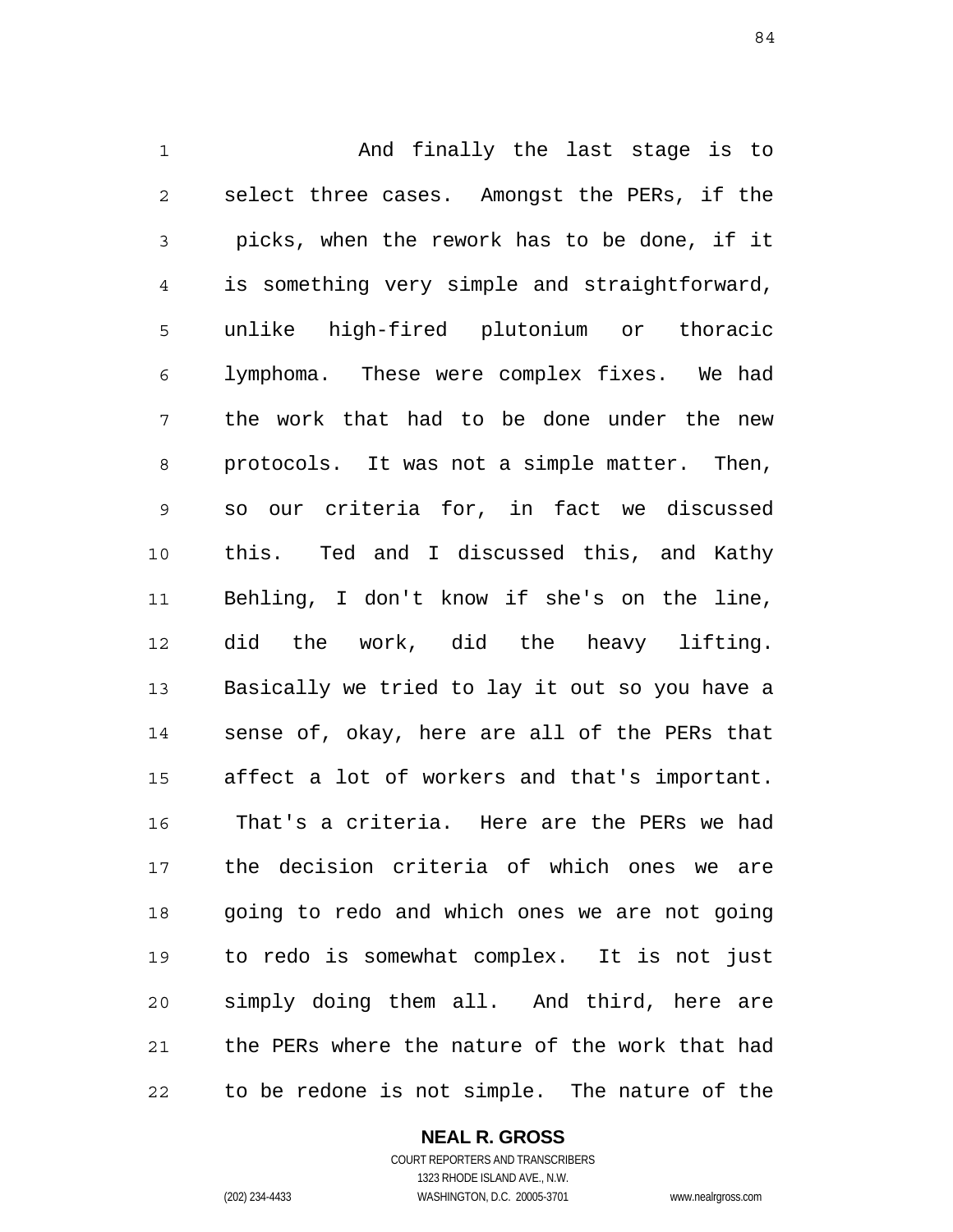And finally the last stage is to select three cases. Amongst the PERs, if the picks, when the rework has to be done, if it is something very simple and straightforward, unlike high-fired plutonium or thoracic lymphoma. These were complex fixes. We had the work that had to be done under the new protocols. It was not a simple matter. Then, so our criteria for, in fact we discussed this. Ted and I discussed this, and Kathy Behling, I don't know if she's on the line, did the work, did the heavy lifting. Basically we tried to lay it out so you have a sense of, okay, here are all of the PERs that affect a lot of workers and that's important. That's a criteria. Here are the PERs we had the decision criteria of which ones we are going to redo and which ones we are not going to redo is somewhat complex. It is not just simply doing them all. And third, here are the PERs where the nature of the work that had to be redone is not simple. The nature of the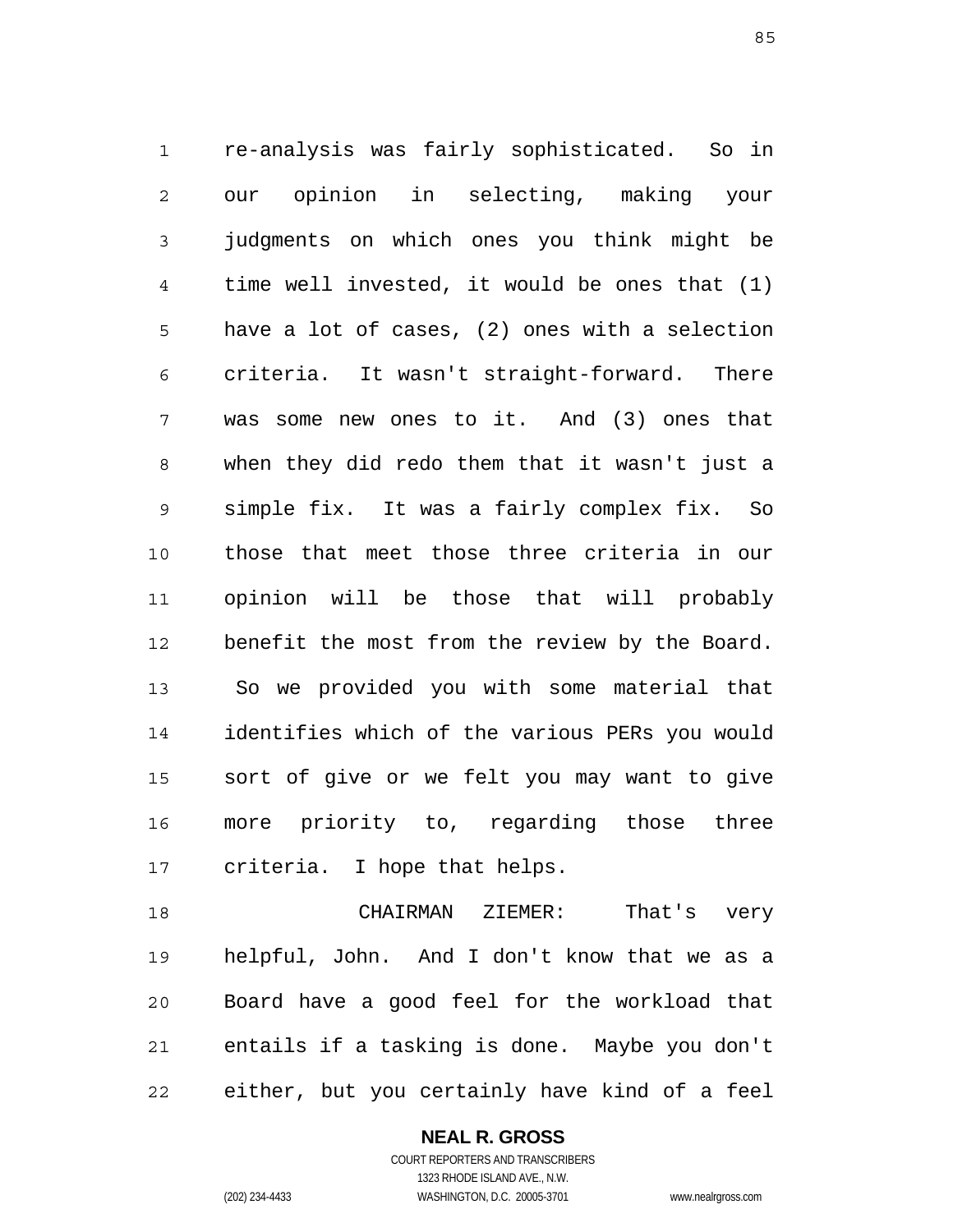re-analysis was fairly sophisticated. So in our opinion in selecting, making your judgments on which ones you think might be time well invested, it would be ones that (1) have a lot of cases, (2) ones with a selection criteria. It wasn't straight-forward. There was some new ones to it. And (3) ones that when they did redo them that it wasn't just a simple fix. It was a fairly complex fix. So those that meet those three criteria in our opinion will be those that will probably benefit the most from the review by the Board. So we provided you with some material that identifies which of the various PERs you would sort of give or we felt you may want to give more priority to, regarding those three criteria. I hope that helps.

CHAIRMAN ZIEMER: That's very helpful, John. And I don't know that we as a Board have a good feel for the workload that entails if a tasking is done. Maybe you don't either, but you certainly have kind of a feel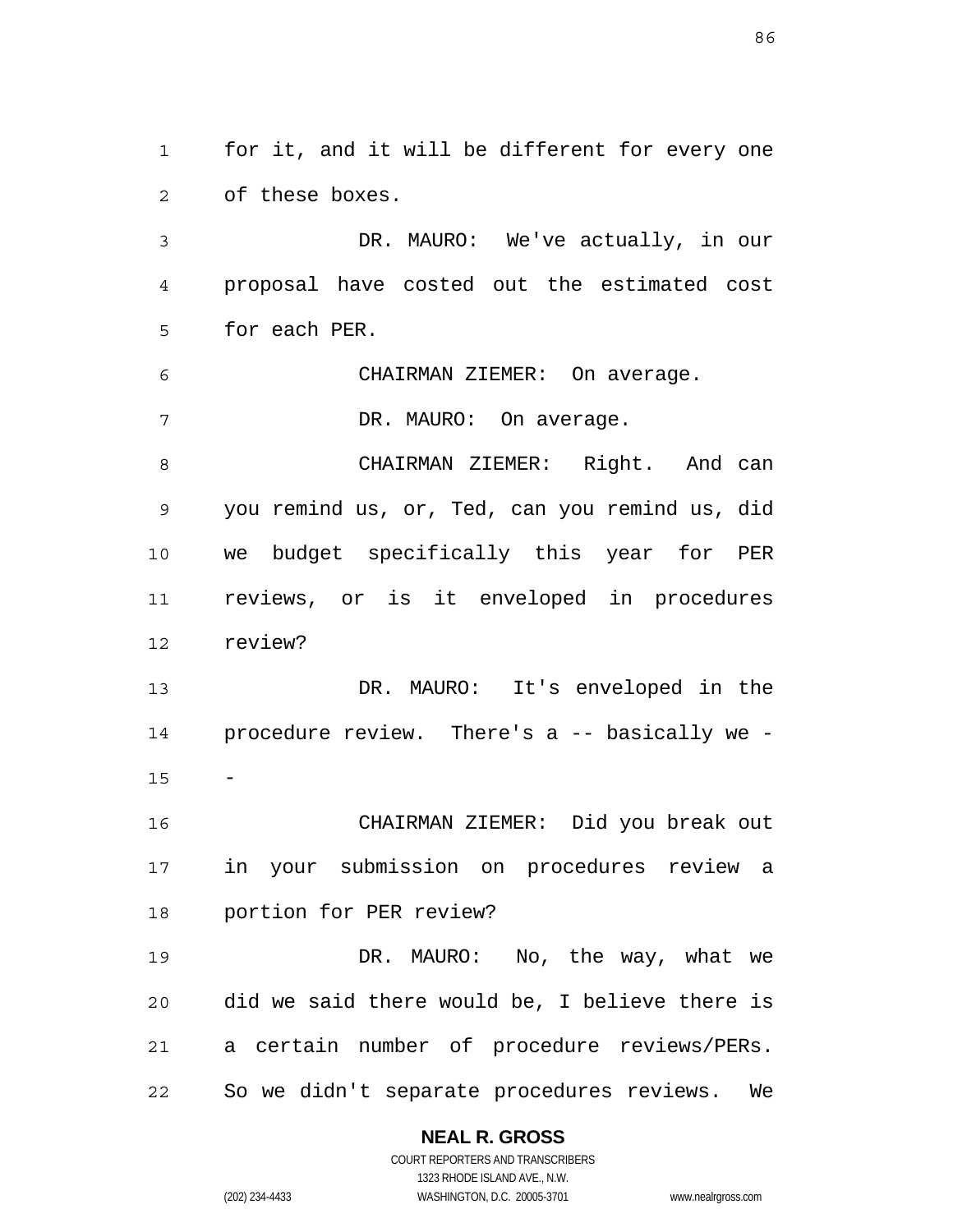for it, and it will be different for every one of these boxes.

DR. MAURO: We've actually, in our proposal have costed out the estimated cost for each PER.

CHAIRMAN ZIEMER: On average.

DR. MAURO: On average.

CHAIRMAN ZIEMER: Right. And can you remind us, or, Ted, can you remind us, did we budget specifically this year for PER reviews, or is it enveloped in procedures review?

DR. MAURO: It's enveloped in the procedure review. There's a -- basically we --

CHAIRMAN ZIEMER: Did you break out in your submission on procedures review a portion for PER review?

DR. MAURO: No, the way, what we did we said there would be, I believe there is a certain number of procedure reviews/PERs. So we didn't separate procedures reviews. We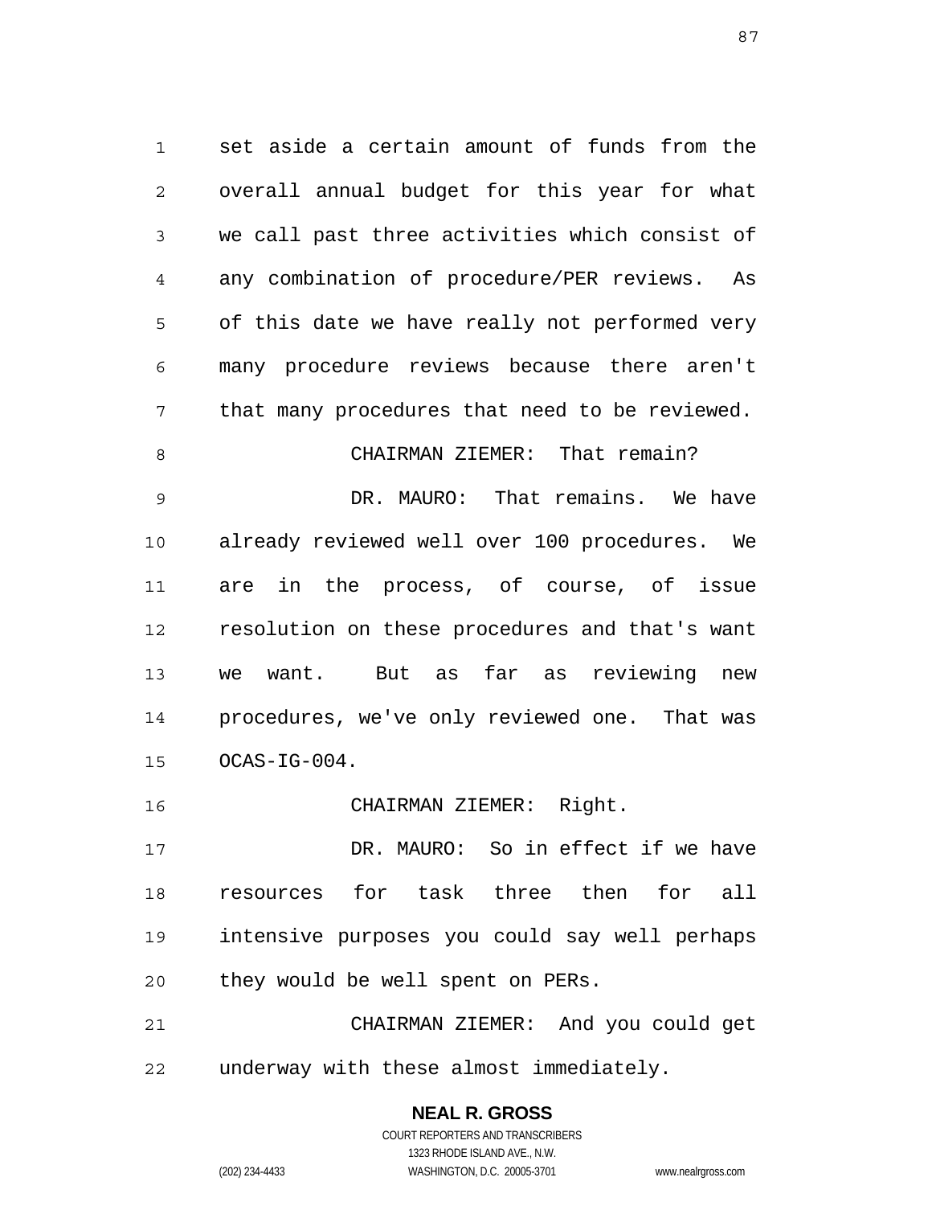set aside a certain amount of funds from the overall annual budget for this year for what we call past three activities which consist of any combination of procedure/PER reviews. As of this date we have really not performed very many procedure reviews because there aren't that many procedures that need to be reviewed.

CHAIRMAN ZIEMER: That remain?

DR. MAURO: That remains. We have already reviewed well over 100 procedures. We are in the process, of course, of issue resolution on these procedures and that's want we want. But as far as reviewing new procedures, we've only reviewed one. That was OCAS-IG-004.

CHAIRMAN ZIEMER: Right.

DR. MAURO: So in effect if we have resources for task three then for all intensive purposes you could say well perhaps they would be well spent on PERs.

CHAIRMAN ZIEMER: And you could get underway with these almost immediately.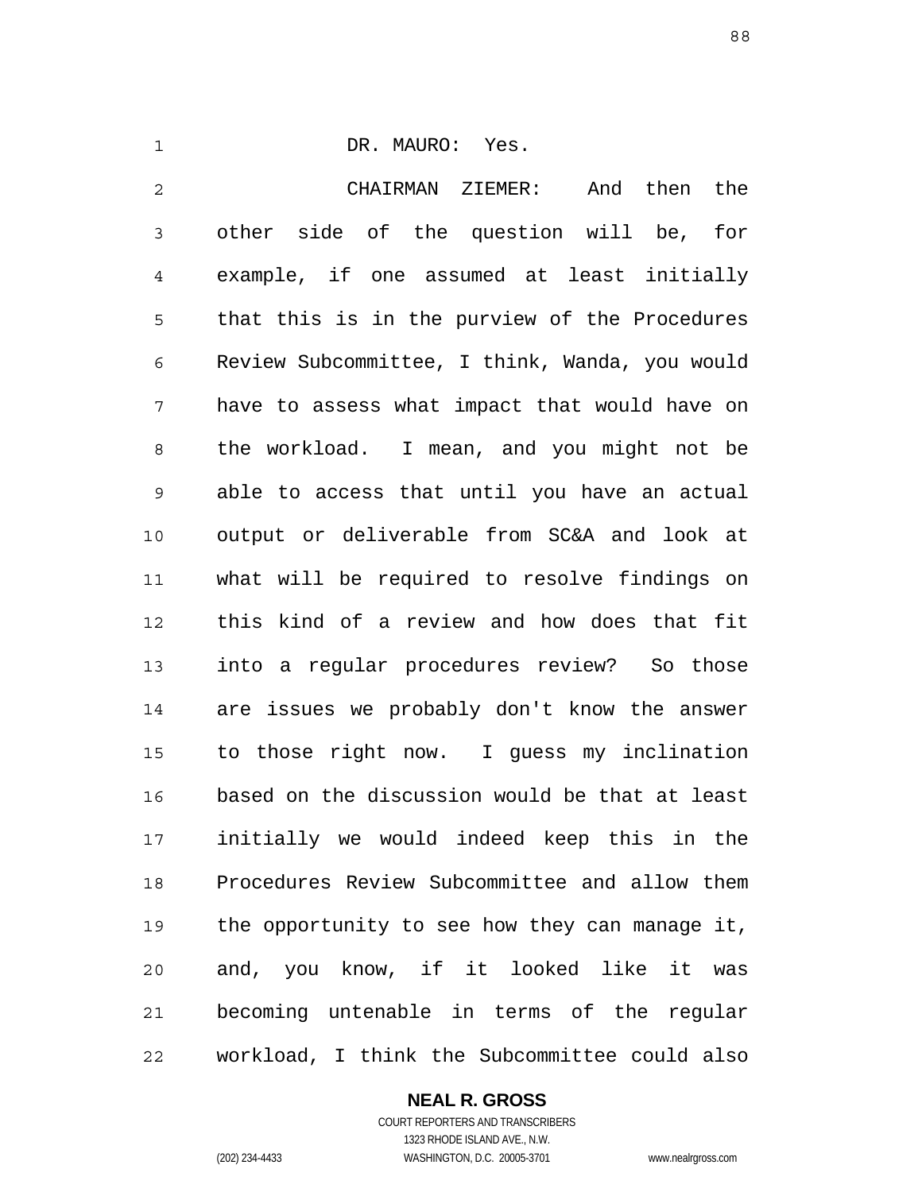DR. MAURO: Yes.

CHAIRMAN ZIEMER: And then the other side of the question will be, for example, if one assumed at least initially that this is in the purview of the Procedures Review Subcommittee, I think, Wanda, you would have to assess what impact that would have on the workload. I mean, and you might not be able to access that until you have an actual output or deliverable from SC&A and look at what will be required to resolve findings on this kind of a review and how does that fit into a regular procedures review? So those are issues we probably don't know the answer to those right now. I guess my inclination based on the discussion would be that at least initially we would indeed keep this in the Procedures Review Subcommittee and allow them the opportunity to see how they can manage it, and, you know, if it looked like it was becoming untenable in terms of the regular workload, I think the Subcommittee could also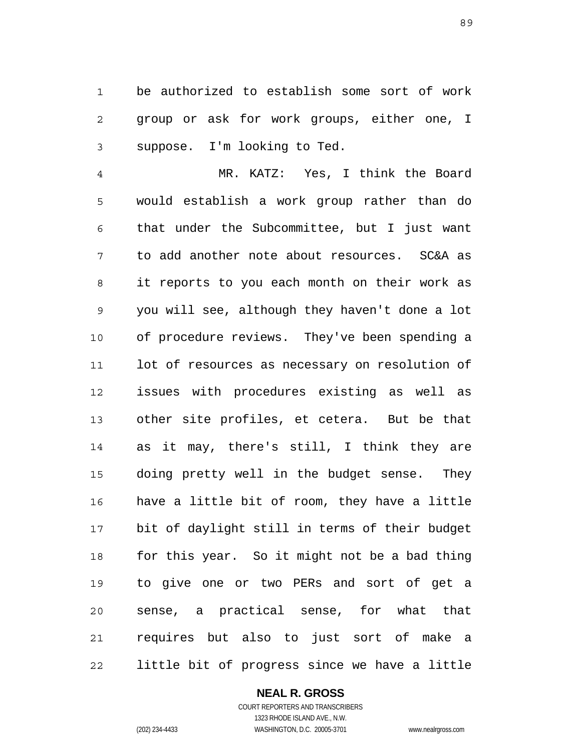be authorized to establish some sort of work group or ask for work groups, either one, I suppose. I'm looking to Ted.

MR. KATZ: Yes, I think the Board would establish a work group rather than do that under the Subcommittee, but I just want to add another note about resources. SC&A as it reports to you each month on their work as you will see, although they haven't done a lot of procedure reviews. They've been spending a lot of resources as necessary on resolution of issues with procedures existing as well as other site profiles, et cetera. But be that as it may, there's still, I think they are doing pretty well in the budget sense. They have a little bit of room, they have a little bit of daylight still in terms of their budget for this year. So it might not be a bad thing to give one or two PERs and sort of get a sense, a practical sense, for what that requires but also to just sort of make a little bit of progress since we have a little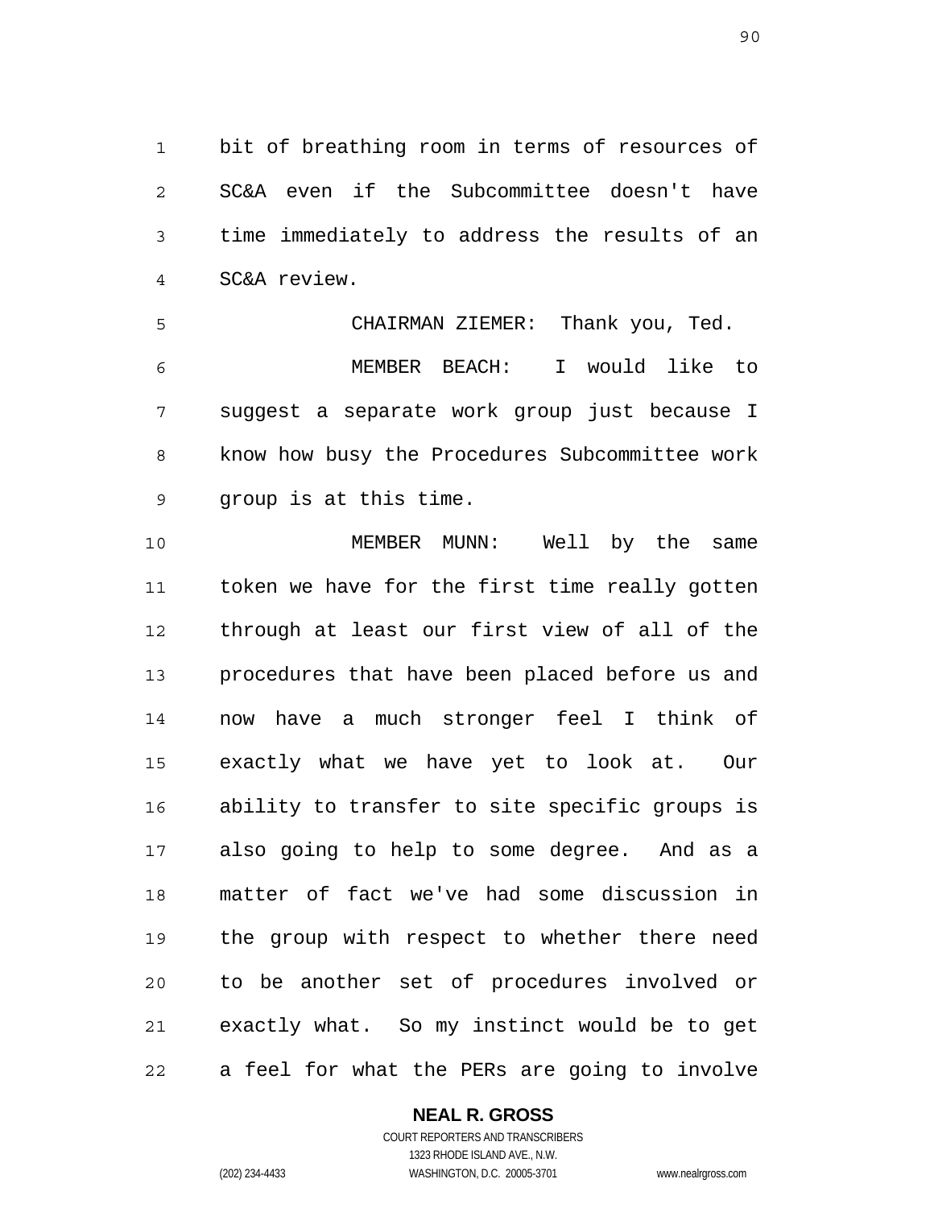bit of breathing room in terms of resources of SC&A even if the Subcommittee doesn't have time immediately to address the results of an SC&A review.

CHAIRMAN ZIEMER: Thank you, Ted.

MEMBER BEACH: I would like to suggest a separate work group just because I know how busy the Procedures Subcommittee work group is at this time.

MEMBER MUNN: Well by the same token we have for the first time really gotten through at least our first view of all of the procedures that have been placed before us and now have a much stronger feel I think of exactly what we have yet to look at. Our ability to transfer to site specific groups is also going to help to some degree. And as a matter of fact we've had some discussion in the group with respect to whether there need to be another set of procedures involved or exactly what. So my instinct would be to get a feel for what the PERs are going to involve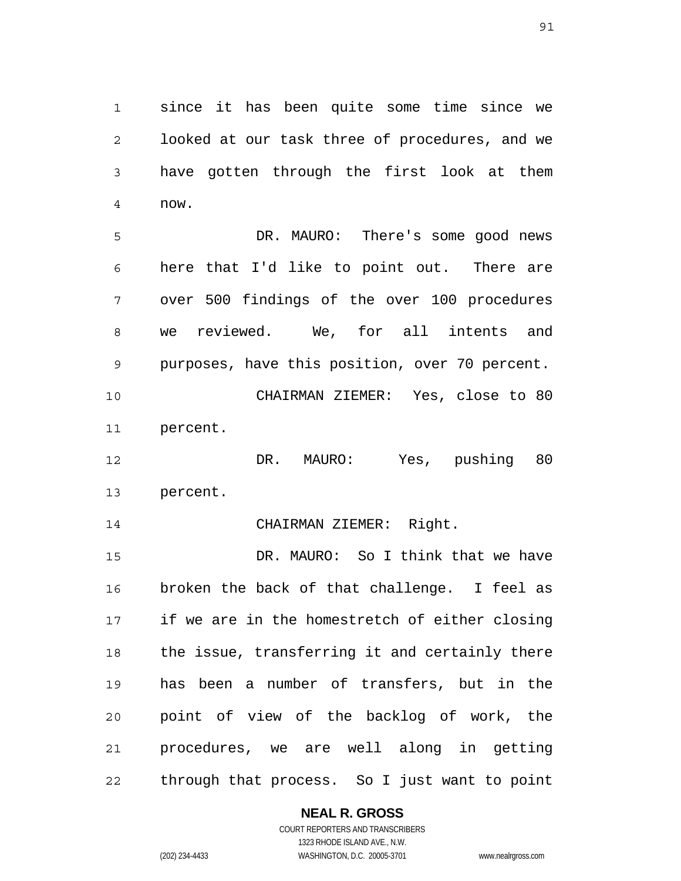since it has been quite some time since we looked at our task three of procedures, and we have gotten through the first look at them now.

DR. MAURO: There's some good news here that I'd like to point out. There are over 500 findings of the over 100 procedures we reviewed. We, for all intents and purposes, have this position, over 70 percent.

CHAIRMAN ZIEMER: Yes, close to 80 percent.

DR. MAURO: Yes, pushing 80 percent.

CHAIRMAN ZIEMER: Right.

DR. MAURO: So I think that we have broken the back of that challenge. I feel as if we are in the homestretch of either closing the issue, transferring it and certainly there has been a number of transfers, but in the point of view of the backlog of work, the procedures, we are well along in getting through that process. So I just want to point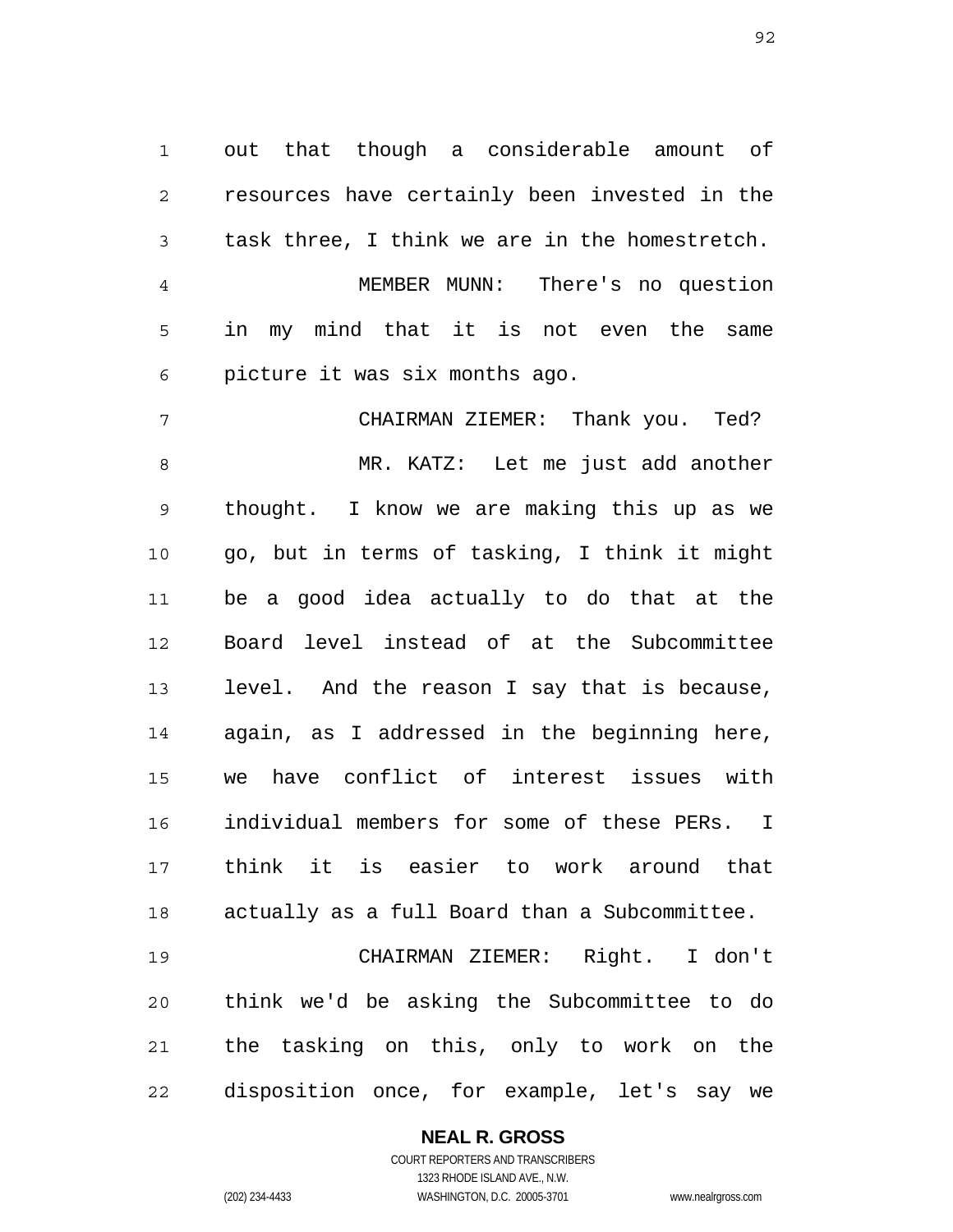out that though a considerable amount of resources have certainly been invested in the task three, I think we are in the homestretch.

MEMBER MUNN: There's no question in my mind that it is not even the same picture it was six months ago.

CHAIRMAN ZIEMER: Thank you. Ted?

MR. KATZ: Let me just add another thought. I know we are making this up as we go, but in terms of tasking, I think it might be a good idea actually to do that at the Board level instead of at the Subcommittee level. And the reason I say that is because, again, as I addressed in the beginning here, we have conflict of interest issues with individual members for some of these PERs. I think it is easier to work around that actually as a full Board than a Subcommittee.

CHAIRMAN ZIEMER: Right. I don't think we'd be asking the Subcommittee to do the tasking on this, only to work on the disposition once, for example, let's say we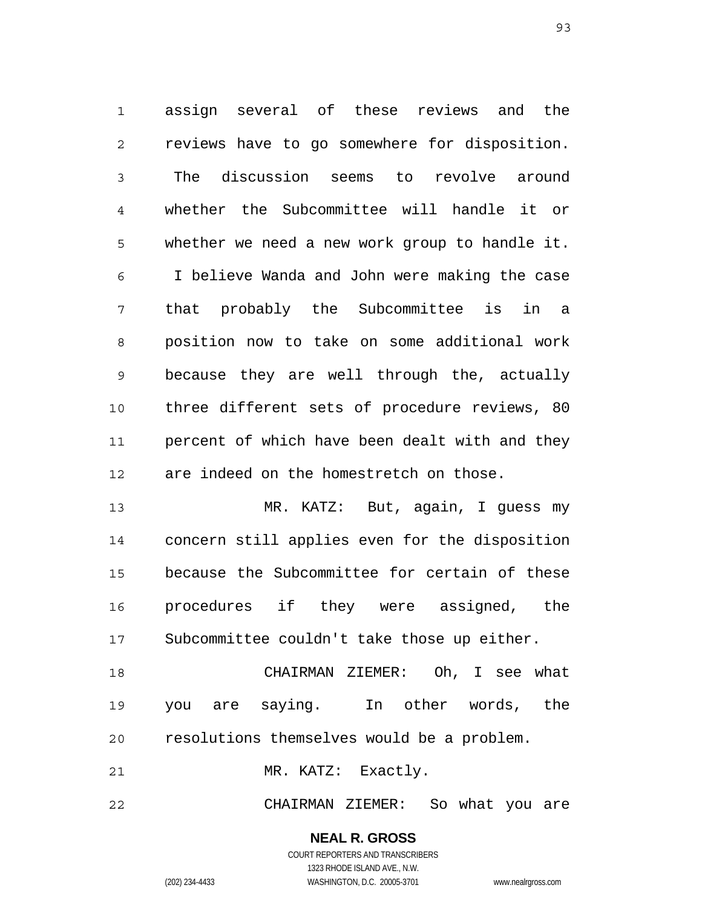assign several of these reviews and the reviews have to go somewhere for disposition. The discussion seems to revolve around whether the Subcommittee will handle it or whether we need a new work group to handle it. I believe Wanda and John were making the case that probably the Subcommittee is in a position now to take on some additional work because they are well through the, actually three different sets of procedure reviews, 80 percent of which have been dealt with and they are indeed on the homestretch on those.

MR. KATZ: But, again, I guess my concern still applies even for the disposition because the Subcommittee for certain of these procedures if they were assigned, the Subcommittee couldn't take those up either.

CHAIRMAN ZIEMER: Oh, I see what you are saying. In other words, the resolutions themselves would be a problem.

MR. KATZ: Exactly.

CHAIRMAN ZIEMER: So what you are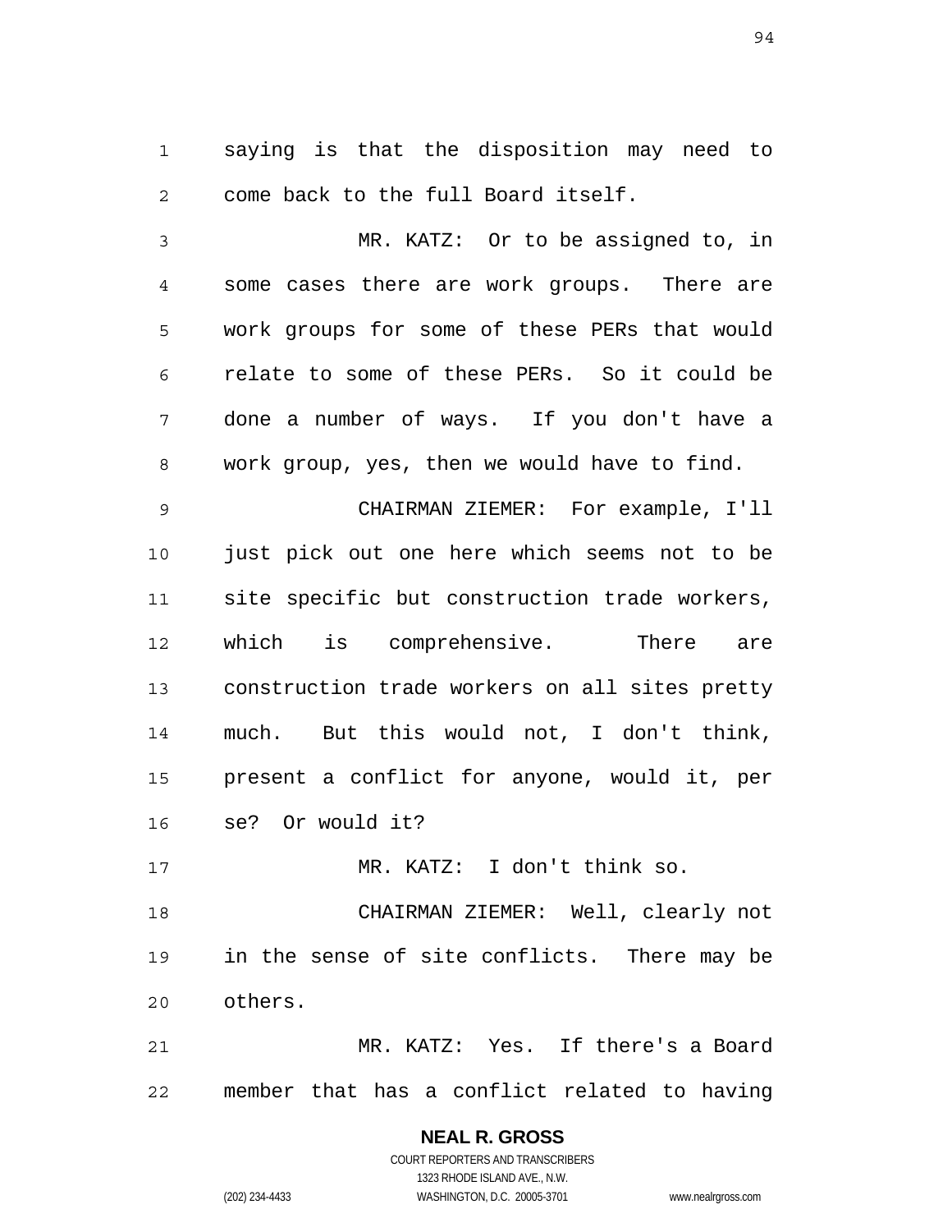saying is that the disposition may need to come back to the full Board itself.

MR. KATZ: Or to be assigned to, in some cases there are work groups. There are work groups for some of these PERs that would relate to some of these PERs. So it could be done a number of ways. If you don't have a work group, yes, then we would have to find.

CHAIRMAN ZIEMER: For example, I'll just pick out one here which seems not to be site specific but construction trade workers, which is comprehensive. There are construction trade workers on all sites pretty much. But this would not, I don't think, present a conflict for anyone, would it, per se? Or would it?

MR. KATZ: I don't think so.

CHAIRMAN ZIEMER: Well, clearly not in the sense of site conflicts. There may be others.

MR. KATZ: Yes. If there's a Board member that has a conflict related to having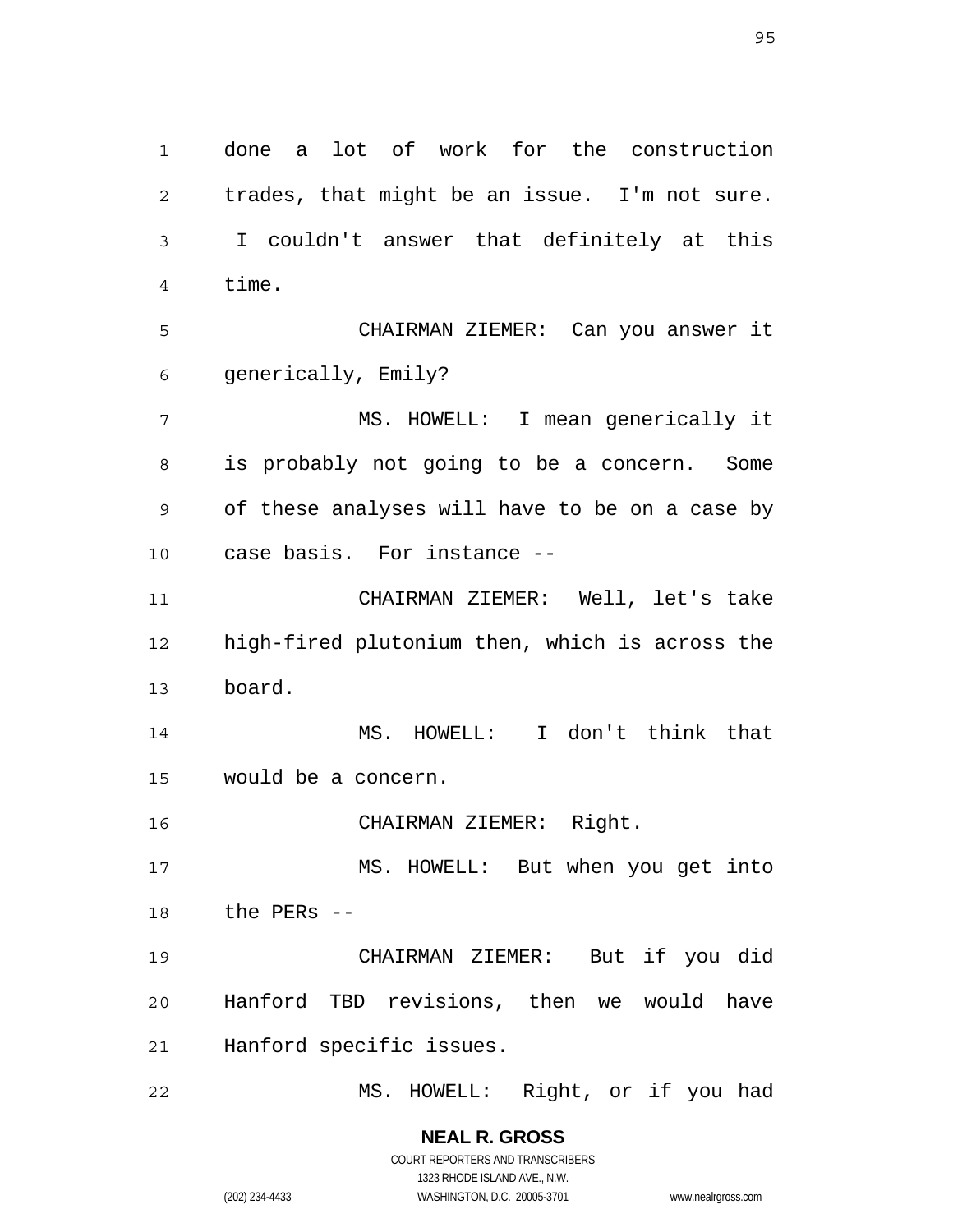done a lot of work for the construction trades, that might be an issue. I'm not sure. I couldn't answer that definitely at this time.

CHAIRMAN ZIEMER: Can you answer it generically, Emily?

MS. HOWELL: I mean generically it is probably not going to be a concern. Some of these analyses will have to be on a case by case basis. For instance --

CHAIRMAN ZIEMER: Well, let's take high-fired plutonium then, which is across the board.

MS. HOWELL: I don't think that would be a concern.

CHAIRMAN ZIEMER: Right.

MS. HOWELL: But when you get into the PERs --

CHAIRMAN ZIEMER: But if you did Hanford TBD revisions, then we would have Hanford specific issues.

MS. HOWELL: Right, or if you had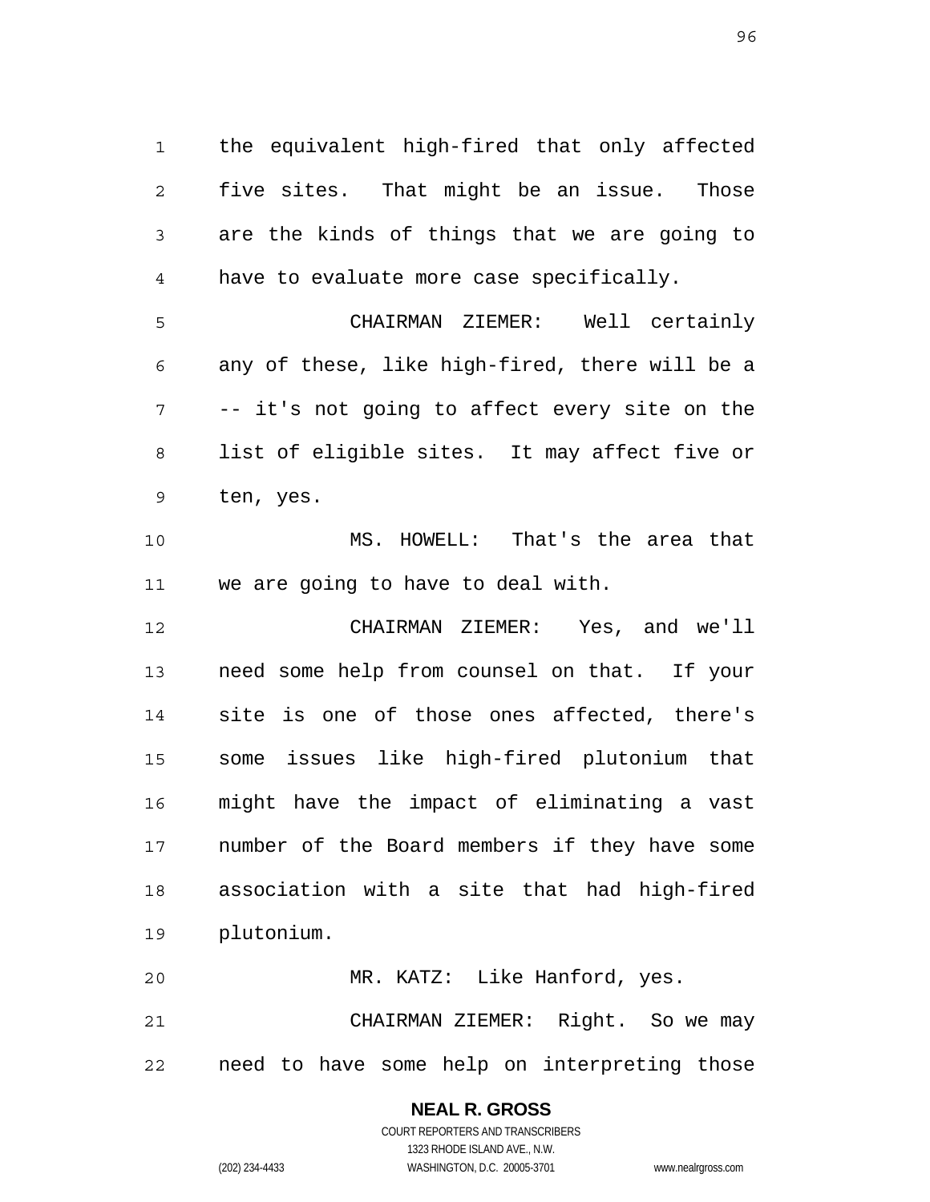the equivalent high-fired that only affected five sites. That might be an issue. Those are the kinds of things that we are going to have to evaluate more case specifically.

CHAIRMAN ZIEMER: Well certainly any of these, like high-fired, there will be a -- it's not going to affect every site on the list of eligible sites. It may affect five or ten, yes.

MS. HOWELL: That's the area that we are going to have to deal with.

CHAIRMAN ZIEMER: Yes, and we'll need some help from counsel on that. If your site is one of those ones affected, there's some issues like high-fired plutonium that might have the impact of eliminating a vast number of the Board members if they have some association with a site that had high-fired plutonium.

MR. KATZ: Like Hanford, yes.

CHAIRMAN ZIEMER: Right. So we may need to have some help on interpreting those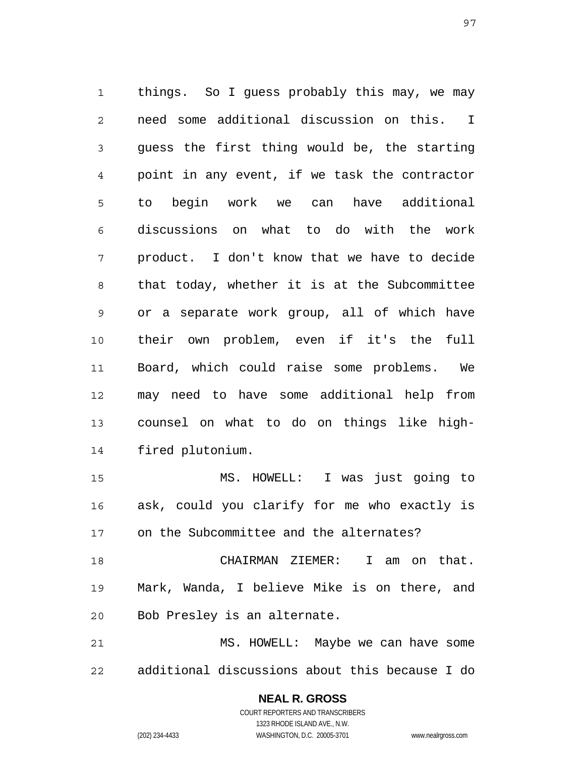things. So I guess probably this may, we may need some additional discussion on this. I guess the first thing would be, the starting point in any event, if we task the contractor to begin work we can have additional discussions on what to do with the work product. I don't know that we have to decide that today, whether it is at the Subcommittee or a separate work group, all of which have their own problem, even if it's the full Board, which could raise some problems. We may need to have some additional help from counsel on what to do on things like high-fired plutonium.

MS. HOWELL: I was just going to ask, could you clarify for me who exactly is on the Subcommittee and the alternates?

CHAIRMAN ZIEMER: I am on that. Mark, Wanda, I believe Mike is on there, and Bob Presley is an alternate.

MS. HOWELL: Maybe we can have some additional discussions about this because I do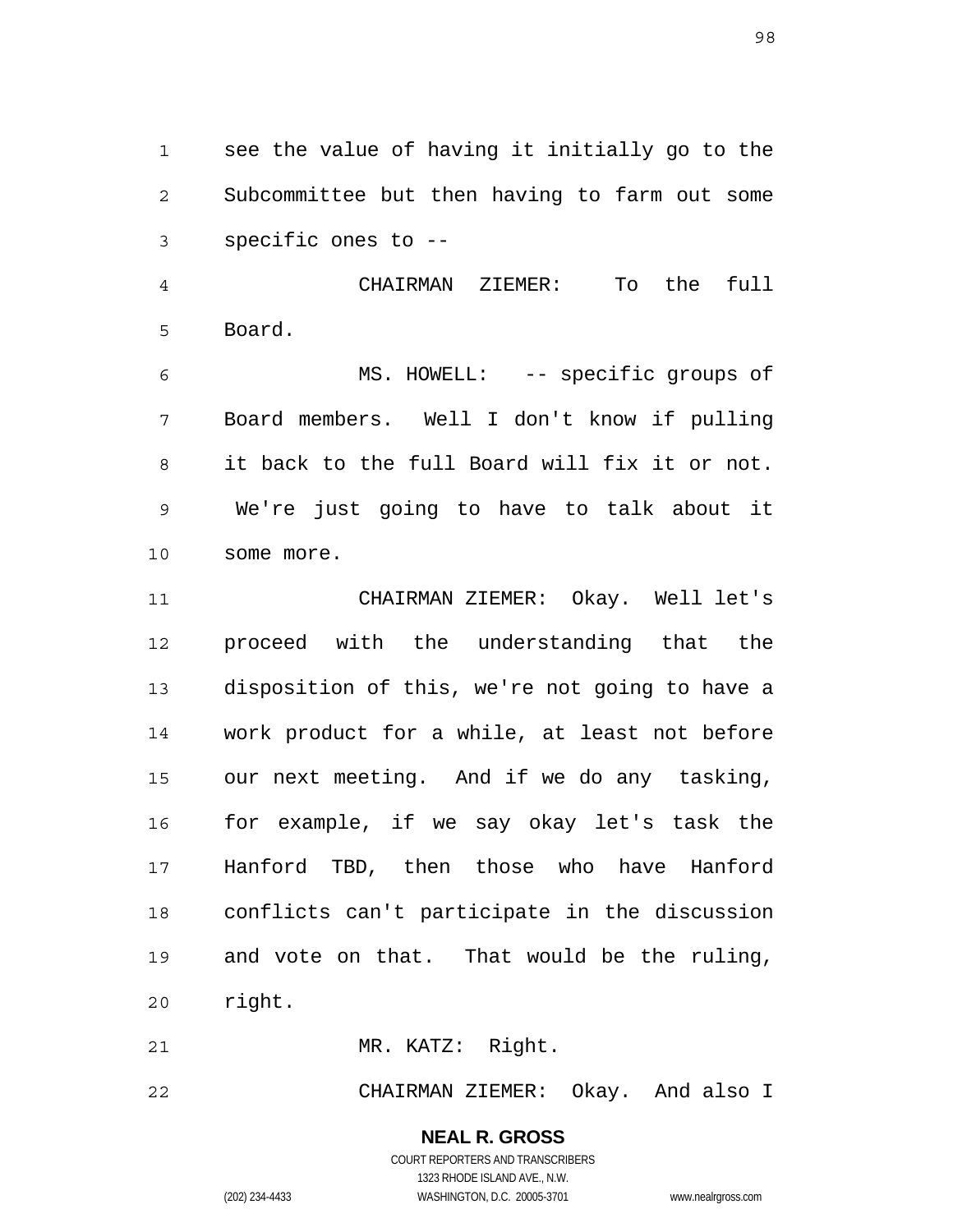see the value of having it initially go to the Subcommittee but then having to farm out some specific ones to --

CHAIRMAN ZIEMER: To the full Board.

MS. HOWELL: -- specific groups of Board members. Well I don't know if pulling it back to the full Board will fix it or not. We're just going to have to talk about it some more.

CHAIRMAN ZIEMER: Okay. Well let's proceed with the understanding that the disposition of this, we're not going to have a work product for a while, at least not before our next meeting. And if we do any tasking, for example, if we say okay let's task the Hanford TBD, then those who have Hanford conflicts can't participate in the discussion and vote on that. That would be the ruling, right.

MR. KATZ: Right.

CHAIRMAN ZIEMER: Okay. And also I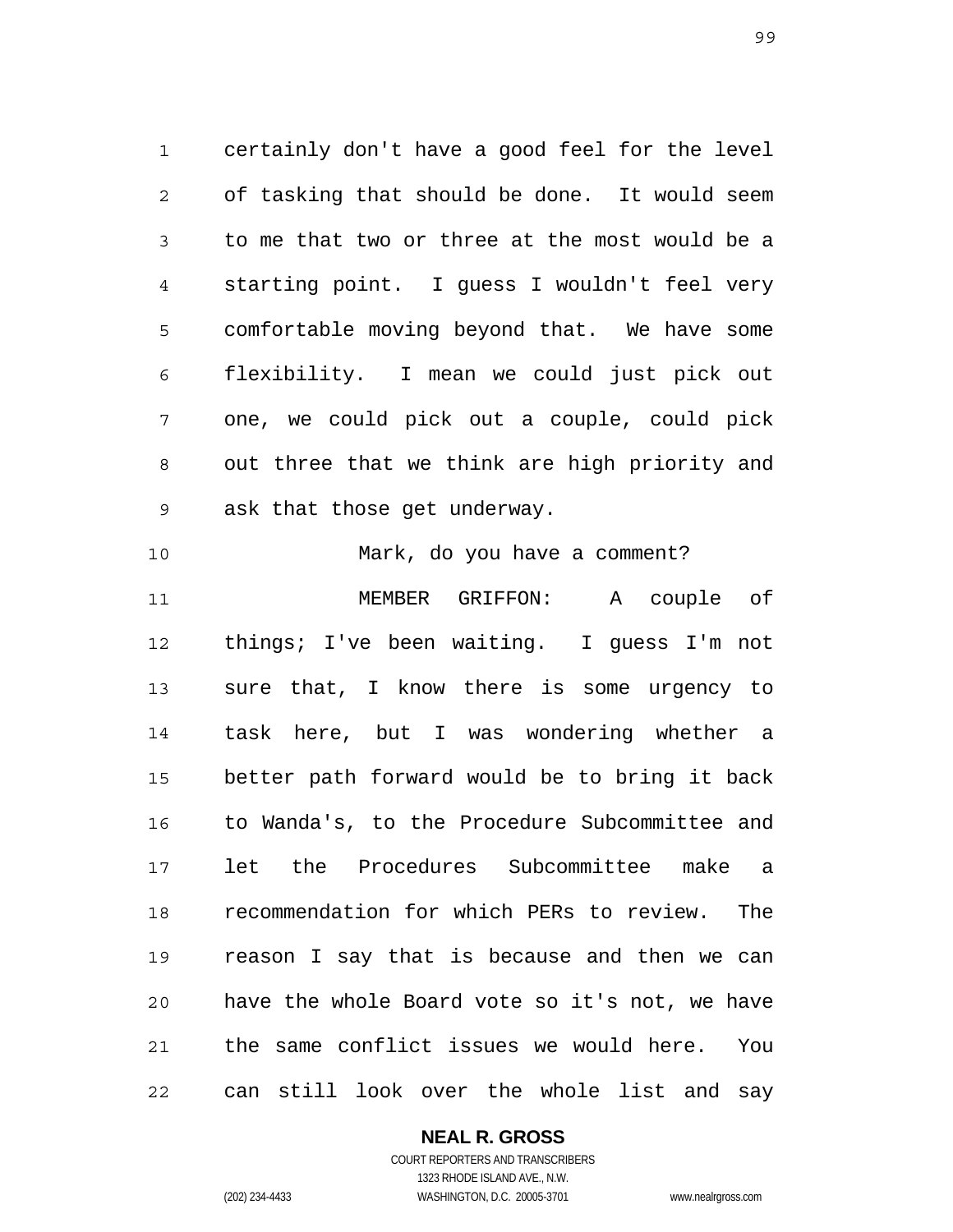certainly don't have a good feel for the level of tasking that should be done. It would seem to me that two or three at the most would be a starting point. I guess I wouldn't feel very comfortable moving beyond that. We have some flexibility. I mean we could just pick out one, we could pick out a couple, could pick out three that we think are high priority and ask that those get underway.

Mark, do you have a comment?

MEMBER GRIFFON: A couple of things; I've been waiting. I guess I'm not sure that, I know there is some urgency to task here, but I was wondering whether a better path forward would be to bring it back to Wanda's, to the Procedure Subcommittee and let the Procedures Subcommittee make a recommendation for which PERs to review. The reason I say that is because and then we can have the whole Board vote so it's not, we have the same conflict issues we would here. You can still look over the whole list and say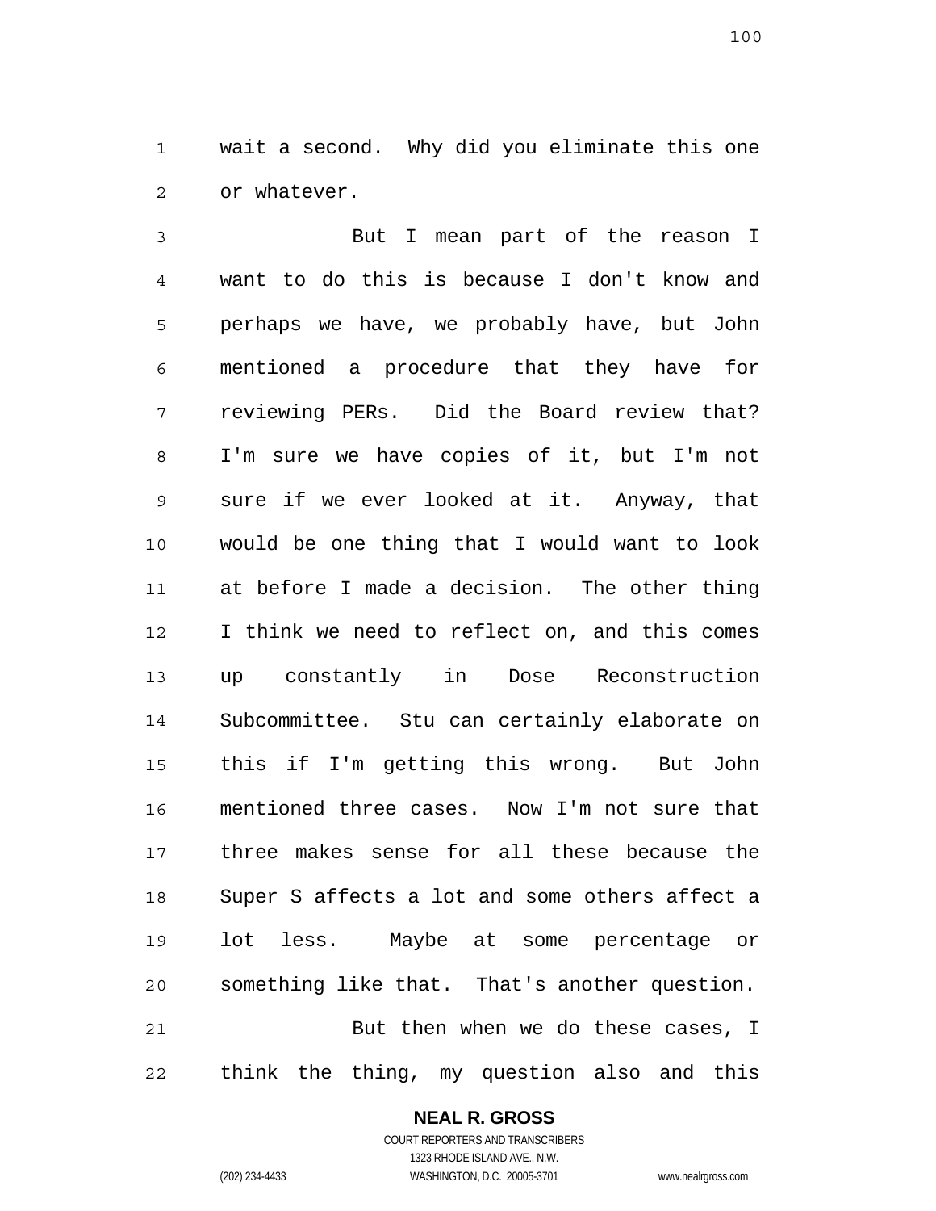wait a second. Why did you eliminate this one or whatever.

But I mean part of the reason I want to do this is because I don't know and perhaps we have, we probably have, but John mentioned a procedure that they have for reviewing PERs. Did the Board review that? I'm sure we have copies of it, but I'm not sure if we ever looked at it. Anyway, that would be one thing that I would want to look at before I made a decision. The other thing I think we need to reflect on, and this comes up constantly in Dose Reconstruction Subcommittee. Stu can certainly elaborate on this if I'm getting this wrong. But John mentioned three cases. Now I'm not sure that three makes sense for all these because the Super S affects a lot and some others affect a lot less. Maybe at some percentage or something like that. That's another question.

But then when we do these cases, I think the thing, my question also and this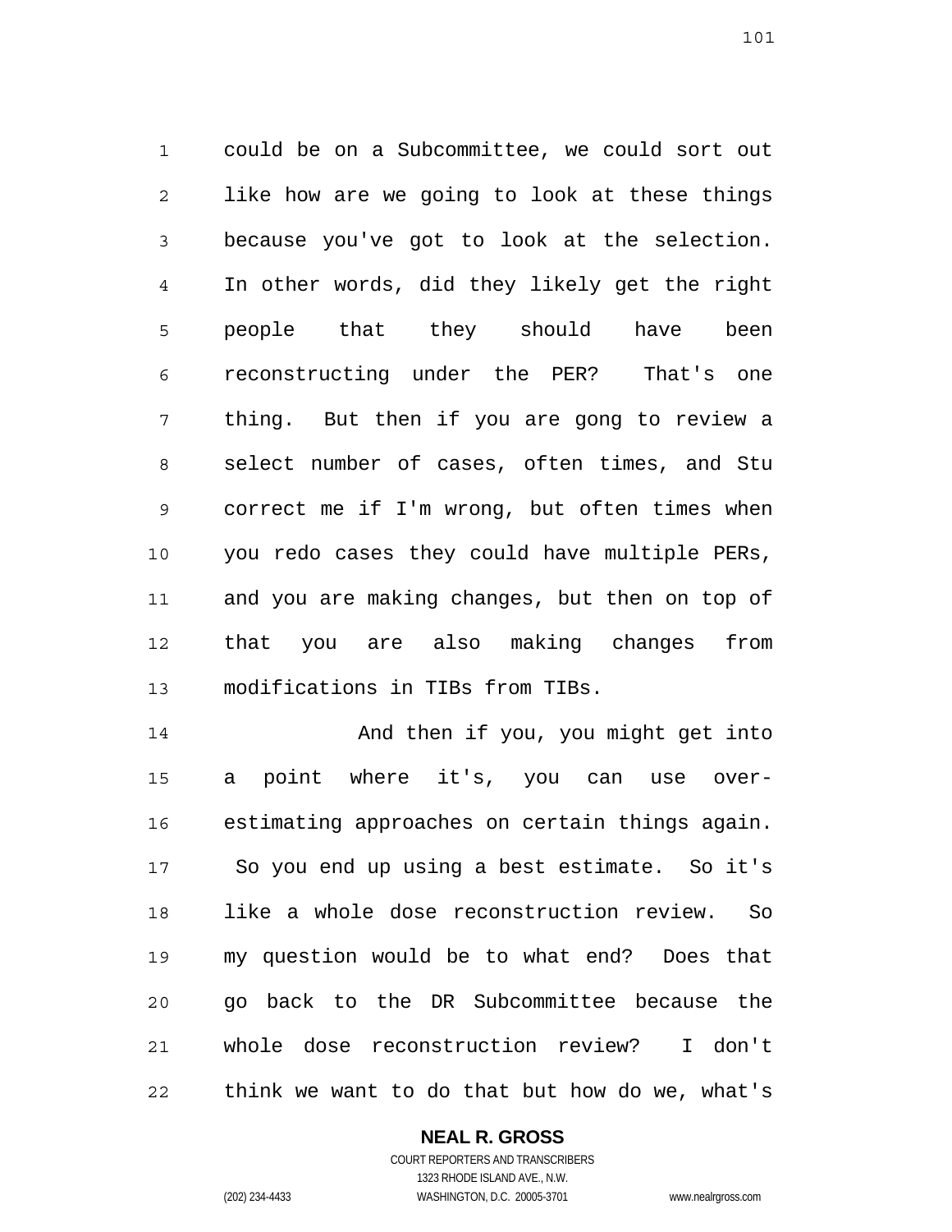could be on a Subcommittee, we could sort out like how are we going to look at these things because you've got to look at the selection. In other words, did they likely get the right people that they should have been reconstructing under the PER? That's one thing. But then if you are gong to review a select number of cases, often times, and Stu correct me if I'm wrong, but often times when you redo cases they could have multiple PERs, and you are making changes, but then on top of that you are also making changes from modifications in TIBs from TIBs.

And then if you, you might get into a point where it's, you can use over-estimating approaches on certain things again. So you end up using a best estimate. So it's like a whole dose reconstruction review. So my question would be to what end? Does that go back to the DR Subcommittee because the whole dose reconstruction review? I don't think we want to do that but how do we, what's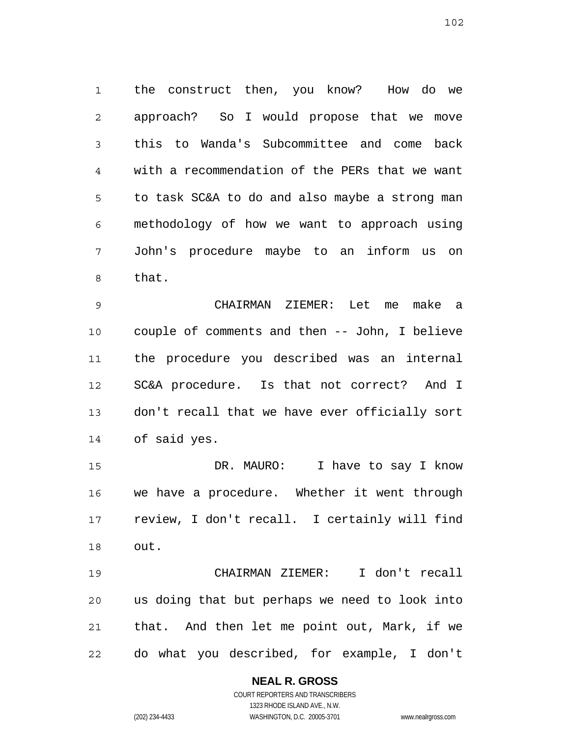the construct then, you know? How do we approach? So I would propose that we move this to Wanda's Subcommittee and come back with a recommendation of the PERs that we want to task SC&A to do and also maybe a strong man methodology of how we want to approach using John's procedure maybe to an inform us on that.

CHAIRMAN ZIEMER: Let me make a couple of comments and then -- John, I believe the procedure you described was an internal SC&A procedure. Is that not correct? And I don't recall that we have ever officially sort of said yes.

DR. MAURO: I have to say I know we have a procedure. Whether it went through review, I don't recall. I certainly will find out.

CHAIRMAN ZIEMER: I don't recall us doing that but perhaps we need to look into that. And then let me point out, Mark, if we do what you described, for example, I don't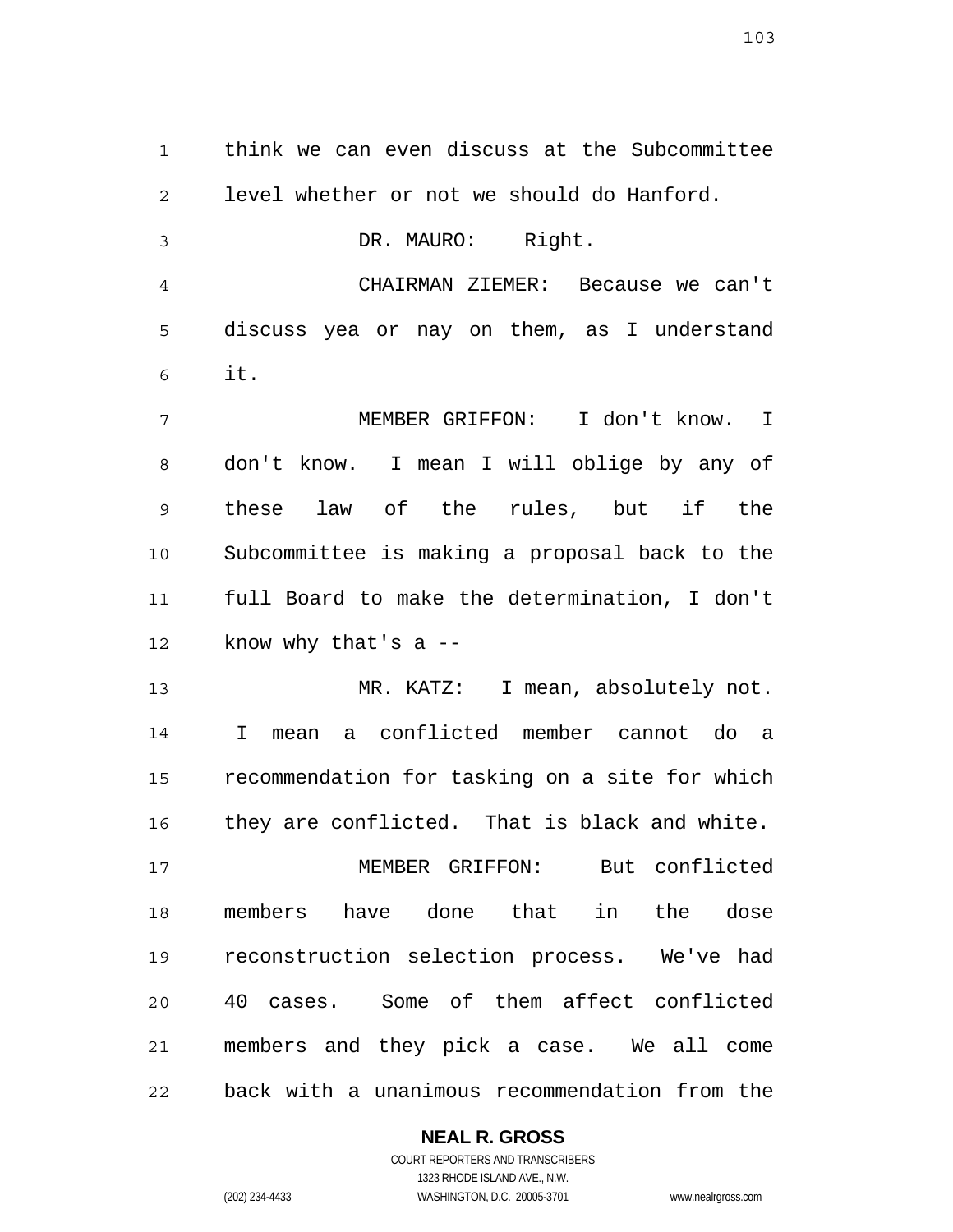think we can even discuss at the Subcommittee level whether or not we should do Hanford.

DR. MAURO: Right.

CHAIRMAN ZIEMER: Because we can't discuss yea or nay on them, as I understand it.

MEMBER GRIFFON: I don't know. I don't know. I mean I will oblige by any of these law of the rules, but if the Subcommittee is making a proposal back to the full Board to make the determination, I don't know why that's a --

MR. KATZ: I mean, absolutely not. I mean a conflicted member cannot do a recommendation for tasking on a site for which they are conflicted. That is black and white.

MEMBER GRIFFON: But conflicted members have done that in the dose reconstruction selection process. We've had 40 cases. Some of them affect conflicted members and they pick a case. We all come back with a unanimous recommendation from the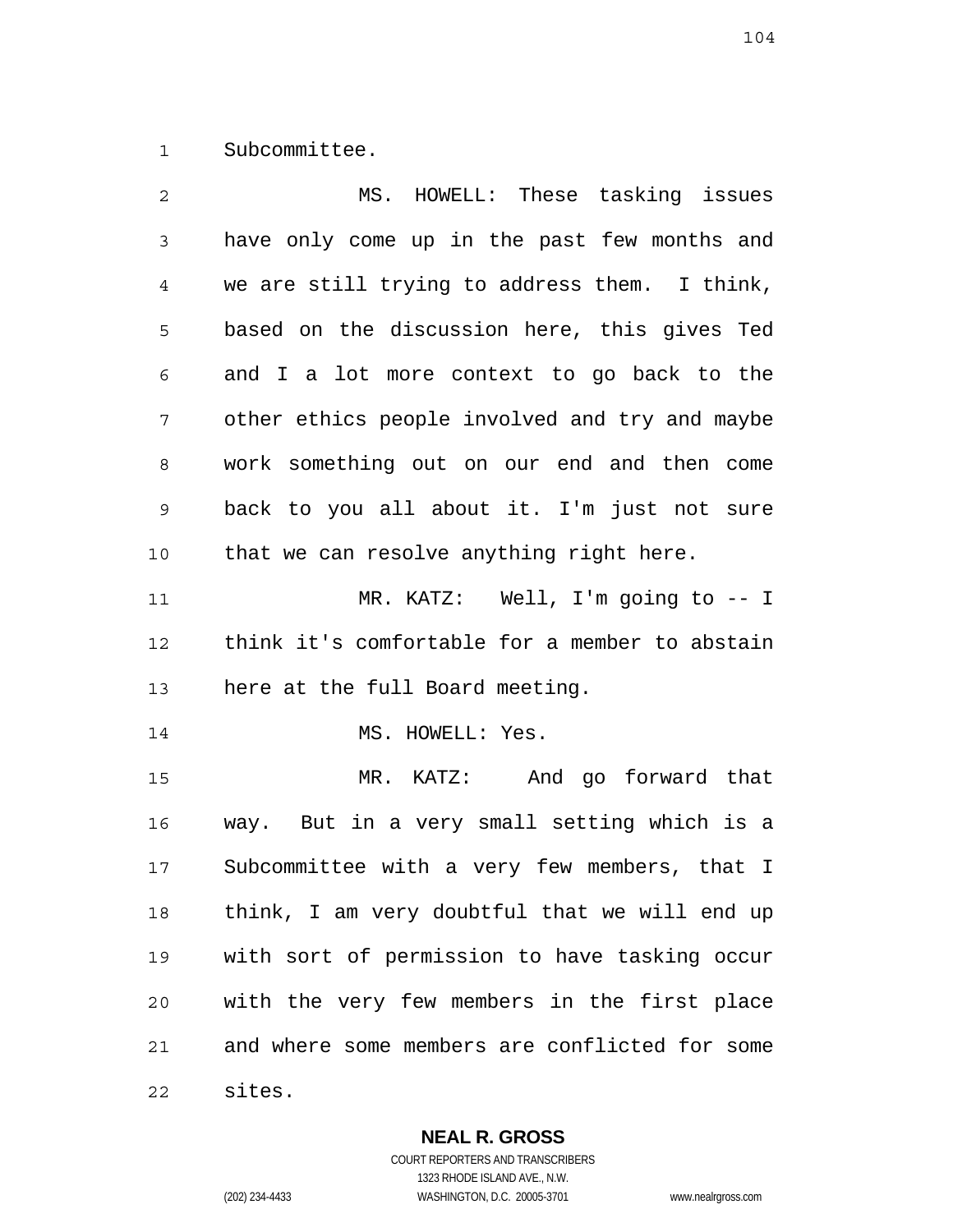Subcommittee.

MS. HOWELL: These tasking issues have only come up in the past few months and we are still trying to address them. I think, based on the discussion here, this gives Ted and I a lot more context to go back to the other ethics people involved and try and maybe work something out on our end and then come back to you all about it. I'm just not sure that we can resolve anything right here.

MR. KATZ: Well, I'm going to -- I think it's comfortable for a member to abstain here at the full Board meeting.

MS. HOWELL: Yes.

MR. KATZ: And go forward that way. But in a very small setting which is a Subcommittee with a very few members, that I think, I am very doubtful that we will end up with sort of permission to have tasking occur with the very few members in the first place and where some members are conflicted for some sites.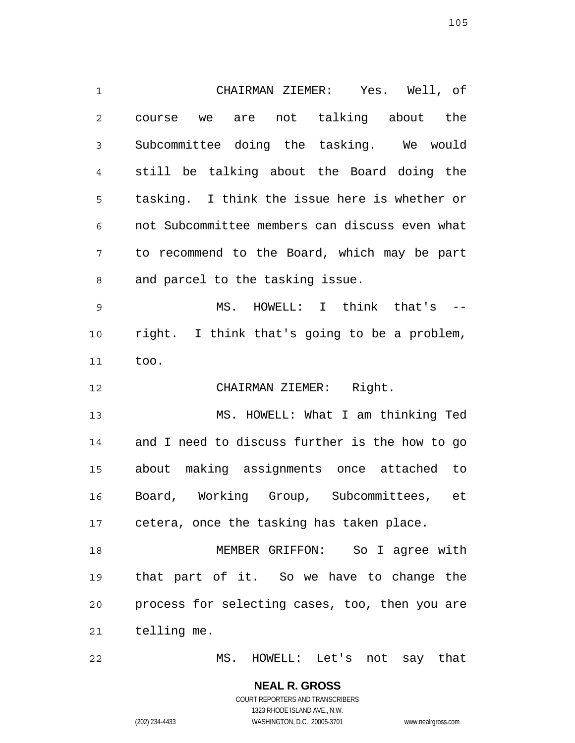CHAIRMAN ZIEMER: Yes. Well, of course we are not talking about the Subcommittee doing the tasking. We would still be talking about the Board doing the tasking. I think the issue here is whether or not Subcommittee members can discuss even what to recommend to the Board, which may be part and parcel to the tasking issue.

MS. HOWELL: I think that's -- right. I think that's going to be a problem, too.

CHAIRMAN ZIEMER: Right.

MS. HOWELL: What I am thinking Ted and I need to discuss further is the how to go about making assignments once attached to Board, Working Group, Subcommittees, et cetera, once the tasking has taken place.

MEMBER GRIFFON: So I agree with that part of it. So we have to change the process for selecting cases, too, then you are telling me.

MS. HOWELL: Let's not say that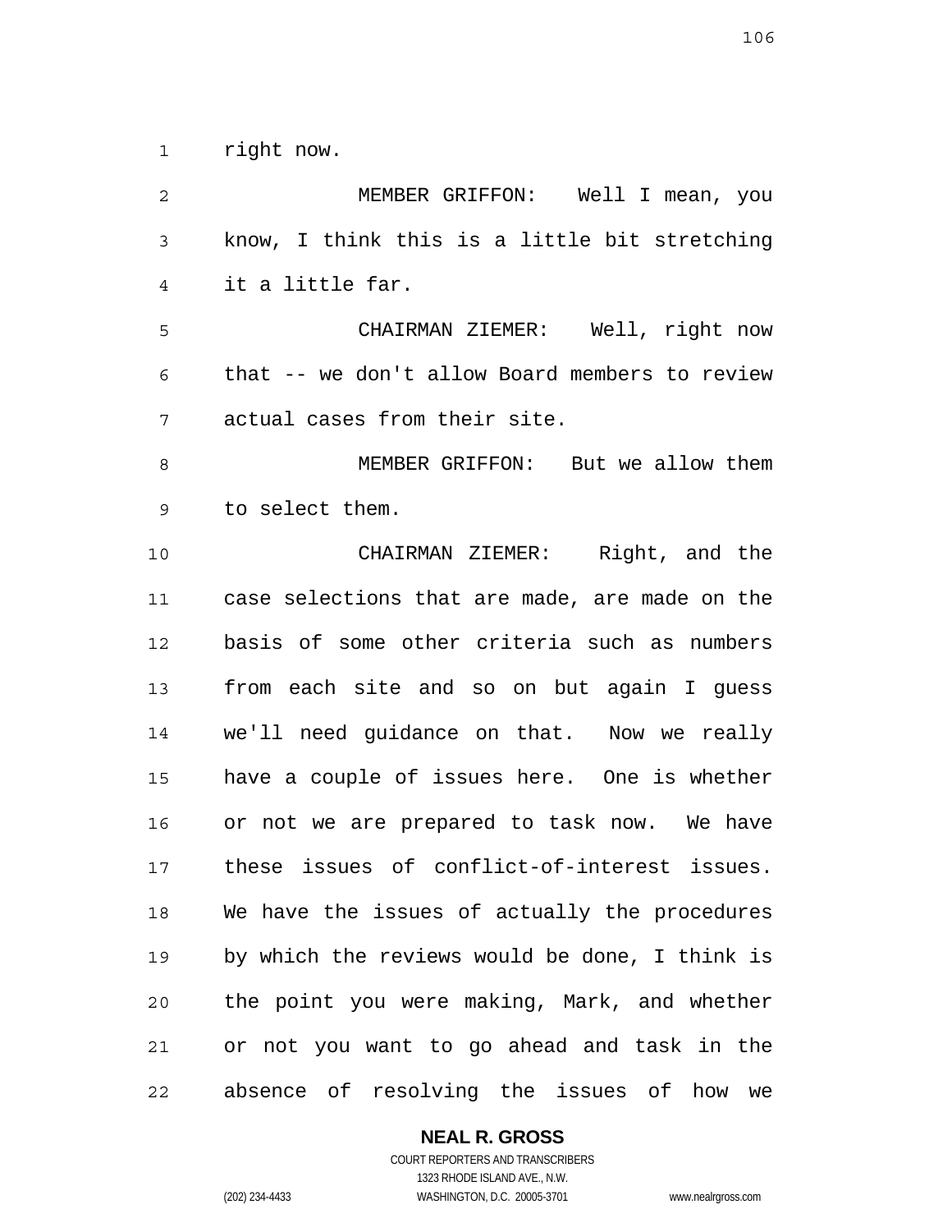right now.

MEMBER GRIFFON: Well I mean, you know, I think this is a little bit stretching it a little far.

CHAIRMAN ZIEMER: Well, right now that -- we don't allow Board members to review actual cases from their site.

MEMBER GRIFFON: But we allow them to select them.

CHAIRMAN ZIEMER: Right, and the case selections that are made, are made on the basis of some other criteria such as numbers from each site and so on but again I guess we'll need guidance on that. Now we really have a couple of issues here. One is whether or not we are prepared to task now. We have these issues of conflict-of-interest issues. We have the issues of actually the procedures by which the reviews would be done, I think is the point you were making, Mark, and whether or not you want to go ahead and task in the absence of resolving the issues of how we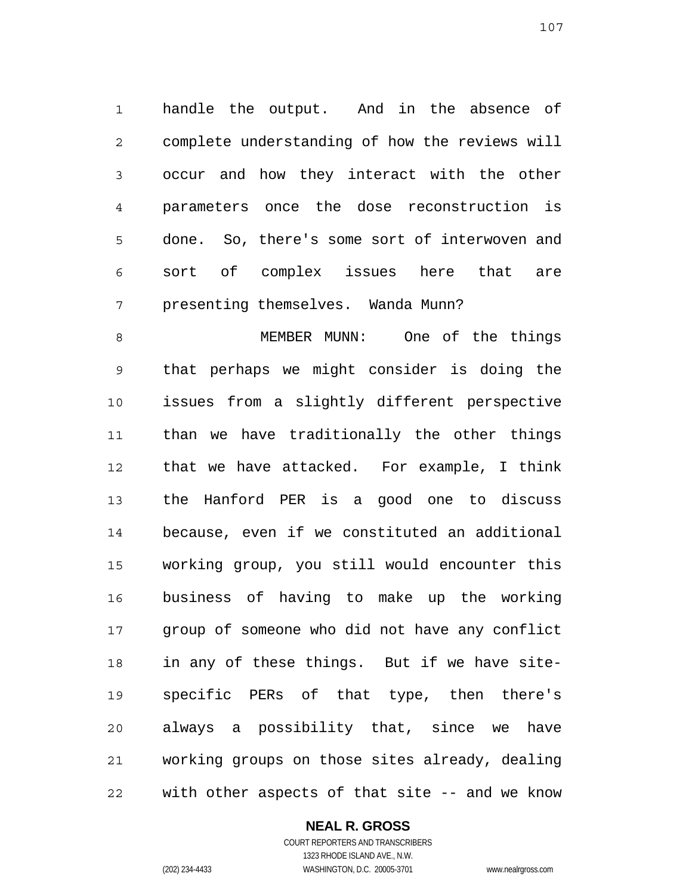handle the output. And in the absence of complete understanding of how the reviews will occur and how they interact with the other parameters once the dose reconstruction is done. So, there's some sort of interwoven and sort of complex issues here that are presenting themselves. Wanda Munn?

MEMBER MUNN: One of the things that perhaps we might consider is doing the issues from a slightly different perspective than we have traditionally the other things that we have attacked. For example, I think the Hanford PER is a good one to discuss because, even if we constituted an additional working group, you still would encounter this business of having to make up the working group of someone who did not have any conflict in any of these things. But if we have site-specific PERs of that type, then there's always a possibility that, since we have working groups on those sites already, dealing with other aspects of that site -- and we know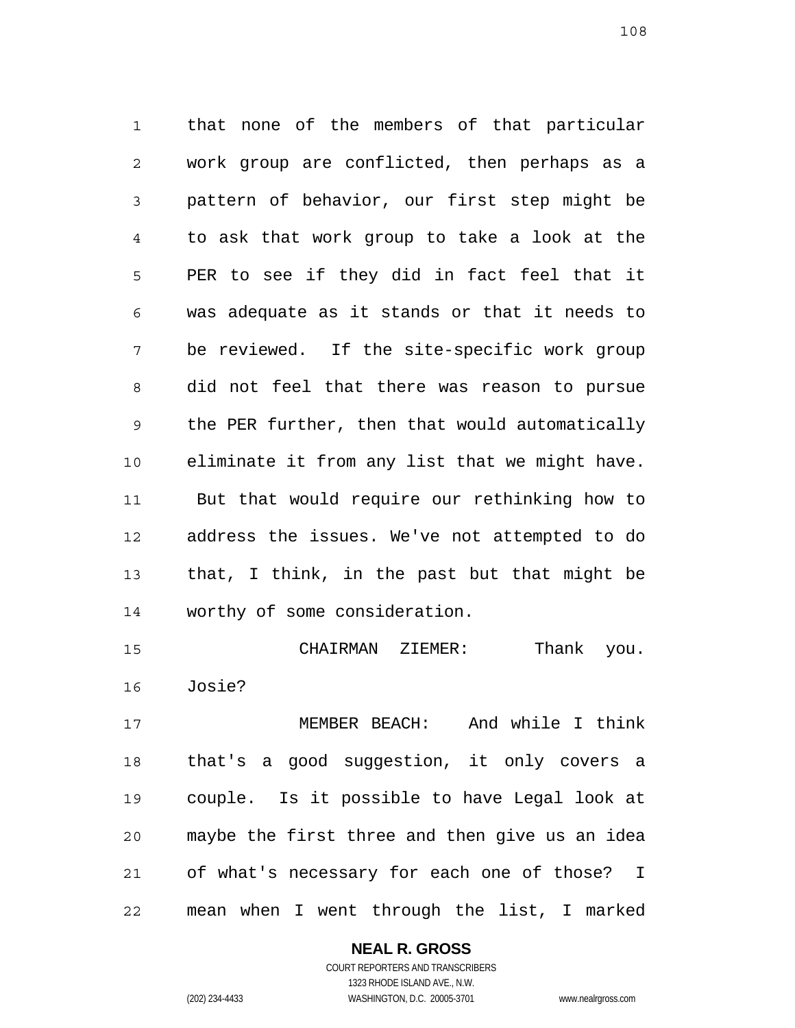that none of the members of that particular work group are conflicted, then perhaps as a pattern of behavior, our first step might be to ask that work group to take a look at the PER to see if they did in fact feel that it was adequate as it stands or that it needs to be reviewed. If the site-specific work group did not feel that there was reason to pursue the PER further, then that would automatically eliminate it from any list that we might have. But that would require our rethinking how to address the issues. We've not attempted to do that, I think, in the past but that might be worthy of some consideration.

CHAIRMAN ZIEMER: Thank you. Josie?

MEMBER BEACH: And while I think that's a good suggestion, it only covers a couple. Is it possible to have Legal look at maybe the first three and then give us an idea of what's necessary for each one of those? I mean when I went through the list, I marked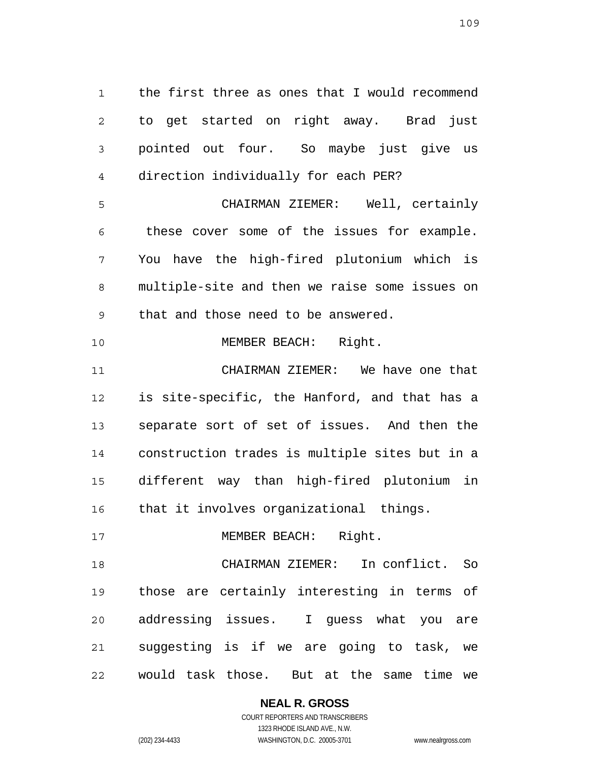the first three as ones that I would recommend to get started on right away. Brad just pointed out four. So maybe just give us direction individually for each PER?

CHAIRMAN ZIEMER: Well, certainly these cover some of the issues for example. You have the high-fired plutonium which is multiple-site and then we raise some issues on that and those need to be answered.

MEMBER BEACH: Right.

CHAIRMAN ZIEMER: We have one that is site-specific, the Hanford, and that has a separate sort of set of issues. And then the construction trades is multiple sites but in a different way than high-fired plutonium in that it involves organizational things.

MEMBER BEACH: Right.

CHAIRMAN ZIEMER: In conflict. So those are certainly interesting in terms of addressing issues. I guess what you are suggesting is if we are going to task, we would task those. But at the same time we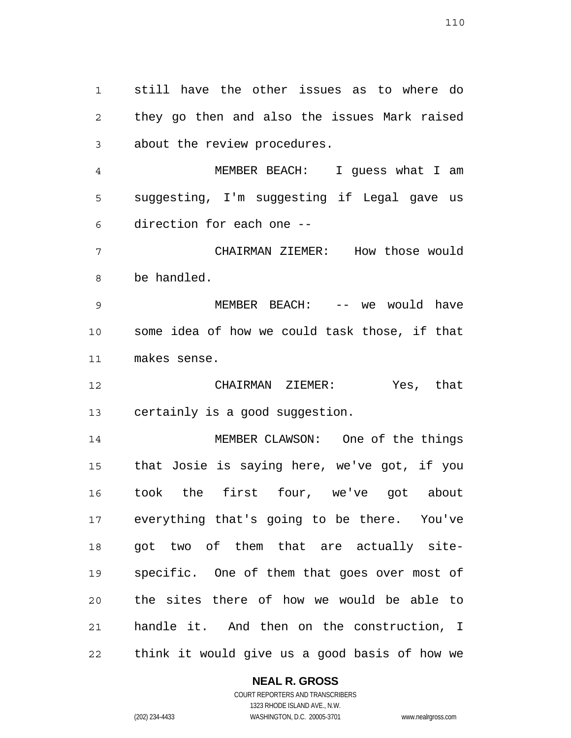still have the other issues as to where do they go then and also the issues Mark raised about the review procedures.

MEMBER BEACH: I guess what I am suggesting, I'm suggesting if Legal gave us direction for each one --

CHAIRMAN ZIEMER: How those would be handled.

MEMBER BEACH: -- we would have some idea of how we could task those, if that makes sense.

CHAIRMAN ZIEMER: Yes, that certainly is a good suggestion.

MEMBER CLAWSON: One of the things that Josie is saying here, we've got, if you took the first four, we've got about everything that's going to be there. You've got two of them that are actually site-specific. One of them that goes over most of the sites there of how we would be able to handle it. And then on the construction, I think it would give us a good basis of how we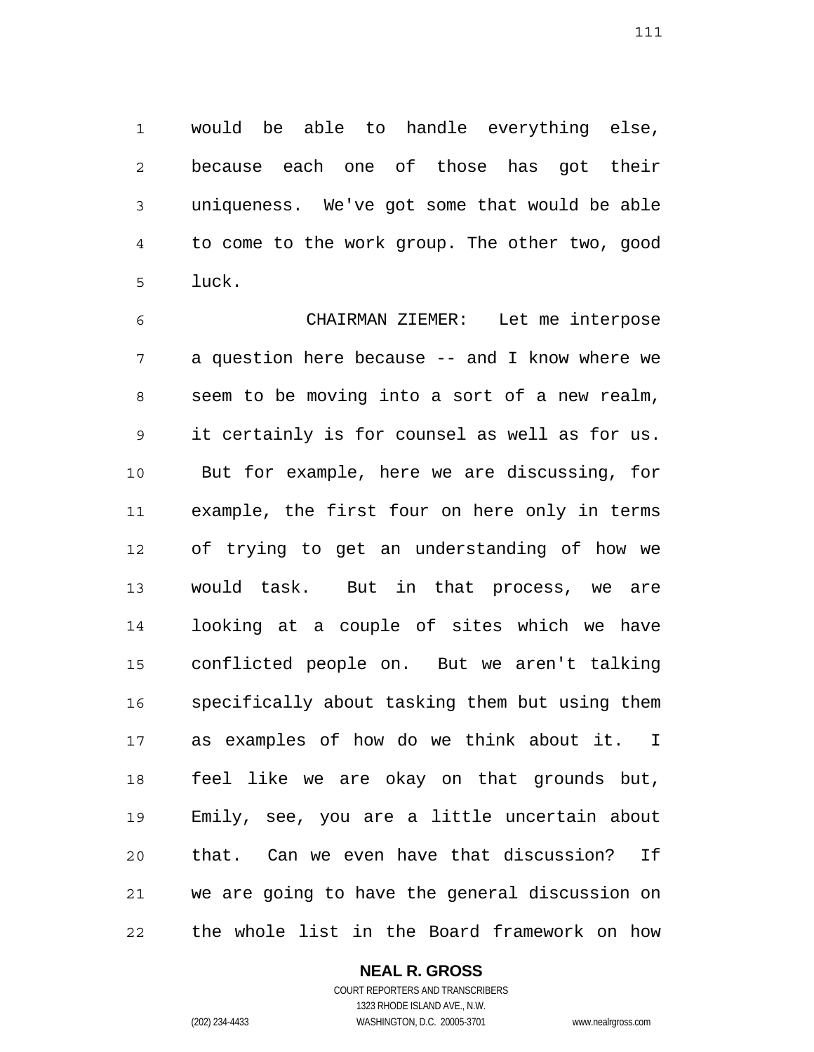would be able to handle everything else, because each one of those has got their uniqueness. We've got some that would be able to come to the work group. The other two, good luck.

CHAIRMAN ZIEMER: Let me interpose a question here because -- and I know where we seem to be moving into a sort of a new realm, it certainly is for counsel as well as for us. But for example, here we are discussing, for example, the first four on here only in terms of trying to get an understanding of how we would task. But in that process, we are looking at a couple of sites which we have conflicted people on. But we aren't talking specifically about tasking them but using them as examples of how do we think about it. I feel like we are okay on that grounds but, Emily, see, you are a little uncertain about that. Can we even have that discussion? If we are going to have the general discussion on the whole list in the Board framework on how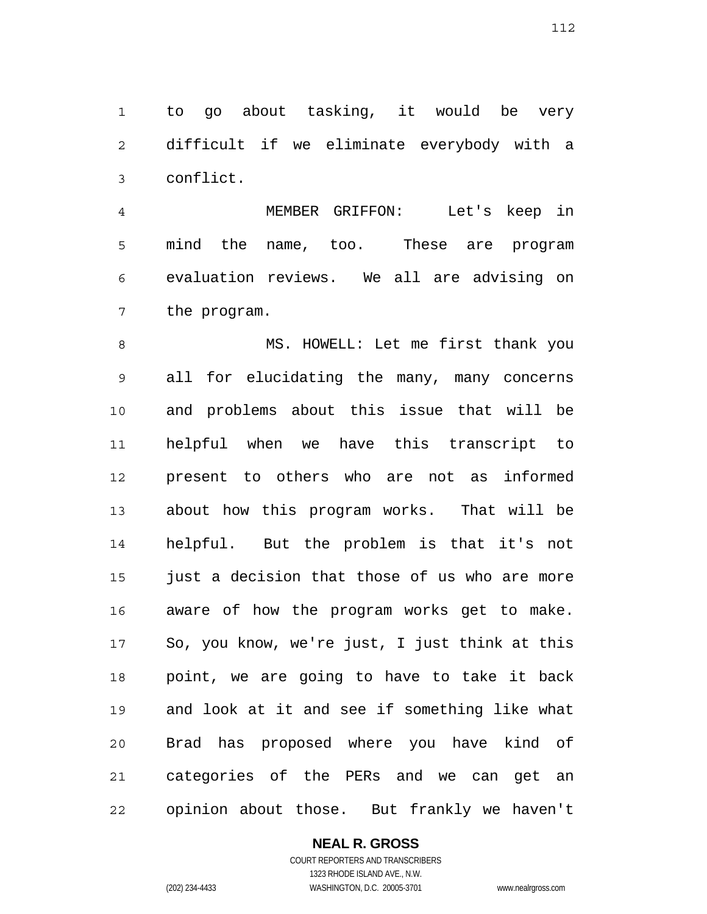to go about tasking, it would be very difficult if we eliminate everybody with a conflict.

MEMBER GRIFFON: Let's keep in mind the name, too. These are program evaluation reviews. We all are advising on the program.

MS. HOWELL: Let me first thank you all for elucidating the many, many concerns and problems about this issue that will be helpful when we have this transcript to present to others who are not as informed about how this program works. That will be helpful. But the problem is that it's not just a decision that those of us who are more aware of how the program works get to make. So, you know, we're just, I just think at this point, we are going to have to take it back and look at it and see if something like what Brad has proposed where you have kind of categories of the PERs and we can get an opinion about those. But frankly we haven't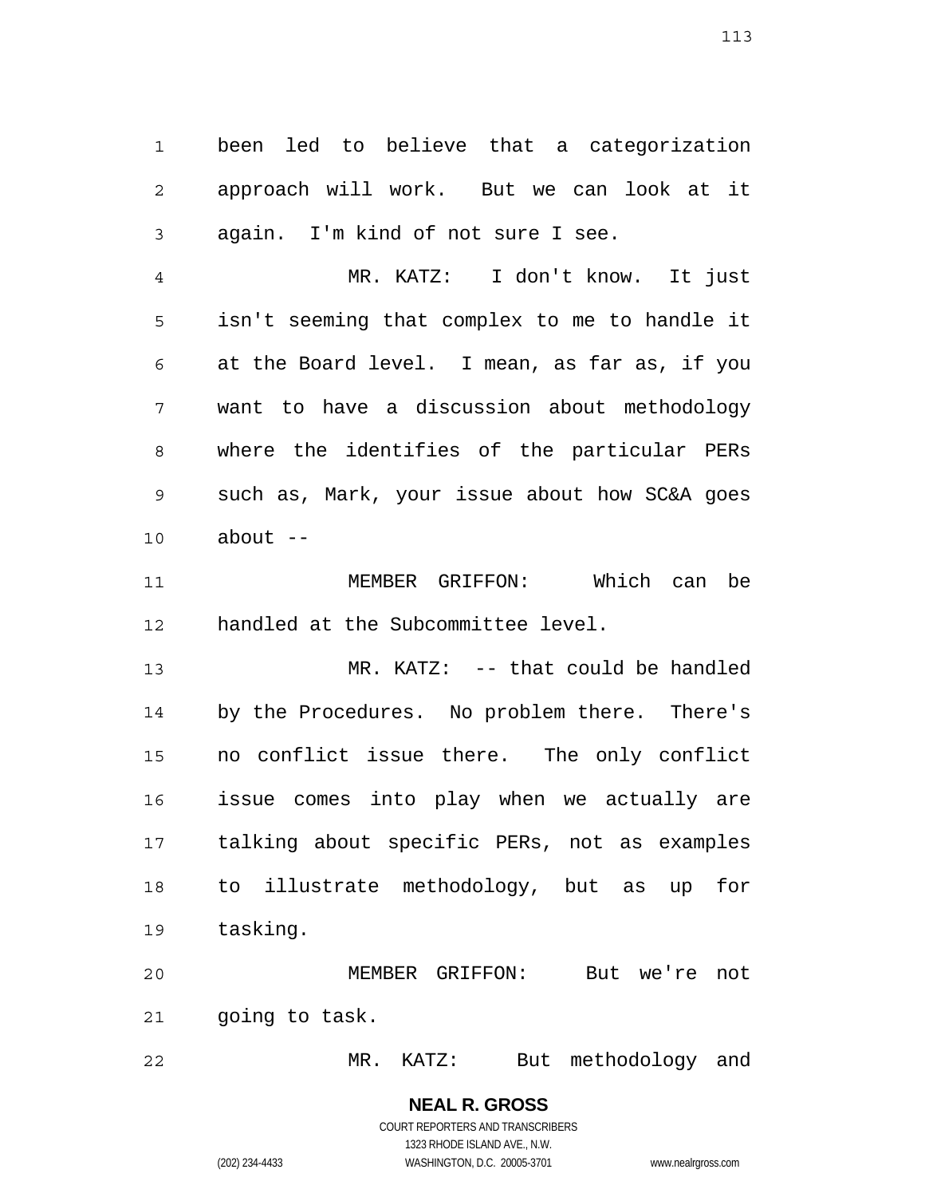been led to believe that a categorization approach will work. But we can look at it again. I'm kind of not sure I see.

MR. KATZ: I don't know. It just isn't seeming that complex to me to handle it at the Board level. I mean, as far as, if you want to have a discussion about methodology where the identifies of the particular PERs such as, Mark, your issue about how SC&A goes about --

MEMBER GRIFFON: Which can be handled at the Subcommittee level.

MR. KATZ: -- that could be handled by the Procedures. No problem there. There's no conflict issue there. The only conflict issue comes into play when we actually are talking about specific PERs, not as examples to illustrate methodology, but as up for tasking.

MEMBER GRIFFON: But we're not going to task.

MR. KATZ: But methodology and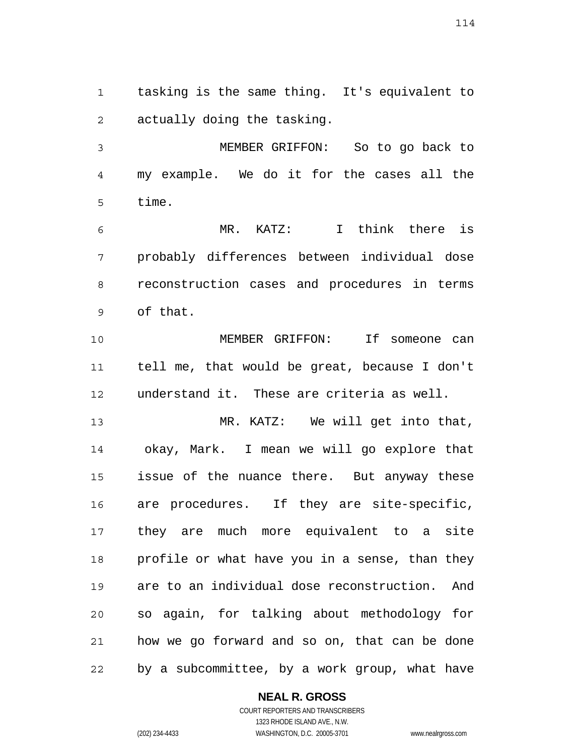tasking is the same thing. It's equivalent to actually doing the tasking.

MEMBER GRIFFON: So to go back to my example. We do it for the cases all the time.

MR. KATZ: I think there is probably differences between individual dose reconstruction cases and procedures in terms of that.

MEMBER GRIFFON: If someone can tell me, that would be great, because I don't understand it. These are criteria as well.

MR. KATZ: We will get into that, okay, Mark. I mean we will go explore that issue of the nuance there. But anyway these are procedures. If they are site-specific, they are much more equivalent to a site profile or what have you in a sense, than they are to an individual dose reconstruction. And so again, for talking about methodology for how we go forward and so on, that can be done by a subcommittee, by a work group, what have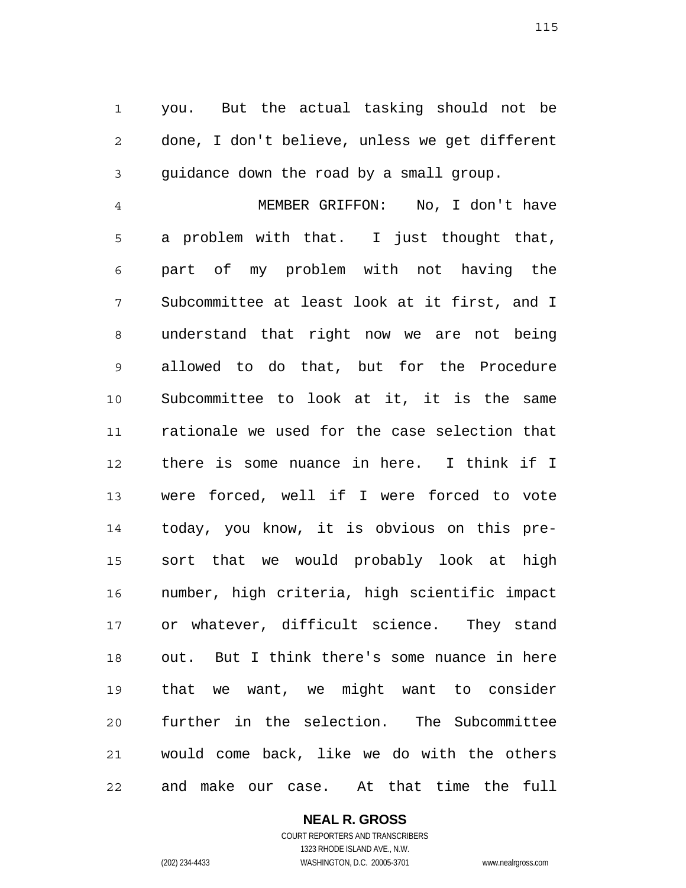you. But the actual tasking should not be done, I don't believe, unless we get different guidance down the road by a small group.

MEMBER GRIFFON: No, I don't have a problem with that. I just thought that, part of my problem with not having the Subcommittee at least look at it first, and I understand that right now we are not being allowed to do that, but for the Procedure Subcommittee to look at it, it is the same rationale we used for the case selection that there is some nuance in here. I think if I were forced, well if I were forced to vote today, you know, it is obvious on this pre-sort that we would probably look at high number, high criteria, high scientific impact or whatever, difficult science. They stand out. But I think there's some nuance in here that we want, we might want to consider further in the selection. The Subcommittee would come back, like we do with the others and make our case. At that time the full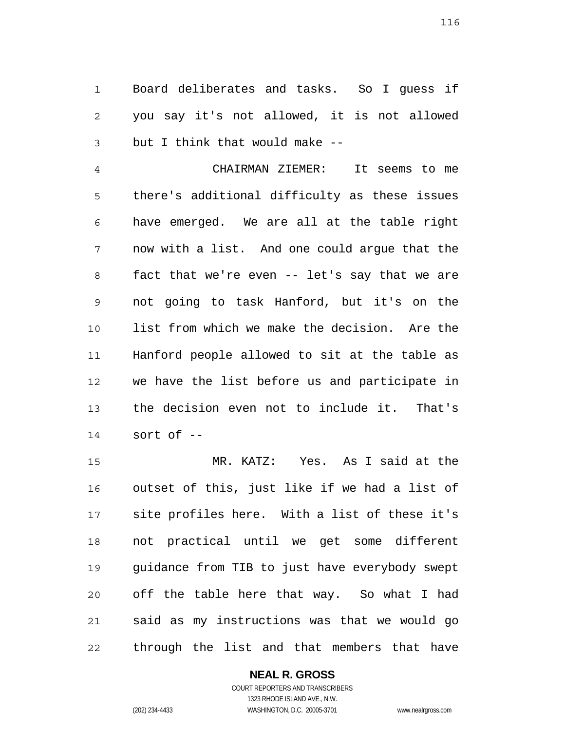Board deliberates and tasks. So I guess if you say it's not allowed, it is not allowed but I think that would make --

CHAIRMAN ZIEMER: It seems to me there's additional difficulty as these issues have emerged. We are all at the table right now with a list. And one could argue that the fact that we're even -- let's say that we are not going to task Hanford, but it's on the list from which we make the decision. Are the Hanford people allowed to sit at the table as we have the list before us and participate in the decision even not to include it. That's sort of --

MR. KATZ: Yes. As I said at the outset of this, just like if we had a list of site profiles here. With a list of these it's not practical until we get some different guidance from TIB to just have everybody swept off the table here that way. So what I had said as my instructions was that we would go through the list and that members that have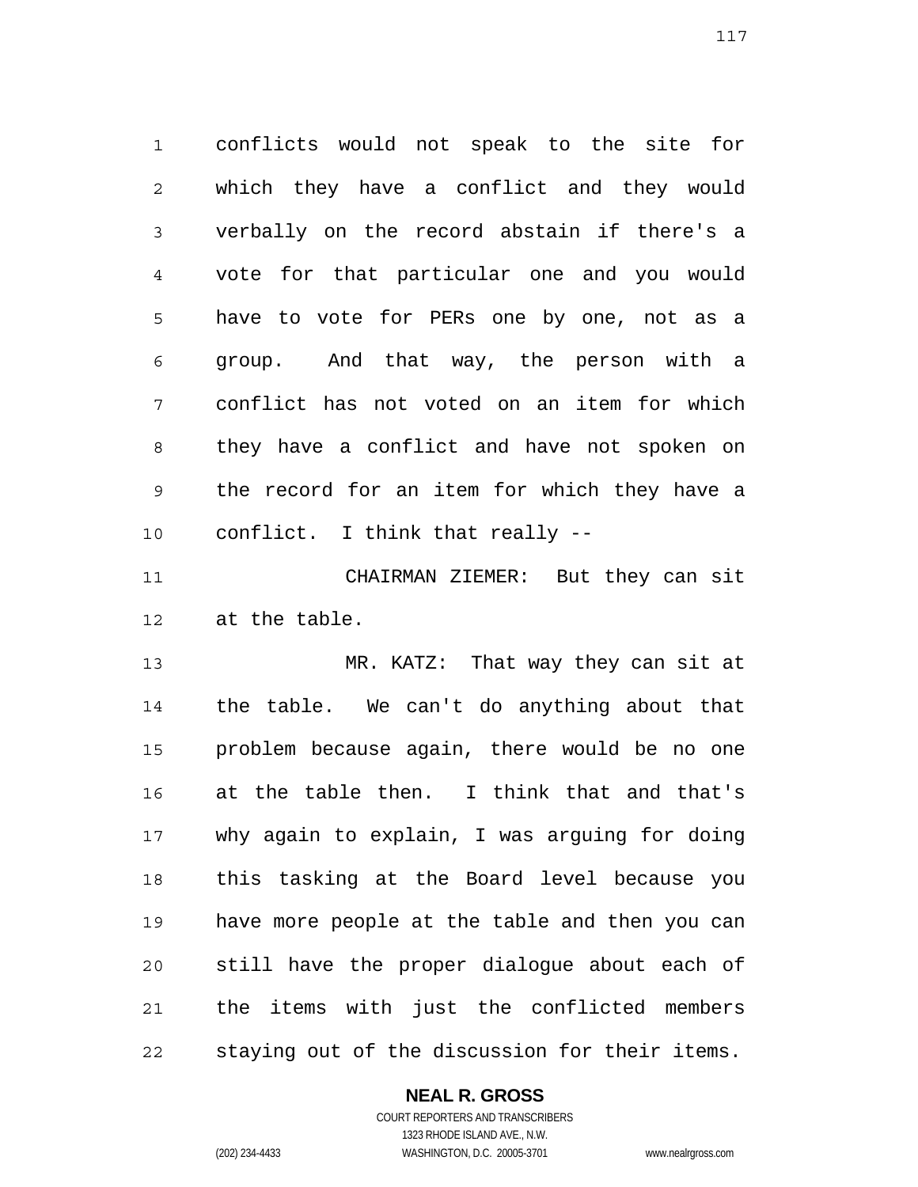conflicts would not speak to the site for which they have a conflict and they would verbally on the record abstain if there's a vote for that particular one and you would have to vote for PERs one by one, not as a group. And that way, the person with a conflict has not voted on an item for which they have a conflict and have not spoken on the record for an item for which they have a conflict. I think that really --

CHAIRMAN ZIEMER: But they can sit at the table.

MR. KATZ: That way they can sit at the table. We can't do anything about that problem because again, there would be no one at the table then. I think that and that's why again to explain, I was arguing for doing this tasking at the Board level because you have more people at the table and then you can still have the proper dialogue about each of the items with just the conflicted members staying out of the discussion for their items.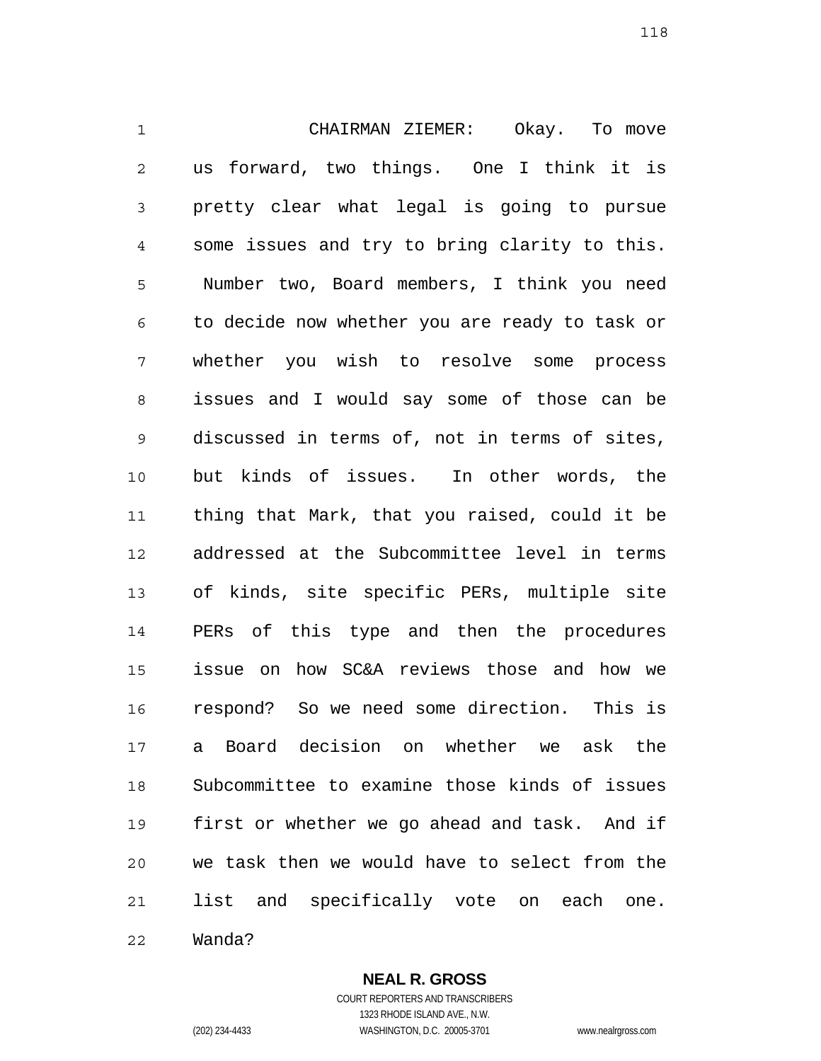CHAIRMAN ZIEMER: Okay. To move us forward, two things. One I think it is pretty clear what legal is going to pursue some issues and try to bring clarity to this. Number two, Board members, I think you need to decide now whether you are ready to task or whether you wish to resolve some process issues and I would say some of those can be discussed in terms of, not in terms of sites, but kinds of issues. In other words, the thing that Mark, that you raised, could it be addressed at the Subcommittee level in terms of kinds, site specific PERs, multiple site PERs of this type and then the procedures issue on how SC&A reviews those and how we respond? So we need some direction. This is a Board decision on whether we ask the Subcommittee to examine those kinds of issues first or whether we go ahead and task. And if we task then we would have to select from the list and specifically vote on each one. Wanda?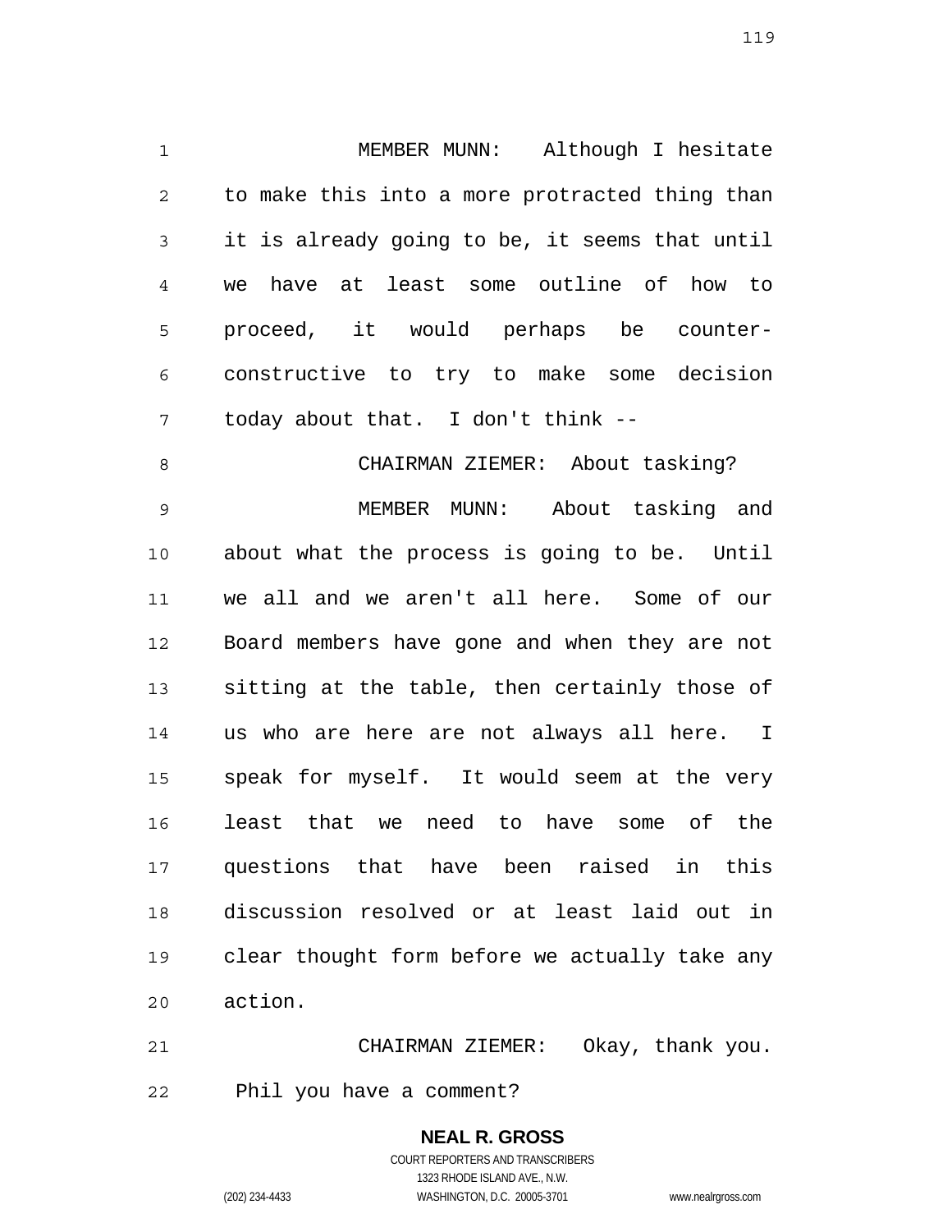MEMBER MUNN: Although I hesitate to make this into a more protracted thing than it is already going to be, it seems that until we have at least some outline of how to proceed, it would perhaps be counter-constructive to try to make some decision today about that. I don't think --

CHAIRMAN ZIEMER: About tasking?

MEMBER MUNN: About tasking and about what the process is going to be. Until we all and we aren't all here. Some of our Board members have gone and when they are not sitting at the table, then certainly those of us who are here are not always all here. I speak for myself. It would seem at the very least that we need to have some of the questions that have been raised in this discussion resolved or at least laid out in clear thought form before we actually take any action.

CHAIRMAN ZIEMER: Okay, thank you. Phil you have a comment?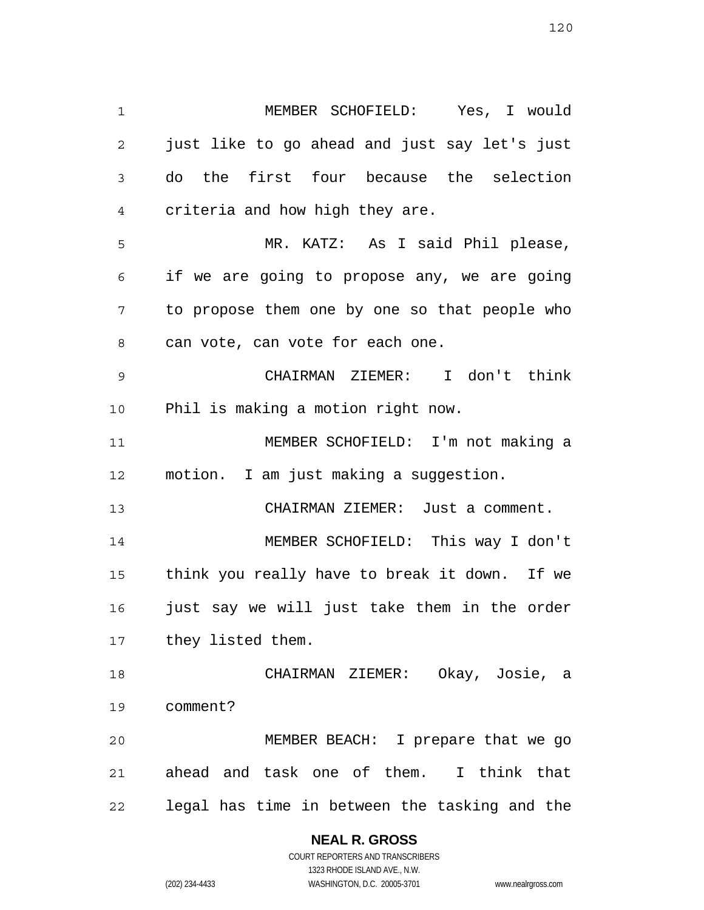MEMBER SCHOFIELD: Yes, I would just like to go ahead and just say let's just do the first four because the selection criteria and how high they are.

MR. KATZ: As I said Phil please, if we are going to propose any, we are going to propose them one by one so that people who can vote, can vote for each one.

CHAIRMAN ZIEMER: I don't think Phil is making a motion right now.

MEMBER SCHOFIELD: I'm not making a motion. I am just making a suggestion.

CHAIRMAN ZIEMER: Just a comment.

MEMBER SCHOFIELD: This way I don't think you really have to break it down. If we just say we will just take them in the order they listed them.

CHAIRMAN ZIEMER: Okay, Josie, a comment?

MEMBER BEACH: I prepare that we go ahead and task one of them. I think that legal has time in between the tasking and the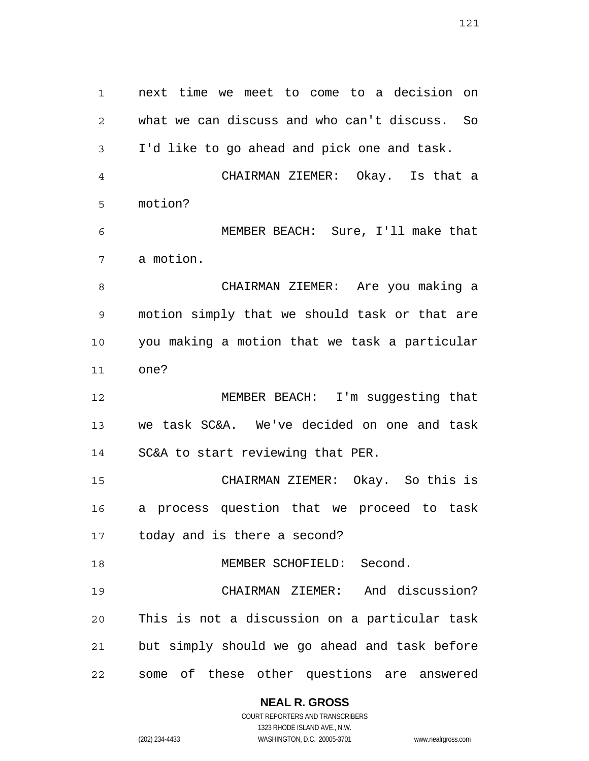next time we meet to come to a decision on what we can discuss and who can't discuss. So I'd like to go ahead and pick one and task.

CHAIRMAN ZIEMER: Okay. Is that a motion?

MEMBER BEACH: Sure, I'll make that a motion.

CHAIRMAN ZIEMER: Are you making a motion simply that we should task or that are you making a motion that we task a particular one?

MEMBER BEACH: I'm suggesting that we task SC&A. We've decided on one and task SC&A to start reviewing that PER.

CHAIRMAN ZIEMER: Okay. So this is a process question that we proceed to task today and is there a second?

MEMBER SCHOFIELD: Second.

CHAIRMAN ZIEMER: And discussion? This is not a discussion on a particular task but simply should we go ahead and task before some of these other questions are answered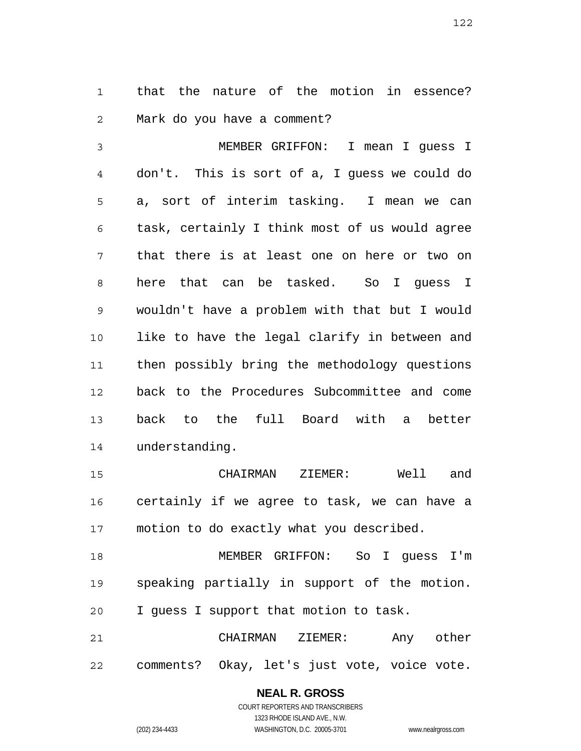that the nature of the motion in essence? Mark do you have a comment?

MEMBER GRIFFON: I mean I guess I don't. This is sort of a, I guess we could do a, sort of interim tasking. I mean we can task, certainly I think most of us would agree that there is at least one on here or two on here that can be tasked. So I guess I wouldn't have a problem with that but I would like to have the legal clarify in between and then possibly bring the methodology questions back to the Procedures Subcommittee and come back to the full Board with a better understanding.

CHAIRMAN ZIEMER: Well and certainly if we agree to task, we can have a motion to do exactly what you described.

MEMBER GRIFFON: So I guess I'm speaking partially in support of the motion. I guess I support that motion to task.

CHAIRMAN ZIEMER: Any other comments? Okay, let's just vote, voice vote.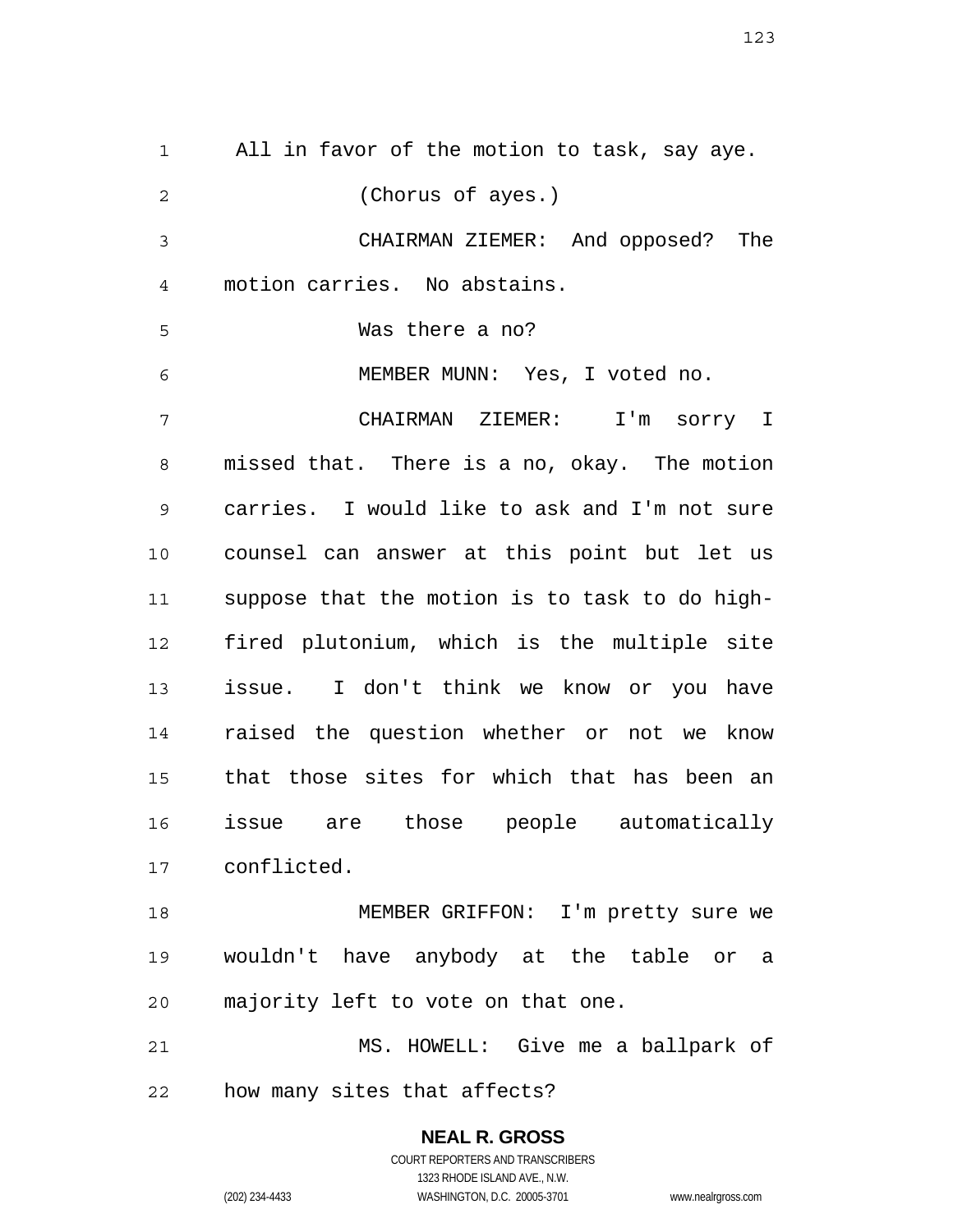All in favor of the motion to task, say aye.

(Chorus of ayes.)

CHAIRMAN ZIEMER: And opposed? The motion carries. No abstains.

Was there a no?

MEMBER MUNN: Yes, I voted no.

CHAIRMAN ZIEMER: I'm sorry I missed that. There is a no, okay. The motion carries. I would like to ask and I'm not sure counsel can answer at this point but let us suppose that the motion is to task to do high-fired plutonium, which is the multiple site issue. I don't think we know or you have raised the question whether or not we know that those sites for which that has been an issue are those people automatically conflicted.

MEMBER GRIFFON: I'm pretty sure we wouldn't have anybody at the table or a majority left to vote on that one.

MS. HOWELL: Give me a ballpark of how many sites that affects?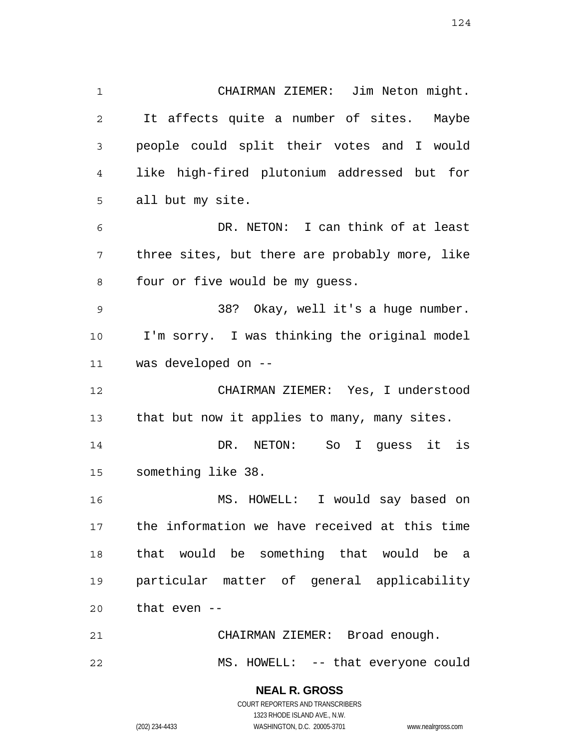CHAIRMAN ZIEMER: Jim Neton might. It affects quite a number of sites. Maybe people could split their votes and I would like high-fired plutonium addressed but for all but my site.

DR. NETON: I can think of at least three sites, but there are probably more, like four or five would be my guess.

38? Okay, well it's a huge number. I'm sorry. I was thinking the original model was developed on --

CHAIRMAN ZIEMER: Yes, I understood that but now it applies to many, many sites.

DR. NETON: So I guess it is something like 38.

MS. HOWELL: I would say based on the information we have received at this time that would be something that would be a particular matter of general applicability that even --

CHAIRMAN ZIEMER: Broad enough.

MS. HOWELL: -- that everyone could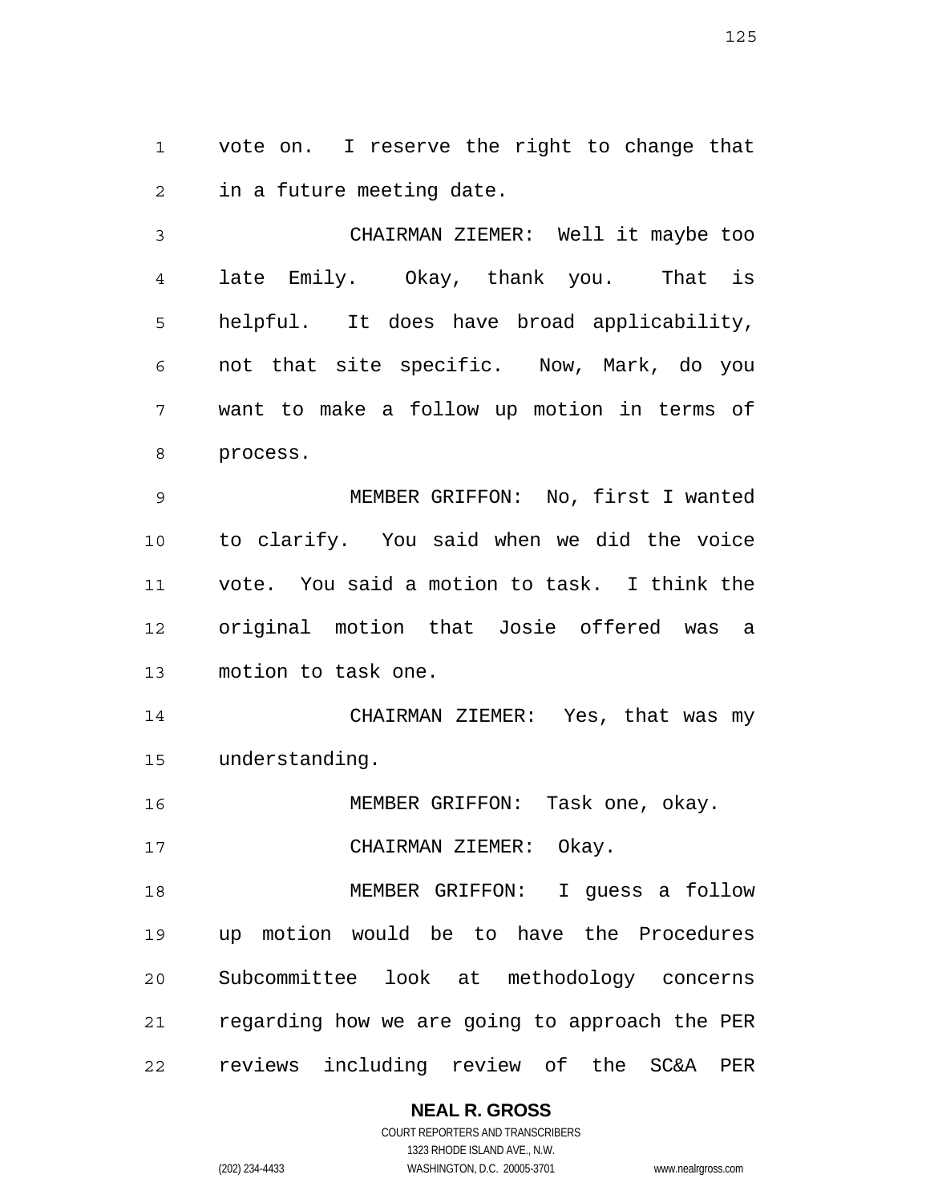vote on. I reserve the right to change that in a future meeting date.

CHAIRMAN ZIEMER: Well it maybe too late Emily. Okay, thank you. That is helpful. It does have broad applicability, not that site specific. Now, Mark, do you want to make a follow up motion in terms of process.

MEMBER GRIFFON: No, first I wanted to clarify. You said when we did the voice vote. You said a motion to task. I think the original motion that Josie offered was a motion to task one.

CHAIRMAN ZIEMER: Yes, that was my understanding.

MEMBER GRIFFON: Task one, okay.

CHAIRMAN ZIEMER: Okay.

MEMBER GRIFFON: I guess a follow up motion would be to have the Procedures Subcommittee look at methodology concerns regarding how we are going to approach the PER reviews including review of the SC&A PER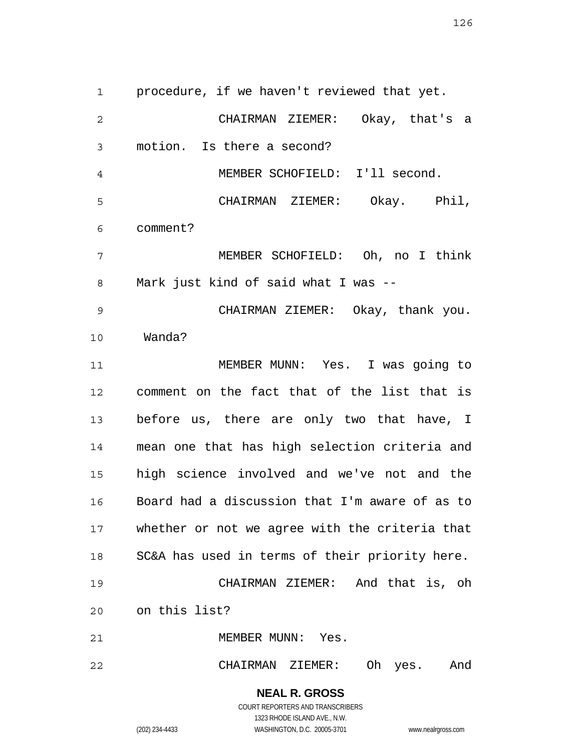procedure, if we haven't reviewed that yet.

CHAIRMAN ZIEMER: Okay, that's a motion. Is there a second?

MEMBER SCHOFIELD: I'll second.

CHAIRMAN ZIEMER: Okay. Phil, comment?

MEMBER SCHOFIELD: Oh, no I think Mark just kind of said what I was --

CHAIRMAN ZIEMER: Okay, thank you. Wanda?

MEMBER MUNN: Yes. I was going to comment on the fact that of the list that is before us, there are only two that have, I mean one that has high selection criteria and high science involved and we've not and the Board had a discussion that I'm aware of as to whether or not we agree with the criteria that SC&A has used in terms of their priority here.

CHAIRMAN ZIEMER: And that is, oh on this list?

MEMBER MUNN: Yes.

CHAIRMAN ZIEMER: Oh yes. And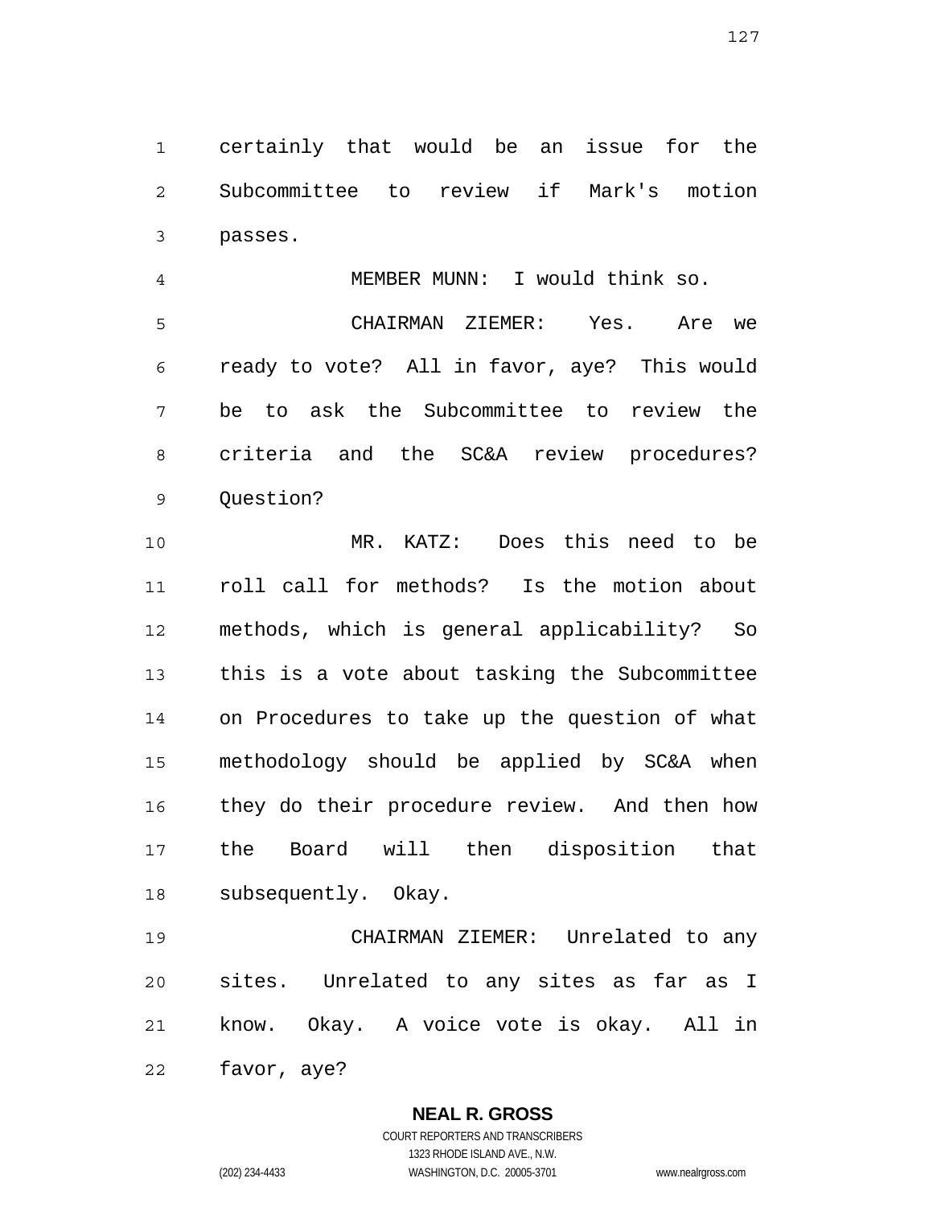certainly that would be an issue for the Subcommittee to review if Mark's motion passes.

MEMBER MUNN: I would think so.

CHAIRMAN ZIEMER: Yes. Are we ready to vote? All in favor, aye? This would be to ask the Subcommittee to review the criteria and the SC&A review procedures? Question?

MR. KATZ: Does this need to be roll call for methods? Is the motion about methods, which is general applicability? So this is a vote about tasking the Subcommittee on Procedures to take up the question of what methodology should be applied by SC&A when they do their procedure review. And then how the Board will then disposition that subsequently. Okay.

CHAIRMAN ZIEMER: Unrelated to any sites. Unrelated to any sites as far as I know. Okay. A voice vote is okay. All in favor, aye?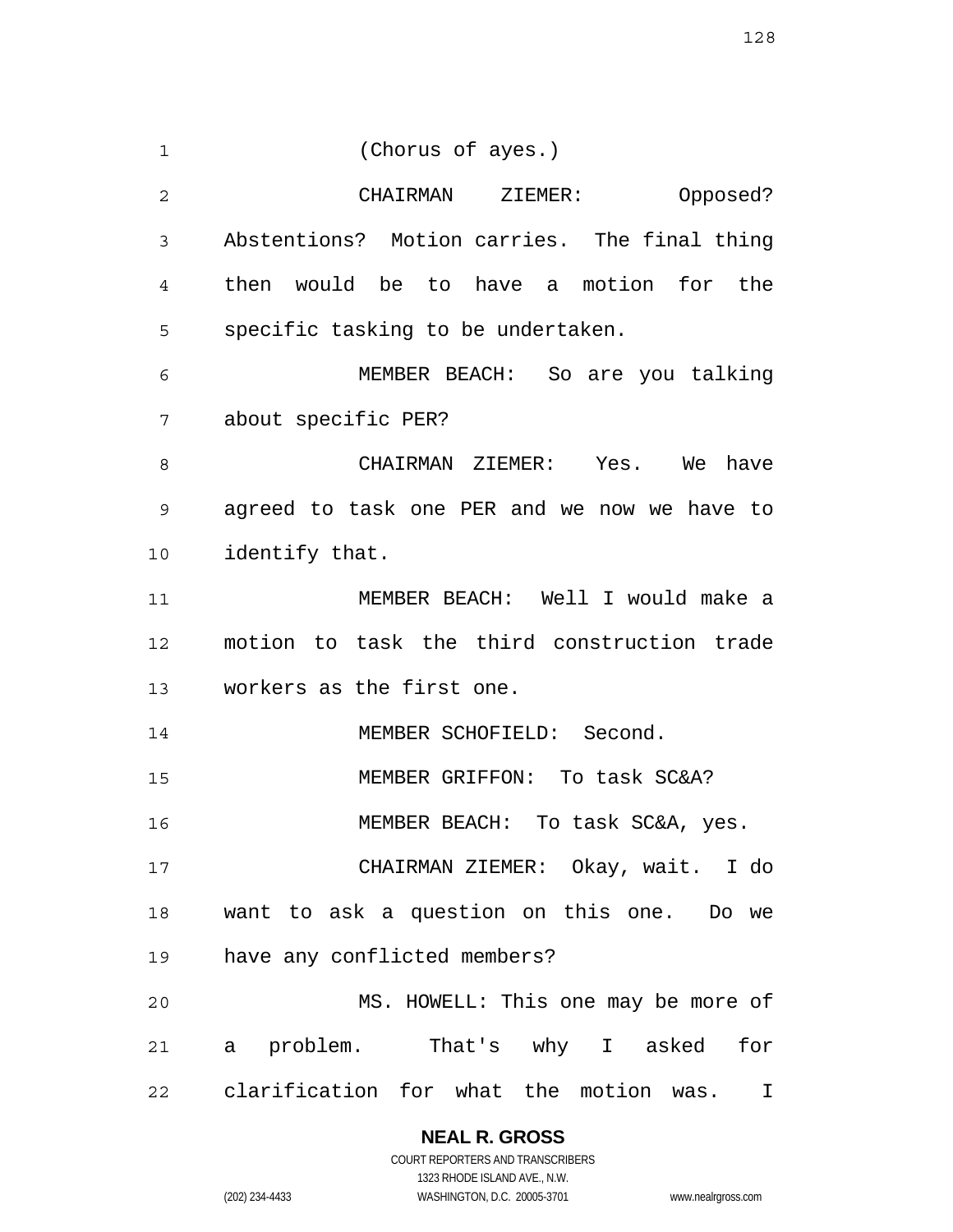(Chorus of ayes.)

CHAIRMAN ZIEMER: Opposed? Abstentions? Motion carries. The final thing then would be to have a motion for the specific tasking to be undertaken.

MEMBER BEACH: So are you talking about specific PER?

CHAIRMAN ZIEMER: Yes. We have agreed to task one PER and we now we have to identify that.

MEMBER BEACH: Well I would make a motion to task the third construction trade workers as the first one.

MEMBER SCHOFIELD: Second.

MEMBER GRIFFON: To task SC&A?

MEMBER BEACH: To task SC&A, yes.

CHAIRMAN ZIEMER: Okay, wait. I do want to ask a question on this one. Do we have any conflicted members?

MS. HOWELL: This one may be more of a problem. That's why I asked for clarification for what the motion was. I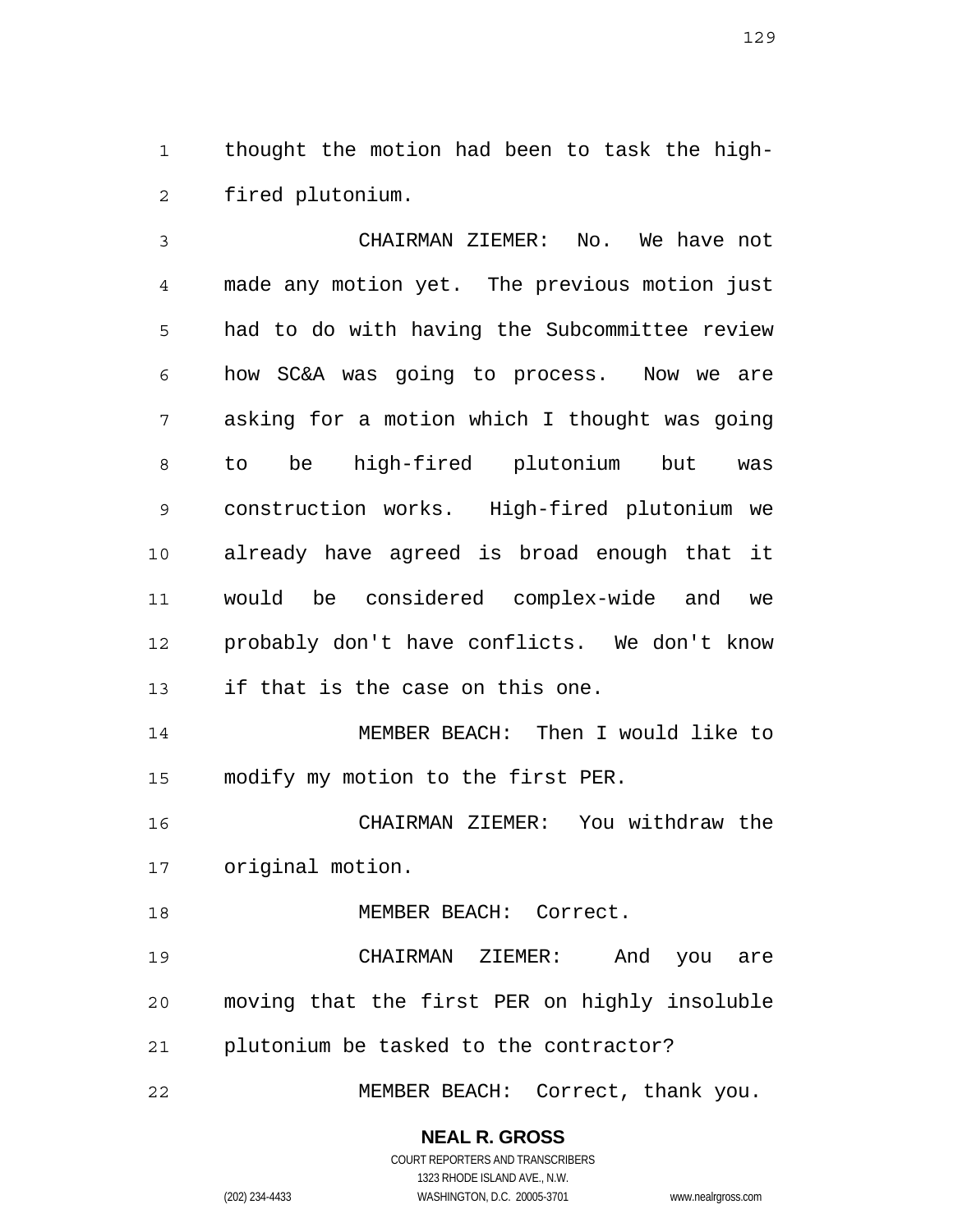thought the motion had been to task the high-fired plutonium.

CHAIRMAN ZIEMER: No. We have not made any motion yet. The previous motion just had to do with having the Subcommittee review how SC&A was going to process. Now we are asking for a motion which I thought was going to be high-fired plutonium but was construction works. High-fired plutonium we already have agreed is broad enough that it would be considered complex-wide and we probably don't have conflicts. We don't know if that is the case on this one.

MEMBER BEACH: Then I would like to modify my motion to the first PER.

CHAIRMAN ZIEMER: You withdraw the original motion.

MEMBER BEACH: Correct.

CHAIRMAN ZIEMER: And you are moving that the first PER on highly insoluble plutonium be tasked to the contractor?

MEMBER BEACH: Correct, thank you.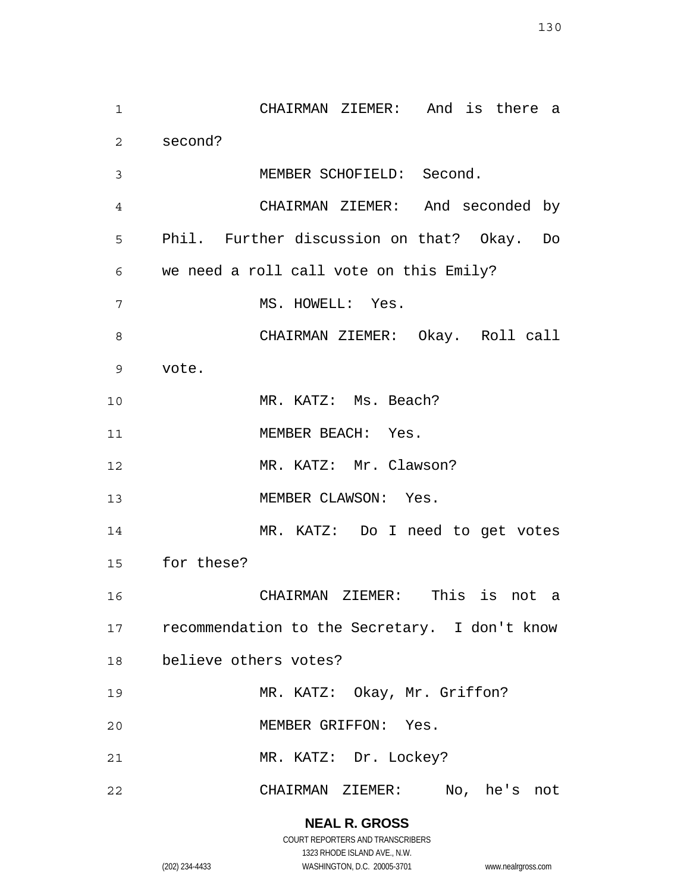CHAIRMAN ZIEMER: And is there a second?

MEMBER SCHOFIELD: Second.

CHAIRMAN ZIEMER: And seconded by Phil. Further discussion on that? Okay. Do we need a roll call vote on this Emily?

MS. HOWELL: Yes.

CHAIRMAN ZIEMER: Okay. Roll call vote.

MR. KATZ: Ms. Beach?

MEMBER BEACH: Yes.

MR. KATZ: Mr. Clawson?

MEMBER CLAWSON: Yes.

MR. KATZ: Do I need to get votes for these?

CHAIRMAN ZIEMER: This is not a recommendation to the Secretary. I don't know believe others votes?

MR. KATZ: Okay, Mr. Griffon?

MEMBER GRIFFON: Yes.

MR. KATZ: Dr. Lockey?

CHAIRMAN ZIEMER: No, he's not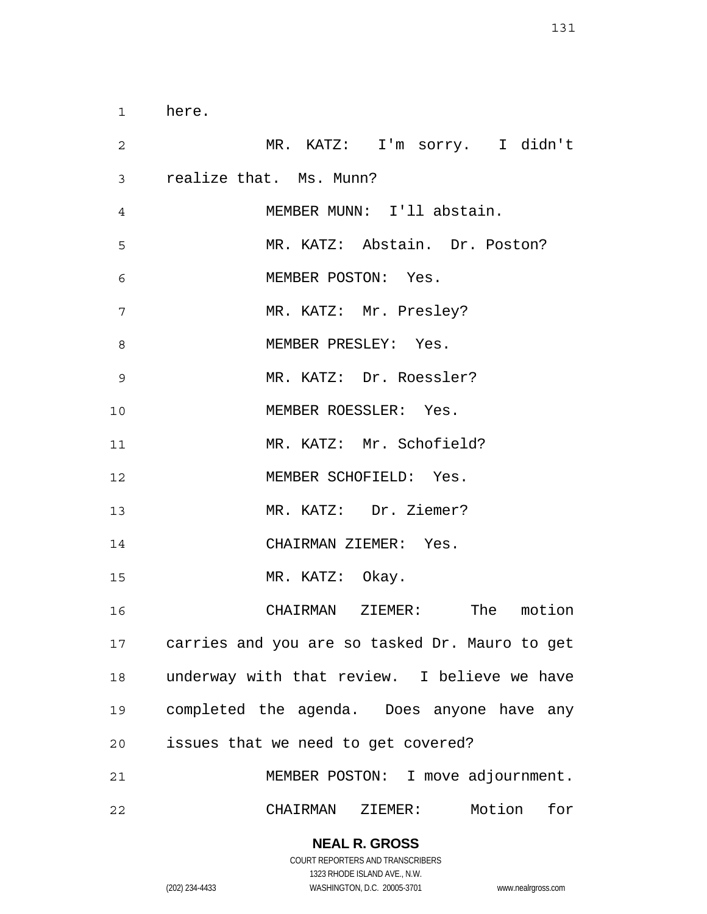here.

MR. KATZ: I'm sorry. I didn't realize that. Ms. Munn?

MEMBER MUNN: I'll abstain.

MR. KATZ: Abstain. Dr. Poston?

MEMBER POSTON: Yes.

MR. KATZ: Mr. Presley?

MEMBER PRESLEY: Yes.

MR. KATZ: Dr. Roessler?

MEMBER ROESSLER: Yes.

MR. KATZ: Mr. Schofield?

MEMBER SCHOFIELD: Yes.

MR. KATZ: Dr. Ziemer?

CHAIRMAN ZIEMER: Yes.

MR. KATZ: Okay.

CHAIRMAN ZIEMER: The motion carries and you are so tasked Dr. Mauro to get underway with that review. I believe we have completed the agenda. Does anyone have any issues that we need to get covered?

MEMBER POSTON: I move adjournment.

CHAIRMAN ZIEMER: Motion for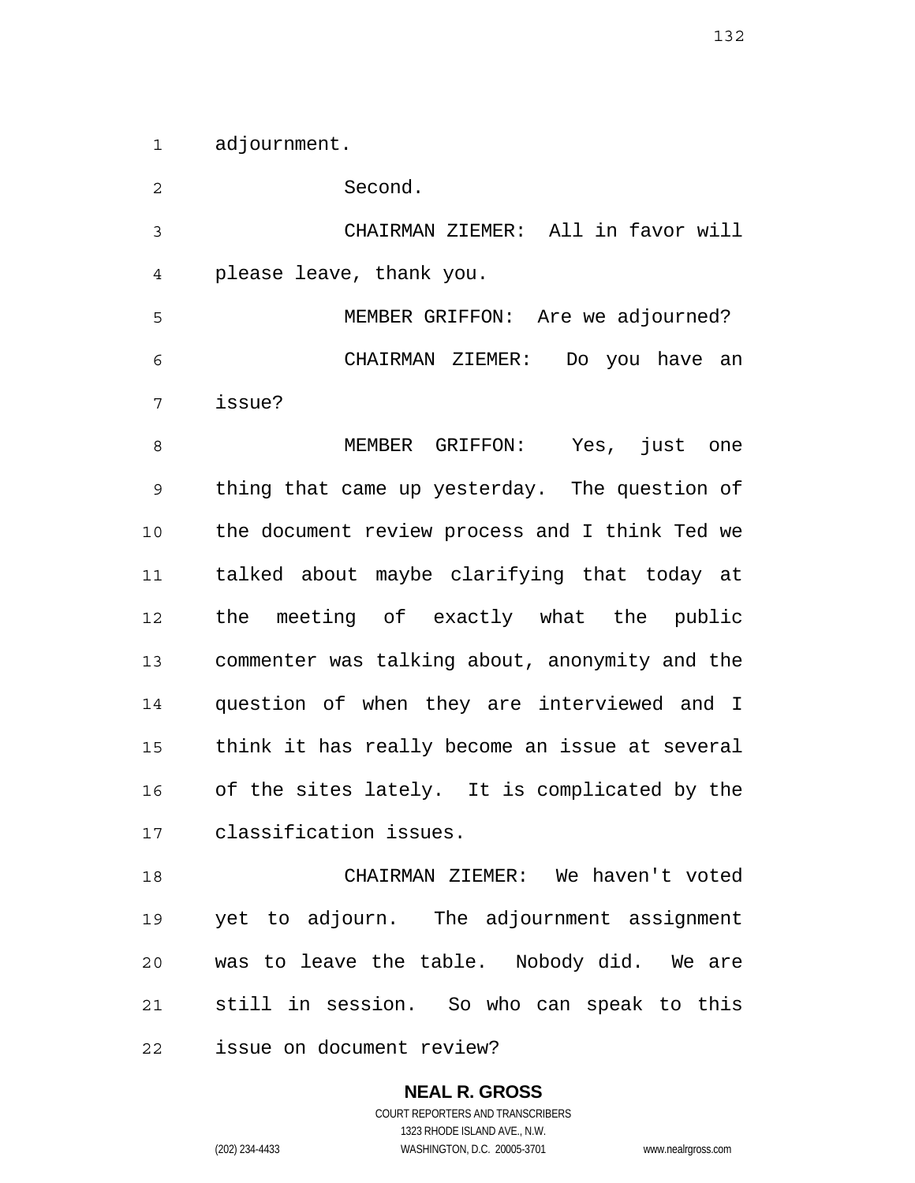adjournment.

Second.

CHAIRMAN ZIEMER: All in favor will please leave, thank you.

MEMBER GRIFFON: Are we adjourned?

CHAIRMAN ZIEMER: Do you have an issue?

MEMBER GRIFFON: Yes, just one thing that came up yesterday. The question of the document review process and I think Ted we talked about maybe clarifying that today at the meeting of exactly what the public commenter was talking about, anonymity and the question of when they are interviewed and I think it has really become an issue at several of the sites lately. It is complicated by the classification issues.

CHAIRMAN ZIEMER: We haven't voted yet to adjourn. The adjournment assignment was to leave the table. Nobody did. We are still in session. So who can speak to this issue on document review?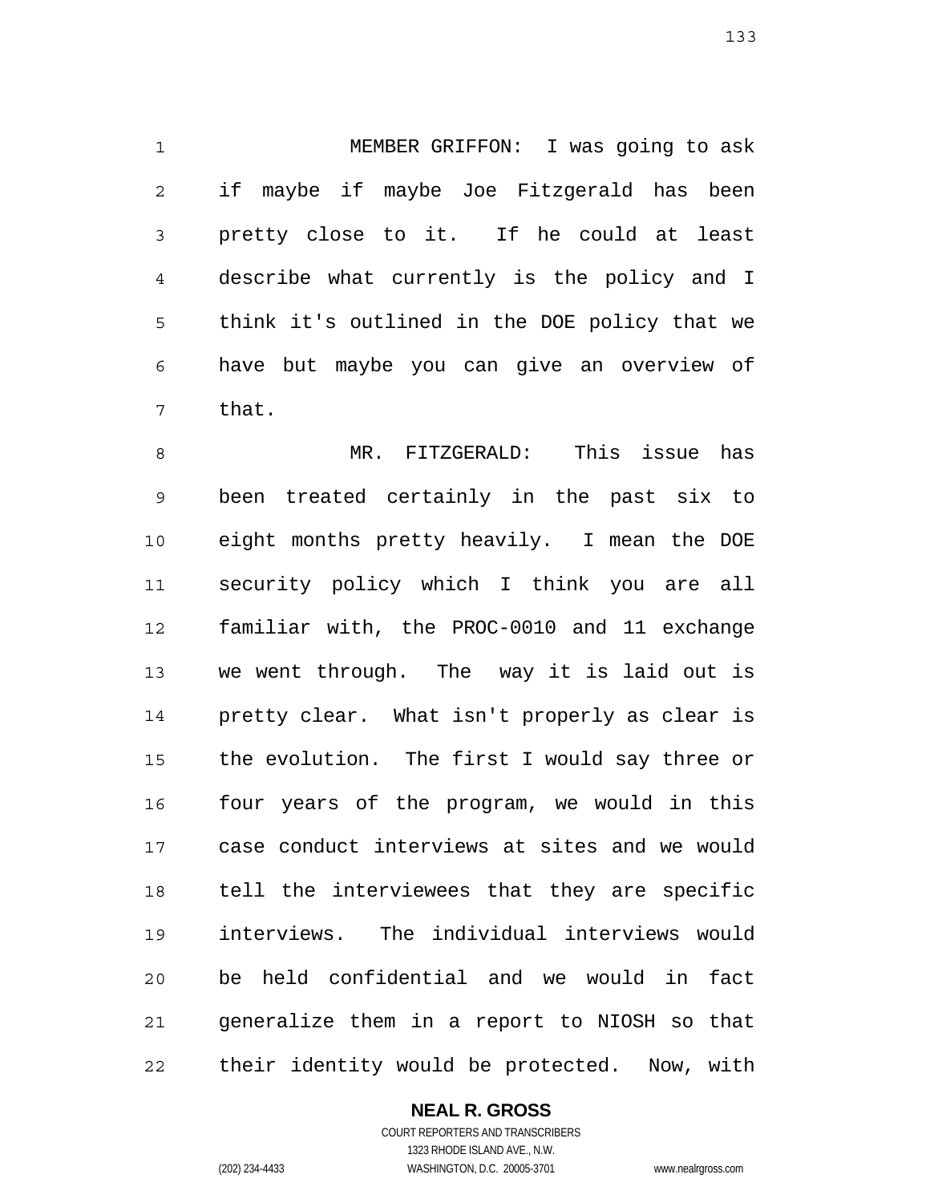MEMBER GRIFFON: I was going to ask if maybe if maybe Joe Fitzgerald has been pretty close to it. If he could at least describe what currently is the policy and I think it's outlined in the DOE policy that we have but maybe you can give an overview of that.

MR. FITZGERALD: This issue has been treated certainly in the past six to eight months pretty heavily. I mean the DOE security policy which I think you are all familiar with, the PROC-0010 and 11 exchange we went through. The way it is laid out is pretty clear. What isn't properly as clear is the evolution. The first I would say three or four years of the program, we would in this case conduct interviews at sites and we would tell the interviewees that they are specific interviews. The individual interviews would be held confidential and we would in fact generalize them in a report to NIOSH so that their identity would be protected. Now, with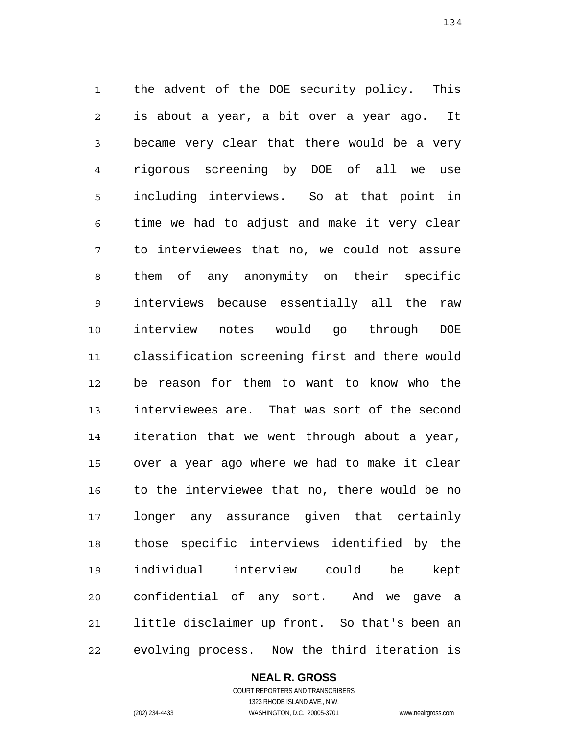the advent of the DOE security policy. This is about a year, a bit over a year ago. It became very clear that there would be a very rigorous screening by DOE of all we use including interviews. So at that point in time we had to adjust and make it very clear to interviewees that no, we could not assure them of any anonymity on their specific interviews because essentially all the raw interview notes would go through DOE classification screening first and there would be reason for them to want to know who the interviewees are. That was sort of the second iteration that we went through about a year, over a year ago where we had to make it clear to the interviewee that no, there would be no longer any assurance given that certainly those specific interviews identified by the individual interview could be kept confidential of any sort. And we gave a little disclaimer up front. So that's been an evolving process. Now the third iteration is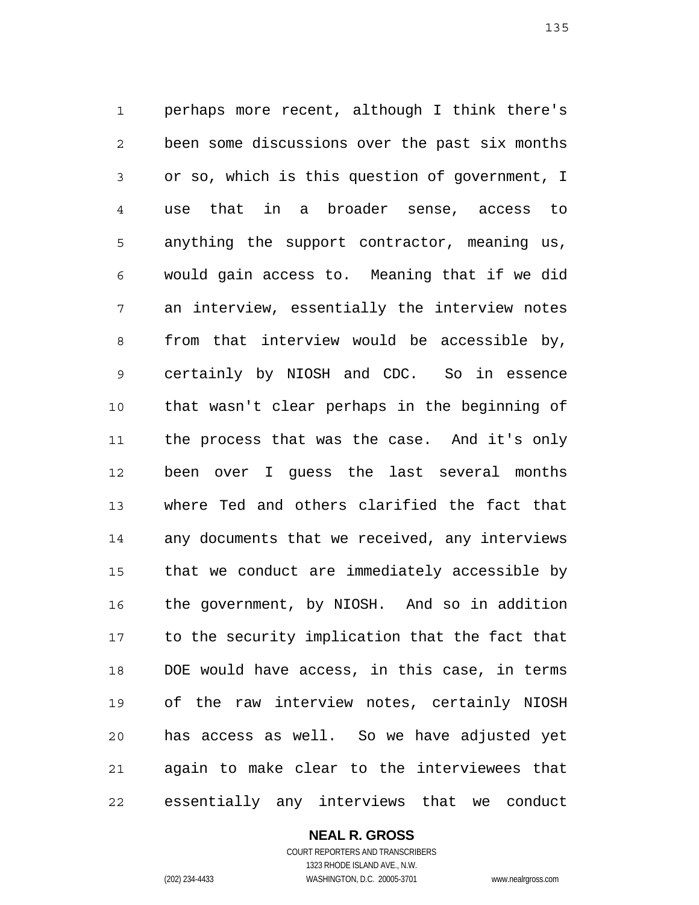perhaps more recent, although I think there's been some discussions over the past six months or so, which is this question of government, I use that in a broader sense, access to anything the support contractor, meaning us, would gain access to. Meaning that if we did an interview, essentially the interview notes from that interview would be accessible by, certainly by NIOSH and CDC. So in essence that wasn't clear perhaps in the beginning of the process that was the case. And it's only been over I guess the last several months where Ted and others clarified the fact that any documents that we received, any interviews that we conduct are immediately accessible by the government, by NIOSH. And so in addition to the security implication that the fact that DOE would have access, in this case, in terms of the raw interview notes, certainly NIOSH has access as well. So we have adjusted yet again to make clear to the interviewees that essentially any interviews that we conduct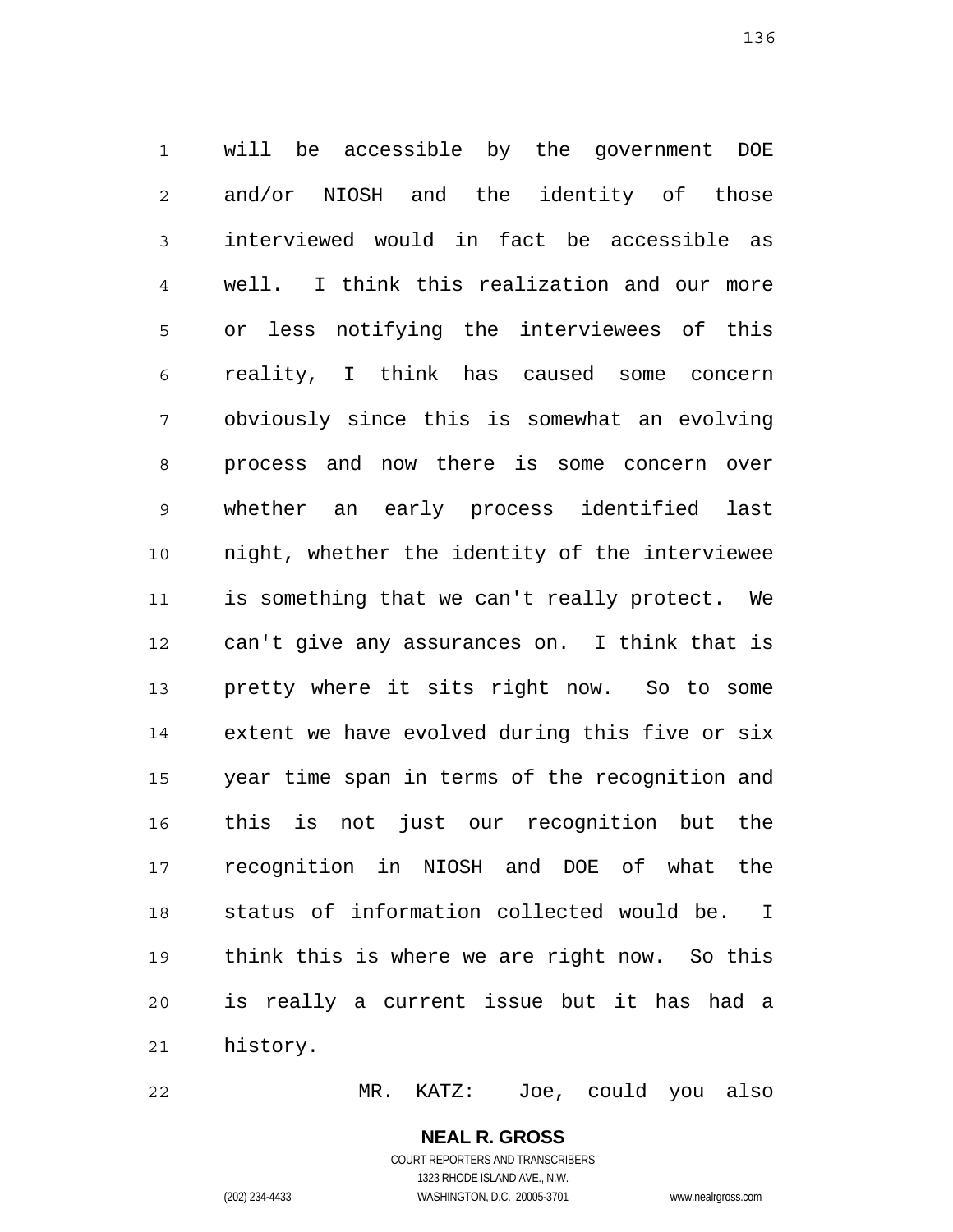will be accessible by the government DOE and/or NIOSH and the identity of those interviewed would in fact be accessible as well. I think this realization and our more or less notifying the interviewees of this reality, I think has caused some concern obviously since this is somewhat an evolving process and now there is some concern over whether an early process identified last night, whether the identity of the interviewee is something that we can't really protect. We can't give any assurances on. I think that is pretty where it sits right now. So to some extent we have evolved during this five or six year time span in terms of the recognition and this is not just our recognition but the recognition in NIOSH and DOE of what the status of information collected would be. I think this is where we are right now. So this is really a current issue but it has had a history.

MR. KATZ: Joe, could you also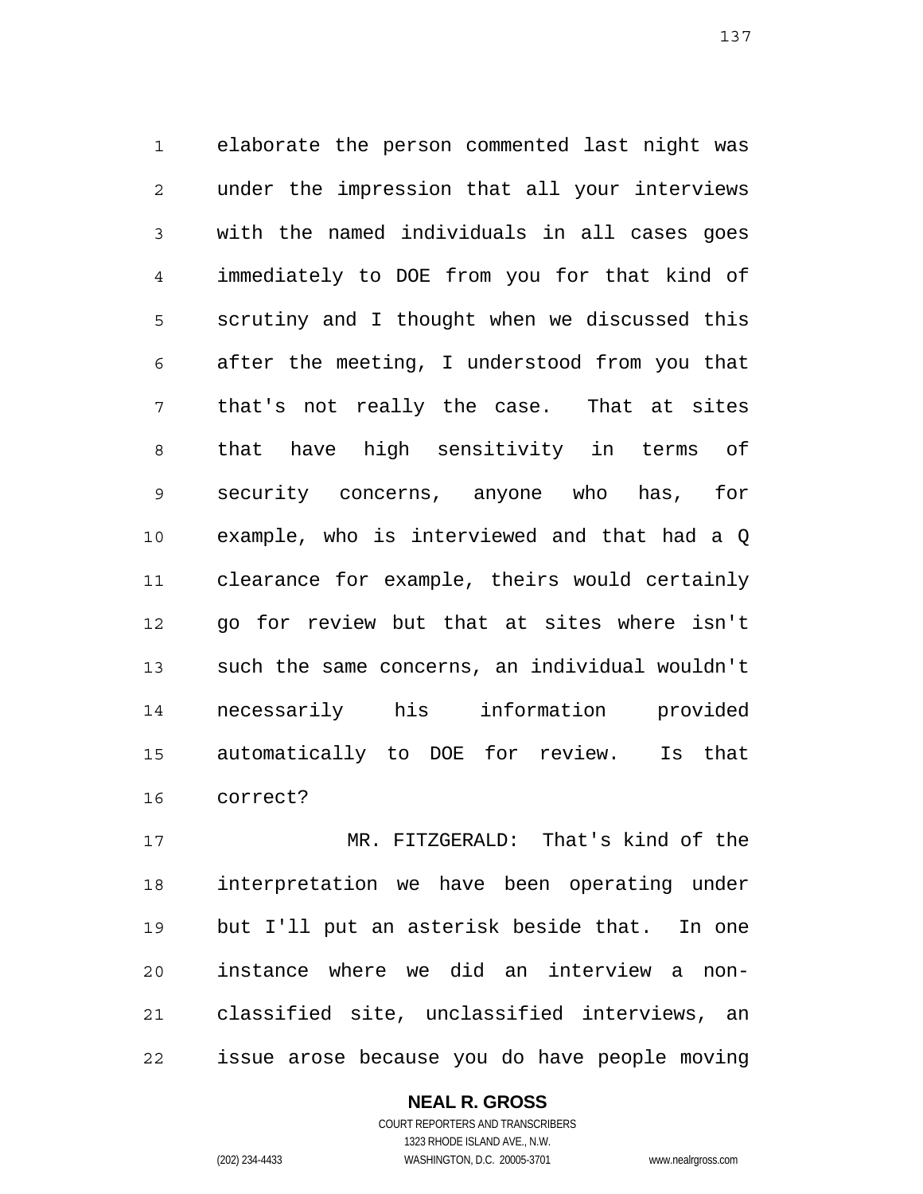elaborate the person commented last night was under the impression that all your interviews with the named individuals in all cases goes immediately to DOE from you for that kind of scrutiny and I thought when we discussed this after the meeting, I understood from you that that's not really the case. That at sites that have high sensitivity in terms of security concerns, anyone who has, for example, who is interviewed and that had a Q clearance for example, theirs would certainly go for review but that at sites where isn't such the same concerns, an individual wouldn't necessarily his information provided automatically to DOE for review. Is that correct?

MR. FITZGERALD: That's kind of the interpretation we have been operating under but I'll put an asterisk beside that. In one instance where we did an interview a non-classified site, unclassified interviews, an issue arose because you do have people moving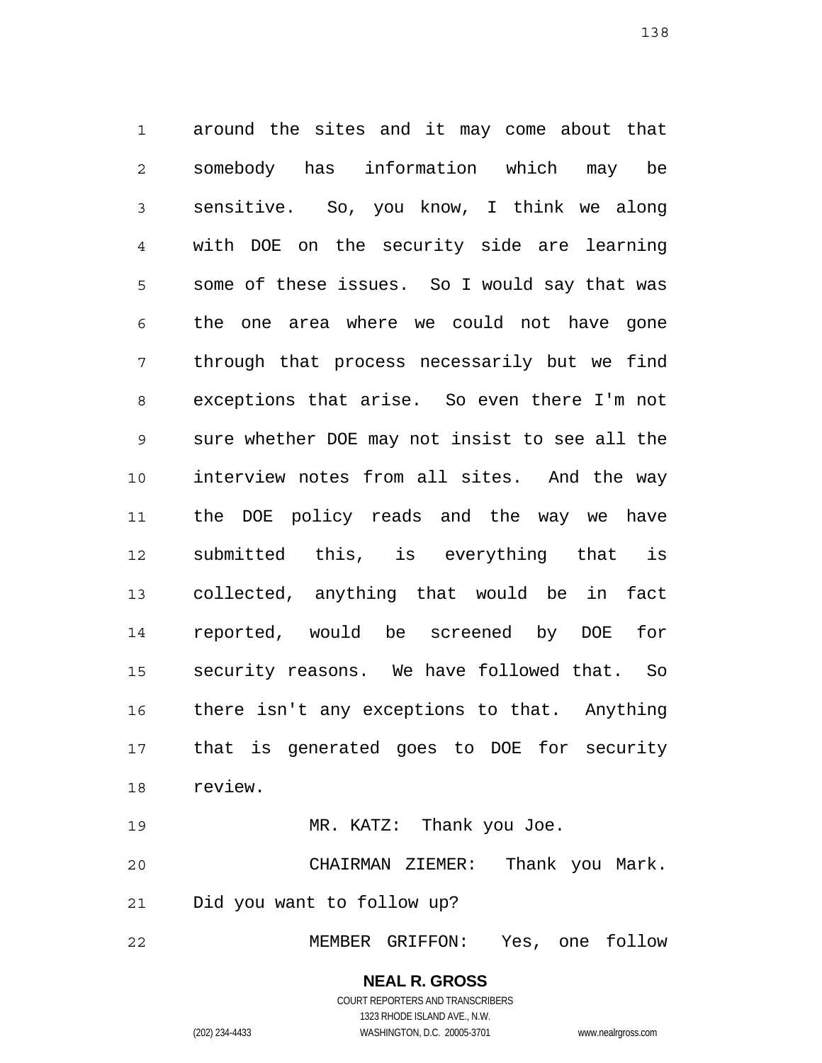around the sites and it may come about that somebody has information which may be sensitive. So, you know, I think we along with DOE on the security side are learning some of these issues. So I would say that was the one area where we could not have gone through that process necessarily but we find exceptions that arise. So even there I'm not sure whether DOE may not insist to see all the interview notes from all sites. And the way the DOE policy reads and the way we have submitted this, is everything that is collected, anything that would be in fact reported, would be screened by DOE for security reasons. We have followed that. So there isn't any exceptions to that. Anything that is generated goes to DOE for security review.

MR. KATZ: Thank you Joe.

CHAIRMAN ZIEMER: Thank you Mark. Did you want to follow up?

MEMBER GRIFFON: Yes, one follow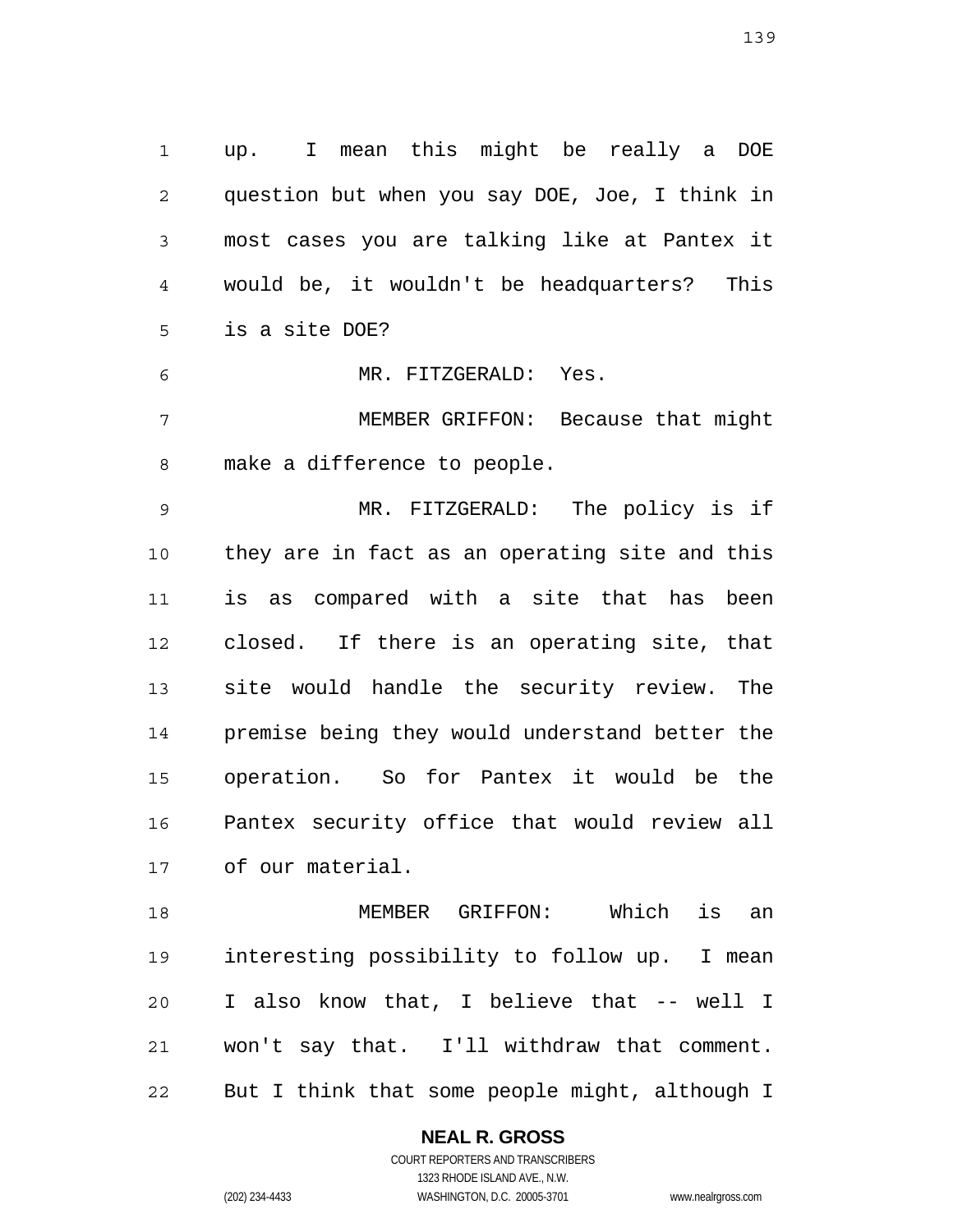up. I mean this might be really a DOE question but when you say DOE, Joe, I think in most cases you are talking like at Pantex it would be, it wouldn't be headquarters? This is a site DOE?

MR. FITZGERALD: Yes.

MEMBER GRIFFON: Because that might make a difference to people.

MR. FITZGERALD: The policy is if they are in fact as an operating site and this is as compared with a site that has been closed. If there is an operating site, that site would handle the security review. The premise being they would understand better the operation. So for Pantex it would be the Pantex security office that would review all of our material.

MEMBER GRIFFON: Which is an interesting possibility to follow up. I mean I also know that, I believe that -- well I won't say that. I'll withdraw that comment. But I think that some people might, although I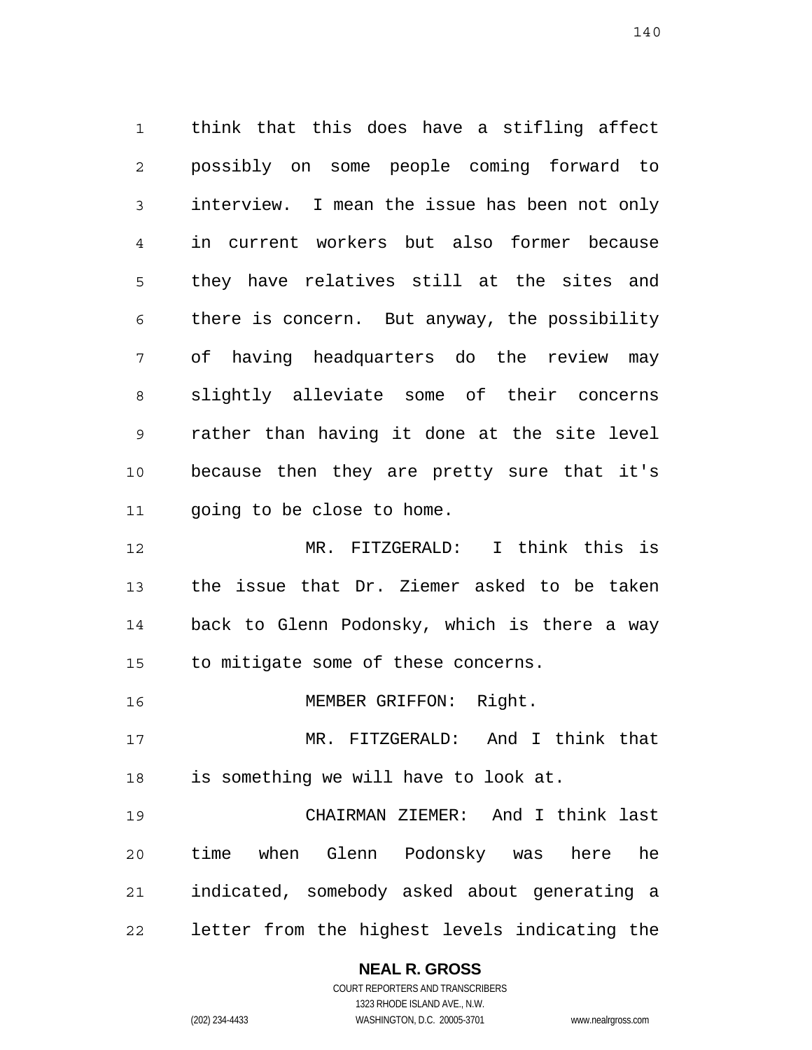think that this does have a stifling affect possibly on some people coming forward to interview. I mean the issue has been not only in current workers but also former because they have relatives still at the sites and there is concern. But anyway, the possibility of having headquarters do the review may slightly alleviate some of their concerns rather than having it done at the site level because then they are pretty sure that it's going to be close to home.

MR. FITZGERALD: I think this is the issue that Dr. Ziemer asked to be taken back to Glenn Podonsky, which is there a way to mitigate some of these concerns.

MEMBER GRIFFON: Right.

MR. FITZGERALD: And I think that is something we will have to look at.

CHAIRMAN ZIEMER: And I think last time when Glenn Podonsky was here he indicated, somebody asked about generating a letter from the highest levels indicating the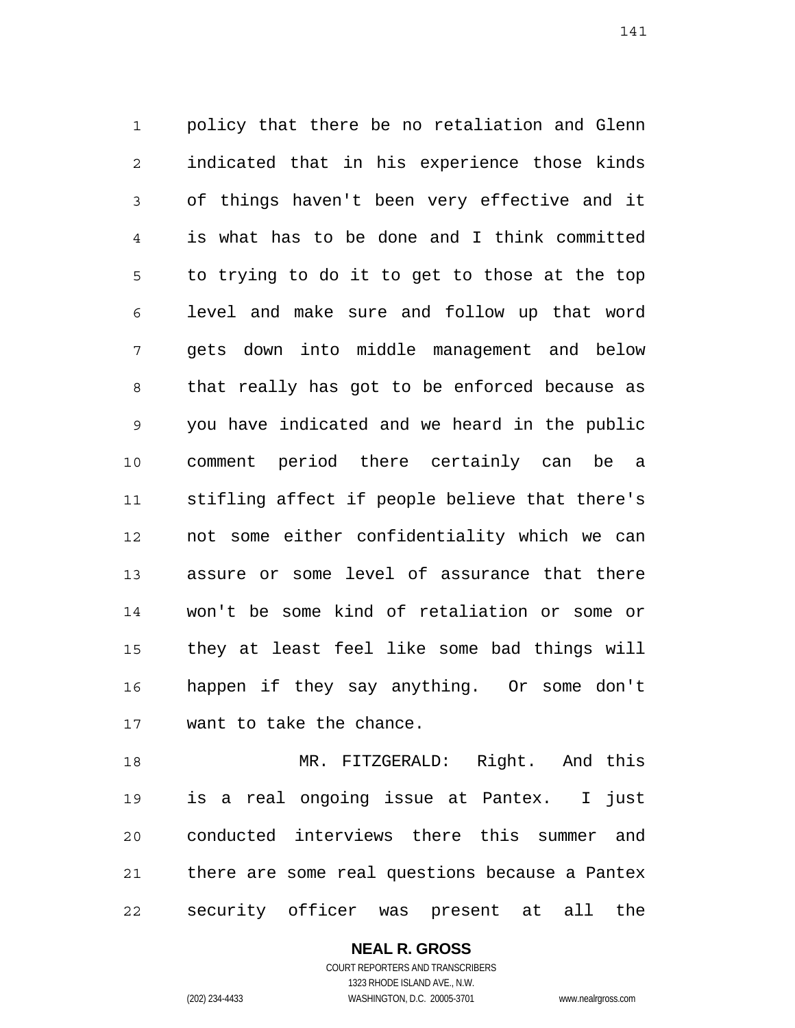policy that there be no retaliation and Glenn indicated that in his experience those kinds of things haven't been very effective and it is what has to be done and I think committed to trying to do it to get to those at the top level and make sure and follow up that word gets down into middle management and below that really has got to be enforced because as you have indicated and we heard in the public comment period there certainly can be a stifling affect if people believe that there's not some either confidentiality which we can assure or some level of assurance that there won't be some kind of retaliation or some or they at least feel like some bad things will happen if they say anything. Or some don't want to take the chance.

MR. FITZGERALD: Right. And this is a real ongoing issue at Pantex. I just conducted interviews there this summer and there are some real questions because a Pantex security officer was present at all the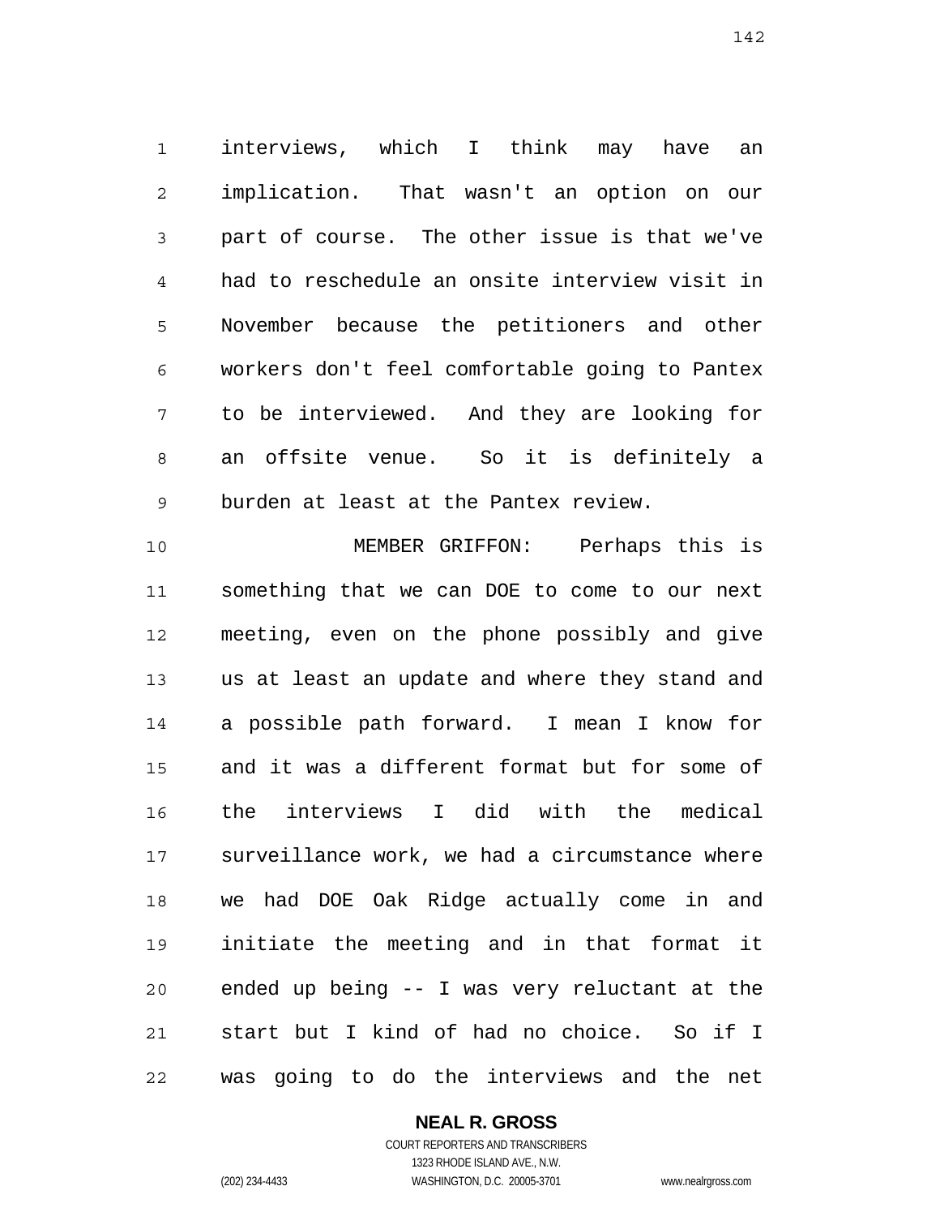interviews, which I think may have an implication. That wasn't an option on our part of course. The other issue is that we've had to reschedule an onsite interview visit in November because the petitioners and other workers don't feel comfortable going to Pantex to be interviewed. And they are looking for an offsite venue. So it is definitely a burden at least at the Pantex review.

MEMBER GRIFFON: Perhaps this is something that we can DOE to come to our next meeting, even on the phone possibly and give us at least an update and where they stand and a possible path forward. I mean I know for and it was a different format but for some of the interviews I did with the medical surveillance work, we had a circumstance where we had DOE Oak Ridge actually come in and initiate the meeting and in that format it ended up being -- I was very reluctant at the start but I kind of had no choice. So if I was going to do the interviews and the net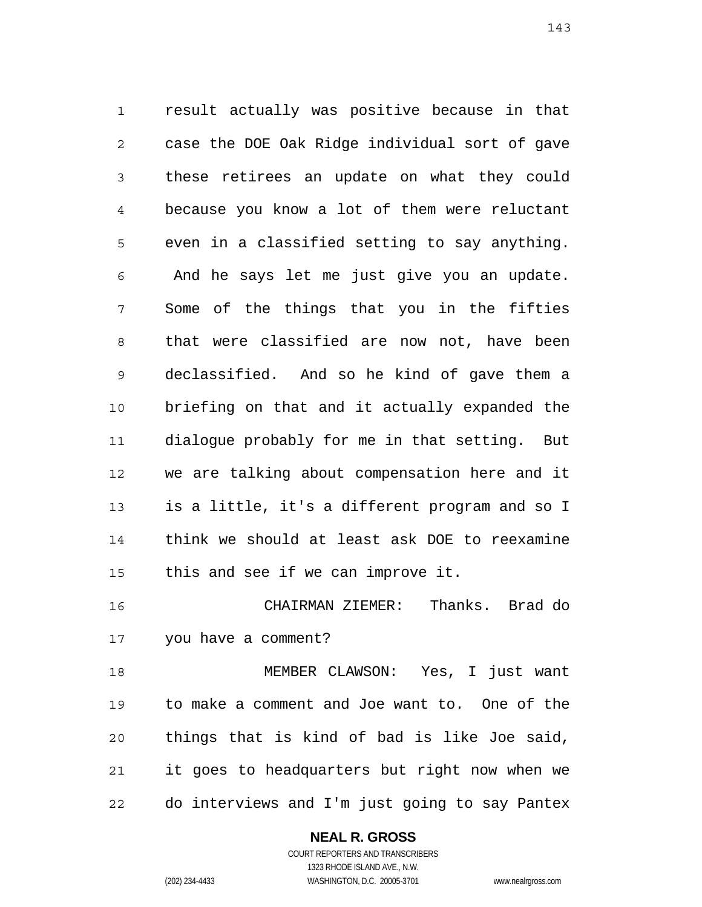result actually was positive because in that case the DOE Oak Ridge individual sort of gave these retirees an update on what they could because you know a lot of them were reluctant even in a classified setting to say anything. And he says let me just give you an update. Some of the things that you in the fifties that were classified are now not, have been declassified. And so he kind of gave them a briefing on that and it actually expanded the dialogue probably for me in that setting. But we are talking about compensation here and it is a little, it's a different program and so I think we should at least ask DOE to reexamine this and see if we can improve it.

CHAIRMAN ZIEMER: Thanks. Brad do you have a comment?

MEMBER CLAWSON: Yes, I just want to make a comment and Joe want to. One of the things that is kind of bad is like Joe said, it goes to headquarters but right now when we do interviews and I'm just going to say Pantex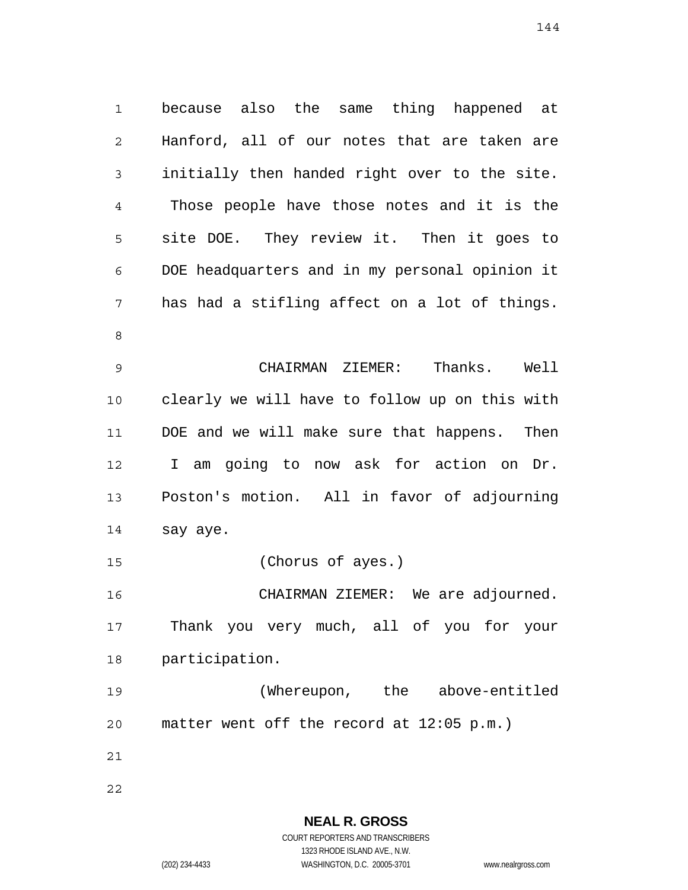because also the same thing happened at Hanford, all of our notes that are taken are initially then handed right over to the site. Those people have those notes and it is the site DOE. They review it. Then it goes to DOE headquarters and in my personal opinion it has had a stifling affect on a lot of things.

CHAIRMAN ZIEMER: Thanks. Well clearly we will have to follow up on this with DOE and we will make sure that happens. Then I am going to now ask for action on Dr. Poston's motion. All in favor of adjourning say aye.

(Chorus of ayes.)

CHAIRMAN ZIEMER: We are adjourned. Thank you very much, all of you for your participation.

(Whereupon, the above-entitled matter went off the record at 12:05 p.m.)